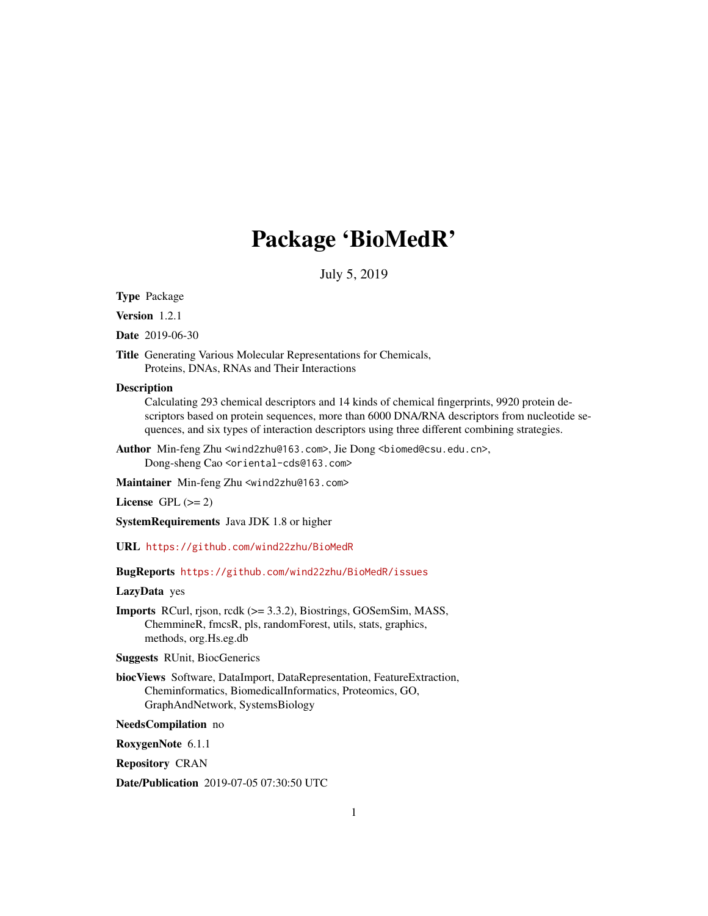# Package 'BioMedR'

July 5, 2019

**Type** Package

**Version** 1.2.1

**Date** 2019-06-30

**Title** Generating Various Molecular Representations for Chemicals, Proteins, DNAs, RNAs and Their Interactions

**Description** Calculating 293 chemical descriptors and 14 kinds of chemical fingerprints, 9920 protein descriptors based on protein sequences, more than 6000 DNA/RNA descriptors from nucleotide sequences, and six types of interaction descriptors using three different combining strategies.

**Author** Min-feng Zhu <wind2zhu@163.com>, Jie Dong <biomed@csu.edu.cn>, Dong-sheng Cao <oriental-cds@163.com>

**Maintainer** Min-feng Zhu <wind2zhu@163.com>

**License** GPL (>= 2)

**SystemRequirements** Java JDK 1.8 or higher

**URL** https://github.com/wind22zhu/BioMedR

**BugReports** https://github.com/wind22zhu/BioMedR/issues

**LazyData** yes

**Imports** RCurl, rjson, rcdk (>= 3.3.2), Biostrings, GOSemSim, MASS, ChemmineR, fmcsR, pls, randomForest, utils, stats, graphics, methods, org.Hs.eg.db

**Suggests** RUnit, BiocGenerics

**biocViews** Software, DataImport, DataRepresentation, FeatureExtraction, Cheminformatics, BiomedicalInformatics, Proteomics, GO, GraphAndNetwork, SystemsBiology

**NeedsCompilation** no

**RoxygenNote** 6.1.1

**Repository** CRAN

**Date/Publication** 2019-07-05 07:30:50 UTC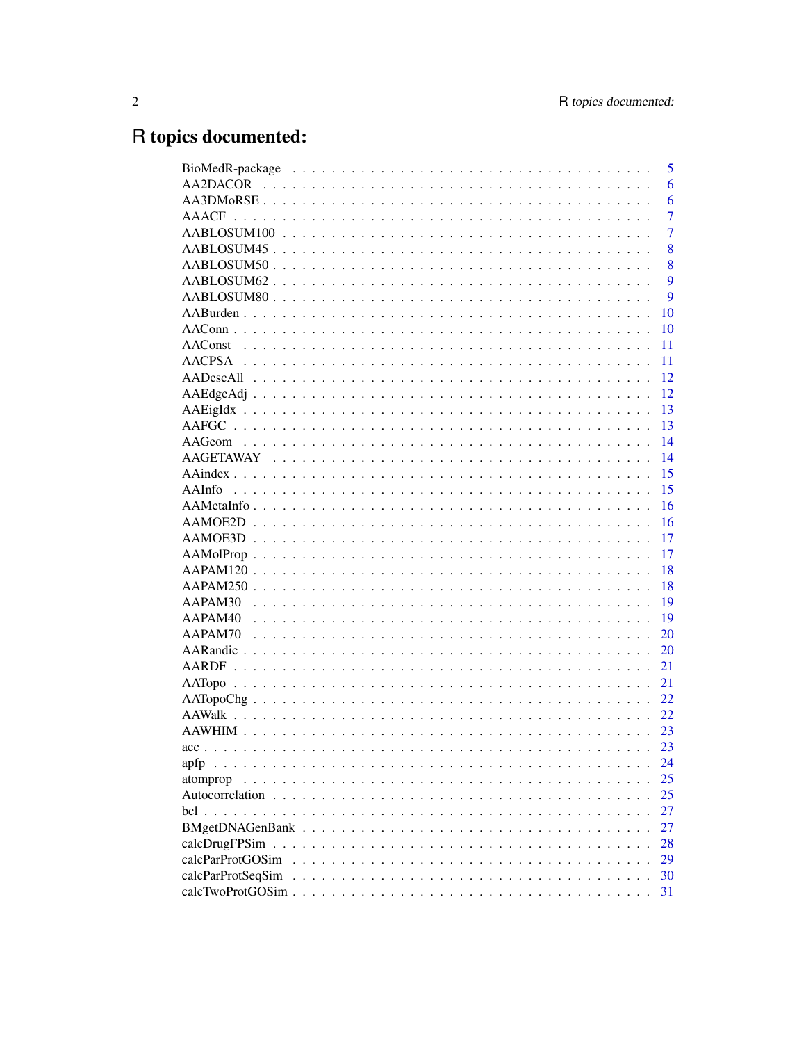# R topics documented:

| | |
|---|---|
| BioMedR-package | 5 |
| AA2DACOR | 6 |
| AA3DMoRSE | 6 |
| AAACF | 7 |
| AABLOSUM100 | 7 |
| AABLOSUM45 | 8 |
| AABLOSUM50 | 8 |
| AABLOSUM62 | 9 |
| AABLOSUM80 | 9 |
| AABurden | 10 |
| AAConn | 10 |
| AAConst | 11 |
| AACPSA | 11 |
| AADescAll | 12 |
| AAEdgeAdj | 12 |
| AAEigIdx | 13 |
| AAFGC | 13 |
| AAGeom | 14 |
| AAGETAWAY | 14 |
| AAindex | 15 |
| AAInfo | 15 |
| AAMetaInfo | 16 |
| AAMOE2D | 16 |
| AAMOE3D | 17 |
| AAMolProp | 17 |
| AAPAM120 | 18 |
| AAPAM250 | 18 |
| AAPAM30 | 19 |
| AAPAM40 | 19 |
| AAPAM70 | 20 |
| AARandic | 20 |
| AARDF | 21 |
| AATopo | 21 |
| AATopoChg | 22 |
| AAWalk | 22 |
| AAWHIM | 23 |
| acc | 23 |
| apfp | 24 |
| atomprop | 25 |
| Autocorrelation | 25 |
| bcl | 27 |
| BMgetDNAGenBank | 27 |
| calcDrugFPSim | 28 |
| calcParProtGOSim | 29 |
| calcParProtSeqSim | 30 |
| calcTwoProtGOSim | 31 |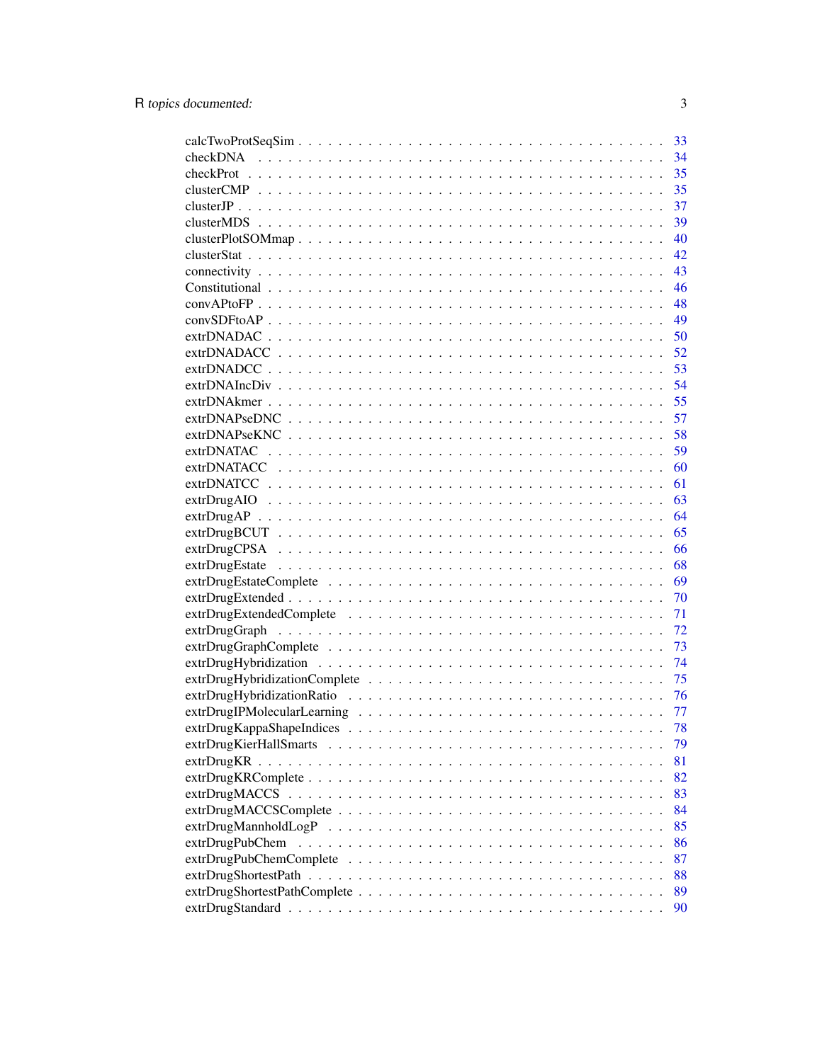calcTwoProtSeqSim . . . . . . . . . . . . . . . . . . . . . . . . . . . . . . . . 33
checkDNA . . . . . . . . . . . . . . . . . . . . . . . . . . . . . . . . . . . . 34
checkProt . . . . . . . . . . . . . . . . . . . . . . . . . . . . . . . . . . . . 35
clusterCMP . . . . . . . . . . . . . . . . . . . . . . . . . . . . . . . . . . . 35
clusterJP . . . . . . . . . . . . . . . . . . . . . . . . . . . . . . . . . . . . 37
clusterMDS . . . . . . . . . . . . . . . . . . . . . . . . . . . . . . . . . . . 39
clusterPlotSOMmap . . . . . . . . . . . . . . . . . . . . . . . . . . . . . . . 40
clusterStat . . . . . . . . . . . . . . . . . . . . . . . . . . . . . . . . . . . 42
connectivity . . . . . . . . . . . . . . . . . . . . . . . . . . . . . . . . . . 43
Constitutional . . . . . . . . . . . . . . . . . . . . . . . . . . . . . . . . . 46
convAPtoFP . . . . . . . . . . . . . . . . . . . . . . . . . . . . . . . . . . . 48
convSDFtoAP . . . . . . . . . . . . . . . . . . . . . . . . . . . . . . . . . . 49
extrDNADAC . . . . . . . . . . . . . . . . . . . . . . . . . . . . . . . . . . 50
extrDNADACC . . . . . . . . . . . . . . . . . . . . . . . . . . . . . . . . . 52
extrDNADCC . . . . . . . . . . . . . . . . . . . . . . . . . . . . . . . . . . 53
extrDNAIncDiv . . . . . . . . . . . . . . . . . . . . . . . . . . . . . . . . . 54
extrDNAkmer . . . . . . . . . . . . . . . . . . . . . . . . . . . . . . . . . . 55
extrDNAPseDNC . . . . . . . . . . . . . . . . . . . . . . . . . . . . . . . . 57
extrDNAPseKNC . . . . . . . . . . . . . . . . . . . . . . . . . . . . . . . . 58
extrDNATAC . . . . . . . . . . . . . . . . . . . . . . . . . . . . . . . . . . 59
extrDNATACC . . . . . . . . . . . . . . . . . . . . . . . . . . . . . . . . . 60
extrDNATCC . . . . . . . . . . . . . . . . . . . . . . . . . . . . . . . . . . 61
extrDrugAIO . . . . . . . . . . . . . . . . . . . . . . . . . . . . . . . . . . 63
extrDrugAP . . . . . . . . . . . . . . . . . . . . . . . . . . . . . . . . . . . 64
extrDrugBCUT . . . . . . . . . . . . . . . . . . . . . . . . . . . . . . . . . 65
extrDrugCPSA . . . . . . . . . . . . . . . . . . . . . . . . . . . . . . . . . 66
extrDrugEstate . . . . . . . . . . . . . . . . . . . . . . . . . . . . . . . . . 68
extrDrugEstateComplete . . . . . . . . . . . . . . . . . . . . . . . . . . . . 69
extrDrugExtended . . . . . . . . . . . . . . . . . . . . . . . . . . . . . . . 70
extrDrugExtendedComplete . . . . . . . . . . . . . . . . . . . . . . . . . . 71
extrDrugGraph . . . . . . . . . . . . . . . . . . . . . . . . . . . . . . . . . 72
extrDrugGraphComplete . . . . . . . . . . . . . . . . . . . . . . . . . . . . 73
extrDrugHybridization . . . . . . . . . . . . . . . . . . . . . . . . . . . . . 74
extrDrugHybridizationComplete . . . . . . . . . . . . . . . . . . . . . . . . 75
extrDrugHybridizationRatio . . . . . . . . . . . . . . . . . . . . . . . . . . 76
extrDrugIPMolecularLearning . . . . . . . . . . . . . . . . . . . . . . . . . 77
extrDrugKappaShapeIndices . . . . . . . . . . . . . . . . . . . . . . . . . . 78
extrDrugKierHallSmarts . . . . . . . . . . . . . . . . . . . . . . . . . . . . 79
extrDrugKR . . . . . . . . . . . . . . . . . . . . . . . . . . . . . . . . . . . 81
extrDrugKRComplete . . . . . . . . . . . . . . . . . . . . . . . . . . . . . . 82
extrDrugMACCS . . . . . . . . . . . . . . . . . . . . . . . . . . . . . . . . 83
extrDrugMACCSComplete . . . . . . . . . . . . . . . . . . . . . . . . . . . 84
extrDrugMannholdLogP . . . . . . . . . . . . . . . . . . . . . . . . . . . . 85
extrDrugPubChem . . . . . . . . . . . . . . . . . . . . . . . . . . . . . . . 86
extrDrugPubChemComplete . . . . . . . . . . . . . . . . . . . . . . . . . . 87
extrDrugShortestPath . . . . . . . . . . . . . . . . . . . . . . . . . . . . . 88
extrDrugShortestPathComplete . . . . . . . . . . . . . . . . . . . . . . . . 89
extrDrugStandard . . . . . . . . . . . . . . . . . . . . . . . . . . . . . . . 90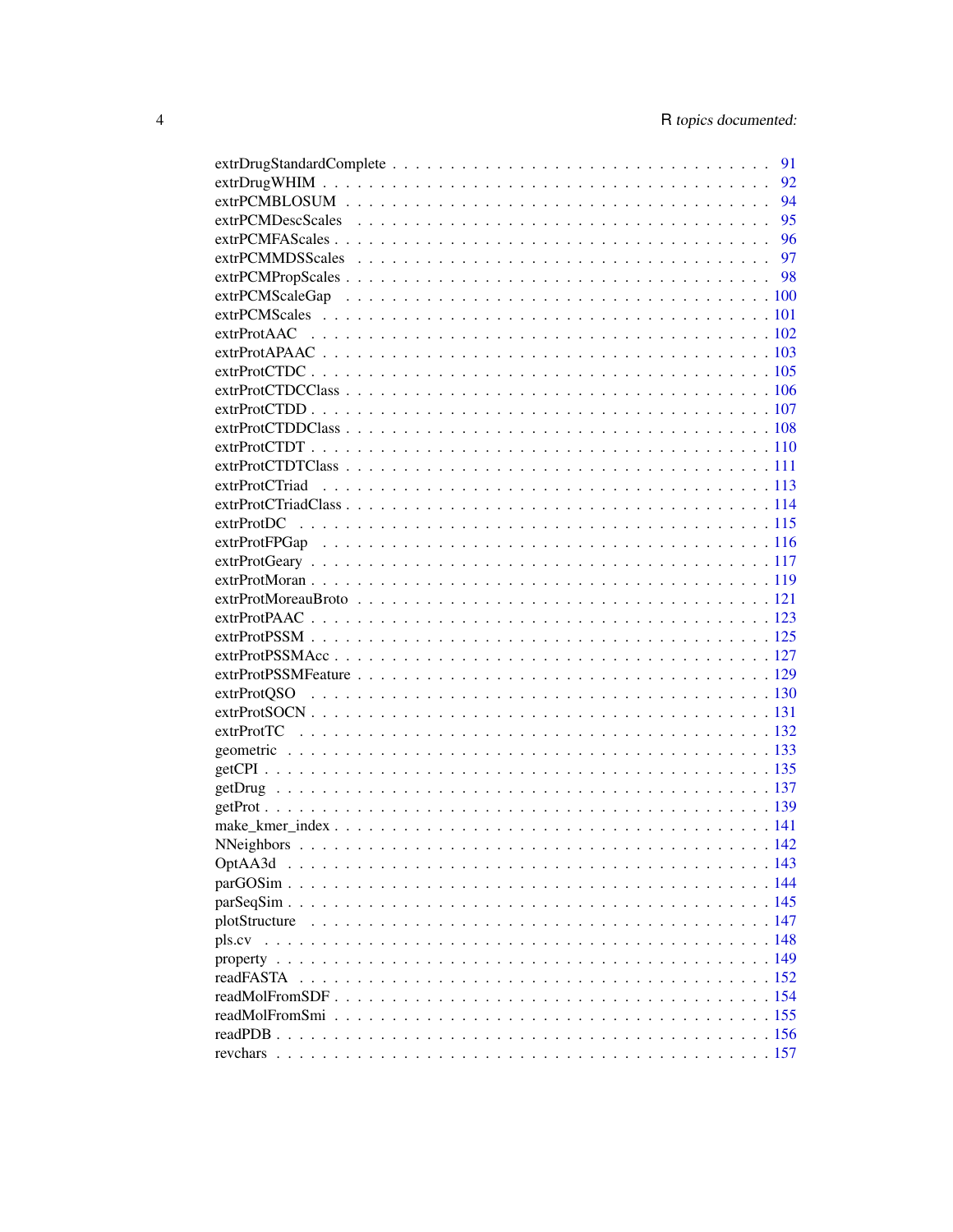extrDrugStandardComplete . . . . . . . . . . . . . . . . . . . . . . . . . . . . . . 91
extrDrugWHIM . . . . . . . . . . . . . . . . . . . . . . . . . . . . . . . . . . . . 92
extrPCMBLOSUM . . . . . . . . . . . . . . . . . . . . . . . . . . . . . . . . . . 94
extrPCMDescScales . . . . . . . . . . . . . . . . . . . . . . . . . . . . . . . . . 95
extrPCMFAScales . . . . . . . . . . . . . . . . . . . . . . . . . . . . . . . . . . 96
extrPCMMDSScales . . . . . . . . . . . . . . . . . . . . . . . . . . . . . . . . . 97
extrPCMPropScales . . . . . . . . . . . . . . . . . . . . . . . . . . . . . . . . . 98
extrPCMScaleGap . . . . . . . . . . . . . . . . . . . . . . . . . . . . . . . . . . 100
extrPCMScales . . . . . . . . . . . . . . . . . . . . . . . . . . . . . . . . . . . 101
extrProtAAC . . . . . . . . . . . . . . . . . . . . . . . . . . . . . . . . . . . . 102
extrProtAPAAC . . . . . . . . . . . . . . . . . . . . . . . . . . . . . . . . . . . 103
extrProtCTDC . . . . . . . . . . . . . . . . . . . . . . . . . . . . . . . . . . . . 105
extrProtCTDCClass . . . . . . . . . . . . . . . . . . . . . . . . . . . . . . . . . 106
extrProtCTDD . . . . . . . . . . . . . . . . . . . . . . . . . . . . . . . . . . . . 107
extrProtCTDDClass . . . . . . . . . . . . . . . . . . . . . . . . . . . . . . . . . 108
extrProtCTDT . . . . . . . . . . . . . . . . . . . . . . . . . . . . . . . . . . . . 110
extrProtCTDTClass . . . . . . . . . . . . . . . . . . . . . . . . . . . . . . . . . 111
extrProtCTriad . . . . . . . . . . . . . . . . . . . . . . . . . . . . . . . . . . . 113
extrProtCTriadClass . . . . . . . . . . . . . . . . . . . . . . . . . . . . . . . . 114
extrProtDC . . . . . . . . . . . . . . . . . . . . . . . . . . . . . . . . . . . . . 115
extrProtFPGap . . . . . . . . . . . . . . . . . . . . . . . . . . . . . . . . . . . 116
extrProtGeary . . . . . . . . . . . . . . . . . . . . . . . . . . . . . . . . . . . 117
extrProtMoran . . . . . . . . . . . . . . . . . . . . . . . . . . . . . . . . . . . 119
extrProtMoreauBroto . . . . . . . . . . . . . . . . . . . . . . . . . . . . . . . . 121
extrProtPAAC . . . . . . . . . . . . . . . . . . . . . . . . . . . . . . . . . . . . 123
extrProtPSSM . . . . . . . . . . . . . . . . . . . . . . . . . . . . . . . . . . . . 125
extrProtPSSMAcc . . . . . . . . . . . . . . . . . . . . . . . . . . . . . . . . . . 127
extrProtPSSMFeature . . . . . . . . . . . . . . . . . . . . . . . . . . . . . . . . 129
extrProtQSO . . . . . . . . . . . . . . . . . . . . . . . . . . . . . . . . . . . . 130
extrProtSOCN . . . . . . . . . . . . . . . . . . . . . . . . . . . . . . . . . . . . 131
extrProtTC . . . . . . . . . . . . . . . . . . . . . . . . . . . . . . . . . . . . . 132
geometric . . . . . . . . . . . . . . . . . . . . . . . . . . . . . . . . . . . . . . 133
getCPI . . . . . . . . . . . . . . . . . . . . . . . . . . . . . . . . . . . . . . . 135
getDrug . . . . . . . . . . . . . . . . . . . . . . . . . . . . . . . . . . . . . . 137
getProt . . . . . . . . . . . . . . . . . . . . . . . . . . . . . . . . . . . . . . 139
make_kmer_index . . . . . . . . . . . . . . . . . . . . . . . . . . . . . . . . . . 141
NNeighbors . . . . . . . . . . . . . . . . . . . . . . . . . . . . . . . . . . . . . 142
OptAA3d . . . . . . . . . . . . . . . . . . . . . . . . . . . . . . . . . . . . . . 143
parGOSim . . . . . . . . . . . . . . . . . . . . . . . . . . . . . . . . . . . . . . 144
parSeqSim . . . . . . . . . . . . . . . . . . . . . . . . . . . . . . . . . . . . . 145
plotStructure . . . . . . . . . . . . . . . . . . . . . . . . . . . . . . . . . . . 147
pls.cv . . . . . . . . . . . . . . . . . . . . . . . . . . . . . . . . . . . . . . . 148
property . . . . . . . . . . . . . . . . . . . . . . . . . . . . . . . . . . . . . . 149
readFASTA . . . . . . . . . . . . . . . . . . . . . . . . . . . . . . . . . . . . . 152
readMolFromSDF . . . . . . . . . . . . . . . . . . . . . . . . . . . . . . . . . . 154
readMolFromSmi . . . . . . . . . . . . . . . . . . . . . . . . . . . . . . . . . . 155
readPDB . . . . . . . . . . . . . . . . . . . . . . . . . . . . . . . . . . . . . . 156
revchars . . . . . . . . . . . . . . . . . . . . . . . . . . . . . . . . . . . . . . 157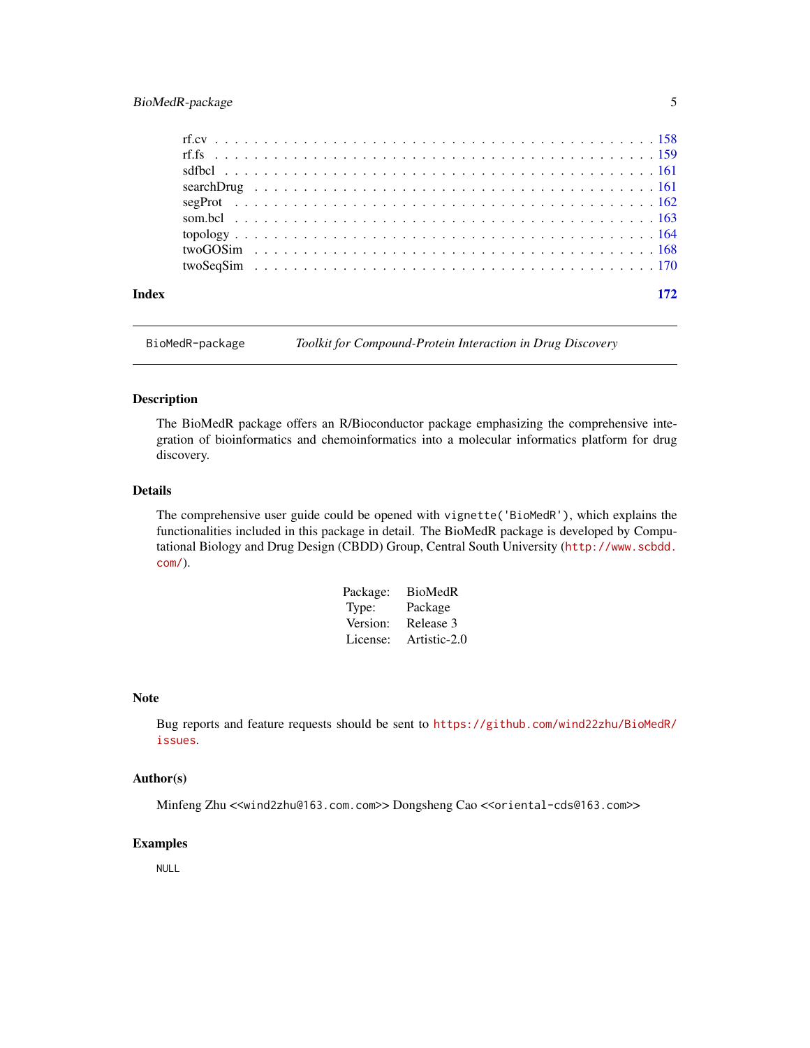rf.cv . . . . . . . . . . . . . . . . . . . . . . . . . . . . . . . . . . . . . . . . . . 158
rf.fs . . . . . . . . . . . . . . . . . . . . . . . . . . . . . . . . . . . . . . . . . . 159
sdfbcl . . . . . . . . . . . . . . . . . . . . . . . . . . . . . . . . . . . . . . . . . . 161
searchDrug . . . . . . . . . . . . . . . . . . . . . . . . . . . . . . . . . . . . . . . . 161
segProt . . . . . . . . . . . . . . . . . . . . . . . . . . . . . . . . . . . . . . . . . 162
som.bcl . . . . . . . . . . . . . . . . . . . . . . . . . . . . . . . . . . . . . . . . . 163
topology . . . . . . . . . . . . . . . . . . . . . . . . . . . . . . . . . . . . . . . . . 164
twoGOSim . . . . . . . . . . . . . . . . . . . . . . . . . . . . . . . . . . . . . . . . 168
twoSeqSim . . . . . . . . . . . . . . . . . . . . . . . . . . . . . . . . . . . . . . . . 170

**Index** **172**

---

`BioMedR-package` *Toolkit for Compound-Protein Interaction in Drug Discovery*

---

### Description

The BioMedR package offers an R/Bioconductor package emphasizing the comprehensive integration of bioinformatics and chemoinformatics into a molecular informatics platform for drug discovery.

### Details

The comprehensive user guide could be opened with `vignette('BioMedR')`, which explains the functionalities included in this package in detail. The BioMedR package is developed by Computational Biology and Drug Design (CBDD) Group, Central South University (`http://www.scbdd.com/`).

| | |
|---|---|
| Package: | BioMedR |
| Type: | Package |
| Version: | Release 3 |
| License: | Artistic-2.0 |

### Note

Bug reports and feature requests should be sent to `https://github.com/wind22zhu/BioMedR/issues`.

### Author(s)

Minfeng Zhu <<`wind2zhu@163.com.com`>> Dongsheng Cao <<`oriental-cds@163.com`>>

### Examples

```
NULL
```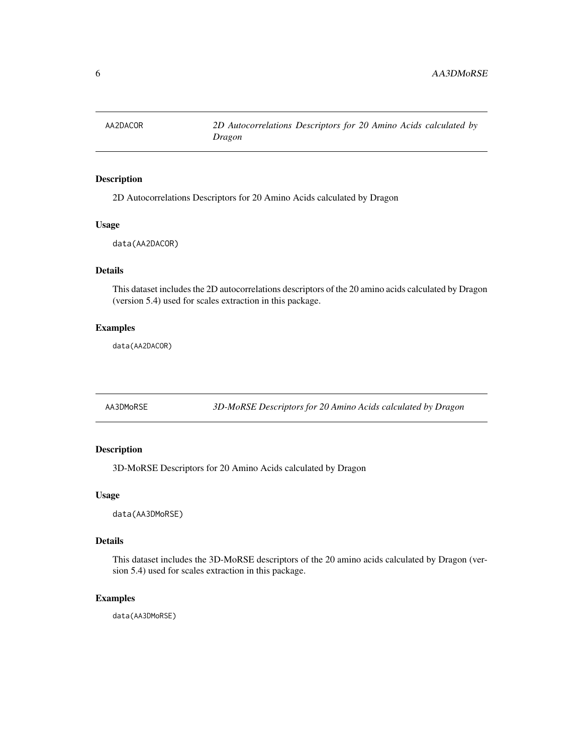## AA2DACOR — *2D Autocorrelations Descriptors for 20 Amino Acids calculated by Dragon*

### Description

2D Autocorrelations Descriptors for 20 Amino Acids calculated by Dragon

### Usage

```
data(AA2DACOR)
```

### Details

This dataset includes the 2D autocorrelations descriptors of the 20 amino acids calculated by Dragon (version 5.4) used for scales extraction in this package.

### Examples

```
data(AA2DACOR)
```

## AA3DMoRSE — *3D-MoRSE Descriptors for 20 Amino Acids calculated by Dragon*

### Description

3D-MoRSE Descriptors for 20 Amino Acids calculated by Dragon

### Usage

```
data(AA3DMoRSE)
```

### Details

This dataset includes the 3D-MoRSE descriptors of the 20 amino acids calculated by Dragon (version 5.4) used for scales extraction in this package.

### Examples

```
data(AA3DMoRSE)
```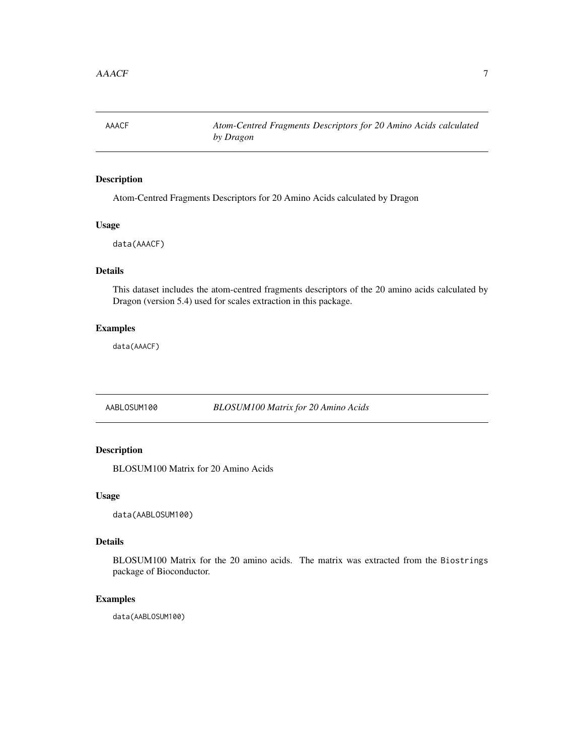## AAACF — *Atom-Centred Fragments Descriptors for 20 Amino Acids calculated by Dragon*

### Description

Atom-Centred Fragments Descriptors for 20 Amino Acids calculated by Dragon

### Usage

```
data(AAACF)
```

### Details

This dataset includes the atom-centred fragments descriptors of the 20 amino acids calculated by Dragon (version 5.4) used for scales extraction in this package.

### Examples

```
data(AAACF)
```

## AABLOSUM100 — *BLOSUM100 Matrix for 20 Amino Acids*

### Description

BLOSUM100 Matrix for 20 Amino Acids

### Usage

```
data(AABLOSUM100)
```

### Details

BLOSUM100 Matrix for the 20 amino acids. The matrix was extracted from the Biostrings package of Bioconductor.

### Examples

```
data(AABLOSUM100)
```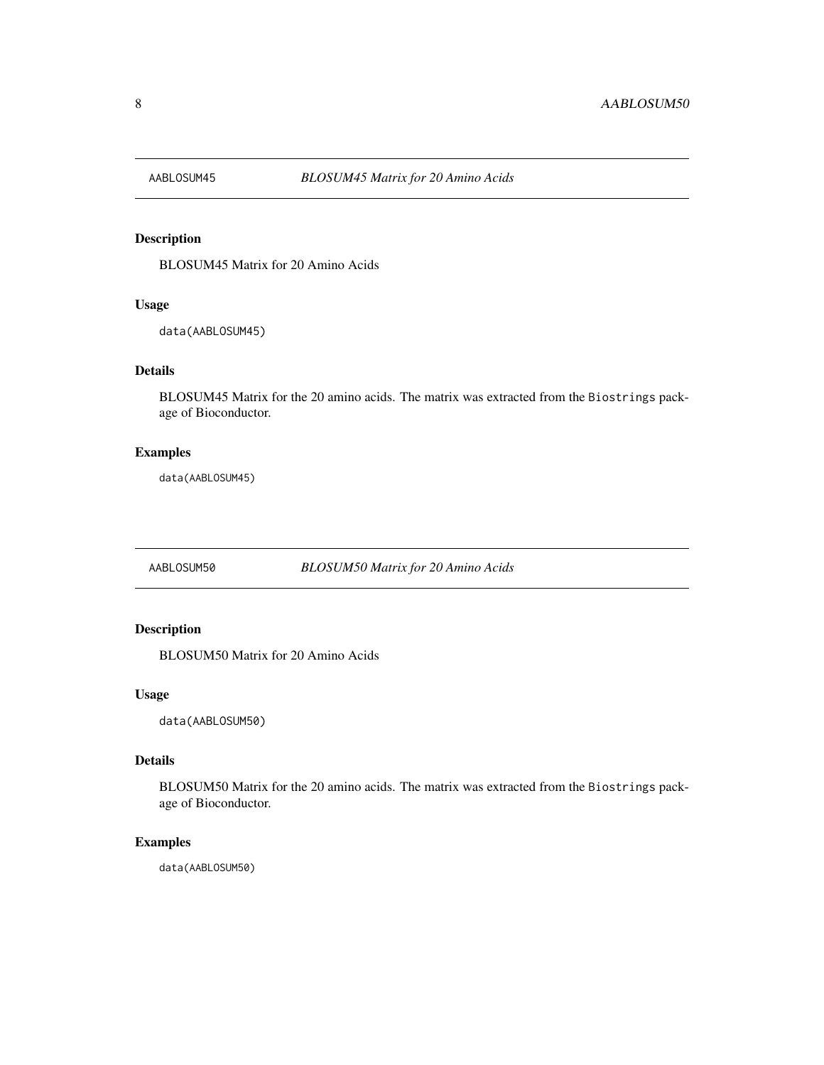## AABLOSUM45 *BLOSUM45 Matrix for 20 Amino Acids*

### Description

BLOSUM45 Matrix for 20 Amino Acids

### Usage

```
data(AABLOSUM45)
```

### Details

BLOSUM45 Matrix for the 20 amino acids. The matrix was extracted from the `Biostrings` package of Bioconductor.

### Examples

```
data(AABLOSUM45)
```

## AABLOSUM50 *BLOSUM50 Matrix for 20 Amino Acids*

### Description

BLOSUM50 Matrix for 20 Amino Acids

### Usage

```
data(AABLOSUM50)
```

### Details

BLOSUM50 Matrix for the 20 amino acids. The matrix was extracted from the `Biostrings` package of Bioconductor.

### Examples

```
data(AABLOSUM50)
```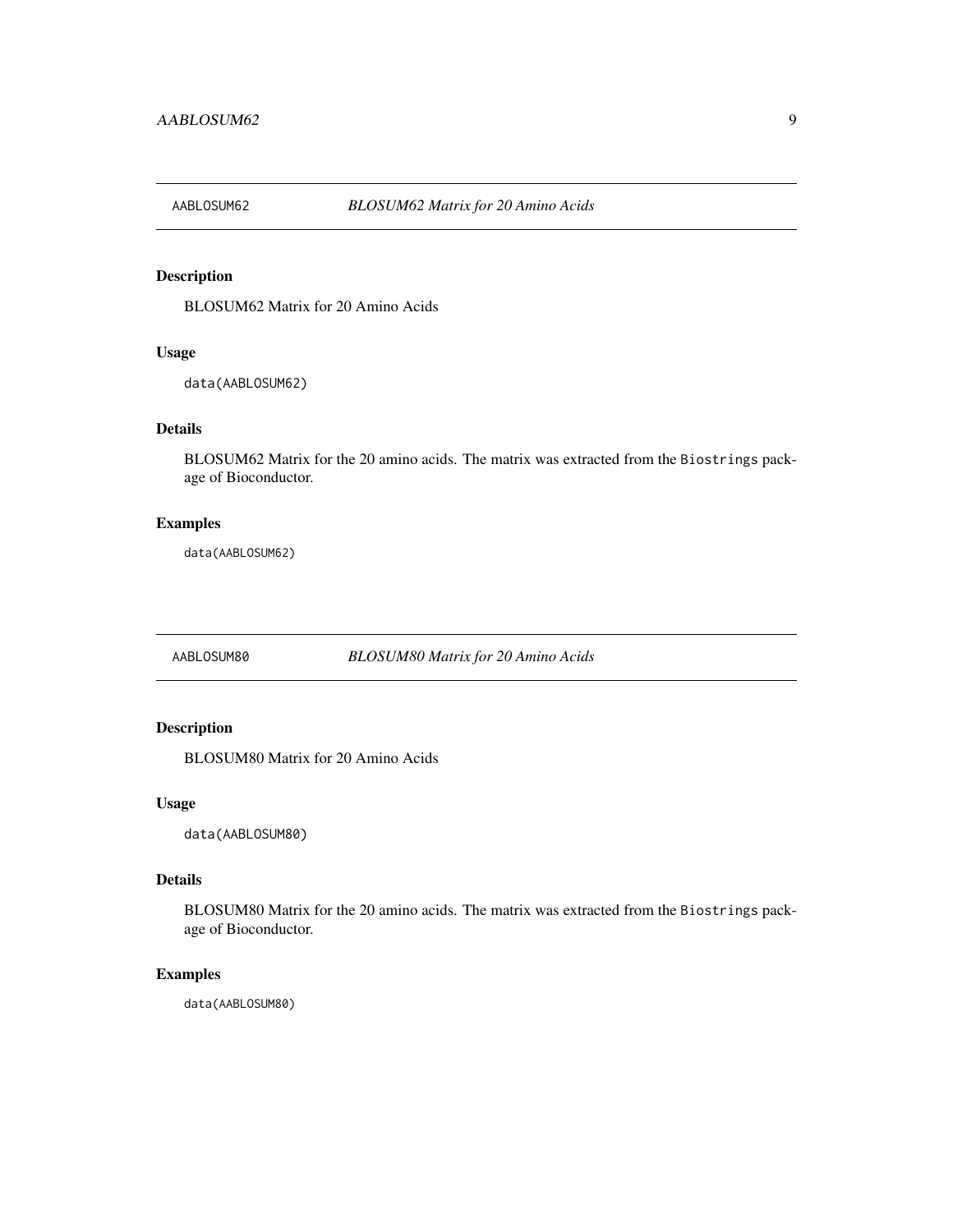## AABLOSUM62 — *BLOSUM62 Matrix for 20 Amino Acids*

### Description

BLOSUM62 Matrix for 20 Amino Acids

### Usage

```
data(AABLOSUM62)
```

### Details

BLOSUM62 Matrix for the 20 amino acids. The matrix was extracted from the `Biostrings` package of Bioconductor.

### Examples

```
data(AABLOSUM62)
```

## AABLOSUM80 — *BLOSUM80 Matrix for 20 Amino Acids*

### Description

BLOSUM80 Matrix for 20 Amino Acids

### Usage

```
data(AABLOSUM80)
```

### Details

BLOSUM80 Matrix for the 20 amino acids. The matrix was extracted from the `Biostrings` package of Bioconductor.

### Examples

```
data(AABLOSUM80)
```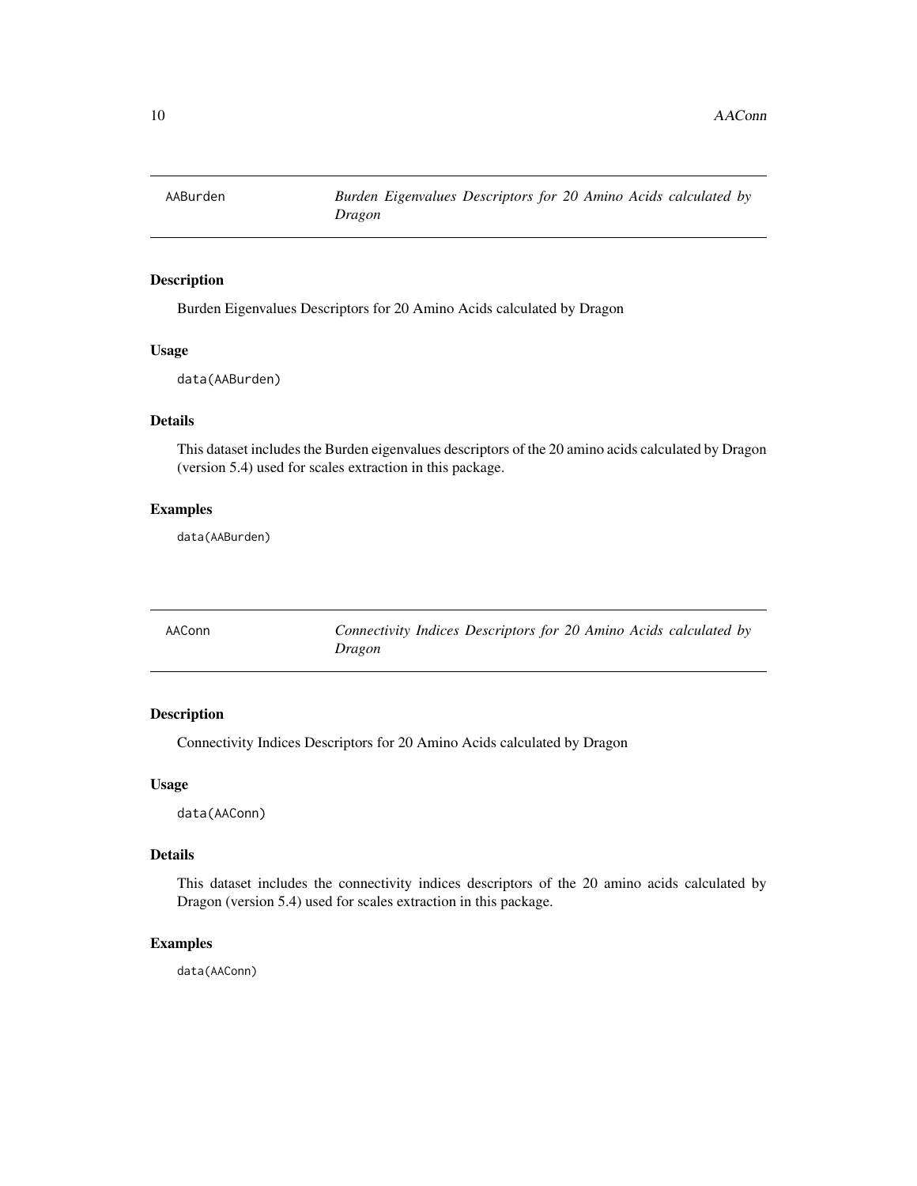## AABurden — *Burden Eigenvalues Descriptors for 20 Amino Acids calculated by Dragon*

### Description

Burden Eigenvalues Descriptors for 20 Amino Acids calculated by Dragon

### Usage

```
data(AABurden)
```

### Details

This dataset includes the Burden eigenvalues descriptors of the 20 amino acids calculated by Dragon (version 5.4) used for scales extraction in this package.

### Examples

```
data(AABurden)
```

## AAConn — *Connectivity Indices Descriptors for 20 Amino Acids calculated by Dragon*

### Description

Connectivity Indices Descriptors for 20 Amino Acids calculated by Dragon

### Usage

```
data(AAConn)
```

### Details

This dataset includes the connectivity indices descriptors of the 20 amino acids calculated by Dragon (version 5.4) used for scales extraction in this package.

### Examples

```
data(AAConn)
```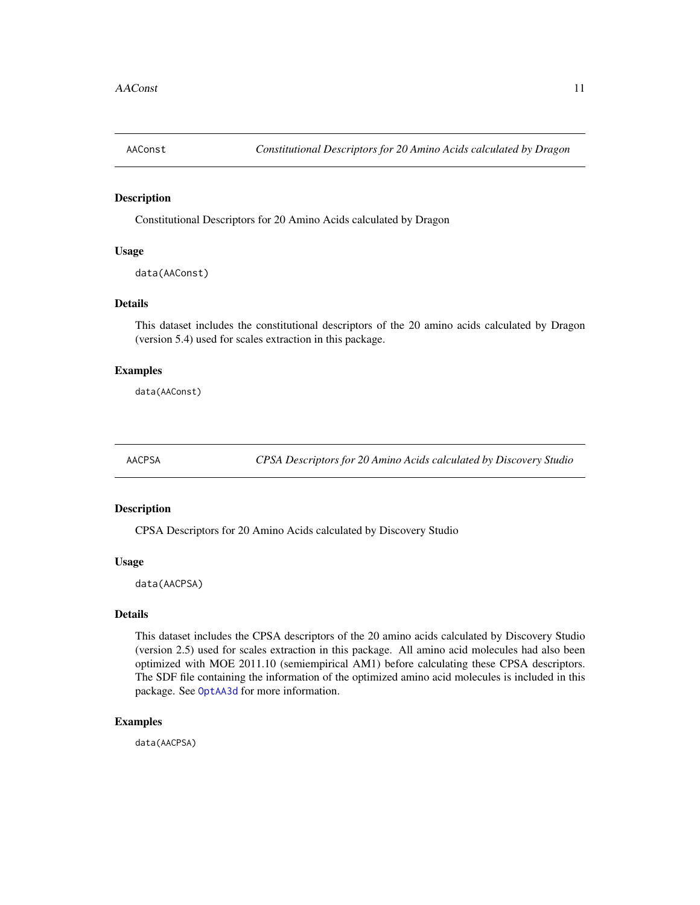## AAConst — *Constitutional Descriptors for 20 Amino Acids calculated by Dragon*

### Description

Constitutional Descriptors for 20 Amino Acids calculated by Dragon

### Usage

```
data(AAConst)
```

### Details

This dataset includes the constitutional descriptors of the 20 amino acids calculated by Dragon (version 5.4) used for scales extraction in this package.

### Examples

```
data(AAConst)
```

## AACPSA — *CPSA Descriptors for 20 Amino Acids calculated by Discovery Studio*

### Description

CPSA Descriptors for 20 Amino Acids calculated by Discovery Studio

### Usage

```
data(AACPSA)
```

### Details

This dataset includes the CPSA descriptors of the 20 amino acids calculated by Discovery Studio (version 2.5) used for scales extraction in this package. All amino acid molecules had also been optimized with MOE 2011.10 (semiempirical AM1) before calculating these CPSA descriptors. The SDF file containing the information of the optimized amino acid molecules is included in this package. See `OptAA3d` for more information.

### Examples

```
data(AACPSA)
```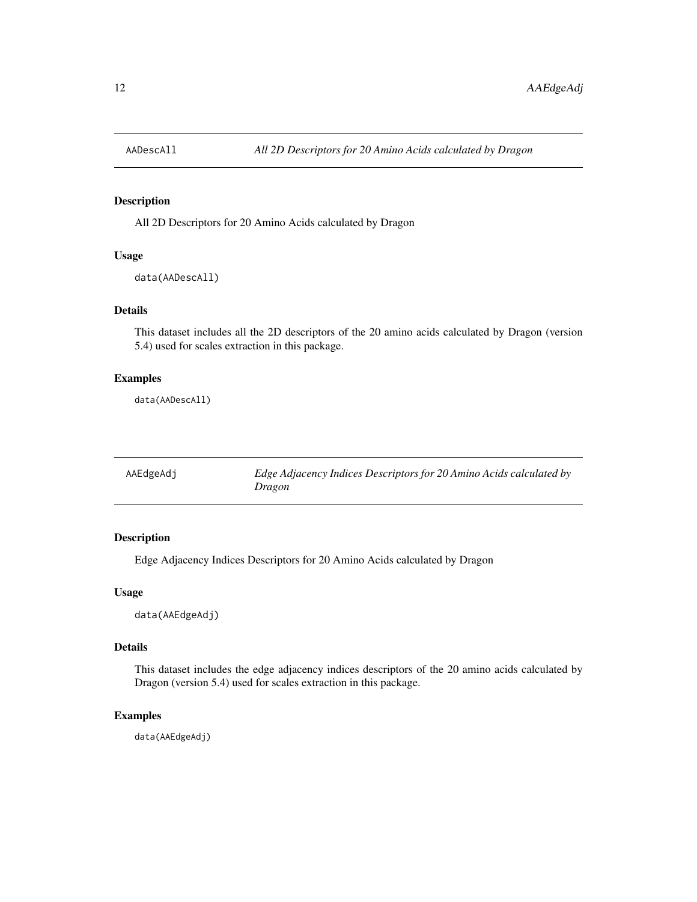## AADescAll — *All 2D Descriptors for 20 Amino Acids calculated by Dragon*

### Description

All 2D Descriptors for 20 Amino Acids calculated by Dragon

### Usage

```
data(AADescAll)
```

### Details

This dataset includes all the 2D descriptors of the 20 amino acids calculated by Dragon (version 5.4) used for scales extraction in this package.

### Examples

```
data(AADescAll)
```

## AAEdgeAdj — *Edge Adjacency Indices Descriptors for 20 Amino Acids calculated by Dragon*

### Description

Edge Adjacency Indices Descriptors for 20 Amino Acids calculated by Dragon

### Usage

```
data(AAEdgeAdj)
```

### Details

This dataset includes the edge adjacency indices descriptors of the 20 amino acids calculated by Dragon (version 5.4) used for scales extraction in this package.

### Examples

```
data(AAEdgeAdj)
```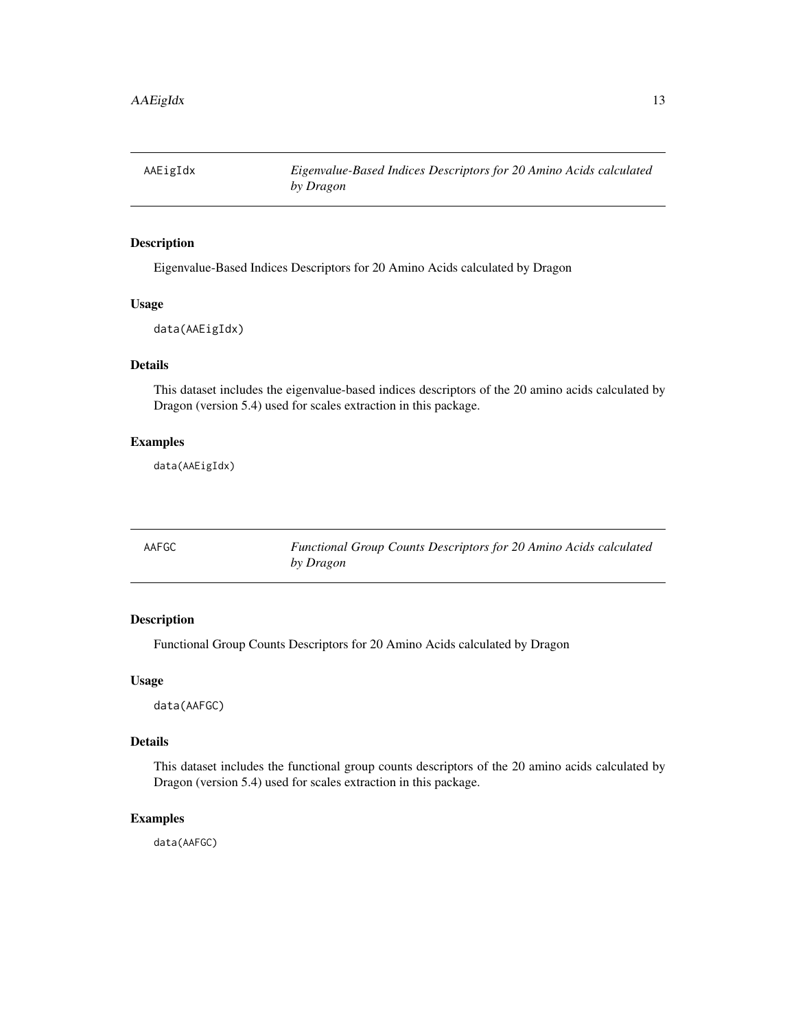## AAEigIdx — *Eigenvalue-Based Indices Descriptors for 20 Amino Acids calculated by Dragon*

### Description

Eigenvalue-Based Indices Descriptors for 20 Amino Acids calculated by Dragon

### Usage

```
data(AAEigIdx)
```

### Details

This dataset includes the eigenvalue-based indices descriptors of the 20 amino acids calculated by Dragon (version 5.4) used for scales extraction in this package.

### Examples

```
data(AAEigIdx)
```

## AAFGC — *Functional Group Counts Descriptors for 20 Amino Acids calculated by Dragon*

### Description

Functional Group Counts Descriptors for 20 Amino Acids calculated by Dragon

### Usage

```
data(AAFGC)
```

### Details

This dataset includes the functional group counts descriptors of the 20 amino acids calculated by Dragon (version 5.4) used for scales extraction in this package.

### Examples

```
data(AAFGC)
```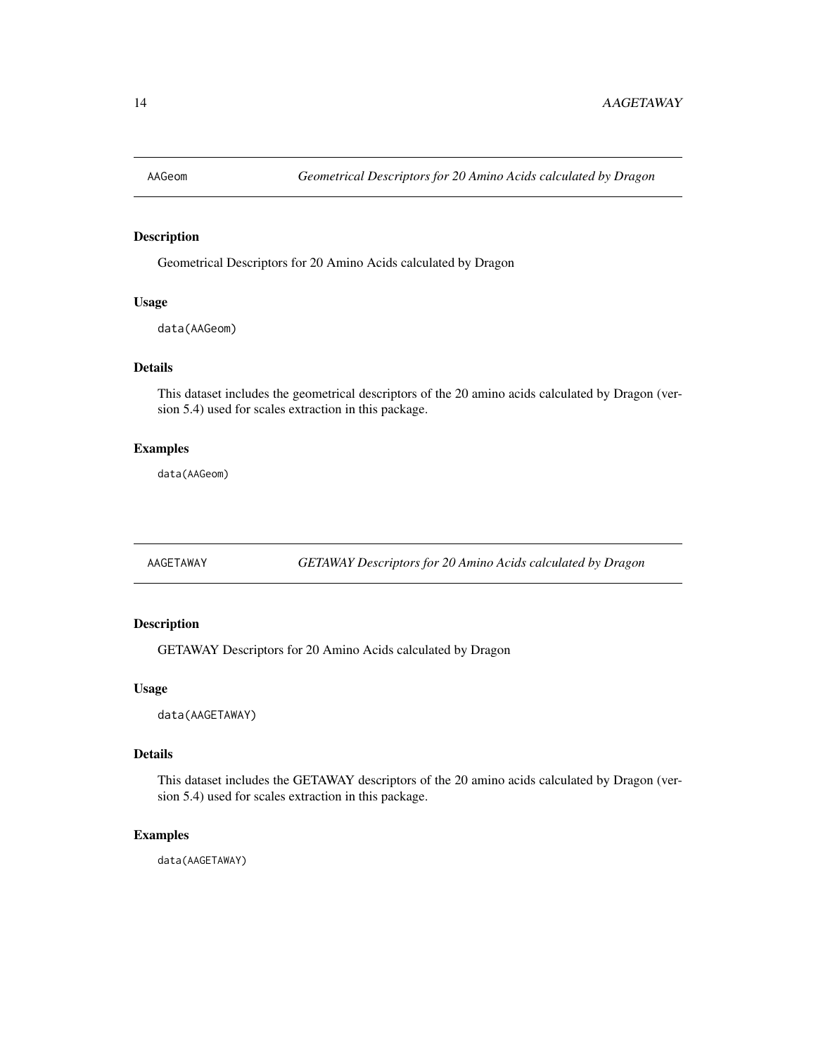## AAGeom — *Geometrical Descriptors for 20 Amino Acids calculated by Dragon*

### Description

Geometrical Descriptors for 20 Amino Acids calculated by Dragon

### Usage

```
data(AAGeom)
```

### Details

This dataset includes the geometrical descriptors of the 20 amino acids calculated by Dragon (version 5.4) used for scales extraction in this package.

### Examples

```
data(AAGeom)
```

## AAGETAWAY — *GETAWAY Descriptors for 20 Amino Acids calculated by Dragon*

### Description

GETAWAY Descriptors for 20 Amino Acids calculated by Dragon

### Usage

```
data(AAGETAWAY)
```

### Details

This dataset includes the GETAWAY descriptors of the 20 amino acids calculated by Dragon (version 5.4) used for scales extraction in this package.

### Examples

```
data(AAGETAWAY)
```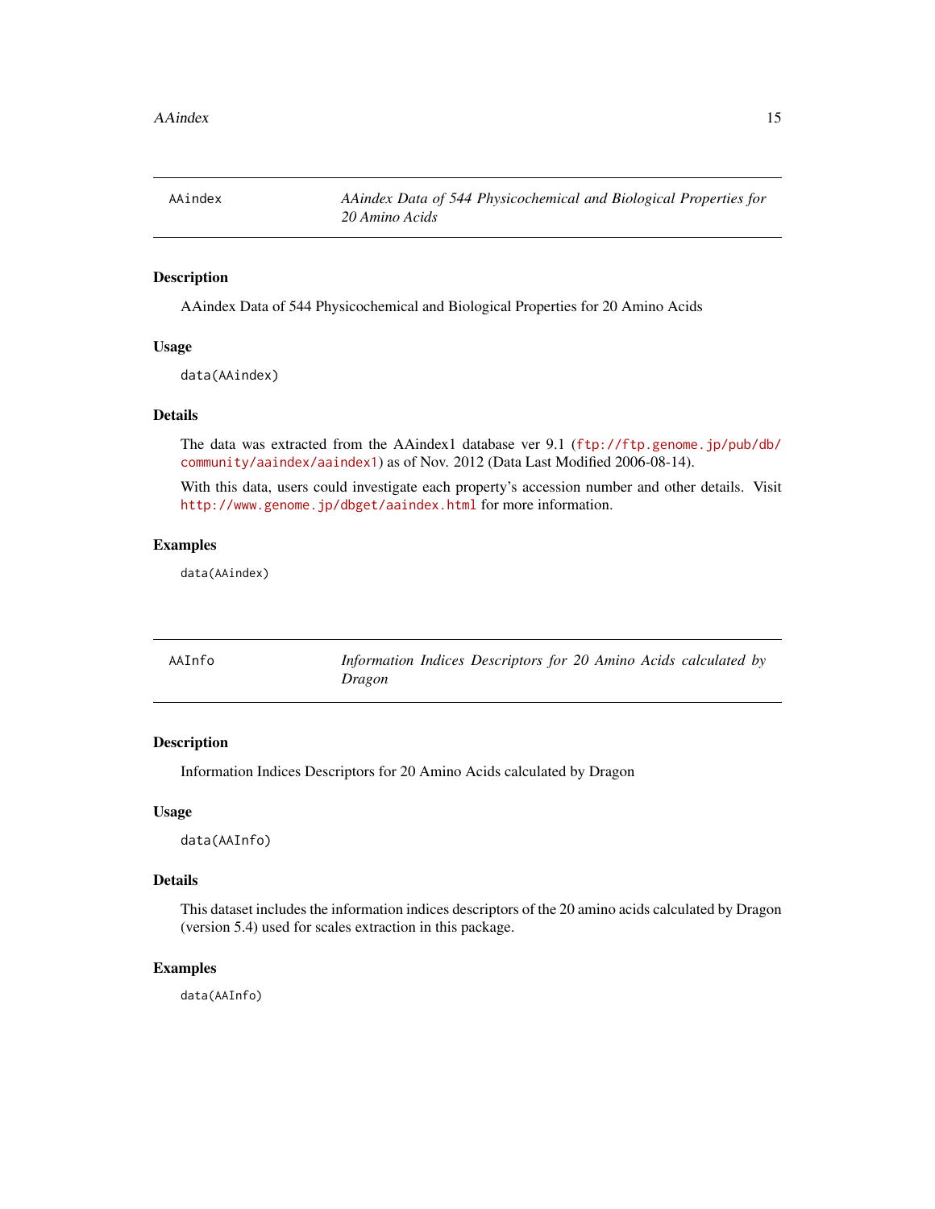## AAindex — *AAindex Data of 544 Physicochemical and Biological Properties for 20 Amino Acids*

### Description

AAindex Data of 544 Physicochemical and Biological Properties for 20 Amino Acids

### Usage

```
data(AAindex)
```

### Details

The data was extracted from the AAindex1 database ver 9.1 (ftp://ftp.genome.jp/pub/db/community/aaindex/aaindex1) as of Nov. 2012 (Data Last Modified 2006-08-14).

With this data, users could investigate each property's accession number and other details. Visit http://www.genome.jp/dbget/aaindex.html for more information.

### Examples

```
data(AAindex)
```

## AAInfo — *Information Indices Descriptors for 20 Amino Acids calculated by Dragon*

### Description

Information Indices Descriptors for 20 Amino Acids calculated by Dragon

### Usage

```
data(AAInfo)
```

### Details

This dataset includes the information indices descriptors of the 20 amino acids calculated by Dragon (version 5.4) used for scales extraction in this package.

### Examples

```
data(AAInfo)
```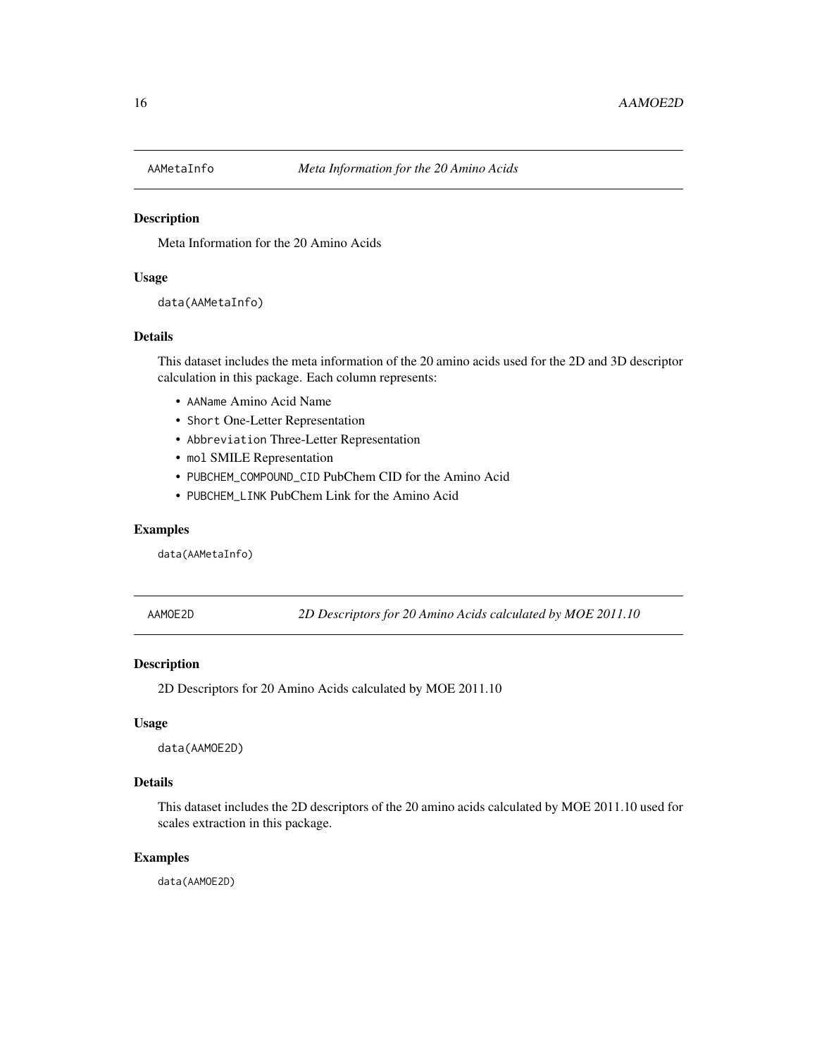## AAMetaInfo — *Meta Information for the 20 Amino Acids*

### Description

Meta Information for the 20 Amino Acids

### Usage

```
data(AAMetaInfo)
```

### Details

This dataset includes the meta information of the 20 amino acids used for the 2D and 3D descriptor calculation in this package. Each column represents:

- `AAName` Amino Acid Name
- `Short` One-Letter Representation
- `Abbreviation` Three-Letter Representation
- `mol` SMILE Representation
- `PUBCHEM_COMPOUND_CID` PubChem CID for the Amino Acid
- `PUBCHEM_LINK` PubChem Link for the Amino Acid

### Examples

```
data(AAMetaInfo)
```

## AAMOE2D — *2D Descriptors for 20 Amino Acids calculated by MOE 2011.10*

### Description

2D Descriptors for 20 Amino Acids calculated by MOE 2011.10

### Usage

```
data(AAMOE2D)
```

### Details

This dataset includes the 2D descriptors of the 20 amino acids calculated by MOE 2011.10 used for scales extraction in this package.

### Examples

```
data(AAMOE2D)
```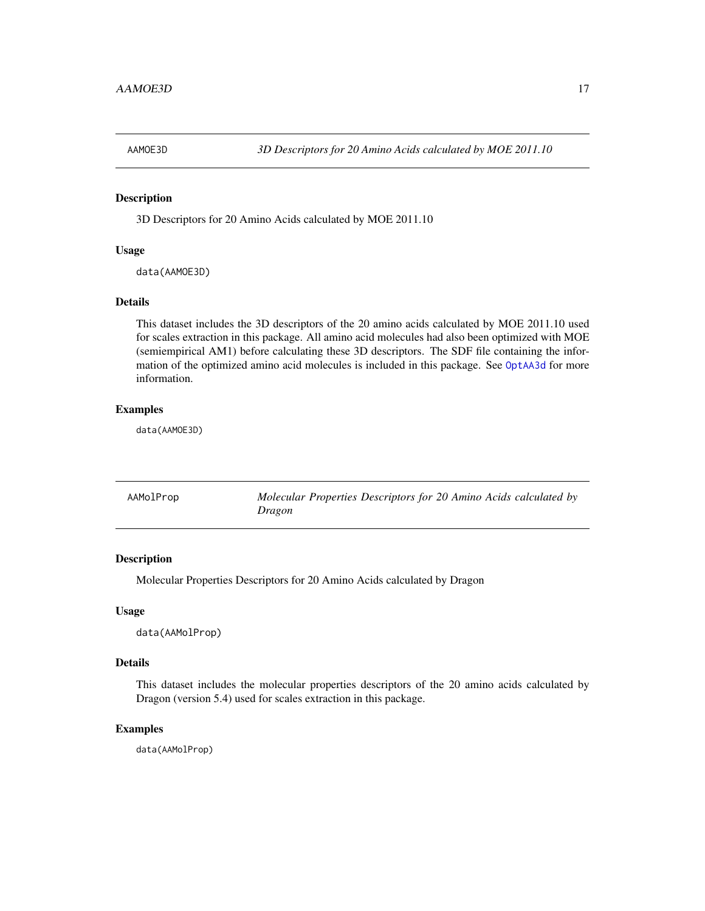## AAMOE3D — *3D Descriptors for 20 Amino Acids calculated by MOE 2011.10*

### Description

3D Descriptors for 20 Amino Acids calculated by MOE 2011.10

### Usage

```
data(AAMOE3D)
```

### Details

This dataset includes the 3D descriptors of the 20 amino acids calculated by MOE 2011.10 used for scales extraction in this package. All amino acid molecules had also been optimized with MOE (semiempirical AM1) before calculating these 3D descriptors. The SDF file containing the information of the optimized amino acid molecules is included in this package. See OptAA3d for more information.

### Examples

```
data(AAMOE3D)
```

## AAMolProp — *Molecular Properties Descriptors for 20 Amino Acids calculated by Dragon*

### Description

Molecular Properties Descriptors for 20 Amino Acids calculated by Dragon

### Usage

```
data(AAMolProp)
```

### Details

This dataset includes the molecular properties descriptors of the 20 amino acids calculated by Dragon (version 5.4) used for scales extraction in this package.

### Examples

```
data(AAMolProp)
```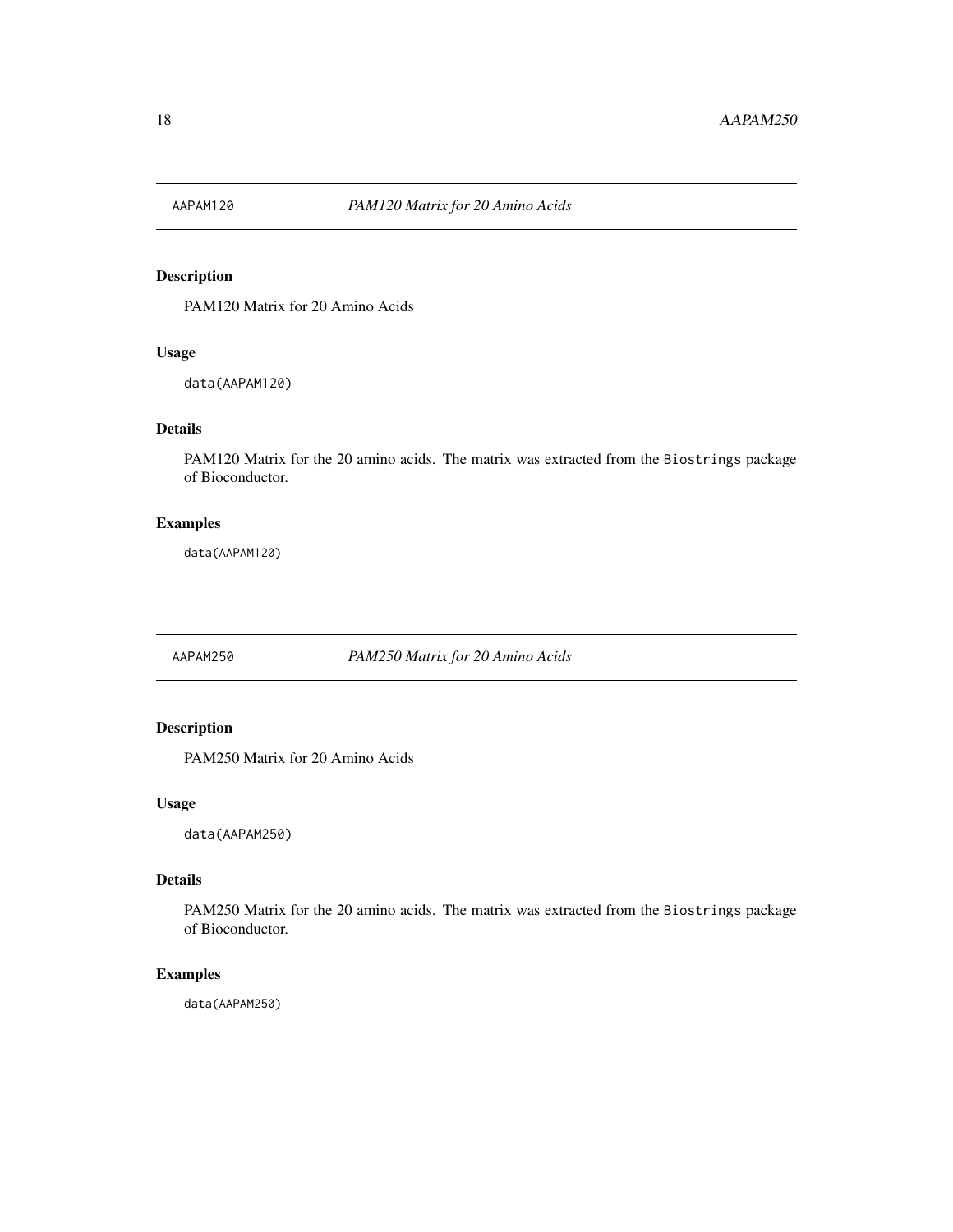## AAPAM120 *PAM120 Matrix for 20 Amino Acids*

### Description

PAM120 Matrix for 20 Amino Acids

### Usage

```
data(AAPAM120)
```

### Details

PAM120 Matrix for the 20 amino acids. The matrix was extracted from the `Biostrings` package of Bioconductor.

### Examples

```
data(AAPAM120)
```

## AAPAM250 *PAM250 Matrix for 20 Amino Acids*

### Description

PAM250 Matrix for 20 Amino Acids

### Usage

```
data(AAPAM250)
```

### Details

PAM250 Matrix for the 20 amino acids. The matrix was extracted from the `Biostrings` package of Bioconductor.

### Examples

```
data(AAPAM250)
```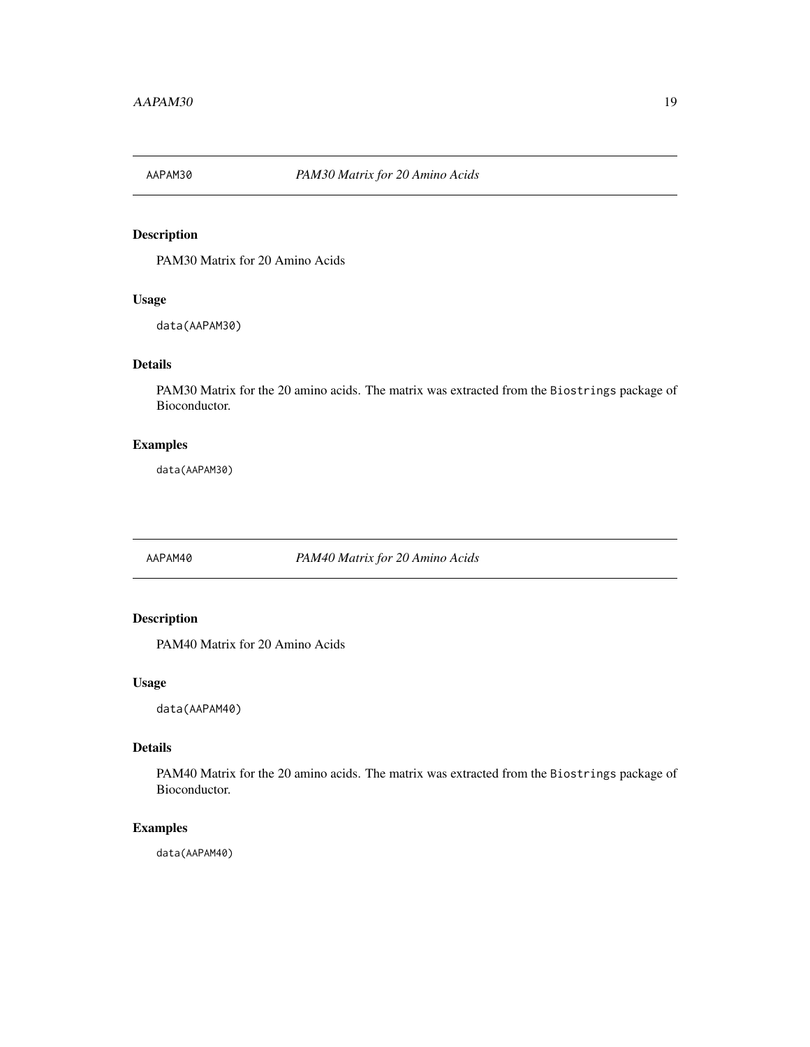## AAPAM30 — *PAM30 Matrix for 20 Amino Acids*

### Description

PAM30 Matrix for 20 Amino Acids

### Usage

```
data(AAPAM30)
```

### Details

PAM30 Matrix for the 20 amino acids. The matrix was extracted from the `Biostrings` package of Bioconductor.

### Examples

```
data(AAPAM30)
```

## AAPAM40 — *PAM40 Matrix for 20 Amino Acids*

### Description

PAM40 Matrix for 20 Amino Acids

### Usage

```
data(AAPAM40)
```

### Details

PAM40 Matrix for the 20 amino acids. The matrix was extracted from the `Biostrings` package of Bioconductor.

### Examples

```
data(AAPAM40)
```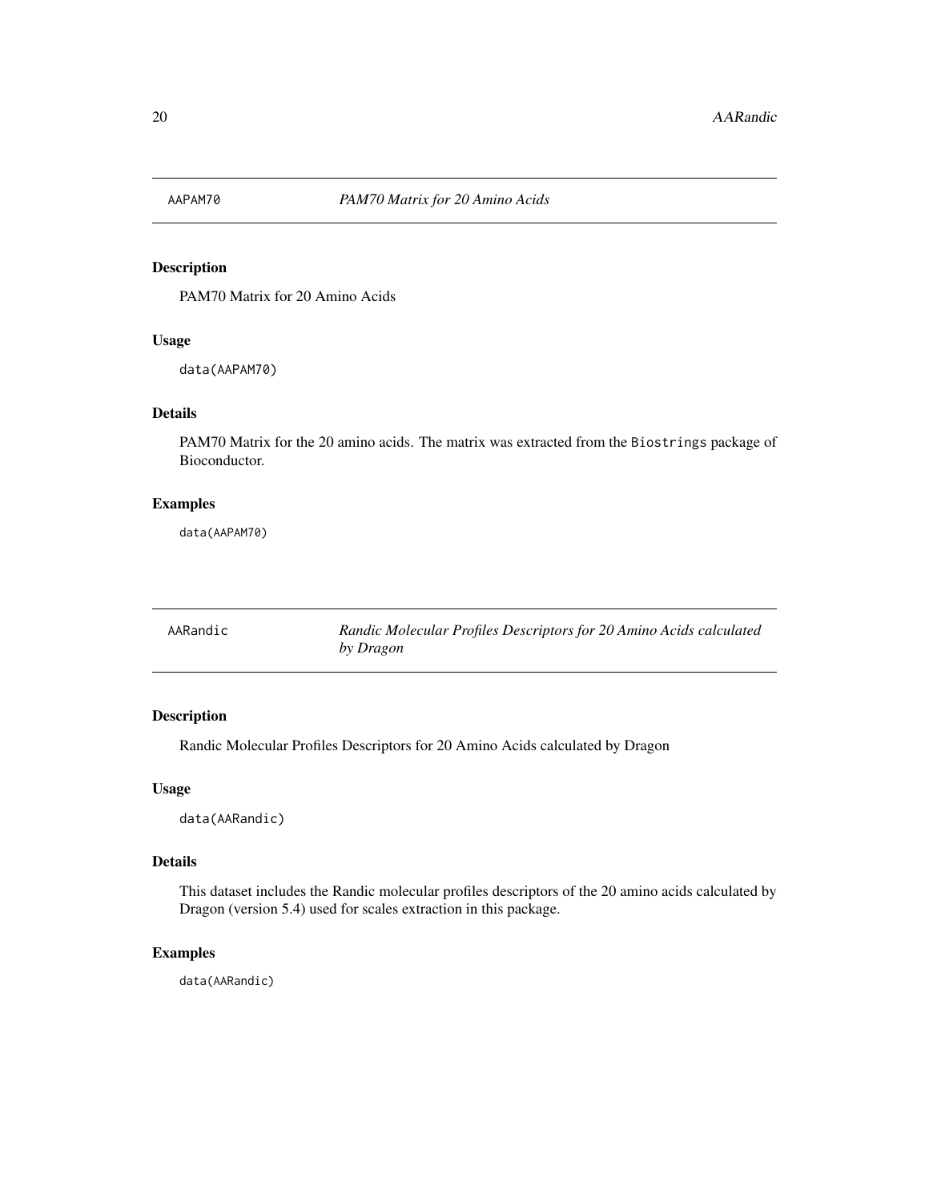## AAPAM70 — *PAM70 Matrix for 20 Amino Acids*

### Description

PAM70 Matrix for 20 Amino Acids

### Usage

```
data(AAPAM70)
```

### Details

PAM70 Matrix for the 20 amino acids. The matrix was extracted from the `Biostrings` package of Bioconductor.

### Examples

```
data(AAPAM70)
```

## AARandic — *Randic Molecular Profiles Descriptors for 20 Amino Acids calculated by Dragon*

### Description

Randic Molecular Profiles Descriptors for 20 Amino Acids calculated by Dragon

### Usage

```
data(AARandic)
```

### Details

This dataset includes the Randic molecular profiles descriptors of the 20 amino acids calculated by Dragon (version 5.4) used for scales extraction in this package.

### Examples

```
data(AARandic)
```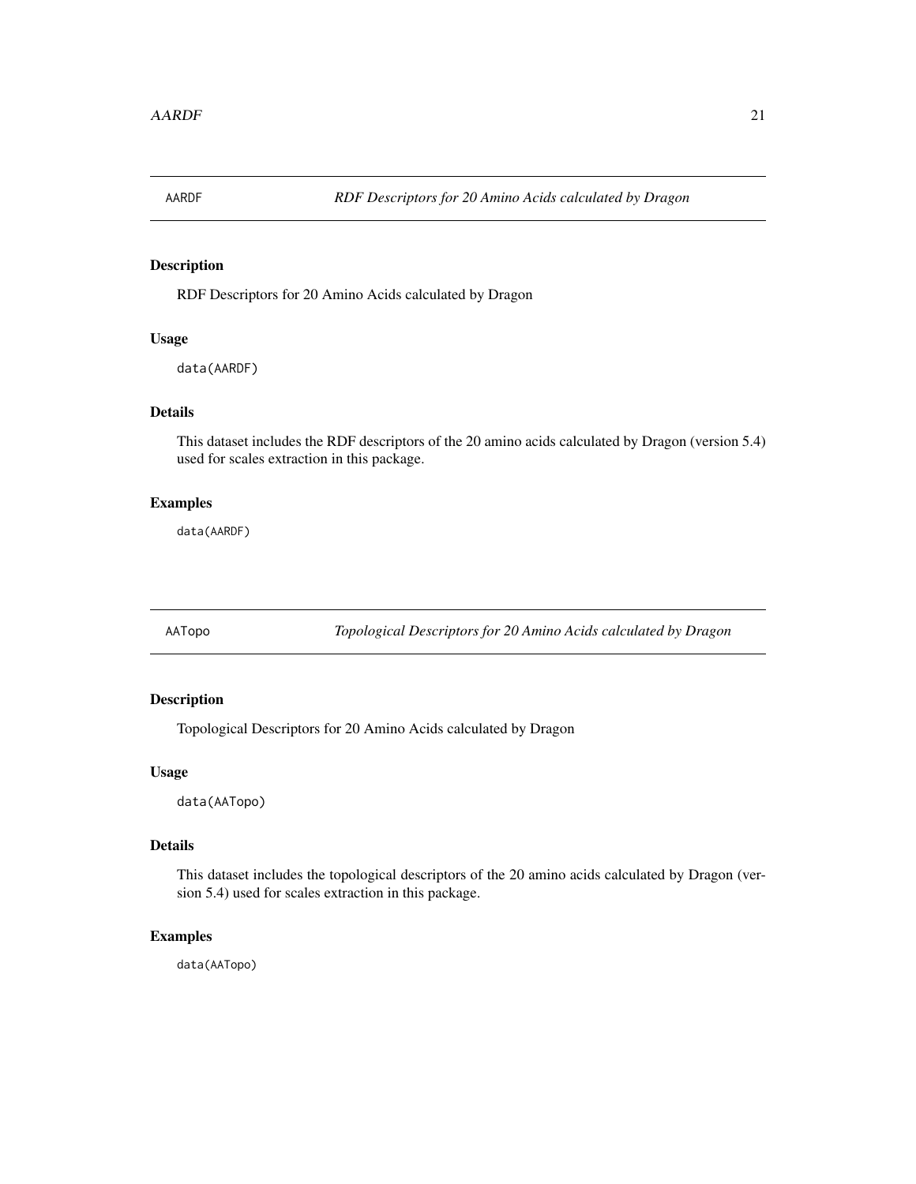## AARDF *RDF Descriptors for 20 Amino Acids calculated by Dragon*

### Description

RDF Descriptors for 20 Amino Acids calculated by Dragon

### Usage

```
data(AARDF)
```

### Details

This dataset includes the RDF descriptors of the 20 amino acids calculated by Dragon (version 5.4) used for scales extraction in this package.

### Examples

```
data(AARDF)
```

## AATopo *Topological Descriptors for 20 Amino Acids calculated by Dragon*

### Description

Topological Descriptors for 20 Amino Acids calculated by Dragon

### Usage

```
data(AATopo)
```

### Details

This dataset includes the topological descriptors of the 20 amino acids calculated by Dragon (version 5.4) used for scales extraction in this package.

### Examples

```
data(AATopo)
```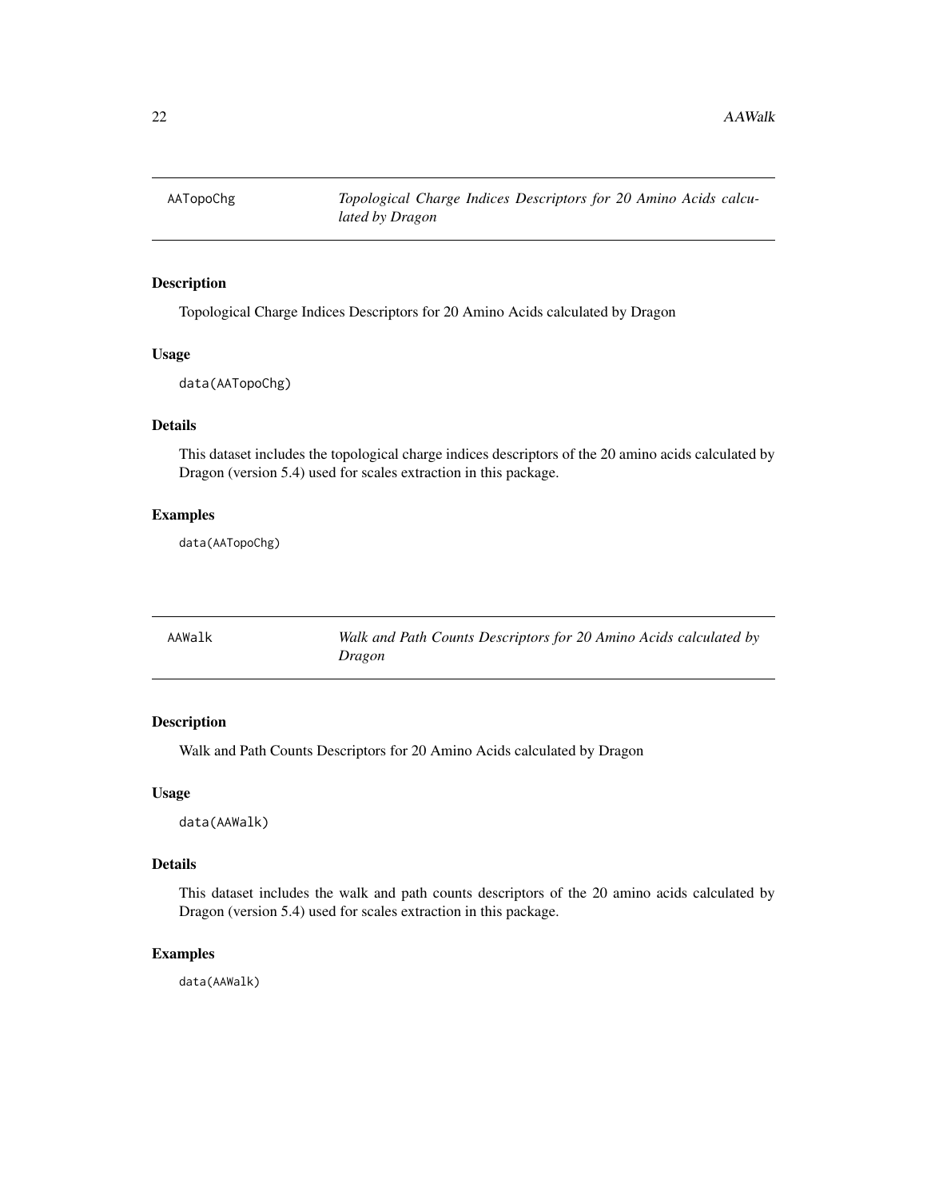## AATopoChg — *Topological Charge Indices Descriptors for 20 Amino Acids calculated by Dragon*

### Description

Topological Charge Indices Descriptors for 20 Amino Acids calculated by Dragon

### Usage

```
data(AATopoChg)
```

### Details

This dataset includes the topological charge indices descriptors of the 20 amino acids calculated by Dragon (version 5.4) used for scales extraction in this package.

### Examples

```
data(AATopoChg)
```

## AAWalk — *Walk and Path Counts Descriptors for 20 Amino Acids calculated by Dragon*

### Description

Walk and Path Counts Descriptors for 20 Amino Acids calculated by Dragon

### Usage

```
data(AAWalk)
```

### Details

This dataset includes the walk and path counts descriptors of the 20 amino acids calculated by Dragon (version 5.4) used for scales extraction in this package.

### Examples

```
data(AAWalk)
```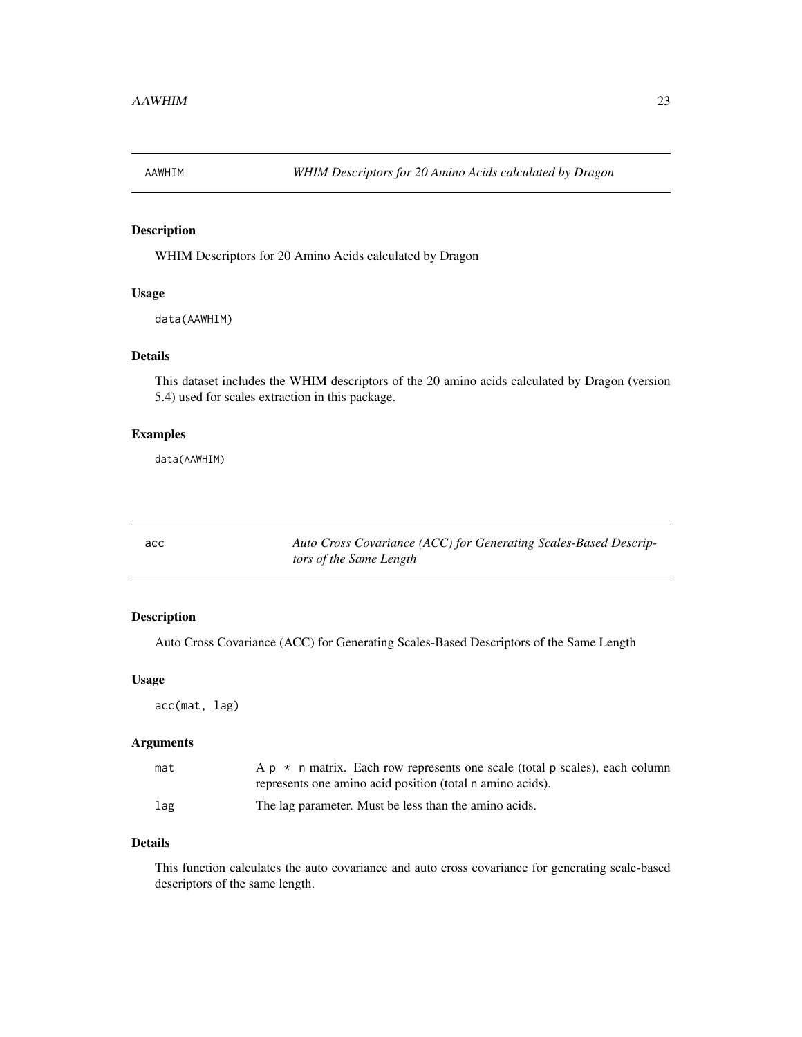## AAWHIM — *WHIM Descriptors for 20 Amino Acids calculated by Dragon*

### Description

WHIM Descriptors for 20 Amino Acids calculated by Dragon

### Usage

```
data(AAWHIM)
```

### Details

This dataset includes the WHIM descriptors of the 20 amino acids calculated by Dragon (version 5.4) used for scales extraction in this package.

### Examples

```
data(AAWHIM)
```

## acc — *Auto Cross Covariance (ACC) for Generating Scales-Based Descriptors of the Same Length*

### Description

Auto Cross Covariance (ACC) for Generating Scales-Based Descriptors of the Same Length

### Usage

```
acc(mat, lag)
```

### Arguments

| | |
|---|---|
| mat | A `p * n` matrix. Each row represents one scale (total `p` scales), each column represents one amino acid position (total `n` amino acids). |
| lag | The lag parameter. Must be less than the amino acids. |

### Details

This function calculates the auto covariance and auto cross covariance for generating scale-based descriptors of the same length.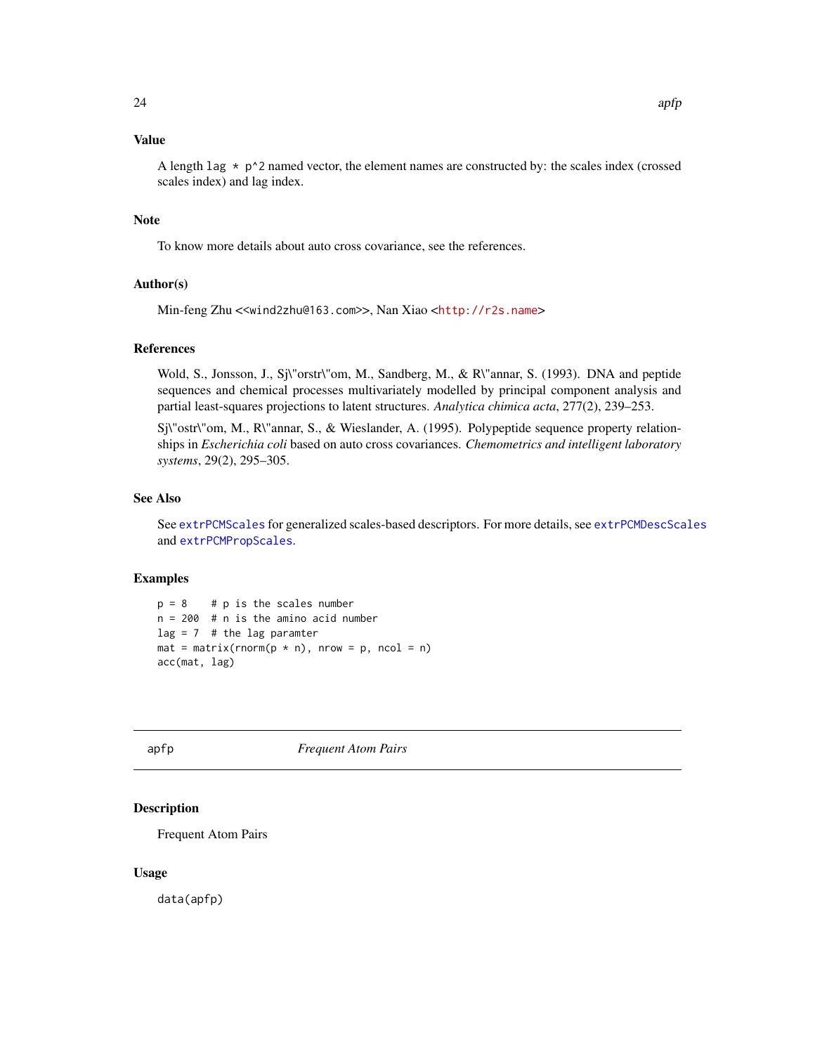## Value

A length `lag * p^2` named vector, the element names are constructed by: the scales index (crossed scales index) and lag index.

## Note

To know more details about auto cross covariance, see the references.

## Author(s)

Min-feng Zhu <<wind2zhu@163.com>>, Nan Xiao <http://r2s.name>

## References

Wold, S., Jonsson, J., Sj\"orstr\"om, M., Sandberg, M., & R\"annar, S. (1993). DNA and peptide sequences and chemical processes multivariately modelled by principal component analysis and partial least-squares projections to latent structures. *Analytica chimica acta*, 277(2), 239–253.

Sj\"ostr\"om, M., R\"annar, S., & Wieslander, A. (1995). Polypeptide sequence property relationships in *Escherichia coli* based on auto cross covariances. *Chemometrics and intelligent laboratory systems*, 29(2), 295–305.

## See Also

See `extrPCMScales` for generalized scales-based descriptors. For more details, see `extrPCMDescScales` and `extrPCMPropScales`.

## Examples

```
p = 8    # p is the scales number
n = 200  # n is the amino acid number
lag = 7  # the lag paramter
mat = matrix(rnorm(p * n), nrow = p, ncol = n)
acc(mat, lag)
```

---

# apfp — *Frequent Atom Pairs*

## Description

Frequent Atom Pairs

## Usage

```
data(apfp)
```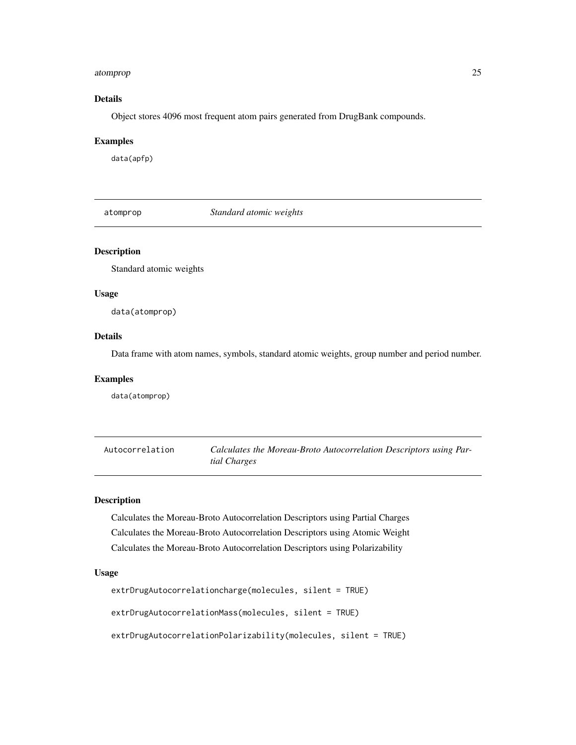### Details

Object stores 4096 most frequent atom pairs generated from DrugBank compounds.

### Examples

```
data(apfp)
```

---

## atomprop — *Standard atomic weights*

### Description

Standard atomic weights

### Usage

```
data(atomprop)
```

### Details

Data frame with atom names, symbols, standard atomic weights, group number and period number.

### Examples

```
data(atomprop)
```

---

## Autocorrelation — *Calculates the Moreau-Broto Autocorrelation Descriptors using Partial Charges*

### Description

Calculates the Moreau-Broto Autocorrelation Descriptors using Partial Charges

Calculates the Moreau-Broto Autocorrelation Descriptors using Atomic Weight

Calculates the Moreau-Broto Autocorrelation Descriptors using Polarizability

### Usage

```
extrDrugAutocorrelationcharge(molecules, silent = TRUE)

extrDrugAutocorrelationMass(molecules, silent = TRUE)

extrDrugAutocorrelationPolarizability(molecules, silent = TRUE)
```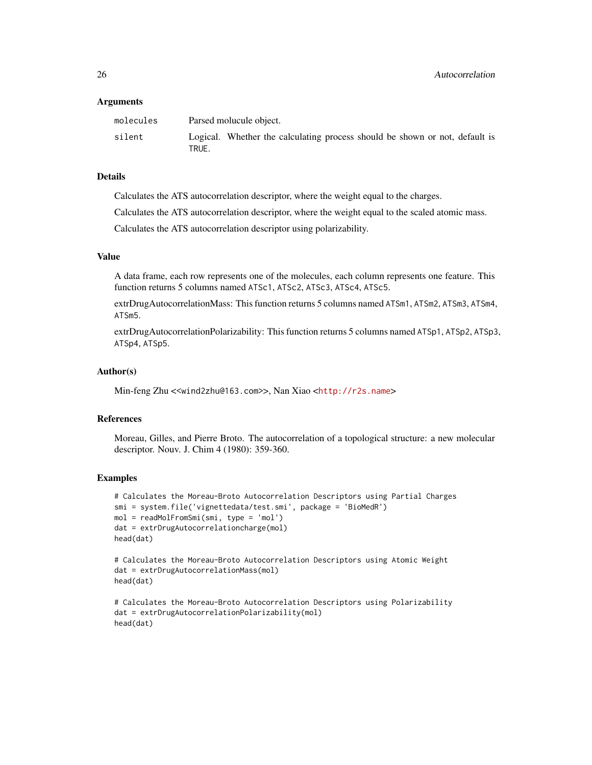### Arguments

| | |
|---|---|
| `molecules` | Parsed molucule object. |
| `silent` | Logical. Whether the calculating process should be shown or not, default is `TRUE`. |

### Details

Calculates the ATS autocorrelation descriptor, where the weight equal to the charges.

Calculates the ATS autocorrelation descriptor, where the weight equal to the scaled atomic mass.

Calculates the ATS autocorrelation descriptor using polarizability.

### Value

A data frame, each row represents one of the molecules, each column represents one feature. This function returns 5 columns named `ATSc1`, `ATSc2`, `ATSc3`, `ATSc4`, `ATSc5`.

extrDrugAutocorrelationMass: This function returns 5 columns named `ATSm1`, `ATSm2`, `ATSm3`, `ATSm4`, `ATSm5`.

extrDrugAutocorrelationPolarizability: This function returns 5 columns named `ATSp1`, `ATSp2`, `ATSp3`, `ATSp4`, `ATSp5`.

### Author(s)

Min-feng Zhu <<wind2zhu@163.com>>, Nan Xiao <http://r2s.name>

### References

Moreau, Gilles, and Pierre Broto. The autocorrelation of a topological structure: a new molecular descriptor. Nouv. J. Chim 4 (1980): 359-360.

### Examples

```
# Calculates the Moreau-Broto Autocorrelation Descriptors using Partial Charges
smi = system.file('vignettedata/test.smi', package = 'BioMedR')
mol = readMolFromSmi(smi, type = 'mol')
dat = extrDrugAutocorrelationcharge(mol)
head(dat)

# Calculates the Moreau-Broto Autocorrelation Descriptors using Atomic Weight
dat = extrDrugAutocorrelationMass(mol)
head(dat)

# Calculates the Moreau-Broto Autocorrelation Descriptors using Polarizability
dat = extrDrugAutocorrelationPolarizability(mol)
head(dat)
```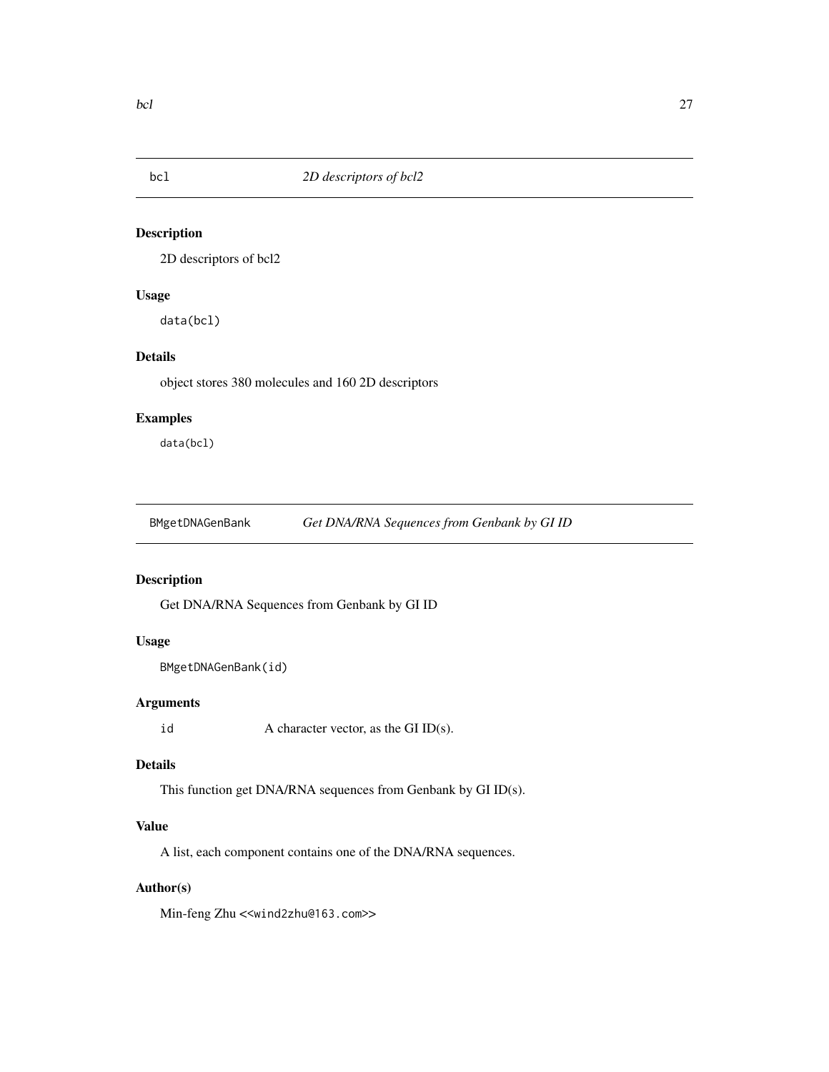## bcl *2D descriptors of bcl2*

### Description

2D descriptors of bcl2

### Usage

```
data(bcl)
```

### Details

object stores 380 molecules and 160 2D descriptors

### Examples

```
data(bcl)
```

## BMgetDNAGenBank *Get DNA/RNA Sequences from Genbank by GI ID*

### Description

Get DNA/RNA Sequences from Genbank by GI ID

### Usage

```
BMgetDNAGenBank(id)
```

### Arguments

| | |
|---|---|
| id | A character vector, as the GI ID(s). |

### Details

This function get DNA/RNA sequences from Genbank by GI ID(s).

### Value

A list, each component contains one of the DNA/RNA sequences.

### Author(s)

Min-feng Zhu <<wind2zhu@163.com>>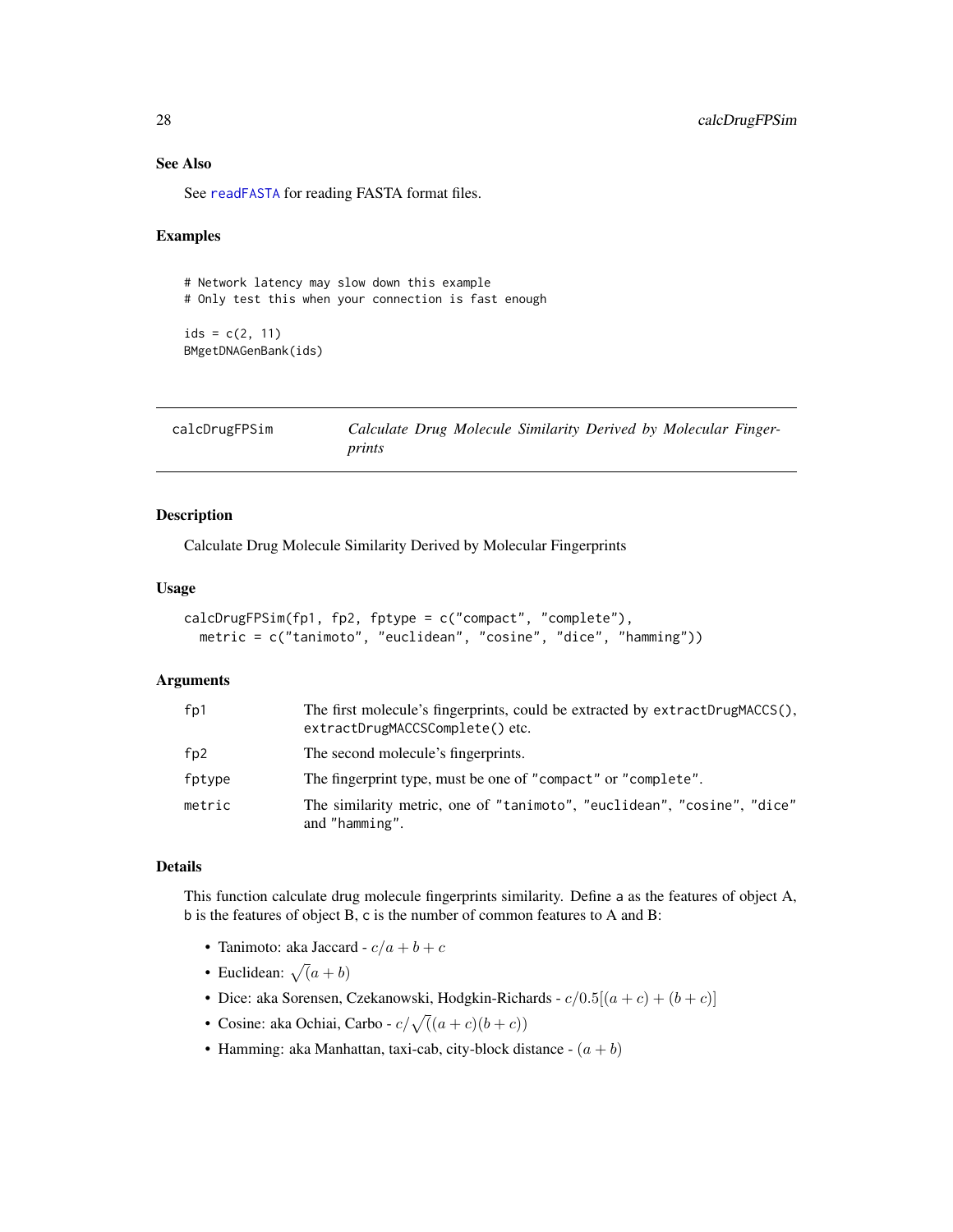### See Also

See readFASTA for reading FASTA format files.

### Examples

```
# Network latency may slow down this example
# Only test this when your connection is fast enough

ids = c(2, 11)
BMgetDNAGenBank(ids)
```

---

## calcDrugFPSim — *Calculate Drug Molecule Similarity Derived by Molecular Fingerprints*

---

### Description

Calculate Drug Molecule Similarity Derived by Molecular Fingerprints

### Usage

```
calcDrugFPSim(fp1, fp2, fptype = c("compact", "complete"),
  metric = c("tanimoto", "euclidean", "cosine", "dice", "hamming"))
```

### Arguments

| | |
|---|---|
| fp1 | The first molecule's fingerprints, could be extracted by `extractDrugMACCS()`, `extractDrugMACCSComplete()` etc. |
| fp2 | The second molecule's fingerprints. |
| fptype | The fingerprint type, must be one of "compact" or "complete". |
| metric | The similarity metric, one of "tanimoto", "euclidean", "cosine", "dice" and "hamming". |

### Details

This function calculate drug molecule fingerprints similarity. Define a as the features of object A, b is the features of object B, c is the number of common features to A and B:

- Tanimoto: aka Jaccard - $c/a + b + c$
- Euclidean: $\sqrt{(a + b)}$
- Dice: aka Sorensen, Czekanowski, Hodgkin-Richards - $c/0.5[(a + c) + (b + c)]$
- Cosine: aka Ochiai, Carbo - $c/\sqrt{((a + c)(b + c))}$
- Hamming: aka Manhattan, taxi-cab, city-block distance - $(a + b)$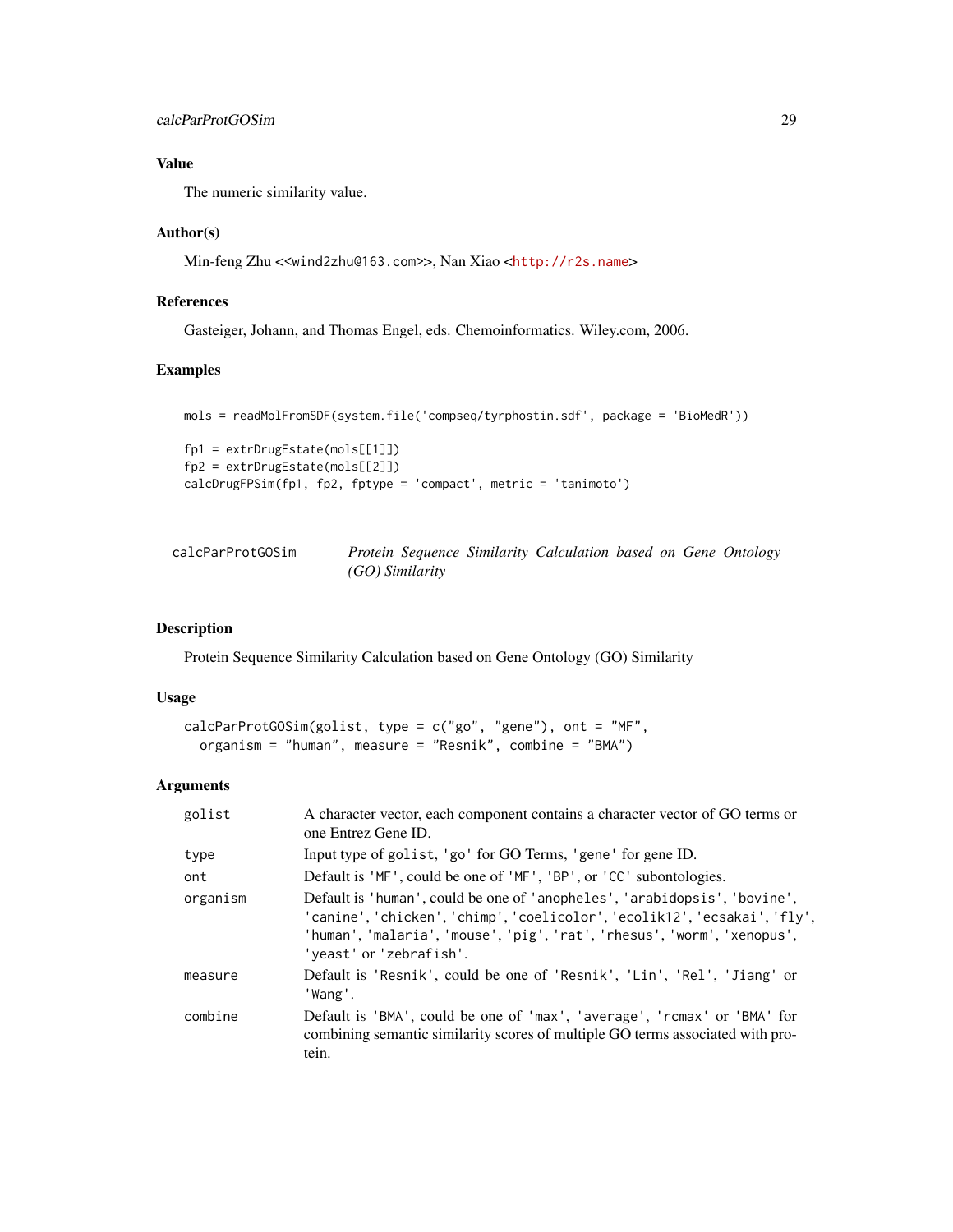## Value

The numeric similarity value.

## Author(s)

Min-feng Zhu <<wind2zhu@163.com>>, Nan Xiao <http://r2s.name>

## References

Gasteiger, Johann, and Thomas Engel, eds. Chemoinformatics. Wiley.com, 2006.

## Examples

```
mols = readMolFromSDF(system.file('compseq/tyrphostin.sdf', package = 'BioMedR'))

fp1 = extrDrugEstate(mols[[1]])
fp2 = extrDrugEstate(mols[[2]])
calcDrugFPSim(fp1, fp2, fptype = 'compact', metric = 'tanimoto')
```

---

# calcParProtGOSim — *Protein Sequence Similarity Calculation based on Gene Ontology (GO) Similarity*

## Description

Protein Sequence Similarity Calculation based on Gene Ontology (GO) Similarity

## Usage

```
calcParProtGOSim(golist, type = c("go", "gene"), ont = "MF",
  organism = "human", measure = "Resnik", combine = "BMA")
```

## Arguments

| | |
|---|---|
| golist | A character vector, each component contains a character vector of GO terms or one Entrez Gene ID. |
| type | Input type of golist, 'go' for GO Terms, 'gene' for gene ID. |
| ont | Default is 'MF', could be one of 'MF', 'BP', or 'CC' subontologies. |
| organism | Default is 'human', could be one of 'anopheles', 'arabidopsis', 'bovine', 'canine', 'chicken', 'chimp', 'coelicolor', 'ecolik12', 'ecsakai', 'fly', 'human', 'malaria', 'mouse', 'pig', 'rat', 'rhesus', 'worm', 'xenopus', 'yeast' or 'zebrafish'. |
| measure | Default is 'Resnik', could be one of 'Resnik', 'Lin', 'Rel', 'Jiang' or 'Wang'. |
| combine | Default is 'BMA', could be one of 'max', 'average', 'rcmax' or 'BMA' for combining semantic similarity scores of multiple GO terms associated with protein. |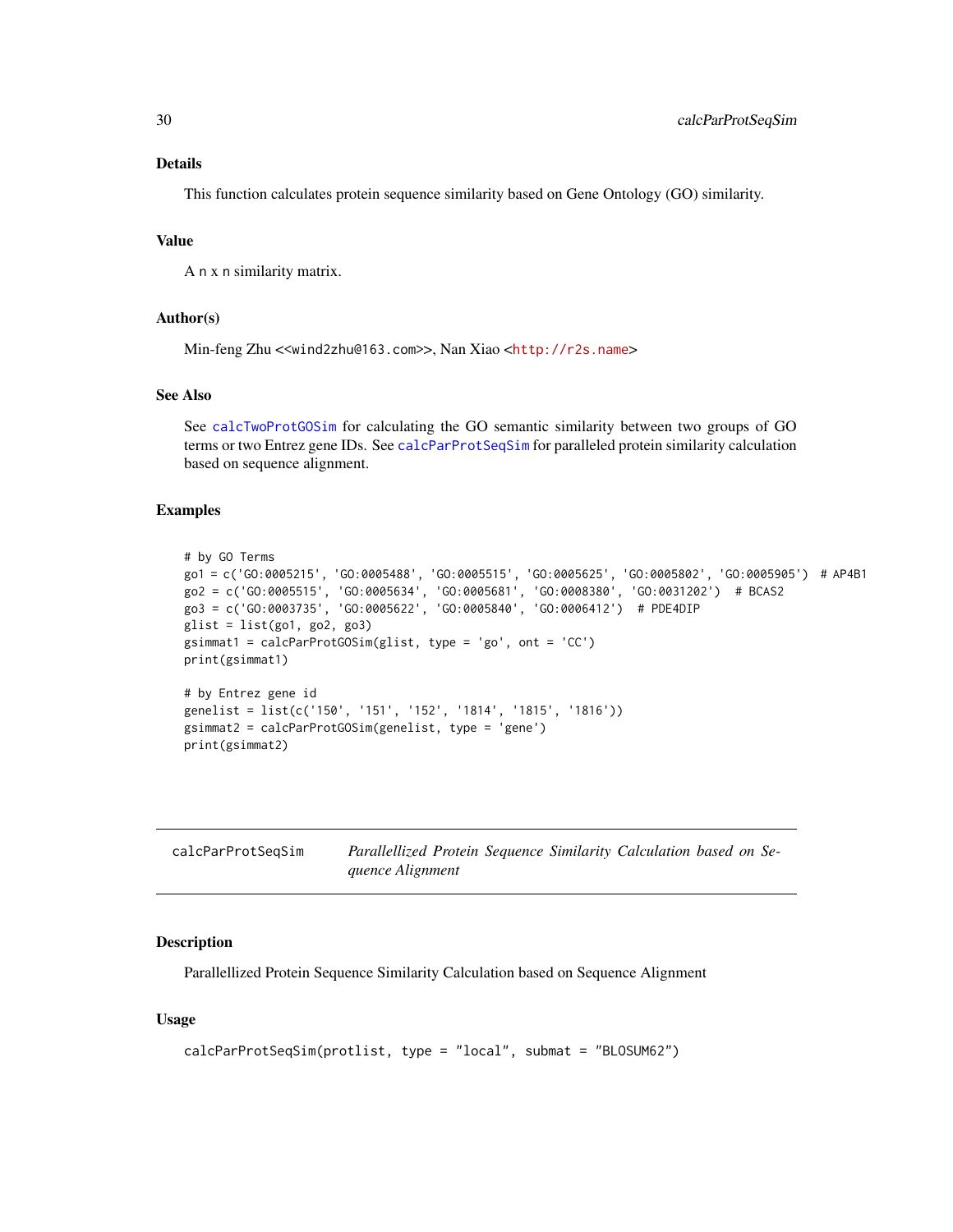## Details

This function calculates protein sequence similarity based on Gene Ontology (GO) similarity.

## Value

A n x n similarity matrix.

## Author(s)

Min-feng Zhu <<wind2zhu@163.com>>, Nan Xiao <http://r2s.name>

## See Also

See calcTwoProtGOSim for calculating the GO semantic similarity between two groups of GO terms or two Entrez gene IDs. See calcParProtSeqSim for paralleled protein similarity calculation based on sequence alignment.

## Examples

```
# by GO Terms
go1 = c('GO:0005215', 'GO:0005488', 'GO:0005515', 'GO:0005625', 'GO:0005802', 'GO:0005905')  # AP4B1
go2 = c('GO:0005515', 'GO:0005634', 'GO:0005681', 'GO:0008380', 'GO:0031202')  # BCAS2
go3 = c('GO:0003735', 'GO:0005622', 'GO:0005840', 'GO:0006412')  # PDE4DIP
glist = list(go1, go2, go3)
gsimmat1 = calcParProtGOSim(glist, type = 'go', ont = 'CC')
print(gsimmat1)

# by Entrez gene id
genelist = list(c('150', '151', '152', '1814', '1815', '1816'))
gsimmat2 = calcParProtGOSim(genelist, type = 'gene')
print(gsimmat2)
```

---

# calcParProtSeqSim — *Parallellized Protein Sequence Similarity Calculation based on Sequence Alignment*

## Description

Parallellized Protein Sequence Similarity Calculation based on Sequence Alignment

## Usage

```
calcParProtSeqSim(protlist, type = "local", submat = "BLOSUM62")
```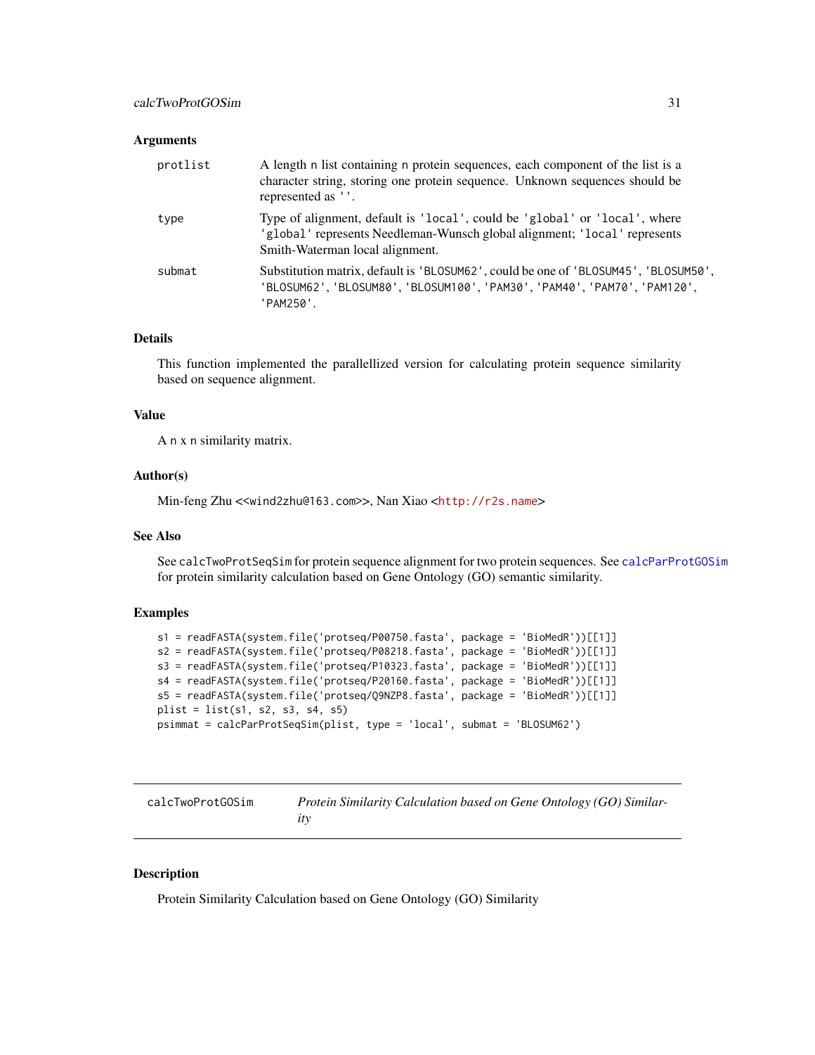## Arguments

| | |
|---|---|
| protlist | A length n list containing n protein sequences, each component of the list is a character string, storing one protein sequence. Unknown sequences should be represented as ''. |
| type | Type of alignment, default is 'local', could be 'global' or 'local', where 'global' represents Needleman-Wunsch global alignment; 'local' represents Smith-Waterman local alignment. |
| submat | Substitution matrix, default is 'BLOSUM62', could be one of 'BLOSUM45', 'BLOSUM50', 'BLOSUM62', 'BLOSUM80', 'BLOSUM100', 'PAM30', 'PAM40', 'PAM70', 'PAM120', 'PAM250'. |

## Details

This function implemented the parallellized version for calculating protein sequence similarity based on sequence alignment.

## Value

A n x n similarity matrix.

## Author(s)

Min-feng Zhu <<wind2zhu@163.com>>, Nan Xiao <http://r2s.name>

## See Also

See calcTwoProtSeqSim for protein sequence alignment for two protein sequences. See calcParProtGOSim for protein similarity calculation based on Gene Ontology (GO) semantic similarity.

## Examples

```
s1 = readFASTA(system.file('protseq/P00750.fasta', package = 'BioMedR'))[[1]]
s2 = readFASTA(system.file('protseq/P08218.fasta', package = 'BioMedR'))[[1]]
s3 = readFASTA(system.file('protseq/P10323.fasta', package = 'BioMedR'))[[1]]
s4 = readFASTA(system.file('protseq/P20160.fasta', package = 'BioMedR'))[[1]]
s5 = readFASTA(system.file('protseq/Q9NZP8.fasta', package = 'BioMedR'))[[1]]
plist = list(s1, s2, s3, s4, s5)
psimmat = calcParProtSeqSim(plist, type = 'local', submat = 'BLOSUM62')
```

---

# calcTwoProtGOSim — *Protein Similarity Calculation based on Gene Ontology (GO) Similarity*

---

## Description

Protein Similarity Calculation based on Gene Ontology (GO) Similarity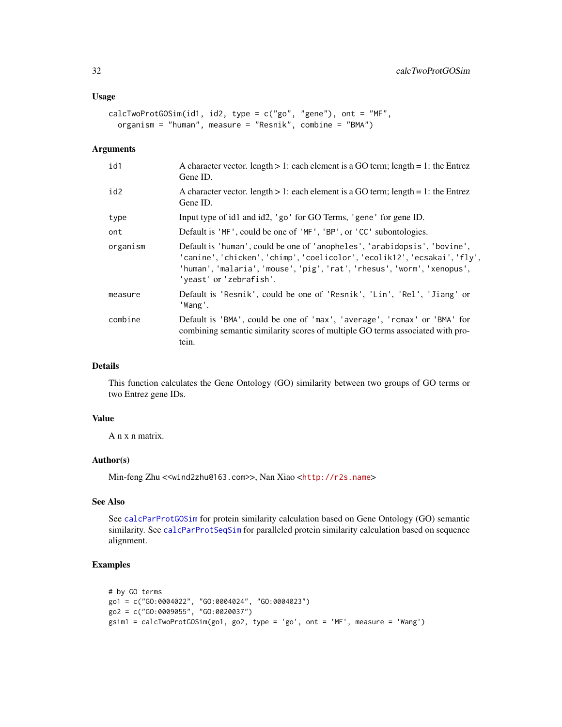## Usage

```
calcTwoProtGOSim(id1, id2, type = c("go", "gene"), ont = "MF",
  organism = "human", measure = "Resnik", combine = "BMA")
```

## Arguments

| | |
|---|---|
| id1 | A character vector. length > 1: each element is a GO term; length = 1: the Entrez Gene ID. |
| id2 | A character vector. length > 1: each element is a GO term; length = 1: the Entrez Gene ID. |
| type | Input type of id1 and id2, 'go' for GO Terms, 'gene' for gene ID. |
| ont | Default is 'MF', could be one of 'MF', 'BP', or 'CC' subontologies. |
| organism | Default is 'human', could be one of 'anopheles', 'arabidopsis', 'bovine', 'canine', 'chicken', 'chimp', 'coelicolor', 'ecolik12', 'ecsakai', 'fly', 'human', 'malaria', 'mouse', 'pig', 'rat', 'rhesus', 'worm', 'xenopus', 'yeast' or 'zebrafish'. |
| measure | Default is 'Resnik', could be one of 'Resnik', 'Lin', 'Rel', 'Jiang' or 'Wang'. |
| combine | Default is 'BMA', could be one of 'max', 'average', 'rcmax' or 'BMA' for combining semantic similarity scores of multiple GO terms associated with protein. |

## Details

This function calculates the Gene Ontology (GO) similarity between two groups of GO terms or two Entrez gene IDs.

## Value

A n x n matrix.

## Author(s)

Min-feng Zhu <<wind2zhu@163.com>>, Nan Xiao <http://r2s.name>

## See Also

See calcParProtGOSim for protein similarity calculation based on Gene Ontology (GO) semantic similarity. See calcParProtSeqSim for paralleled protein similarity calculation based on sequence alignment.

## Examples

```
# by GO terms
go1 = c("GO:0004022", "GO:0004024", "GO:0004023")
go2 = c("GO:0009055", "GO:0020037")
gsim1 = calcTwoProtGOSim(go1, go2, type = 'go', ont = 'MF', measure = 'Wang')
```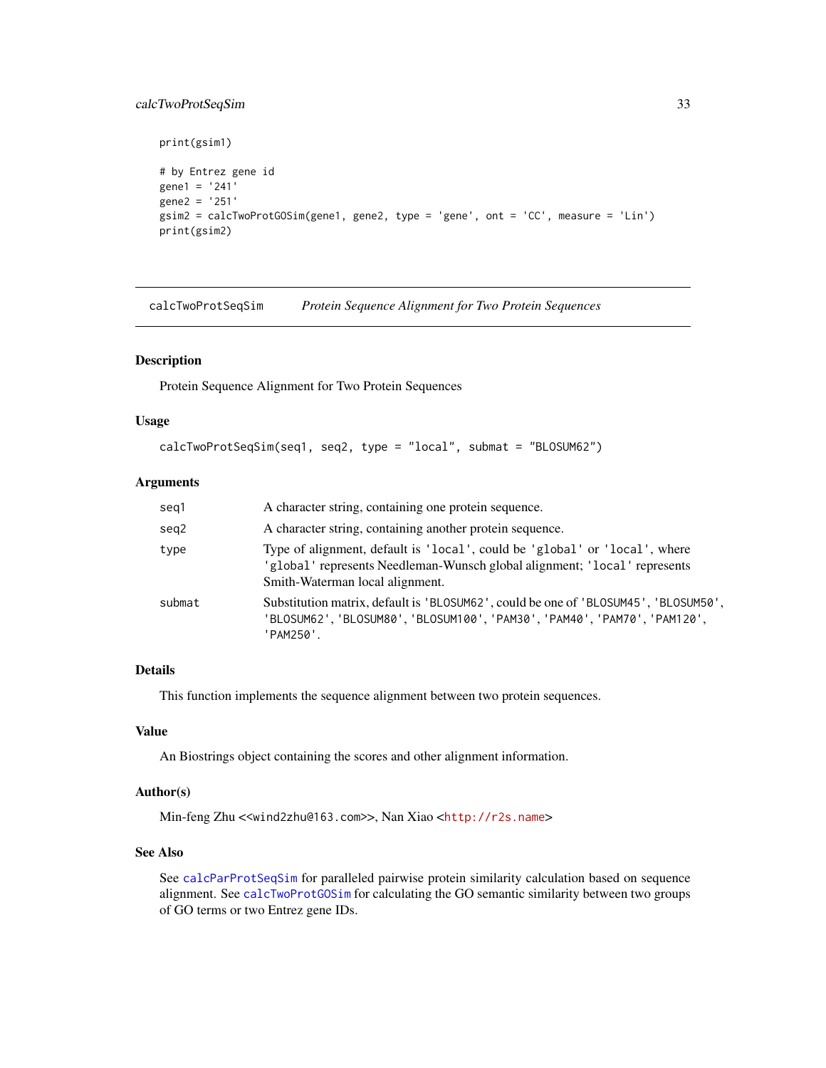```
print(gsim1)

# by Entrez gene id
gene1 = '241'
gene2 = '251'
gsim2 = calcTwoProtGOSim(gene1, gene2, type = 'gene', ont = 'CC', measure = 'Lin')
print(gsim2)
```

---

## calcTwoProtSeqSim *Protein Sequence Alignment for Two Protein Sequences*

---

### Description

Protein Sequence Alignment for Two Protein Sequences

### Usage

```
calcTwoProtSeqSim(seq1, seq2, type = "local", submat = "BLOSUM62")
```

### Arguments

| | |
|---|---|
| seq1 | A character string, containing one protein sequence. |
| seq2 | A character string, containing another protein sequence. |
| type | Type of alignment, default is 'local', could be 'global' or 'local', where 'global' represents Needleman-Wunsch global alignment; 'local' represents Smith-Waterman local alignment. |
| submat | Substitution matrix, default is 'BLOSUM62', could be one of 'BLOSUM45', 'BLOSUM50', 'BLOSUM62', 'BLOSUM80', 'BLOSUM100', 'PAM30', 'PAM40', 'PAM70', 'PAM120', 'PAM250'. |

### Details

This function implements the sequence alignment between two protein sequences.

### Value

An Biostrings object containing the scores and other alignment information.

### Author(s)

Min-feng Zhu <<wind2zhu@163.com>>, Nan Xiao <http://r2s.name>

### See Also

See calcParProtSeqSim for paralleled pairwise protein similarity calculation based on sequence alignment. See calcTwoProtGOSim for calculating the GO semantic similarity between two groups of GO terms or two Entrez gene IDs.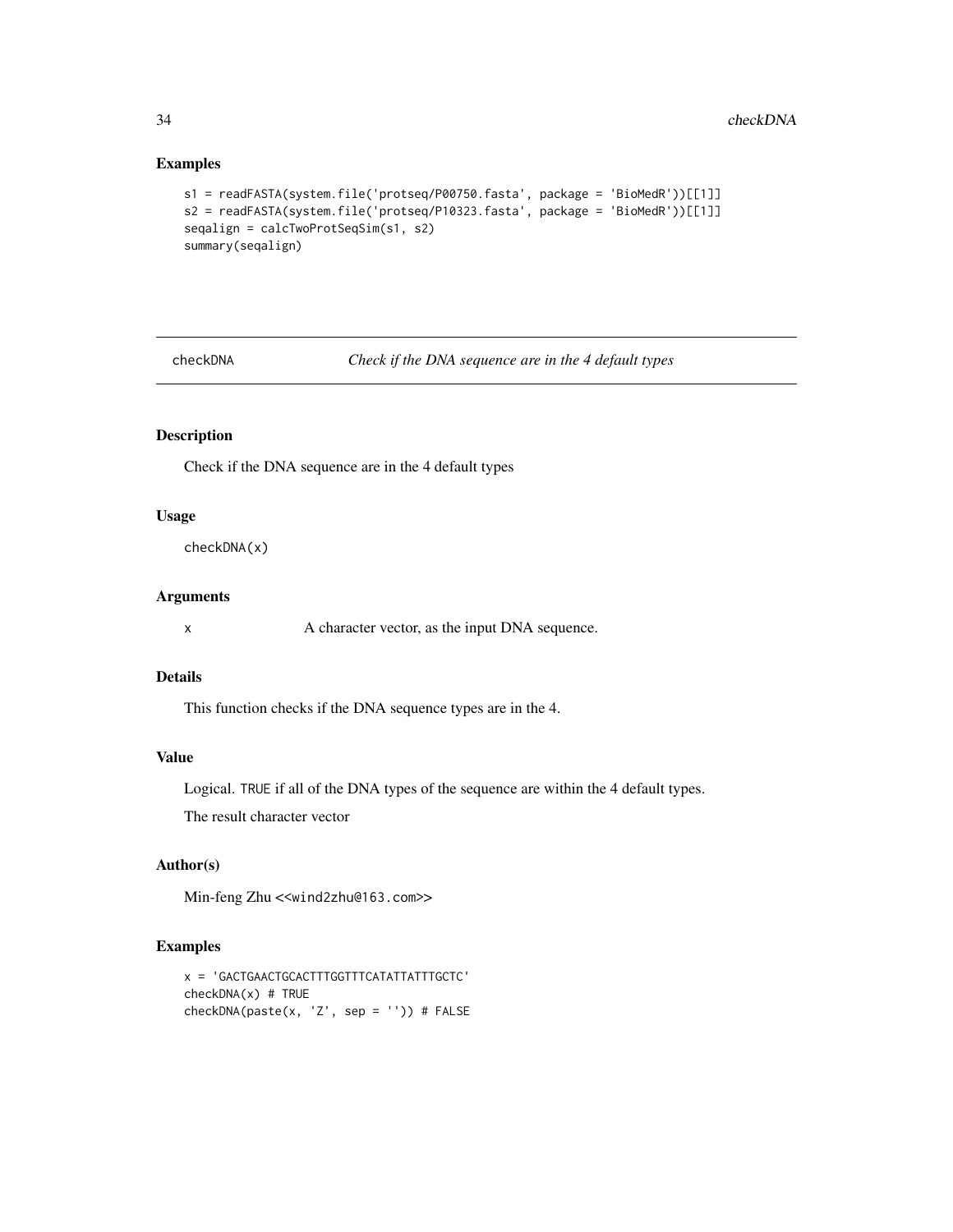## Examples

```
s1 = readFASTA(system.file('protseq/P00750.fasta', package = 'BioMedR'))[[1]]
s2 = readFASTA(system.file('protseq/P10323.fasta', package = 'BioMedR'))[[1]]
seqalign = calcTwoProtSeqSim(s1, s2)
summary(seqalign)
```

---

# checkDNA    *Check if the DNA sequence are in the 4 default types*

## Description

Check if the DNA sequence are in the 4 default types

## Usage

```
checkDNA(x)
```

## Arguments

| | |
|---|---|
| x | A character vector, as the input DNA sequence. |

## Details

This function checks if the DNA sequence types are in the 4.

## Value

Logical. TRUE if all of the DNA types of the sequence are within the 4 default types.

The result character vector

## Author(s)

Min-feng Zhu <<wind2zhu@163.com>>

## Examples

```
x = 'GACTGAACTGCACTTTGGTTTCATATTATTTGCTC'
checkDNA(x) # TRUE
checkDNA(paste(x, 'Z', sep = '')) # FALSE
```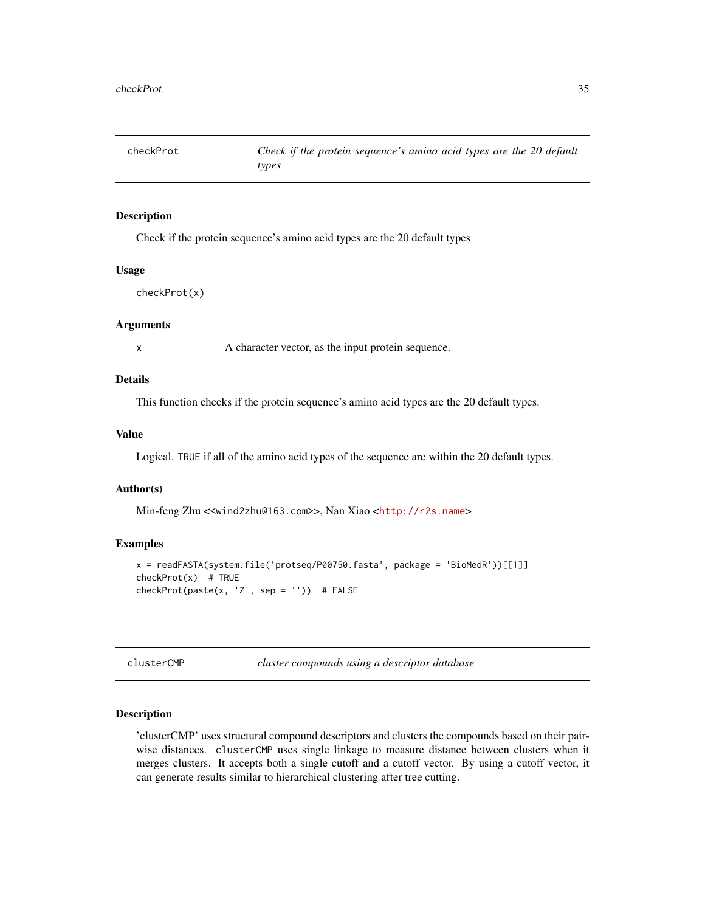## checkProt — *Check if the protein sequence's amino acid types are the 20 default types*

### Description

Check if the protein sequence's amino acid types are the 20 default types

### Usage

```
checkProt(x)
```

### Arguments

| | |
|---|---|
| x | A character vector, as the input protein sequence. |

### Details

This function checks if the protein sequence's amino acid types are the 20 default types.

### Value

Logical. TRUE if all of the amino acid types of the sequence are within the 20 default types.

### Author(s)

Min-feng Zhu <<wind2zhu@163.com>>, Nan Xiao <http://r2s.name>

### Examples

```
x = readFASTA(system.file('protseq/P00750.fasta', package = 'BioMedR'))[[1]]
checkProt(x)  # TRUE
checkProt(paste(x, 'Z', sep = ''))  # FALSE
```

## clusterCMP — *cluster compounds using a descriptor database*

### Description

'clusterCMP' uses structural compound descriptors and clusters the compounds based on their pairwise distances. clusterCMP uses single linkage to measure distance between clusters when it merges clusters. It accepts both a single cutoff and a cutoff vector. By using a cutoff vector, it can generate results similar to hierarchical clustering after tree cutting.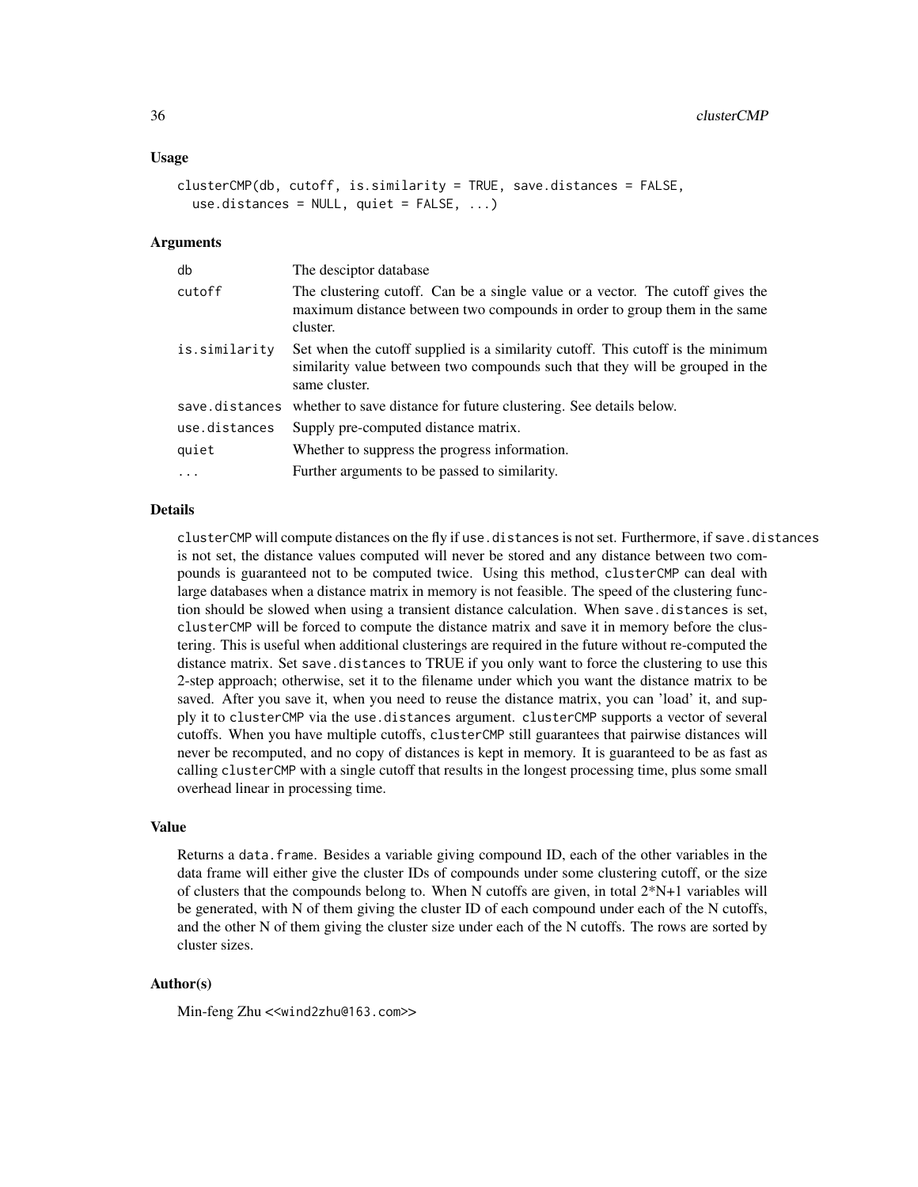## Usage

```
clusterCMP(db, cutoff, is.similarity = TRUE, save.distances = FALSE,
  use.distances = NULL, quiet = FALSE, ...)
```

## Arguments

| | |
|---|---|
| db | The desciptor database |
| cutoff | The clustering cutoff. Can be a single value or a vector. The cutoff gives the maximum distance between two compounds in order to group them in the same cluster. |
| is.similarity | Set when the cutoff supplied is a similarity cutoff. This cutoff is the minimum similarity value between two compounds such that they will be grouped in the same cluster. |
| save.distances | whether to save distance for future clustering. See details below. |
| use.distances | Supply pre-computed distance matrix. |
| quiet | Whether to suppress the progress information. |
| ... | Further arguments to be passed to similarity. |

## Details

`clusterCMP` will compute distances on the fly if `use.distances` is not set. Furthermore, if `save.distances` is not set, the distance values computed will never be stored and any distance between two compounds is guaranteed not to be computed twice. Using this method, `clusterCMP` can deal with large databases when a distance matrix in memory is not feasible. The speed of the clustering function should be slowed when using a transient distance calculation. When `save.distances` is set, `clusterCMP` will be forced to compute the distance matrix and save it in memory before the clustering. This is useful when additional clusterings are required in the future without re-computed the distance matrix. Set `save.distances` to TRUE if you only want to force the clustering to use this 2-step approach; otherwise, set it to the filename under which you want the distance matrix to be saved. After you save it, when you need to reuse the distance matrix, you can 'load' it, and supply it to `clusterCMP` via the `use.distances` argument. `clusterCMP` supports a vector of several cutoffs. When you have multiple cutoffs, `clusterCMP` still guarantees that pairwise distances will never be recomputed, and no copy of distances is kept in memory. It is guaranteed to be as fast as calling `clusterCMP` with a single cutoff that results in the longest processing time, plus some small overhead linear in processing time.

## Value

Returns a `data.frame`. Besides a variable giving compound ID, each of the other variables in the data frame will either give the cluster IDs of compounds under some clustering cutoff, or the size of clusters that the compounds belong to. When N cutoffs are given, in total 2*N+1 variables will be generated, with N of them giving the cluster ID of each compound under each of the N cutoffs, and the other N of them giving the cluster size under each of the N cutoffs. The rows are sorted by cluster sizes.

## Author(s)

Min-feng Zhu <<wind2zhu@163.com>>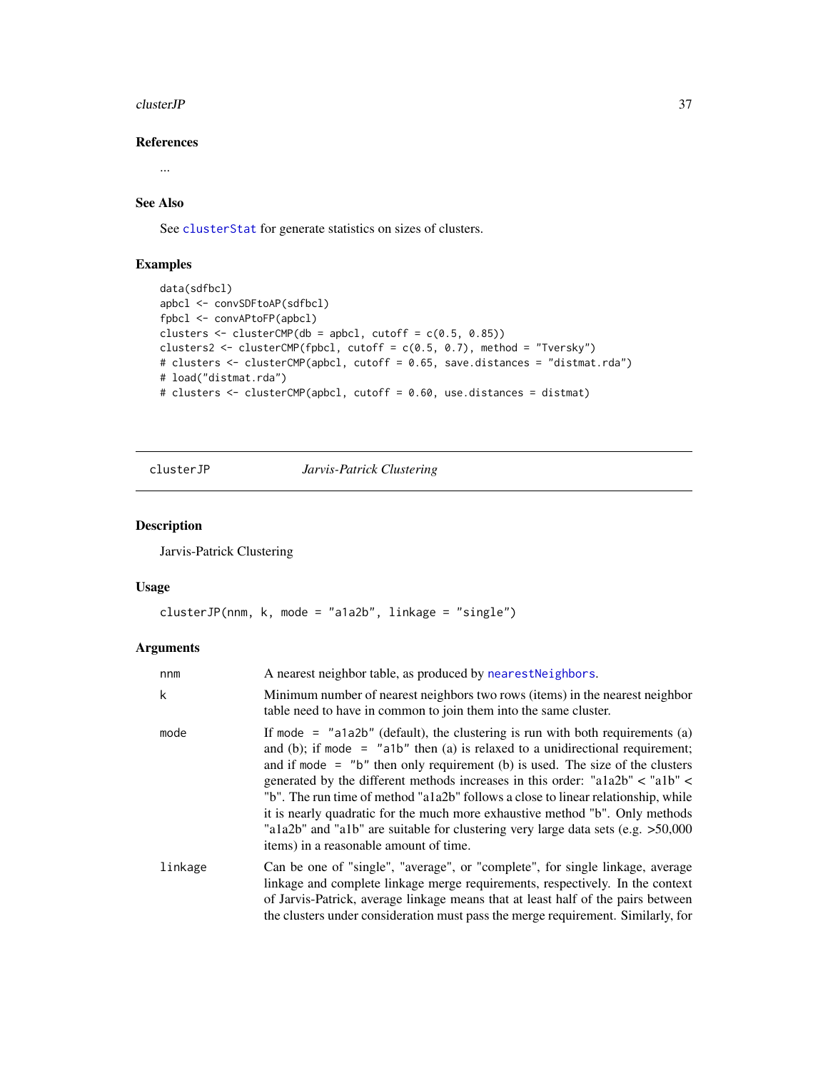### References

...

### See Also

See `clusterStat` for generate statistics on sizes of clusters.

### Examples

```
data(sdfbcl)
apbcl <- convSDFtoAP(sdfbcl)
fpbcl <- convAPtoFP(apbcl)
clusters <- clusterCMP(db = apbcl, cutoff = c(0.5, 0.85))
clusters2 <- clusterCMP(fpbcl, cutoff = c(0.5, 0.7), method = "Tversky")
# clusters <- clusterCMP(apbcl, cutoff = 0.65, save.distances = "distmat.rda")
# load("distmat.rda")
# clusters <- clusterCMP(apbcl, cutoff = 0.60, use.distances = distmat)
```

---

## clusterJP — *Jarvis-Patrick Clustering*

### Description

Jarvis-Patrick Clustering

### Usage

```
clusterJP(nnm, k, mode = "a1a2b", linkage = "single")
```

### Arguments

| | |
|---|---|
| nnm | A nearest neighbor table, as produced by `nearestNeighbors`. |
| k | Minimum number of nearest neighbors two rows (items) in the nearest neighbor table need to have in common to join them into the same cluster. |
| mode | If `mode = "a1a2b"` (default), the clustering is run with both requirements (a) and (b); if `mode = "a1b"` then (a) is relaxed to a unidirectional requirement; and if `mode = "b"` then only requirement (b) is used. The size of the clusters generated by the different methods increases in this order: "a1a2b" < "a1b" < "b". The run time of method "a1a2b" follows a close to linear relationship, while it is nearly quadratic for the much more exhaustive method "b". Only methods "a1a2b" and "a1b" are suitable for clustering very large data sets (e.g. >50,000 items) in a reasonable amount of time. |
| linkage | Can be one of "single", "average", or "complete", for single linkage, average linkage and complete linkage merge requirements, respectively. In the context of Jarvis-Patrick, average linkage means that at least half of the pairs between the clusters under consideration must pass the merge requirement. Similarly, for |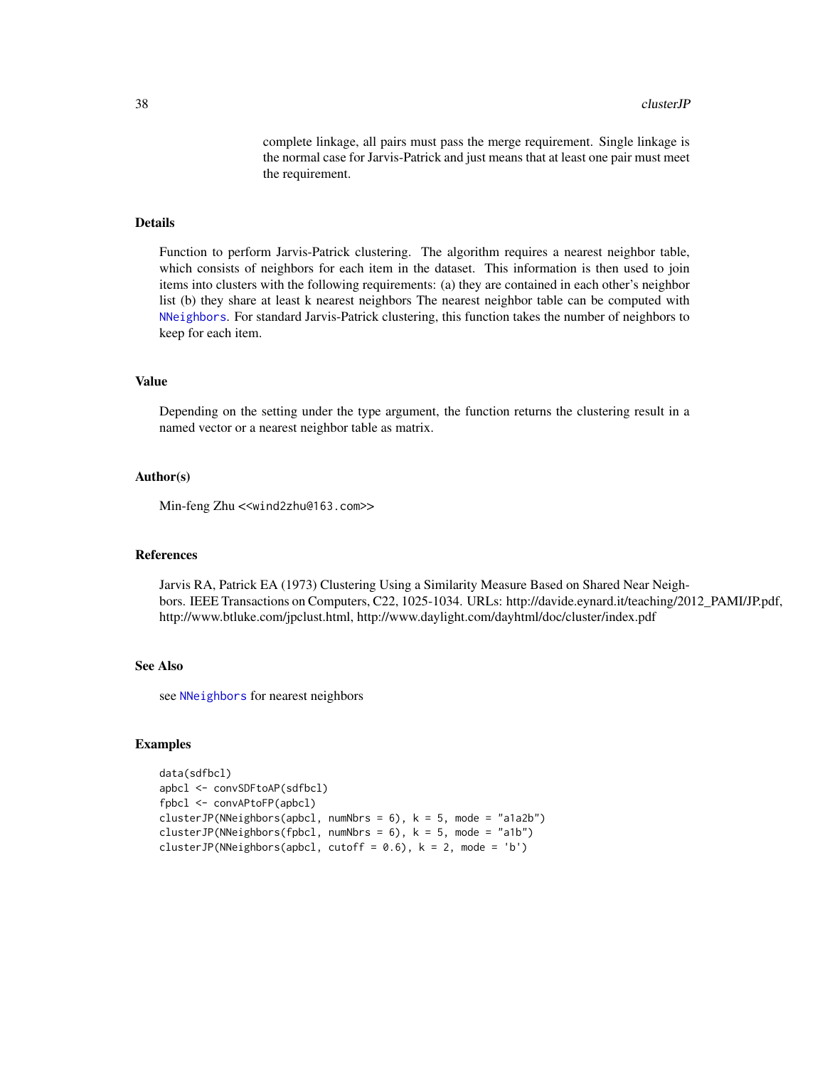complete linkage, all pairs must pass the merge requirement. Single linkage is the normal case for Jarvis-Patrick and just means that at least one pair must meet the requirement.

## Details

Function to perform Jarvis-Patrick clustering. The algorithm requires a nearest neighbor table, which consists of neighbors for each item in the dataset. This information is then used to join items into clusters with the following requirements: (a) they are contained in each other's neighbor list (b) they share at least k nearest neighbors The nearest neighbor table can be computed with `NNeighbors`. For standard Jarvis-Patrick clustering, this function takes the number of neighbors to keep for each item.

## Value

Depending on the setting under the type argument, the function returns the clustering result in a named vector or a nearest neighbor table as matrix.

## Author(s)

Min-feng Zhu <`<wind2zhu@163.com>`>

## References

Jarvis RA, Patrick EA (1973) Clustering Using a Similarity Measure Based on Shared Near Neighbors. IEEE Transactions on Computers, C22, 1025-1034. URLs: http://davide.eynard.it/teaching/2012_PAMI/JP.pdf, http://www.btluke.com/jpclust.html, http://www.daylight.com/dayhtml/doc/cluster/index.pdf

## See Also

see `NNeighbors` for nearest neighbors

## Examples

```
data(sdfbcl)
apbcl <- convSDFtoAP(sdfbcl)
fpbcl <- convAPtoFP(apbcl)
clusterJP(NNeighbors(apbcl, numNbrs = 6), k = 5, mode = "a1a2b")
clusterJP(NNeighbors(fpbcl, numNbrs = 6), k = 5, mode = "a1b")
clusterJP(NNeighbors(apbcl, cutoff = 0.6), k = 2, mode = 'b')
```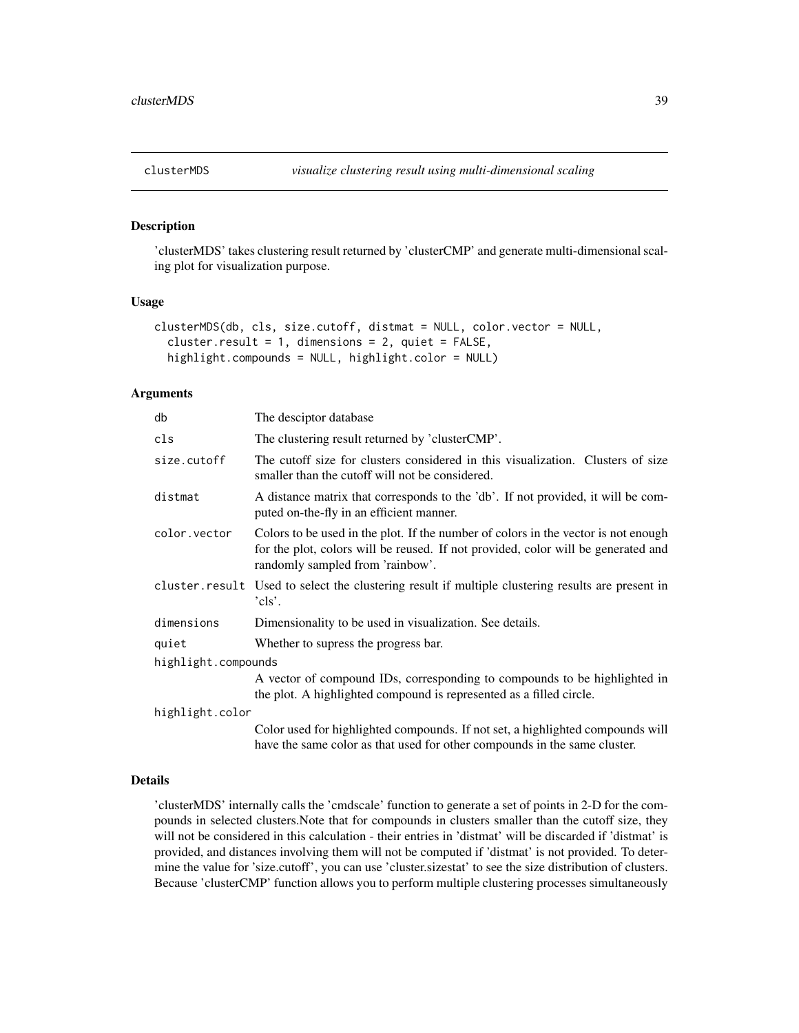## clusterMDS *visualize clustering result using multi-dimensional scaling*

### Description

'clusterMDS' takes clustering result returned by 'clusterCMP' and generate multi-dimensional scaling plot for visualization purpose.

### Usage

```
clusterMDS(db, cls, size.cutoff, distmat = NULL, color.vector = NULL,
  cluster.result = 1, dimensions = 2, quiet = FALSE,
  highlight.compounds = NULL, highlight.color = NULL)
```

### Arguments

| | |
|---|---|
| db | The desciptor database |
| cls | The clustering result returned by 'clusterCMP'. |
| size.cutoff | The cutoff size for clusters considered in this visualization. Clusters of size smaller than the cutoff will not be considered. |
| distmat | A distance matrix that corresponds to the 'db'. If not provided, it will be computed on-the-fly in an efficient manner. |
| color.vector | Colors to be used in the plot. If the number of colors in the vector is not enough for the plot, colors will be reused. If not provided, color will be generated and randomly sampled from 'rainbow'. |
| cluster.result | Used to select the clustering result if multiple clustering results are present in 'cls'. |
| dimensions | Dimensionality to be used in visualization. See details. |
| quiet | Whether to supress the progress bar. |
| highlight.compounds | A vector of compound IDs, corresponding to compounds to be highlighted in the plot. A highlighted compound is represented as a filled circle. |
| highlight.color | Color used for highlighted compounds. If not set, a highlighted compounds will have the same color as that used for other compounds in the same cluster. |

### Details

'clusterMDS' internally calls the 'cmdscale' function to generate a set of points in 2-D for the compounds in selected clusters.Note that for compounds in clusters smaller than the cutoff size, they will not be considered in this calculation - their entries in 'distmat' will be discarded if 'distmat' is provided, and distances involving them will not be computed if 'distmat' is not provided. To determine the value for 'size.cutoff', you can use 'cluster.sizestat' to see the size distribution of clusters. Because 'clusterCMP' function allows you to perform multiple clustering processes simultaneously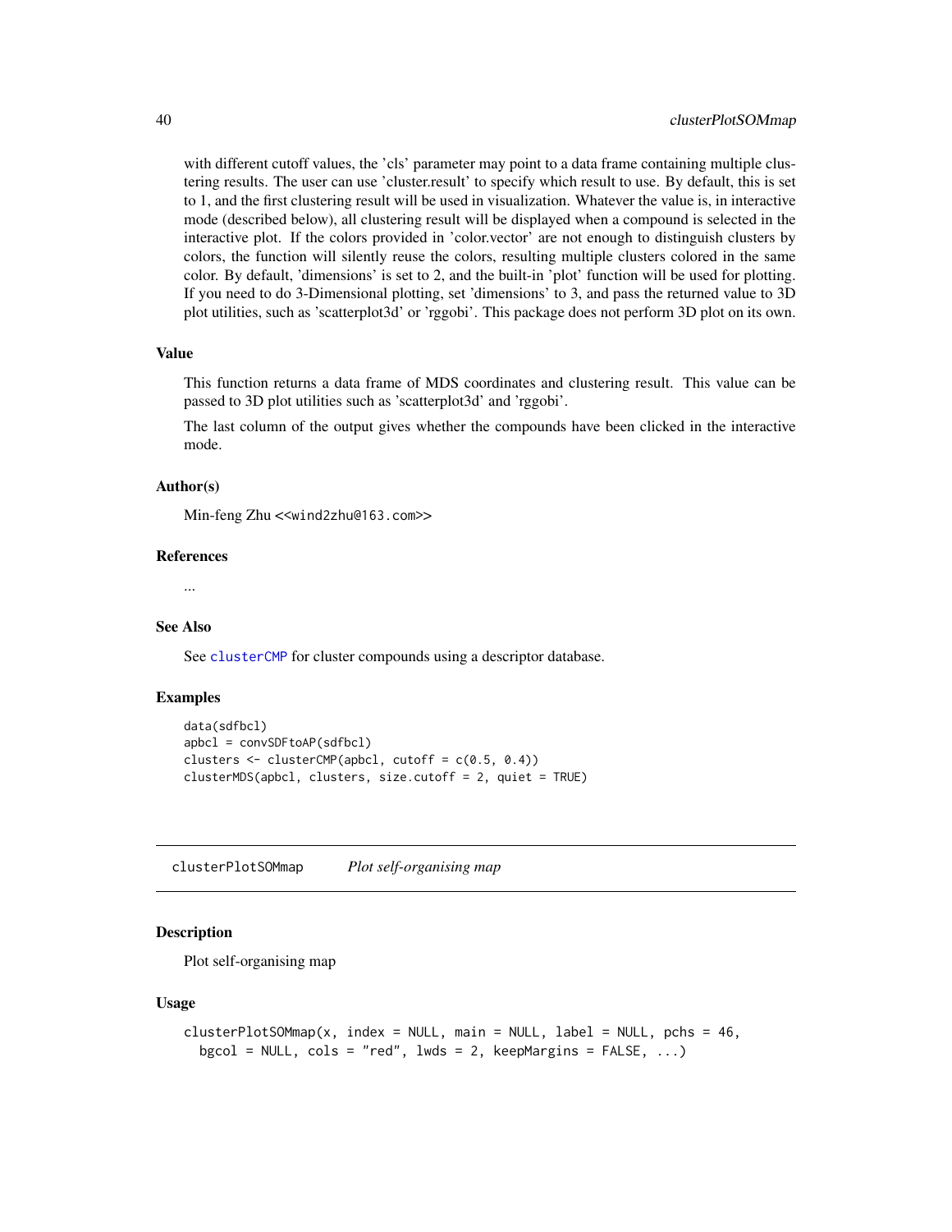with different cutoff values, the 'cls' parameter may point to a data frame containing multiple clustering results. The user can use 'cluster.result' to specify which result to use. By default, this is set to 1, and the first clustering result will be used in visualization. Whatever the value is, in interactive mode (described below), all clustering result will be displayed when a compound is selected in the interactive plot. If the colors provided in 'color.vector' are not enough to distinguish clusters by colors, the function will silently reuse the colors, resulting multiple clusters colored in the same color. By default, 'dimensions' is set to 2, and the built-in 'plot' function will be used for plotting. If you need to do 3-Dimensional plotting, set 'dimensions' to 3, and pass the returned value to 3D plot utilities, such as 'scatterplot3d' or 'rggobi'. This package does not perform 3D plot on its own.

### Value

This function returns a data frame of MDS coordinates and clustering result. This value can be passed to 3D plot utilities such as 'scatterplot3d' and 'rggobi'.

The last column of the output gives whether the compounds have been clicked in the interactive mode.

### Author(s)

Min-feng Zhu <<wind2zhu@163.com>>

### References

...

### See Also

See clusterCMP for cluster compounds using a descriptor database.

### Examples

```
data(sdfbcl)
apbcl = convSDFtoAP(sdfbcl)
clusters <- clusterCMP(apbcl, cutoff = c(0.5, 0.4))
clusterMDS(apbcl, clusters, size.cutoff = 2, quiet = TRUE)
```

---

## clusterPlotSOMmap *Plot self-organising map*

### Description

Plot self-organising map

### Usage

```
clusterPlotSOMmap(x, index = NULL, main = NULL, label = NULL, pchs = 46,
  bgcol = NULL, cols = "red", lwds = 2, keepMargins = FALSE, ...)
```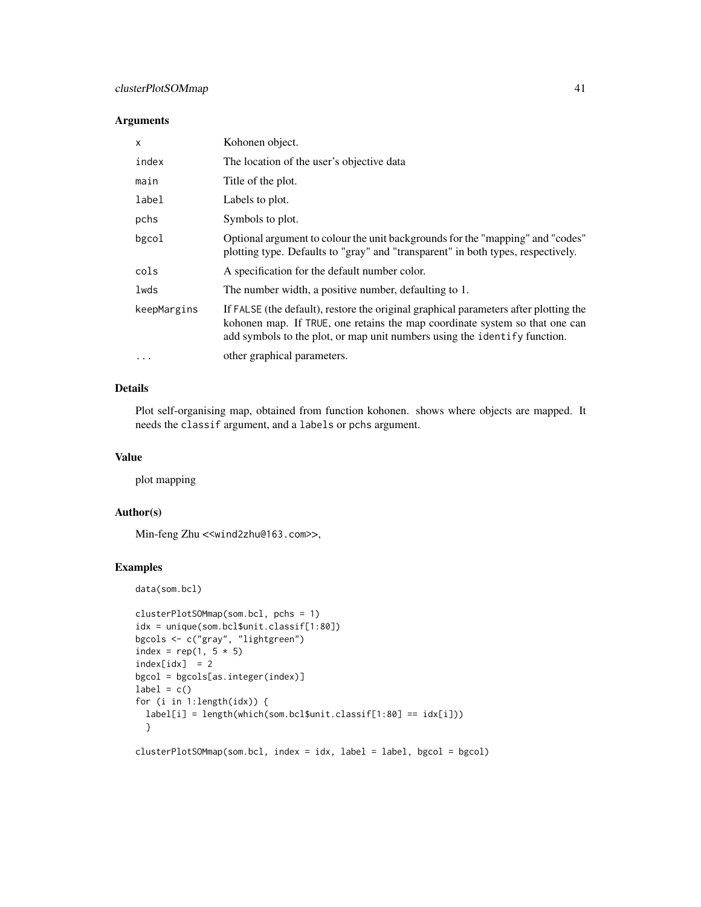### Arguments

| | |
|---|---|
| `x` | Kohonen object. |
| `index` | The location of the user's objective data |
| `main` | Title of the plot. |
| `label` | Labels to plot. |
| `pchs` | Symbols to plot. |
| `bgcol` | Optional argument to colour the unit backgrounds for the "mapping" and "codes" plotting type. Defaults to "gray" and "transparent" in both types, respectively. |
| `cols` | A specification for the default number color. |
| `lwds` | The number width, a positive number, defaulting to 1. |
| `keepMargins` | If `FALSE` (the default), restore the original graphical parameters after plotting the kohonen map. If `TRUE`, one retains the map coordinate system so that one can add symbols to the plot, or map unit numbers using the `identify` function. |
| `...` | other graphical parameters. |

### Details

Plot self-organising map, obtained from function kohonen. shows where objects are mapped. It needs the `classif` argument, and a `labels` or `pchs` argument.

### Value

plot mapping

### Author(s)

Min-feng Zhu <<wind2zhu@163.com>>,

### Examples

```
data(som.bcl)

clusterPlotSOMmap(som.bcl, pchs = 1)
idx = unique(som.bcl$unit.classif[1:80])
bgcols <- c("gray", "lightgreen")
index = rep(1, 5 * 5)
index[idx]  = 2
bgcol = bgcols[as.integer(index)]
label = c()
for (i in 1:length(idx)) {
  label[i] = length(which(som.bcl$unit.classif[1:80] == idx[i]))
  }

clusterPlotSOMmap(som.bcl, index = idx, label = label, bgcol = bgcol)
```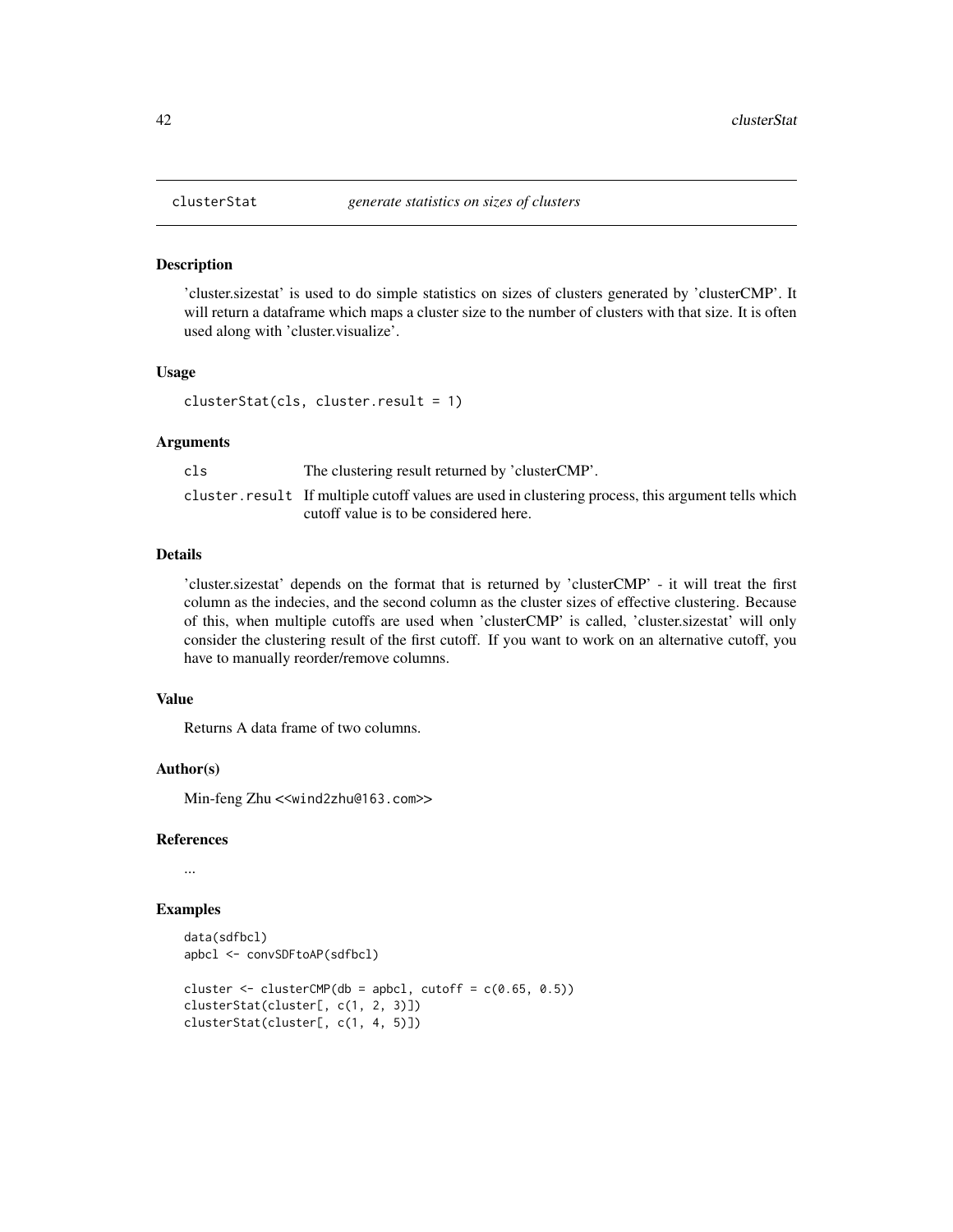clusterStat *generate statistics on sizes of clusters*

## Description

'cluster.sizestat' is used to do simple statistics on sizes of clusters generated by 'clusterCMP'. It will return a dataframe which maps a cluster size to the number of clusters with that size. It is often used along with 'cluster.visualize'.

## Usage

```
clusterStat(cls, cluster.result = 1)
```

## Arguments

| | |
|---|---|
| cls | The clustering result returned by 'clusterCMP'. |
| cluster.result | If multiple cutoff values are used in clustering process, this argument tells which cutoff value is to be considered here. |

## Details

'cluster.sizestat' depends on the format that is returned by 'clusterCMP' - it will treat the first column as the indecies, and the second column as the cluster sizes of effective clustering. Because of this, when multiple cutoffs are used when 'clusterCMP' is called, 'cluster.sizestat' will only consider the clustering result of the first cutoff. If you want to work on an alternative cutoff, you have to manually reorder/remove columns.

## Value

Returns A data frame of two columns.

## Author(s)

Min-feng Zhu <<wind2zhu@163.com>>

## References

...

## Examples

```
data(sdfbcl)
apbcl <- convSDFtoAP(sdfbcl)

cluster <- clusterCMP(db = apbcl, cutoff = c(0.65, 0.5))
clusterStat(cluster[, c(1, 2, 3)])
clusterStat(cluster[, c(1, 4, 5)])
```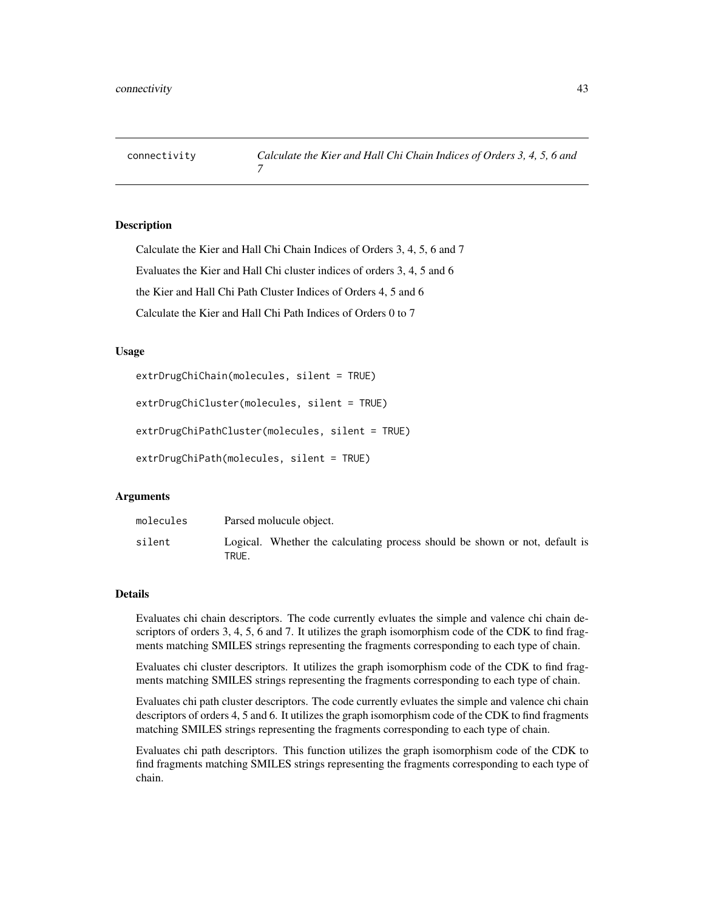connectivity — *Calculate the Kier and Hall Chi Chain Indices of Orders 3, 4, 5, 6 and 7*

## Description

Calculate the Kier and Hall Chi Chain Indices of Orders 3, 4, 5, 6 and 7

Evaluates the Kier and Hall Chi cluster indices of orders 3, 4, 5 and 6

the Kier and Hall Chi Path Cluster Indices of Orders 4, 5 and 6

Calculate the Kier and Hall Chi Path Indices of Orders 0 to 7

## Usage

```
extrDrugChiChain(molecules, silent = TRUE)

extrDrugChiCluster(molecules, silent = TRUE)

extrDrugChiPathCluster(molecules, silent = TRUE)

extrDrugChiPath(molecules, silent = TRUE)
```

## Arguments

| | |
|---|---|
| `molecules` | Parsed molucule object. |
| `silent` | Logical. Whether the calculating process should be shown or not, default is `TRUE`. |

## Details

Evaluates chi chain descriptors. The code currently evluates the simple and valence chi chain descriptors of orders 3, 4, 5, 6 and 7. It utilizes the graph isomorphism code of the CDK to find fragments matching SMILES strings representing the fragments corresponding to each type of chain.

Evaluates chi cluster descriptors. It utilizes the graph isomorphism code of the CDK to find fragments matching SMILES strings representing the fragments corresponding to each type of chain.

Evaluates chi path cluster descriptors. The code currently evluates the simple and valence chi chain descriptors of orders 4, 5 and 6. It utilizes the graph isomorphism code of the CDK to find fragments matching SMILES strings representing the fragments corresponding to each type of chain.

Evaluates chi path descriptors. This function utilizes the graph isomorphism code of the CDK to find fragments matching SMILES strings representing the fragments corresponding to each type of chain.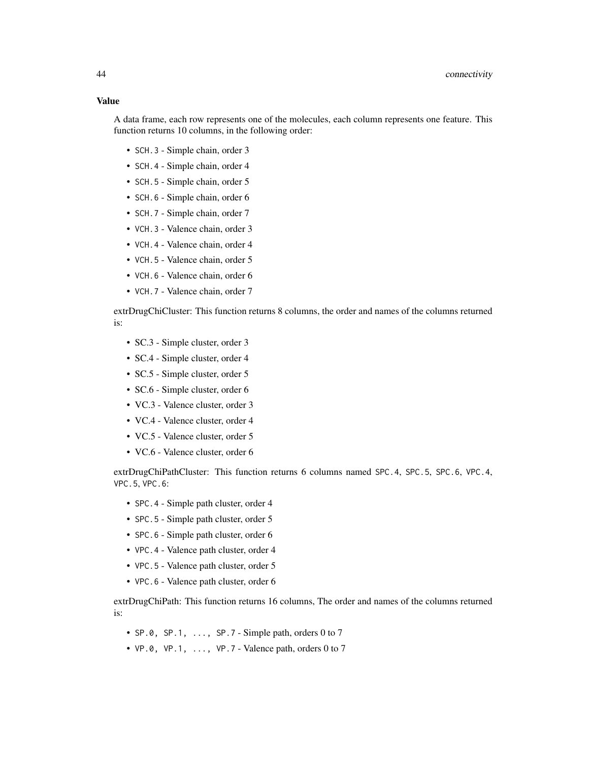## Value

A data frame, each row represents one of the molecules, each column represents one feature. This function returns 10 columns, in the following order:

- `SCH.3` - Simple chain, order 3
- `SCH.4` - Simple chain, order 4
- `SCH.5` - Simple chain, order 5
- `SCH.6` - Simple chain, order 6
- `SCH.7` - Simple chain, order 7
- `VCH.3` - Valence chain, order 3
- `VCH.4` - Valence chain, order 4
- `VCH.5` - Valence chain, order 5
- `VCH.6` - Valence chain, order 6
- `VCH.7` - Valence chain, order 7

extrDrugChiCluster: This function returns 8 columns, the order and names of the columns returned is:

- SC.3 - Simple cluster, order 3
- SC.4 - Simple cluster, order 4
- SC.5 - Simple cluster, order 5
- SC.6 - Simple cluster, order 6
- VC.3 - Valence cluster, order 3
- VC.4 - Valence cluster, order 4
- VC.5 - Valence cluster, order 5
- VC.6 - Valence cluster, order 6

extrDrugChiPathCluster: This function returns 6 columns named `SPC.4`, `SPC.5`, `SPC.6`, `VPC.4`, `VPC.5`, `VPC.6`:

- `SPC.4` - Simple path cluster, order 4
- `SPC.5` - Simple path cluster, order 5
- `SPC.6` - Simple path cluster, order 6
- `VPC.4` - Valence path cluster, order 4
- `VPC.5` - Valence path cluster, order 5
- `VPC.6` - Valence path cluster, order 6

extrDrugChiPath: This function returns 16 columns, The order and names of the columns returned is:

- `SP.0, SP.1, ..., SP.7` - Simple path, orders 0 to 7
- `VP.0, VP.1, ..., VP.7` - Valence path, orders 0 to 7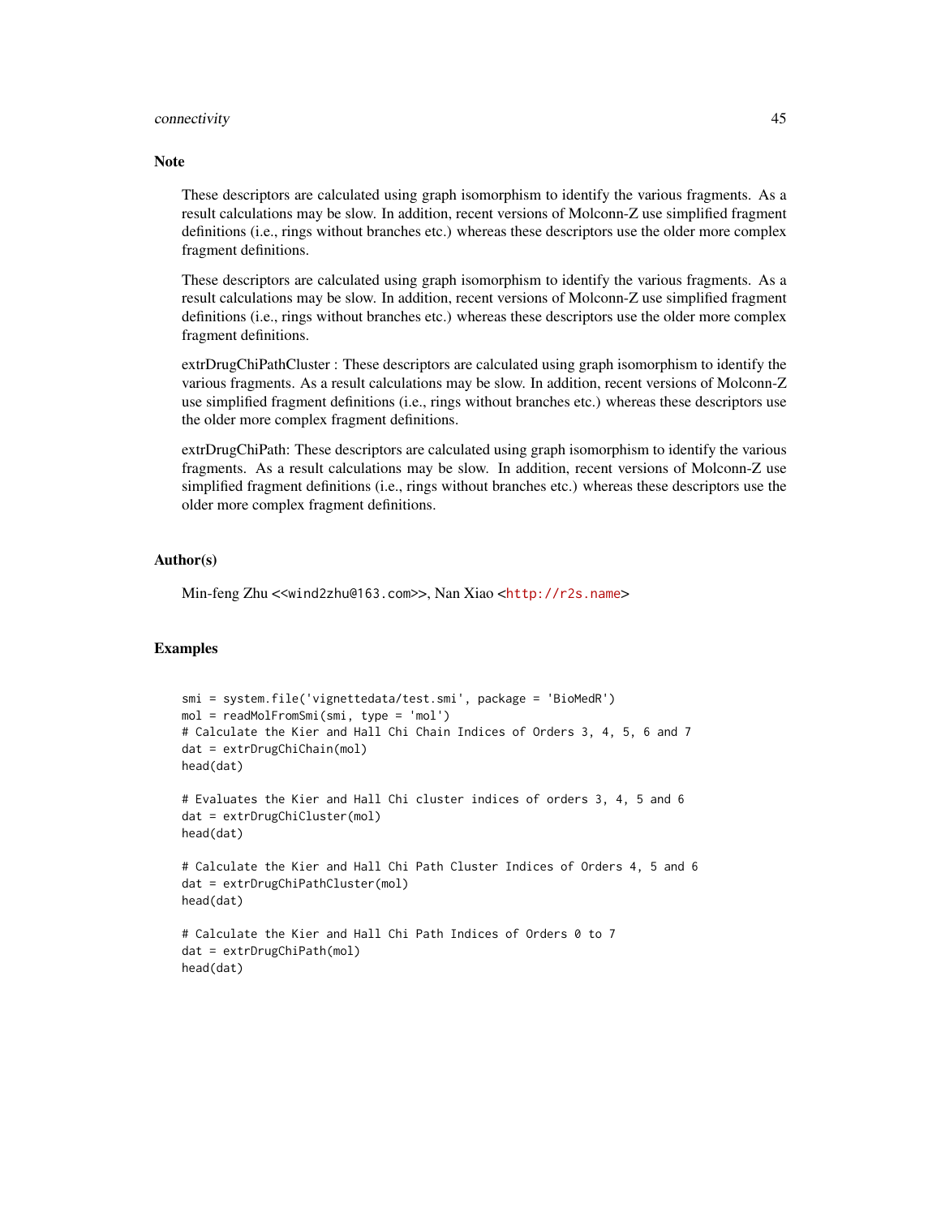## Note

These descriptors are calculated using graph isomorphism to identify the various fragments. As a result calculations may be slow. In addition, recent versions of Molconn-Z use simplified fragment definitions (i.e., rings without branches etc.) whereas these descriptors use the older more complex fragment definitions.

These descriptors are calculated using graph isomorphism to identify the various fragments. As a result calculations may be slow. In addition, recent versions of Molconn-Z use simplified fragment definitions (i.e., rings without branches etc.) whereas these descriptors use the older more complex fragment definitions.

extrDrugChiPathCluster : These descriptors are calculated using graph isomorphism to identify the various fragments. As a result calculations may be slow. In addition, recent versions of Molconn-Z use simplified fragment definitions (i.e., rings without branches etc.) whereas these descriptors use the older more complex fragment definitions.

extrDrugChiPath: These descriptors are calculated using graph isomorphism to identify the various fragments. As a result calculations may be slow. In addition, recent versions of Molconn-Z use simplified fragment definitions (i.e., rings without branches etc.) whereas these descriptors use the older more complex fragment definitions.

## Author(s)

Min-feng Zhu <<wind2zhu@163.com>>, Nan Xiao <http://r2s.name>

## Examples

```
smi = system.file('vignettedata/test.smi', package = 'BioMedR')
mol = readMolFromSmi(smi, type = 'mol')
# Calculate the Kier and Hall Chi Chain Indices of Orders 3, 4, 5, 6 and 7
dat = extrDrugChiChain(mol)
head(dat)

# Evaluates the Kier and Hall Chi cluster indices of orders 3, 4, 5 and 6
dat = extrDrugChiCluster(mol)
head(dat)

# Calculate the Kier and Hall Chi Path Cluster Indices of Orders 4, 5 and 6
dat = extrDrugChiPathCluster(mol)
head(dat)

# Calculate the Kier and Hall Chi Path Indices of Orders 0 to 7
dat = extrDrugChiPath(mol)
head(dat)
```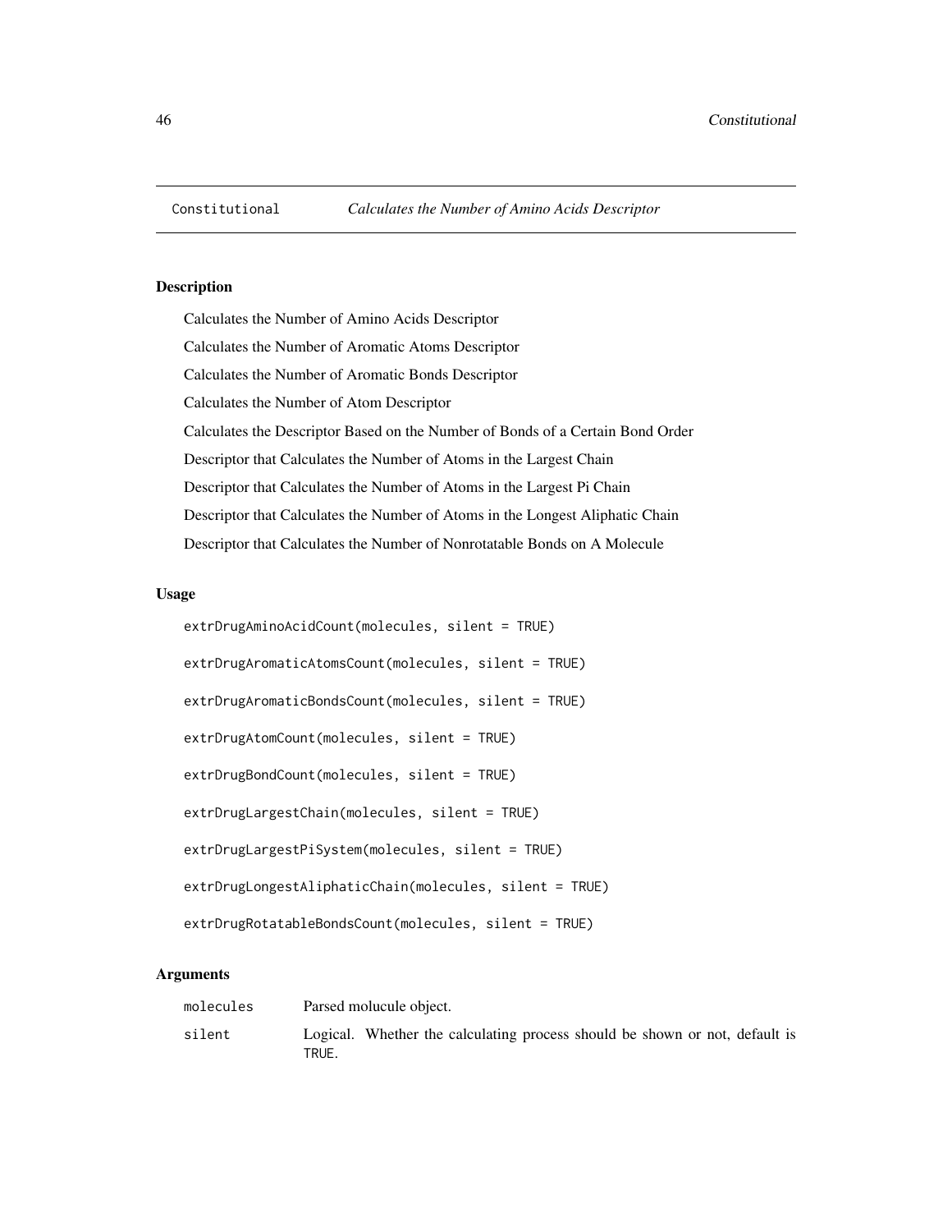Constitutional *Calculates the Number of Amino Acids Descriptor*

## Description

Calculates the Number of Amino Acids Descriptor

Calculates the Number of Aromatic Atoms Descriptor

Calculates the Number of Aromatic Bonds Descriptor

Calculates the Number of Atom Descriptor

Calculates the Descriptor Based on the Number of Bonds of a Certain Bond Order

Descriptor that Calculates the Number of Atoms in the Largest Chain

Descriptor that Calculates the Number of Atoms in the Largest Pi Chain

Descriptor that Calculates the Number of Atoms in the Longest Aliphatic Chain

Descriptor that Calculates the Number of Nonrotatable Bonds on A Molecule

## Usage

```
extrDrugAminoAcidCount(molecules, silent = TRUE)

extrDrugAromaticAtomsCount(molecules, silent = TRUE)

extrDrugAromaticBondsCount(molecules, silent = TRUE)

extrDrugAtomCount(molecules, silent = TRUE)

extrDrugBondCount(molecules, silent = TRUE)

extrDrugLargestChain(molecules, silent = TRUE)

extrDrugLargestPiSystem(molecules, silent = TRUE)

extrDrugLongestAliphaticChain(molecules, silent = TRUE)

extrDrugRotatableBondsCount(molecules, silent = TRUE)
```

## Arguments

| | |
|---|---|
| molecules | Parsed molucule object. |
| silent | Logical. Whether the calculating process should be shown or not, default is TRUE. |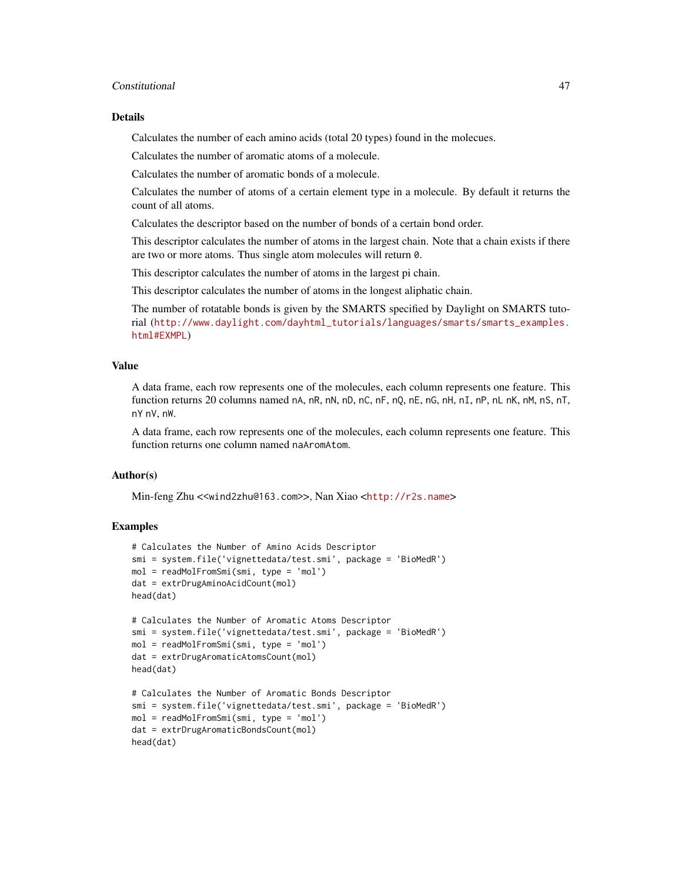### Details

Calculates the number of each amino acids (total 20 types) found in the molecues.

Calculates the number of aromatic atoms of a molecule.

Calculates the number of aromatic bonds of a molecule.

Calculates the number of atoms of a certain element type in a molecule. By default it returns the count of all atoms.

Calculates the descriptor based on the number of bonds of a certain bond order.

This descriptor calculates the number of atoms in the largest chain. Note that a chain exists if there are two or more atoms. Thus single atom molecules will return `0`.

This descriptor calculates the number of atoms in the largest pi chain.

This descriptor calculates the number of atoms in the longest aliphatic chain.

The number of rotatable bonds is given by the SMARTS specified by Daylight on SMARTS tutorial (http://www.daylight.com/dayhtml_tutorials/languages/smarts/smarts_examples.html#EXMPL)

### Value

A data frame, each row represents one of the molecules, each column represents one feature. This function returns 20 columns named `nA`, `nR`, `nN`, `nD`, `nC`, `nF`, `nQ`, `nE`, `nG`, `nH`, `nI`, `nP`, `nL` `nK`, `nM`, `nS`, `nT`, `nY` `nV`, `nW`.

A data frame, each row represents one of the molecules, each column represents one feature. This function returns one column named `naAromAtom`.

### Author(s)

Min-feng Zhu <<wind2zhu@163.com>>, Nan Xiao <http://r2s.name>

### Examples

```
# Calculates the Number of Amino Acids Descriptor
smi = system.file('vignettedata/test.smi', package = 'BioMedR')
mol = readMolFromSmi(smi, type = 'mol')
dat = extrDrugAminoAcidCount(mol)
head(dat)

# Calculates the Number of Aromatic Atoms Descriptor
smi = system.file('vignettedata/test.smi', package = 'BioMedR')
mol = readMolFromSmi(smi, type = 'mol')
dat = extrDrugAromaticAtomsCount(mol)
head(dat)

# Calculates the Number of Aromatic Bonds Descriptor
smi = system.file('vignettedata/test.smi', package = 'BioMedR')
mol = readMolFromSmi(smi, type = 'mol')
dat = extrDrugAromaticBondsCount(mol)
head(dat)
```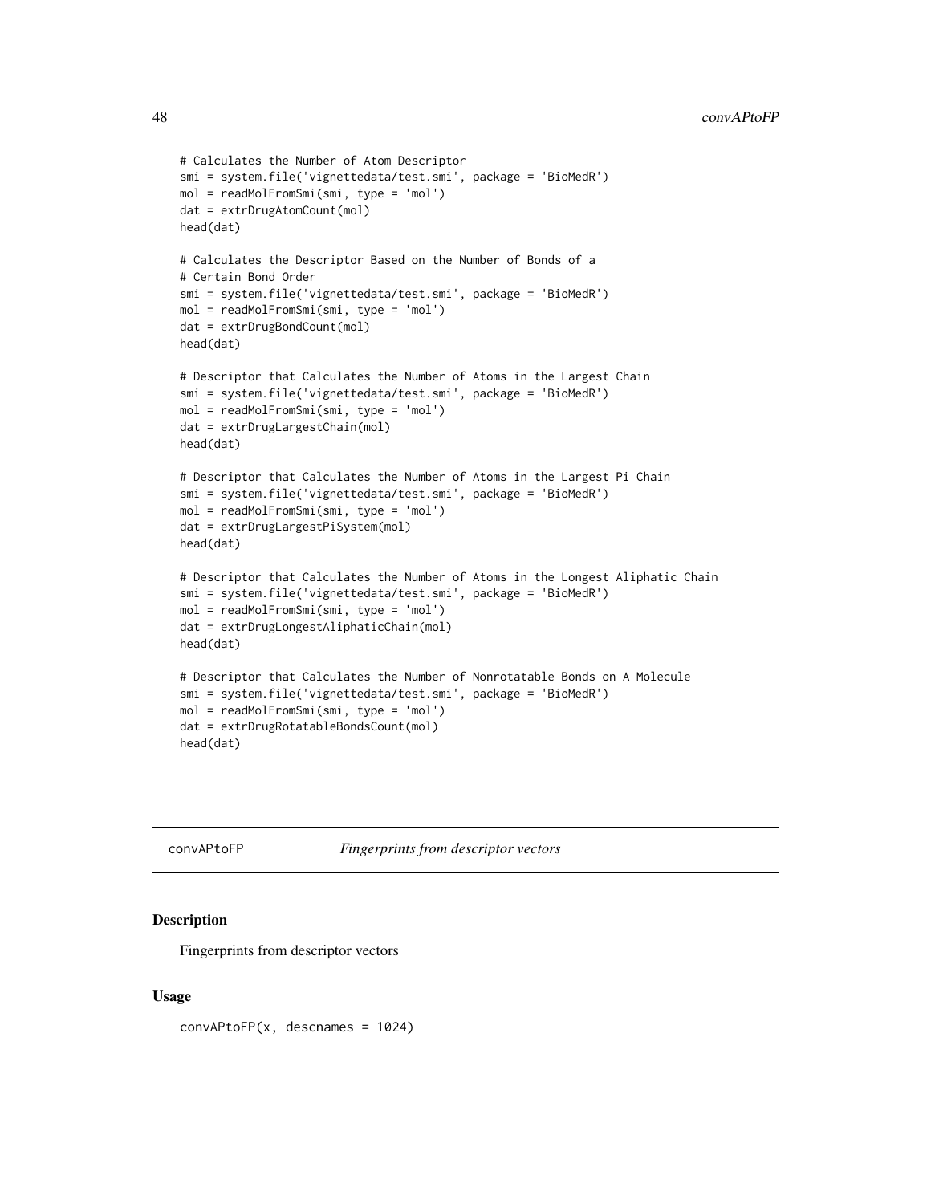```
# Calculates the Number of Atom Descriptor
smi = system.file('vignettedata/test.smi', package = 'BioMedR')
mol = readMolFromSmi(smi, type = 'mol')
dat = extrDrugAtomCount(mol)
head(dat)

# Calculates the Descriptor Based on the Number of Bonds of a
# Certain Bond Order
smi = system.file('vignettedata/test.smi', package = 'BioMedR')
mol = readMolFromSmi(smi, type = 'mol')
dat = extrDrugBondCount(mol)
head(dat)

# Descriptor that Calculates the Number of Atoms in the Largest Chain
smi = system.file('vignettedata/test.smi', package = 'BioMedR')
mol = readMolFromSmi(smi, type = 'mol')
dat = extrDrugLargestChain(mol)
head(dat)

# Descriptor that Calculates the Number of Atoms in the Largest Pi Chain
smi = system.file('vignettedata/test.smi', package = 'BioMedR')
mol = readMolFromSmi(smi, type = 'mol')
dat = extrDrugLargestPiSystem(mol)
head(dat)

# Descriptor that Calculates the Number of Atoms in the Longest Aliphatic Chain
smi = system.file('vignettedata/test.smi', package = 'BioMedR')
mol = readMolFromSmi(smi, type = 'mol')
dat = extrDrugLongestAliphaticChain(mol)
head(dat)

# Descriptor that Calculates the Number of Nonrotatable Bonds on A Molecule
smi = system.file('vignettedata/test.smi', package = 'BioMedR')
mol = readMolFromSmi(smi, type = 'mol')
dat = extrDrugRotatableBondsCount(mol)
head(dat)
```

---

## convAPtoFP *Fingerprints from descriptor vectors*

### Description

Fingerprints from descriptor vectors

### Usage

```
convAPtoFP(x, descnames = 1024)
```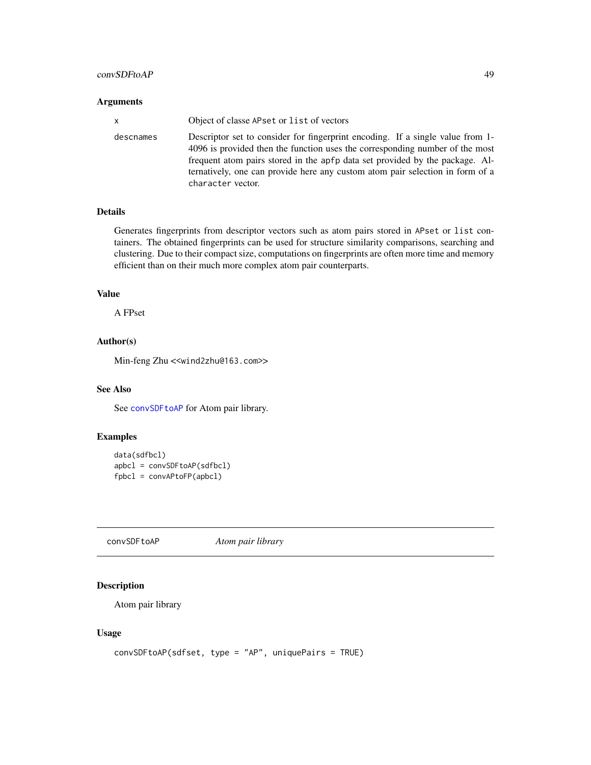### Arguments

| | |
|---|---|
| x | Object of classe APset or list of vectors |
| descnames | Descriptor set to consider for fingerprint encoding. If a single value from 1-4096 is provided then the function uses the corresponding number of the most frequent atom pairs stored in the apfp data set provided by the package. Alternatively, one can provide here any custom atom pair selection in form of a character vector. |

### Details

Generates fingerprints from descriptor vectors such as atom pairs stored in APset or list containers. The obtained fingerprints can be used for structure similarity comparisons, searching and clustering. Due to their compact size, computations on fingerprints are often more time and memory efficient than on their much more complex atom pair counterparts.

### Value

A FPset

### Author(s)

Min-feng Zhu <<wind2zhu@163.com>>

### See Also

See convSDFtoAP for Atom pair library.

### Examples

```
data(sdfbcl)
apbcl = convSDFtoAP(sdfbcl)
fpbcl = convAPtoFP(apbcl)
```

---

## convSDFtoAP *Atom pair library*

---

### Description

Atom pair library

### Usage

```
convSDFtoAP(sdfset, type = "AP", uniquePairs = TRUE)
```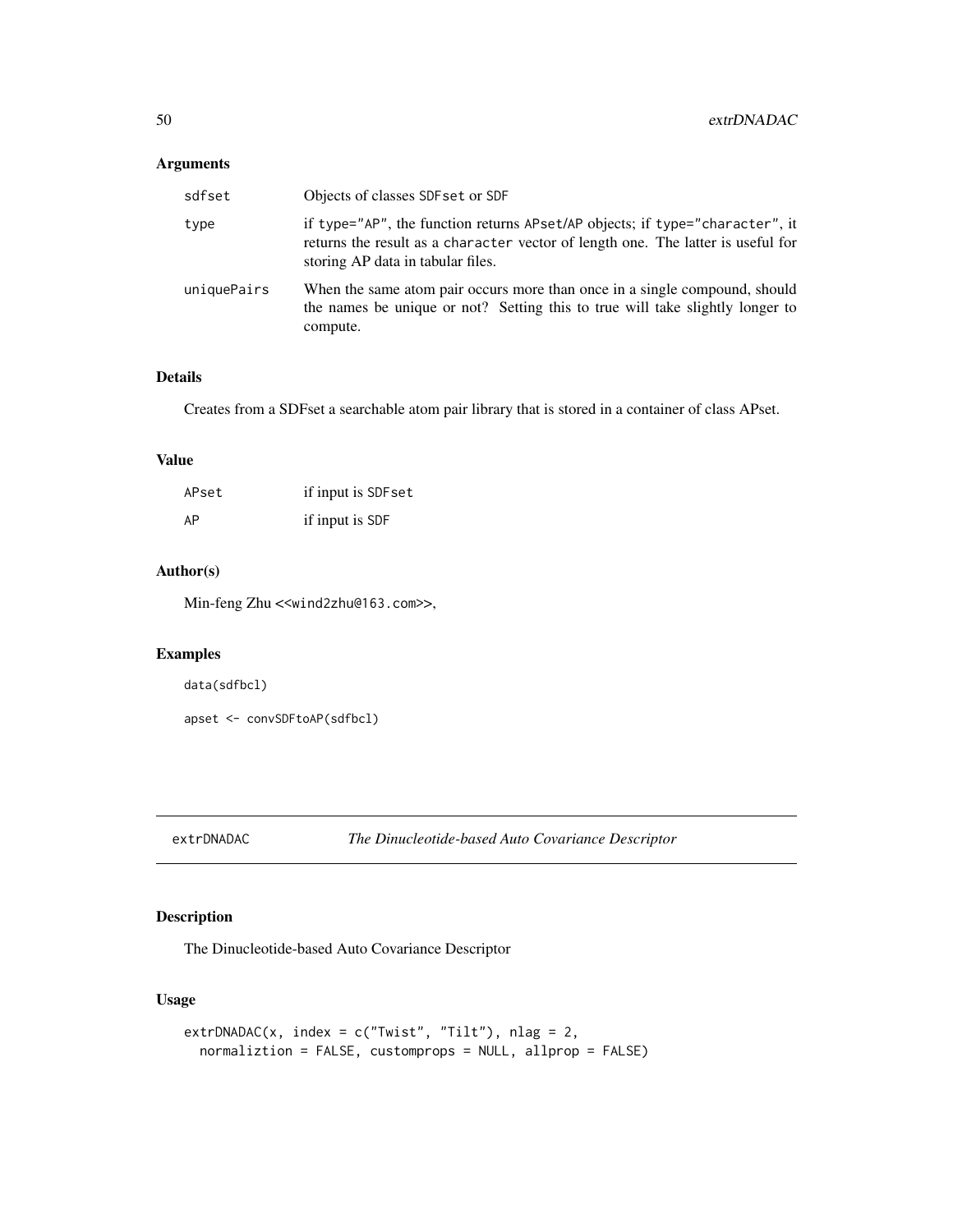## Arguments

| | |
|---|---|
| sdfset | Objects of classes SDFset or SDF |
| type | if type="AP", the function returns APset/AP objects; if type="character", it returns the result as a character vector of length one. The latter is useful for storing AP data in tabular files. |
| uniquePairs | When the same atom pair occurs more than once in a single compound, should the names be unique or not? Setting this to true will take slightly longer to compute. |

## Details

Creates from a SDFset a searchable atom pair library that is stored in a container of class APset.

## Value

| | |
|---|---|
| APset | if input is SDFset |
| AP | if input is SDF |

## Author(s)

Min-feng Zhu <<wind2zhu@163.com>>,

## Examples

```
data(sdfbcl)

apset <- convSDFtoAP(sdfbcl)
```

---

# extrDNADAC — *The Dinucleotide-based Auto Covariance Descriptor*

## Description

The Dinucleotide-based Auto Covariance Descriptor

## Usage

```
extrDNADAC(x, index = c("Twist", "Tilt"), nlag = 2,
  normaliztion = FALSE, customprops = NULL, allprop = FALSE)
```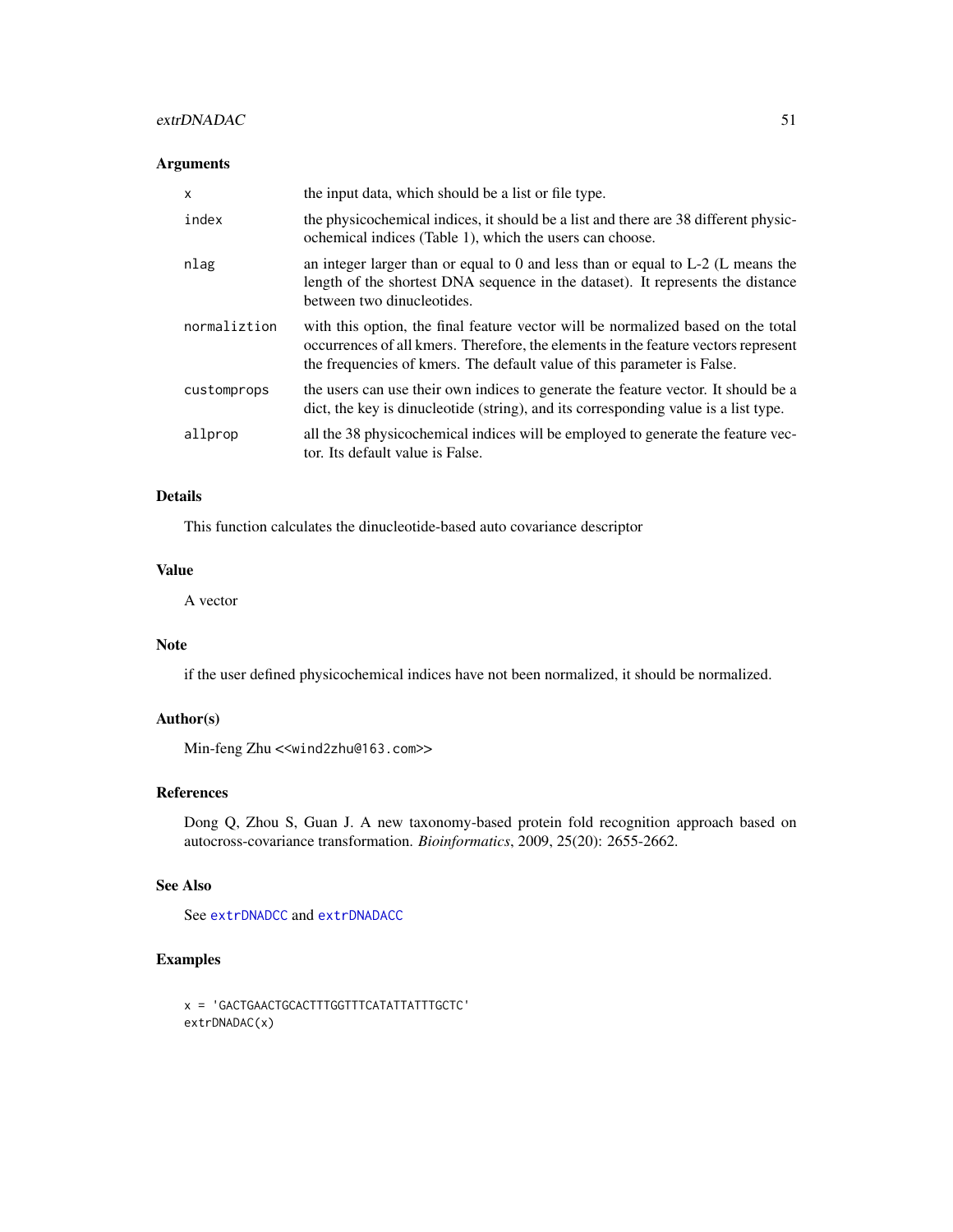## Arguments

| | |
|---|---|
| `x` | the input data, which should be a list or file type. |
| `index` | the physicochemical indices, it should be a list and there are 38 different physicochemical indices (Table 1), which the users can choose. |
| `nlag` | an integer larger than or equal to 0 and less than or equal to L-2 (L means the length of the shortest DNA sequence in the dataset). It represents the distance between two dinucleotides. |
| `normaliztion` | with this option, the final feature vector will be normalized based on the total occurrences of all kmers. Therefore, the elements in the feature vectors represent the frequencies of kmers. The default value of this parameter is False. |
| `customprops` | the users can use their own indices to generate the feature vector. It should be a dict, the key is dinucleotide (string), and its corresponding value is a list type. |
| `allprop` | all the 38 physicochemical indices will be employed to generate the feature vector. Its default value is False. |

## Details

This function calculates the dinucleotide-based auto covariance descriptor

## Value

A vector

## Note

if the user defined physicochemical indices have not been normalized, it should be normalized.

## Author(s)

Min-feng Zhu <<wind2zhu@163.com>>

## References

Dong Q, Zhou S, Guan J. A new taxonomy-based protein fold recognition approach based on autocross-covariance transformation. *Bioinformatics*, 2009, 25(20): 2655-2662.

## See Also

See `extrDNADCC` and `extrDNADACC`

## Examples

```
x = 'GACTGAACTGCACTTTGGTTTCATATTATTTGCTC'
extrDNADAC(x)
```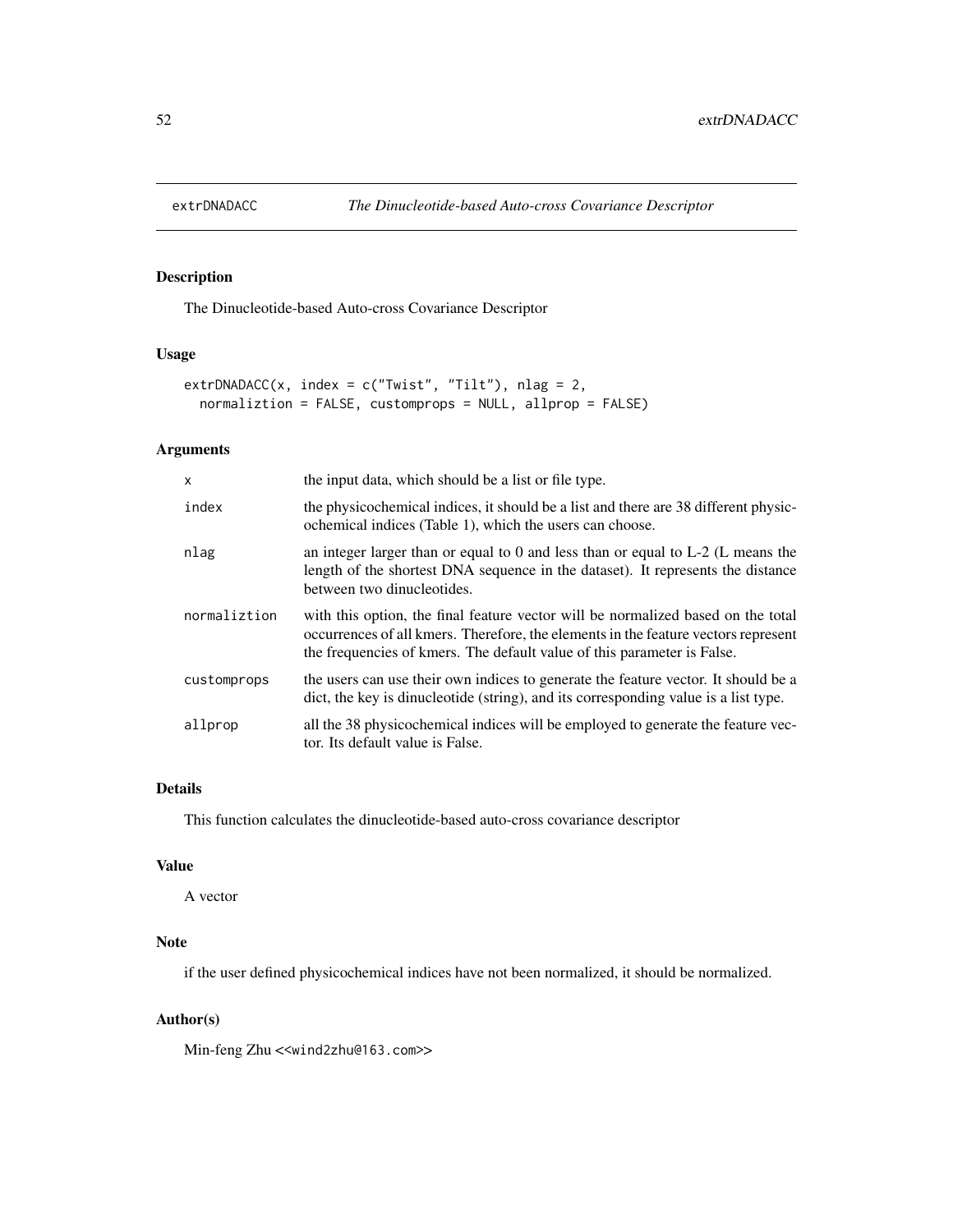extrDNADACC *The Dinucleotide-based Auto-cross Covariance Descriptor*

## Description

The Dinucleotide-based Auto-cross Covariance Descriptor

## Usage

```
extrDNADACC(x, index = c("Twist", "Tilt"), nlag = 2,
  normaliztion = FALSE, customprops = NULL, allprop = FALSE)
```

## Arguments

| | |
|---|---|
| x | the input data, which should be a list or file type. |
| index | the physicochemical indices, it should be a list and there are 38 different physicochemical indices (Table 1), which the users can choose. |
| nlag | an integer larger than or equal to 0 and less than or equal to L-2 (L means the length of the shortest DNA sequence in the dataset). It represents the distance between two dinucleotides. |
| normaliztion | with this option, the final feature vector will be normalized based on the total occurrences of all kmers. Therefore, the elements in the feature vectors represent the frequencies of kmers. The default value of this parameter is False. |
| customprops | the users can use their own indices to generate the feature vector. It should be a dict, the key is dinucleotide (string), and its corresponding value is a list type. |
| allprop | all the 38 physicochemical indices will be employed to generate the feature vector. Its default value is False. |

## Details

This function calculates the dinucleotide-based auto-cross covariance descriptor

## Value

A vector

## Note

if the user defined physicochemical indices have not been normalized, it should be normalized.

## Author(s)

Min-feng Zhu <<wind2zhu@163.com>>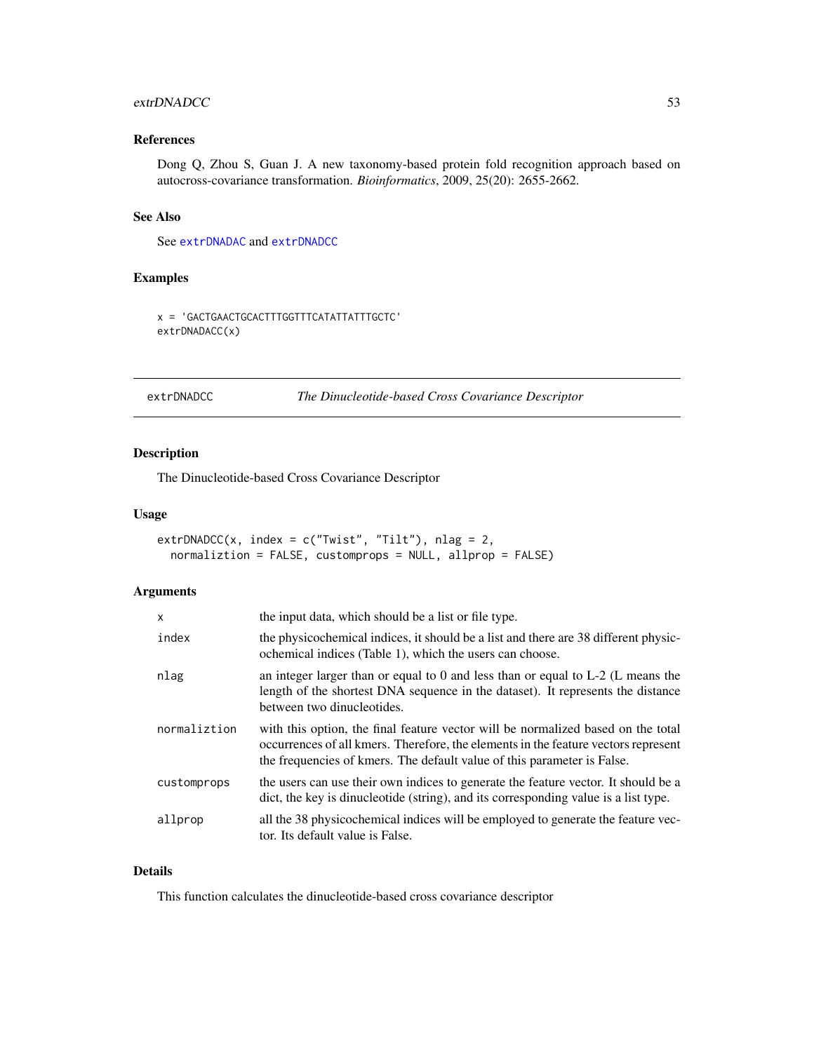## References

Dong Q, Zhou S, Guan J. A new taxonomy-based protein fold recognition approach based on autocross-covariance transformation. *Bioinformatics*, 2009, 25(20): 2655-2662.

## See Also

See `extrDNADAC` and `extrDNADCC`

## Examples

```
x = 'GACTGAACTGCACTTTGGTTTCATATTATTTGCTC'
extrDNADACC(x)
```

---

# extrDNADCC — *The Dinucleotide-based Cross Covariance Descriptor*

---

## Description

The Dinucleotide-based Cross Covariance Descriptor

## Usage

```
extrDNADCC(x, index = c("Twist", "Tilt"), nlag = 2,
  normaliztion = FALSE, customprops = NULL, allprop = FALSE)
```

## Arguments

| | |
|---|---|
| `x` | the input data, which should be a list or file type. |
| `index` | the physicochemical indices, it should be a list and there are 38 different physicochemical indices (Table 1), which the users can choose. |
| `nlag` | an integer larger than or equal to 0 and less than or equal to L-2 (L means the length of the shortest DNA sequence in the dataset). It represents the distance between two dinucleotides. |
| `normaliztion` | with this option, the final feature vector will be normalized based on the total occurrences of all kmers. Therefore, the elements in the feature vectors represent the frequencies of kmers. The default value of this parameter is False. |
| `customprops` | the users can use their own indices to generate the feature vector. It should be a dict, the key is dinucleotide (string), and its corresponding value is a list type. |
| `allprop` | all the 38 physicochemical indices will be employed to generate the feature vector. Its default value is False. |

## Details

This function calculates the dinucleotide-based cross covariance descriptor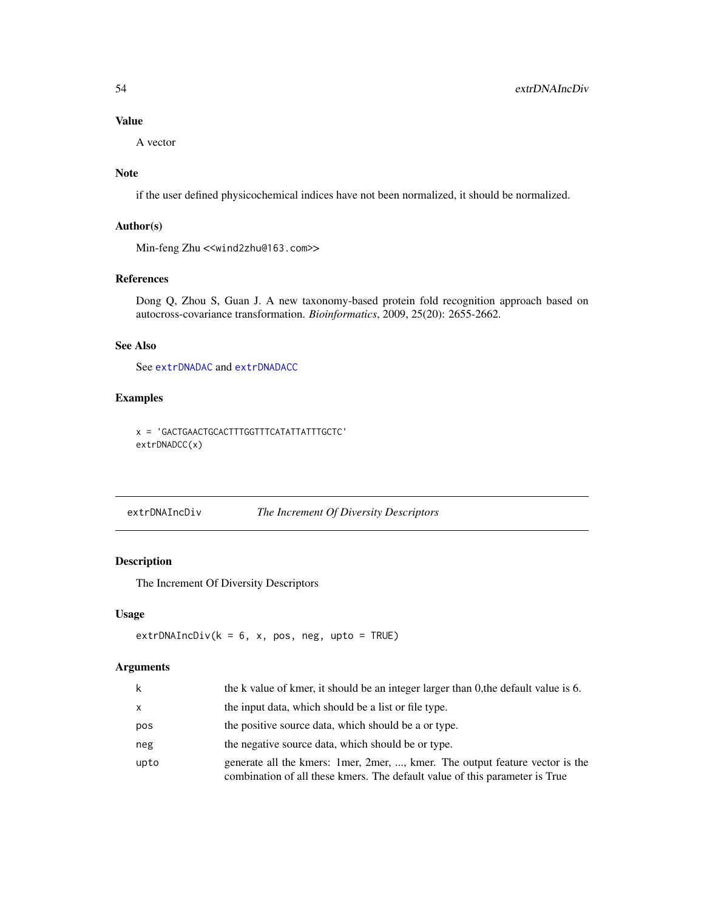### Value

A vector

### Note

if the user defined physicochemical indices have not been normalized, it should be normalized.

### Author(s)

Min-feng Zhu <<wind2zhu@163.com>>

### References

Dong Q, Zhou S, Guan J. A new taxonomy-based protein fold recognition approach based on autocross-covariance transformation. *Bioinformatics*, 2009, 25(20): 2655-2662.

### See Also

See `extrDNADAC` and `extrDNADACC`

### Examples

```
x = 'GACTGAACTGCACTTTGGTTTCATATTATTTGCTC'
extrDNADCC(x)
```

---

## extrDNAIncDiv — *The Increment Of Diversity Descriptors*

---

### Description

The Increment Of Diversity Descriptors

### Usage

```
extrDNAIncDiv(k = 6, x, pos, neg, upto = TRUE)
```

### Arguments

| | |
|---|---|
| k | the k value of kmer, it should be an integer larger than 0,the default value is 6. |
| x | the input data, which should be a list or file type. |
| pos | the positive source data, which should be a or type. |
| neg | the negative source data, which should be or type. |
| upto | generate all the kmers: 1mer, 2mer, ..., kmer. The output feature vector is the combination of all these kmers. The default value of this parameter is True |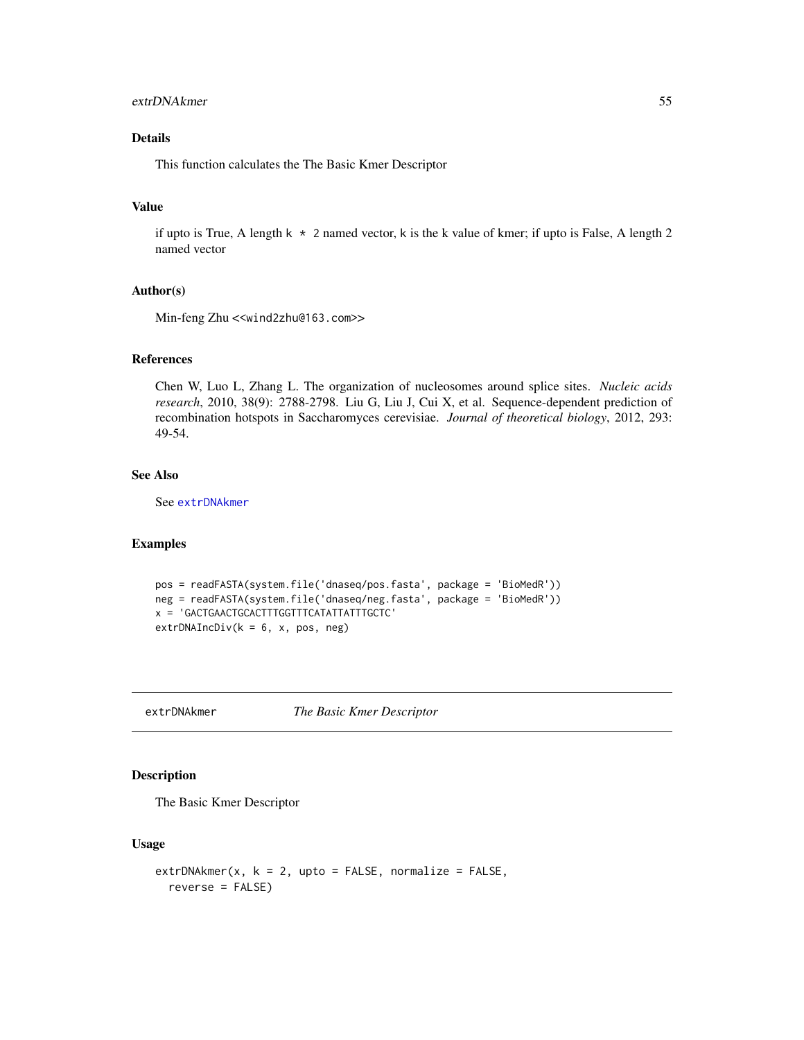### Details

This function calculates the The Basic Kmer Descriptor

### Value

if upto is True, A length k * 2 named vector, k is the k value of kmer; if upto is False, A length 2 named vector

### Author(s)

Min-feng Zhu <<wind2zhu@163.com>>

### References

Chen W, Luo L, Zhang L. The organization of nucleosomes around splice sites. *Nucleic acids research*, 2010, 38(9): 2788-2798. Liu G, Liu J, Cui X, et al. Sequence-dependent prediction of recombination hotspots in Saccharomyces cerevisiae. *Journal of theoretical biology*, 2012, 293: 49-54.

### See Also

See extrDNAkmer

### Examples

```
pos = readFASTA(system.file('dnaseq/pos.fasta', package = 'BioMedR'))
neg = readFASTA(system.file('dnaseq/neg.fasta', package = 'BioMedR'))
x = 'GACTGAACTGCACTTTGGTTTCATATTATTTGCTC'
extrDNAIncDiv(k = 6, x, pos, neg)
```

---

## extrDNAkmer *The Basic Kmer Descriptor*

### Description

The Basic Kmer Descriptor

### Usage

```
extrDNAkmer(x, k = 2, upto = FALSE, normalize = FALSE,
  reverse = FALSE)
```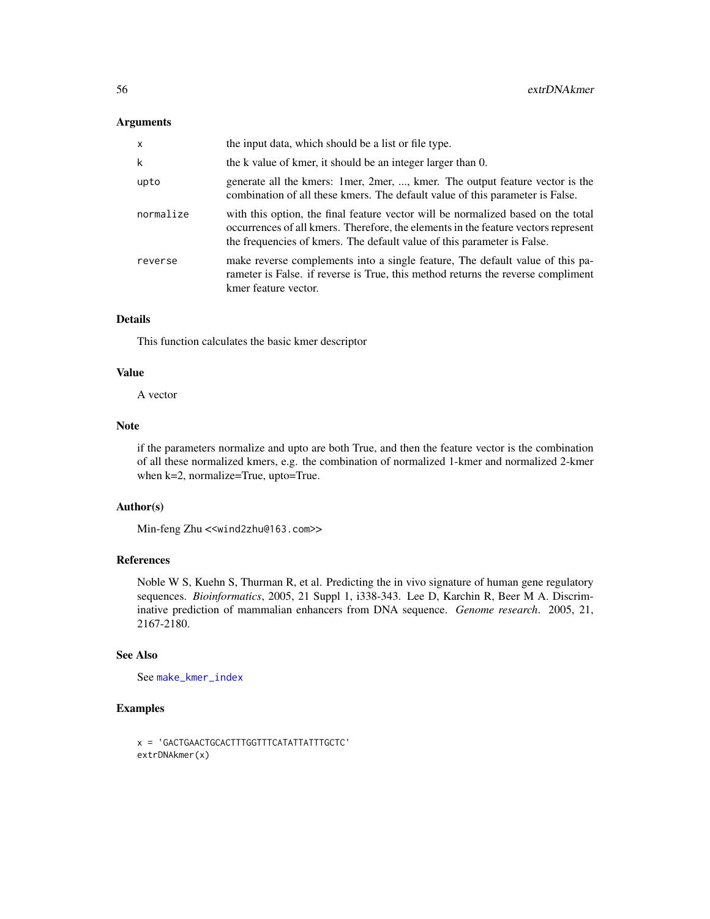## Arguments

| | |
|---|---|
| x | the input data, which should be a list or file type. |
| k | the k value of kmer, it should be an integer larger than 0. |
| upto | generate all the kmers: 1mer, 2mer, ..., kmer. The output feature vector is the combination of all these kmers. The default value of this parameter is False. |
| normalize | with this option, the final feature vector will be normalized based on the total occurrences of all kmers. Therefore, the elements in the feature vectors represent the frequencies of kmers. The default value of this parameter is False. |
| reverse | make reverse complements into a single feature, The default value of this parameter is False. if reverse is True, this method returns the reverse compliment kmer feature vector. |

## Details

This function calculates the basic kmer descriptor

## Value

A vector

## Note

if the parameters normalize and upto are both True, and then the feature vector is the combination of all these normalized kmers, e.g. the combination of normalized 1-kmer and normalized 2-kmer when k=2, normalize=True, upto=True.

## Author(s)

Min-feng Zhu <<wind2zhu@163.com>>

## References

Noble W S, Kuehn S, Thurman R, et al. Predicting the in vivo signature of human gene regulatory sequences. *Bioinformatics*, 2005, 21 Suppl 1, i338-343. Lee D, Karchin R, Beer M A. Discriminative prediction of mammalian enhancers from DNA sequence. *Genome research*. 2005, 21, 2167-2180.

## See Also

See make_kmer_index

## Examples

```
x = 'GACTGAACTGCACTTTGGTTTCATATTATTTGCTC'
extrDNAkmer(x)
```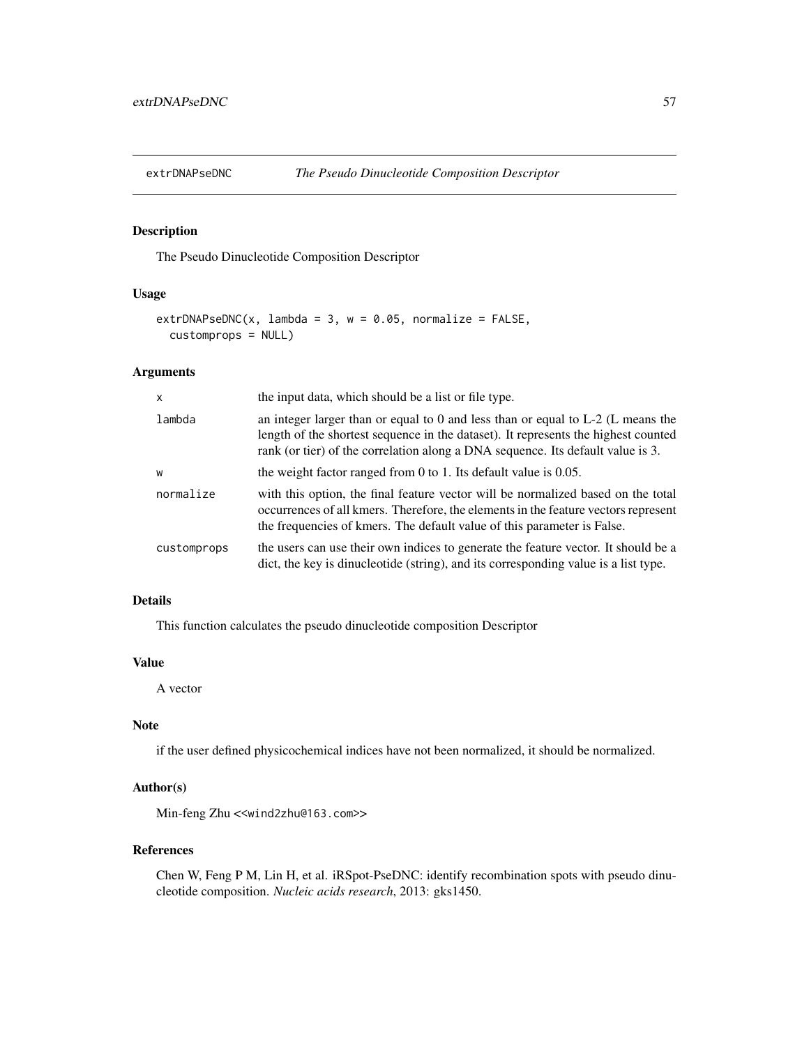# extrDNAPseDNC *The Pseudo Dinucleotide Composition Descriptor*

## Description

The Pseudo Dinucleotide Composition Descriptor

## Usage

```
extrDNAPseDNC(x, lambda = 3, w = 0.05, normalize = FALSE,
  customprops = NULL)
```

## Arguments

| | |
|---|---|
| x | the input data, which should be a list or file type. |
| lambda | an integer larger than or equal to 0 and less than or equal to L-2 (L means the length of the shortest sequence in the dataset). It represents the highest counted rank (or tier) of the correlation along a DNA sequence. Its default value is 3. |
| w | the weight factor ranged from 0 to 1. Its default value is 0.05. |
| normalize | with this option, the final feature vector will be normalized based on the total occurrences of all kmers. Therefore, the elements in the feature vectors represent the frequencies of kmers. The default value of this parameter is False. |
| customprops | the users can use their own indices to generate the feature vector. It should be a dict, the key is dinucleotide (string), and its corresponding value is a list type. |

## Details

This function calculates the pseudo dinucleotide composition Descriptor

## Value

A vector

## Note

if the user defined physicochemical indices have not been normalized, it should be normalized.

## Author(s)

Min-feng Zhu <<wind2zhu@163.com>>

## References

Chen W, Feng P M, Lin H, et al. iRSpot-PseDNC: identify recombination spots with pseudo dinucleotide composition. *Nucleic acids research*, 2013: gks1450.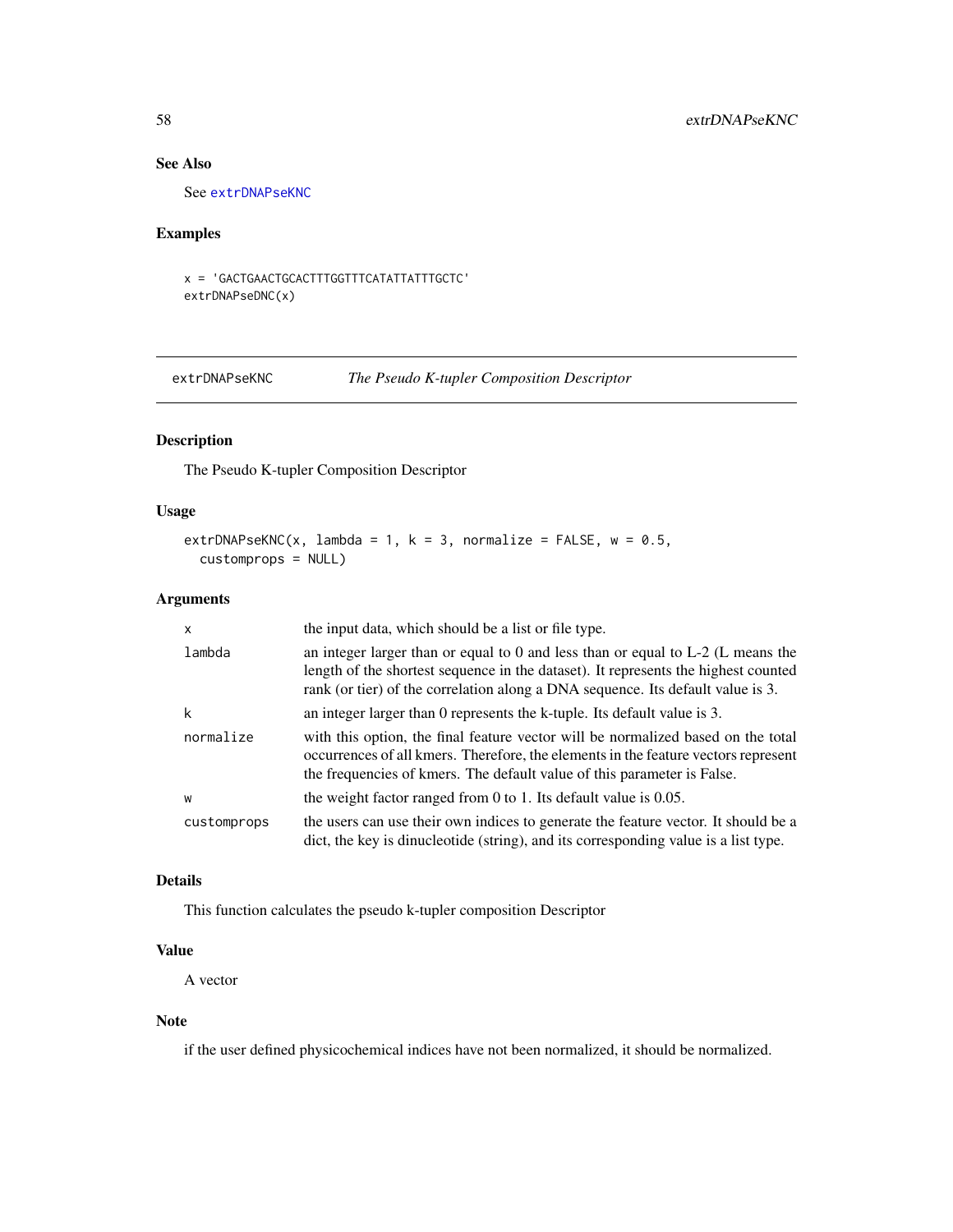## See Also

See extrDNAPseKNC

## Examples

```
x = 'GACTGAACTGCACTTTGGTTTCATATTATTTGCTC'
extrDNAPseDNC(x)
```

---

# extrDNAPseKNC — *The Pseudo K-tupler Composition Descriptor*

## Description

The Pseudo K-tupler Composition Descriptor

## Usage

```
extrDNAPseKNC(x, lambda = 1, k = 3, normalize = FALSE, w = 0.5,
  customprops = NULL)
```

## Arguments

| | |
|---|---|
| x | the input data, which should be a list or file type. |
| lambda | an integer larger than or equal to 0 and less than or equal to L-2 (L means the length of the shortest sequence in the dataset). It represents the highest counted rank (or tier) of the correlation along a DNA sequence. Its default value is 3. |
| k | an integer larger than 0 represents the k-tuple. Its default value is 3. |
| normalize | with this option, the final feature vector will be normalized based on the total occurrences of all kmers. Therefore, the elements in the feature vectors represent the frequencies of kmers. The default value of this parameter is False. |
| w | the weight factor ranged from 0 to 1. Its default value is 0.05. |
| customprops | the users can use their own indices to generate the feature vector. It should be a dict, the key is dinucleotide (string), and its corresponding value is a list type. |

## Details

This function calculates the pseudo k-tupler composition Descriptor

## Value

A vector

## Note

if the user defined physicochemical indices have not been normalized, it should be normalized.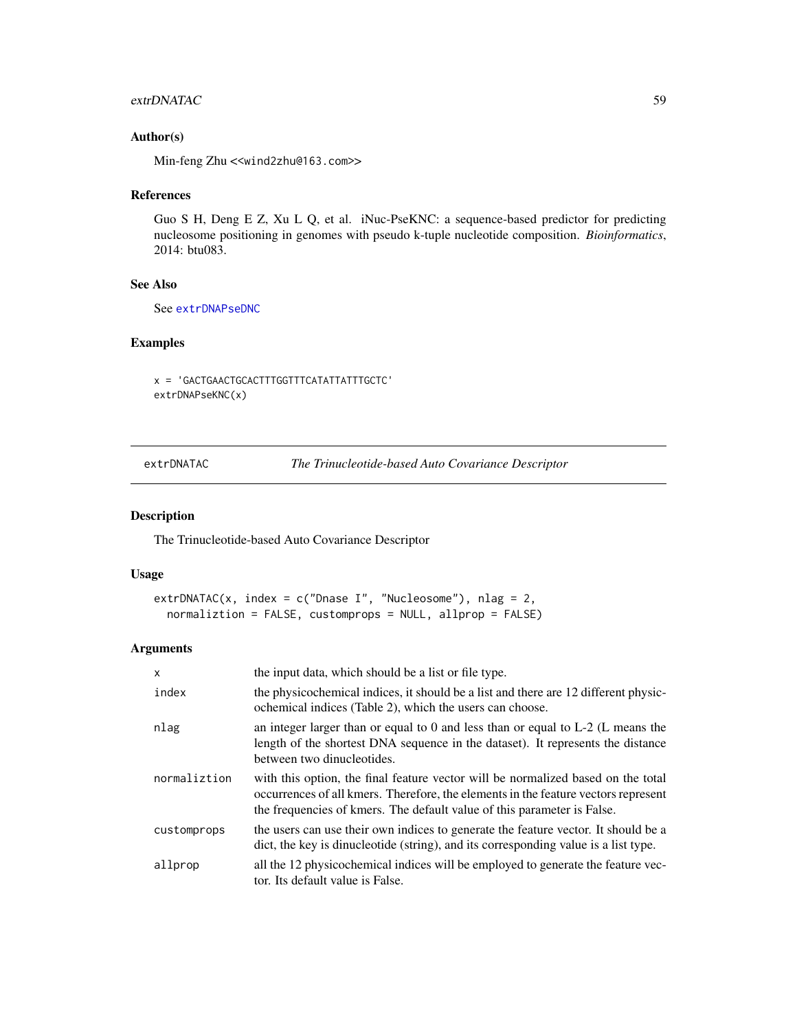## Author(s)

Min-feng Zhu <<wind2zhu@163.com>>

## References

Guo S H, Deng E Z, Xu L Q, et al. iNuc-PseKNC: a sequence-based predictor for predicting nucleosome positioning in genomes with pseudo k-tuple nucleotide composition. *Bioinformatics*, 2014: btu083.

## See Also

See extrDNAPseDNC

## Examples

```
x = 'GACTGAACTGCACTTTGGTTTCATATTATTTGCTC'
extrDNAPseKNC(x)
```

---

# extrDNATAC — *The Trinucleotide-based Auto Covariance Descriptor*

---

## Description

The Trinucleotide-based Auto Covariance Descriptor

## Usage

```
extrDNATAC(x, index = c("Dnase I", "Nucleosome"), nlag = 2,
  normaliztion = FALSE, customprops = NULL, allprop = FALSE)
```

## Arguments

| | |
|---|---|
| x | the input data, which should be a list or file type. |
| index | the physicochemical indices, it should be a list and there are 12 different physicochemical indices (Table 2), which the users can choose. |
| nlag | an integer larger than or equal to 0 and less than or equal to L-2 (L means the length of the shortest DNA sequence in the dataset). It represents the distance between two dinucleotides. |
| normaliztion | with this option, the final feature vector will be normalized based on the total occurrences of all kmers. Therefore, the elements in the feature vectors represent the frequencies of kmers. The default value of this parameter is False. |
| customprops | the users can use their own indices to generate the feature vector. It should be a dict, the key is dinucleotide (string), and its corresponding value is a list type. |
| allprop | all the 12 physicochemical indices will be employed to generate the feature vector. Its default value is False. |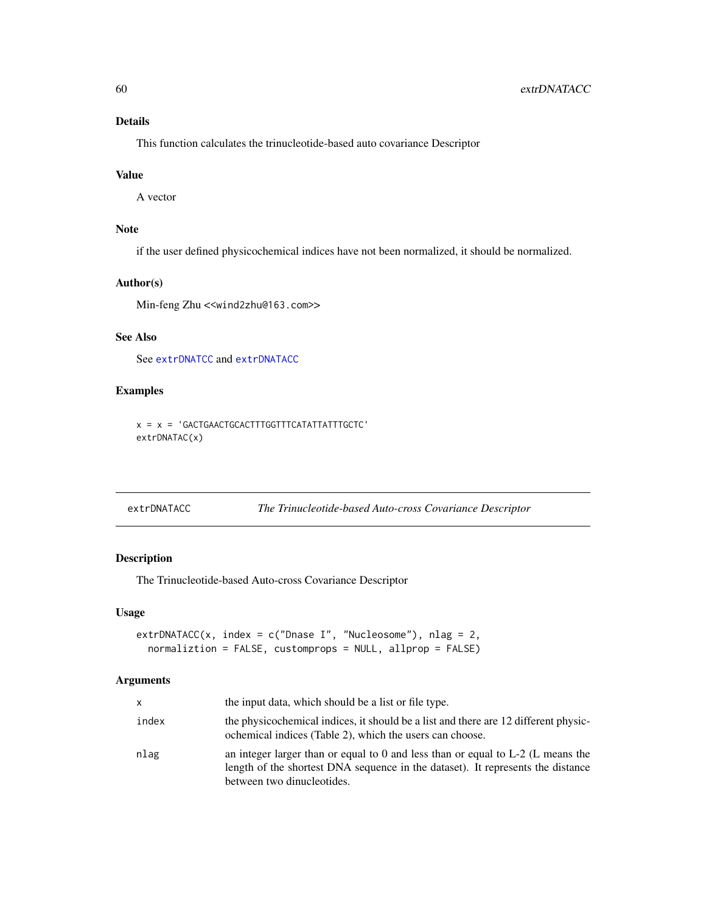### Details

This function calculates the trinucleotide-based auto covariance Descriptor

### Value

A vector

### Note

if the user defined physicochemical indices have not been normalized, it should be normalized.

### Author(s)

Min-feng Zhu <<wind2zhu@163.com>>

### See Also

See extrDNATCC and extrDNATACC

### Examples

```
x = x = 'GACTGAACTGCACTTTGGTTTCATATTATTTGCTC'
extrDNATAC(x)
```

---

## extrDNATACC — *The Trinucleotide-based Auto-cross Covariance Descriptor*

---

### Description

The Trinucleotide-based Auto-cross Covariance Descriptor

### Usage

```
extrDNATACC(x, index = c("Dnase I", "Nucleosome"), nlag = 2,
  normaliztion = FALSE, customprops = NULL, allprop = FALSE)
```

### Arguments

| | |
|---|---|
| x | the input data, which should be a list or file type. |
| index | the physicochemical indices, it should be a list and there are 12 different physicochemical indices (Table 2), which the users can choose. |
| nlag | an integer larger than or equal to 0 and less than or equal to L-2 (L means the length of the shortest DNA sequence in the dataset). It represents the distance between two dinucleotides. |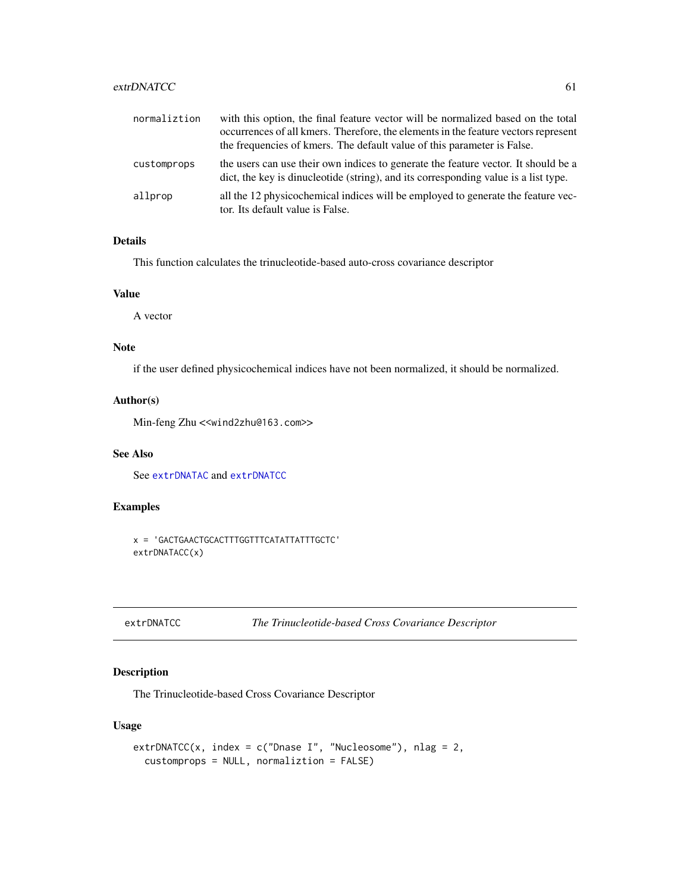normaliztion
: with this option, the final feature vector will be normalized based on the total occurrences of all kmers. Therefore, the elements in the feature vectors represent the frequencies of kmers. The default value of this parameter is False.

customprops
: the users can use their own indices to generate the feature vector. It should be a dict, the key is dinucleotide (string), and its corresponding value is a list type.

allprop
: all the 12 physicochemical indices will be employed to generate the feature vector. Its default value is False.

### Details

This function calculates the trinucleotide-based auto-cross covariance descriptor

### Value

A vector

### Note

if the user defined physicochemical indices have not been normalized, it should be normalized.

### Author(s)

Min-feng Zhu <<wind2zhu@163.com>>

### See Also

See `extrDNATAC` and `extrDNATCC`

### Examples

```
x = 'GACTGAACTGCACTTTGGTTTCATATTATTTGCTC'
extrDNATACC(x)
```

---

## extrDNATCC &nbsp;&nbsp;&nbsp; *The Trinucleotide-based Cross Covariance Descriptor*

### Description

The Trinucleotide-based Cross Covariance Descriptor

### Usage

```
extrDNATCC(x, index = c("Dnase I", "Nucleosome"), nlag = 2,
  customprops = NULL, normaliztion = FALSE)
```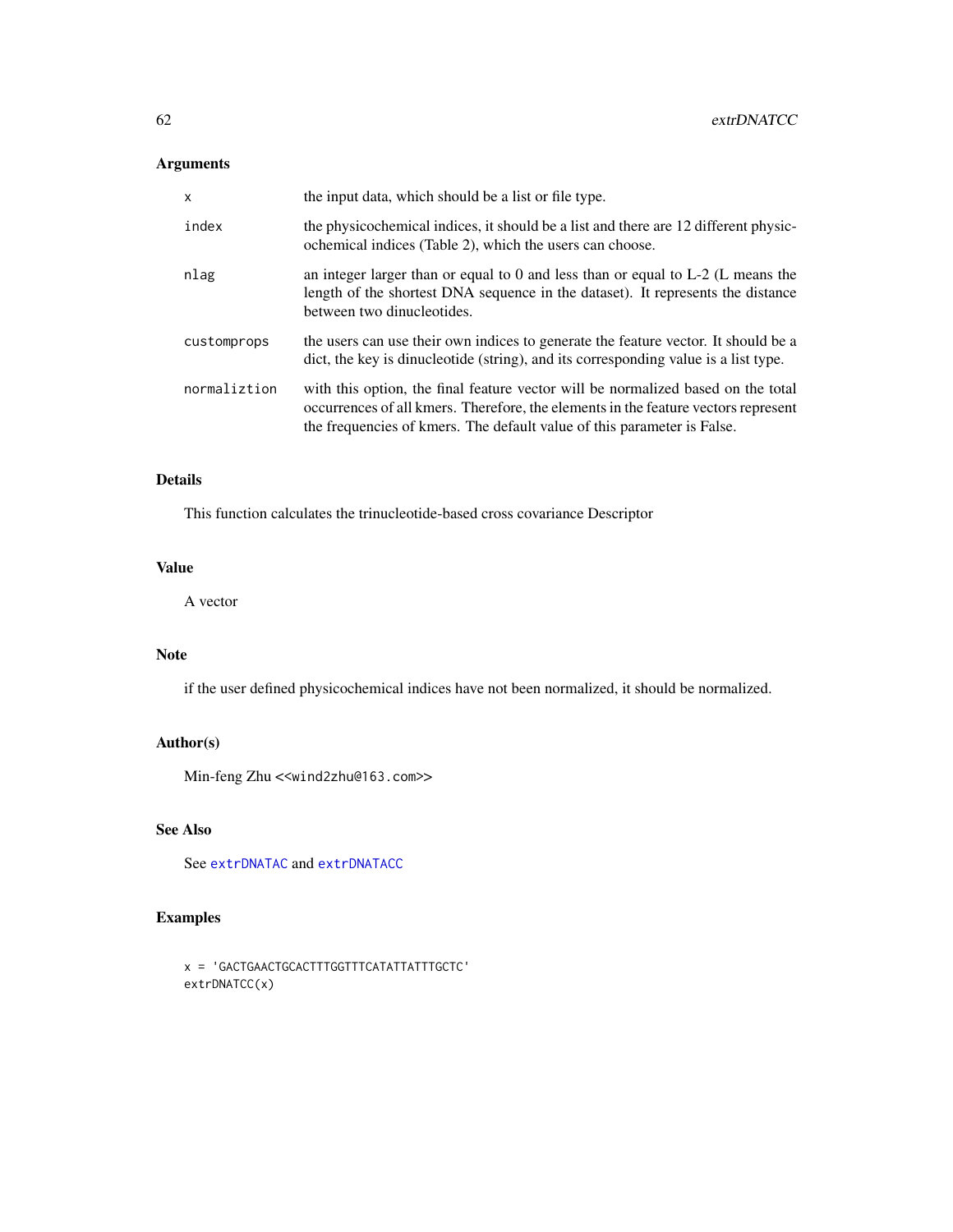## Arguments

| | |
|---|---|
| x | the input data, which should be a list or file type. |
| index | the physicochemical indices, it should be a list and there are 12 different physicochemical indices (Table 2), which the users can choose. |
| nlag | an integer larger than or equal to 0 and less than or equal to L-2 (L means the length of the shortest DNA sequence in the dataset). It represents the distance between two dinucleotides. |
| customprops | the users can use their own indices to generate the feature vector. It should be a dict, the key is dinucleotide (string), and its corresponding value is a list type. |
| normaliztion | with this option, the final feature vector will be normalized based on the total occurrences of all kmers. Therefore, the elements in the feature vectors represent the frequencies of kmers. The default value of this parameter is False. |

## Details

This function calculates the trinucleotide-based cross covariance Descriptor

## Value

A vector

## Note

if the user defined physicochemical indices have not been normalized, it should be normalized.

## Author(s)

Min-feng Zhu <<wind2zhu@163.com>>

## See Also

See extrDNATAC and extrDNATACC

## Examples

```
x = 'GACTGAACTGCACTTTGGTTTCATATTATTTGCTC'
extrDNATCC(x)
```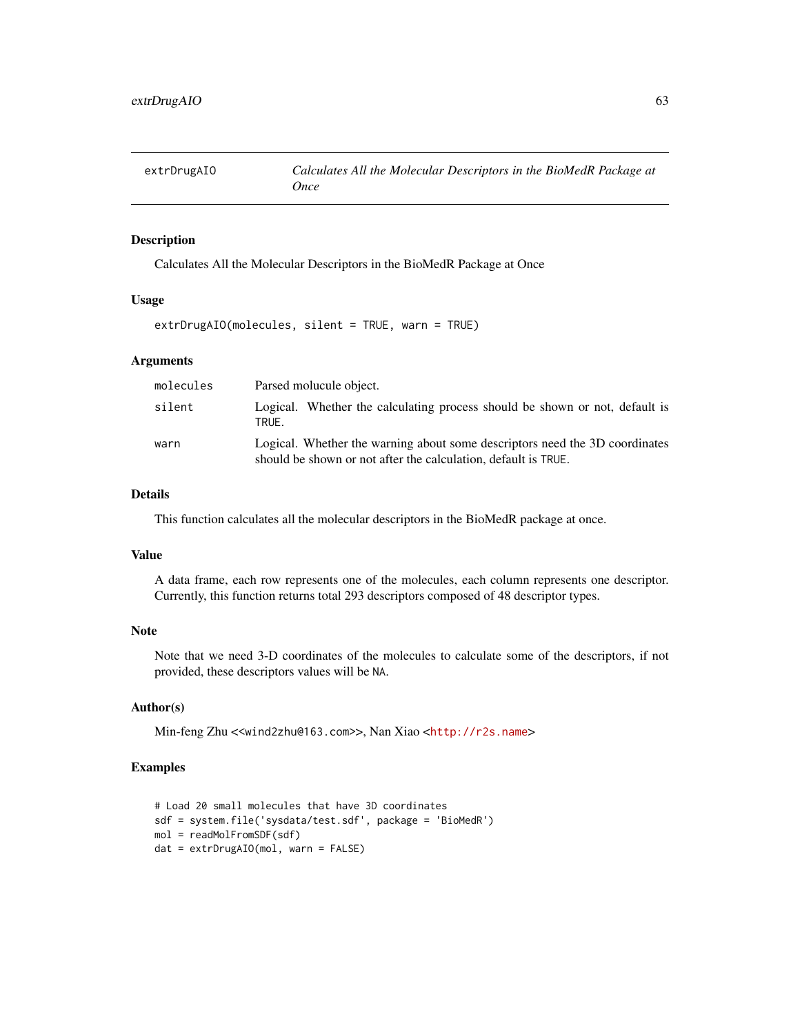# extrDrugAIO — *Calculates All the Molecular Descriptors in the BioMedR Package at Once*

## Description

Calculates All the Molecular Descriptors in the BioMedR Package at Once

## Usage

```
extrDrugAIO(molecules, silent = TRUE, warn = TRUE)
```

## Arguments

| | |
|---|---|
| `molecules` | Parsed molucule object. |
| `silent` | Logical. Whether the calculating process should be shown or not, default is `TRUE`. |
| `warn` | Logical. Whether the warning about some descriptors need the 3D coordinates should be shown or not after the calculation, default is `TRUE`. |

## Details

This function calculates all the molecular descriptors in the BioMedR package at once.

## Value

A data frame, each row represents one of the molecules, each column represents one descriptor. Currently, this function returns total 293 descriptors composed of 48 descriptor types.

## Note

Note that we need 3-D coordinates of the molecules to calculate some of the descriptors, if not provided, these descriptors values will be `NA`.

## Author(s)

Min-feng Zhu <<wind2zhu@163.com>>, Nan Xiao <http://r2s.name>

## Examples

```
# Load 20 small molecules that have 3D coordinates
sdf = system.file('sysdata/test.sdf', package = 'BioMedR')
mol = readMolFromSDF(sdf)
dat = extrDrugAIO(mol, warn = FALSE)
```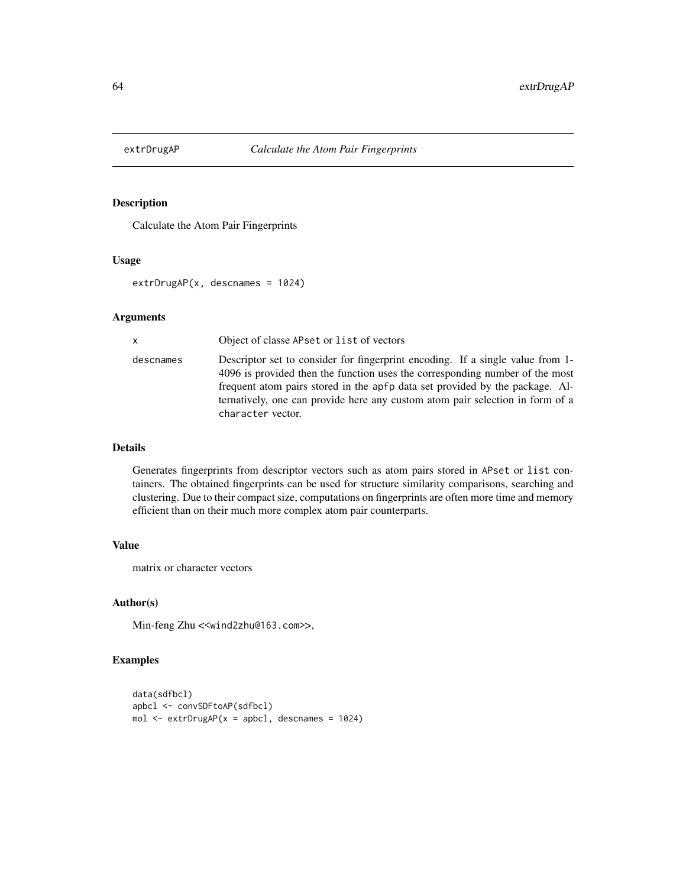extrDrugAP *Calculate the Atom Pair Fingerprints*

## Description

Calculate the Atom Pair Fingerprints

## Usage

```
extrDrugAP(x, descnames = 1024)
```

## Arguments

| | |
|---|---|
| x | Object of classe APset or list of vectors |
| descnames | Descriptor set to consider for fingerprint encoding. If a single value from 1-4096 is provided then the function uses the corresponding number of the most frequent atom pairs stored in the apfp data set provided by the package. Alternatively, one can provide here any custom atom pair selection in form of a character vector. |

## Details

Generates fingerprints from descriptor vectors such as atom pairs stored in APset or list containers. The obtained fingerprints can be used for structure similarity comparisons, searching and clustering. Due to their compact size, computations on fingerprints are often more time and memory efficient than on their much more complex atom pair counterparts.

## Value

matrix or character vectors

## Author(s)

Min-feng Zhu <<wind2zhu@163.com>>,

## Examples

```
data(sdfbcl)
apbcl <- convSDFtoAP(sdfbcl)
mol <- extrDrugAP(x = apbcl, descnames = 1024)
```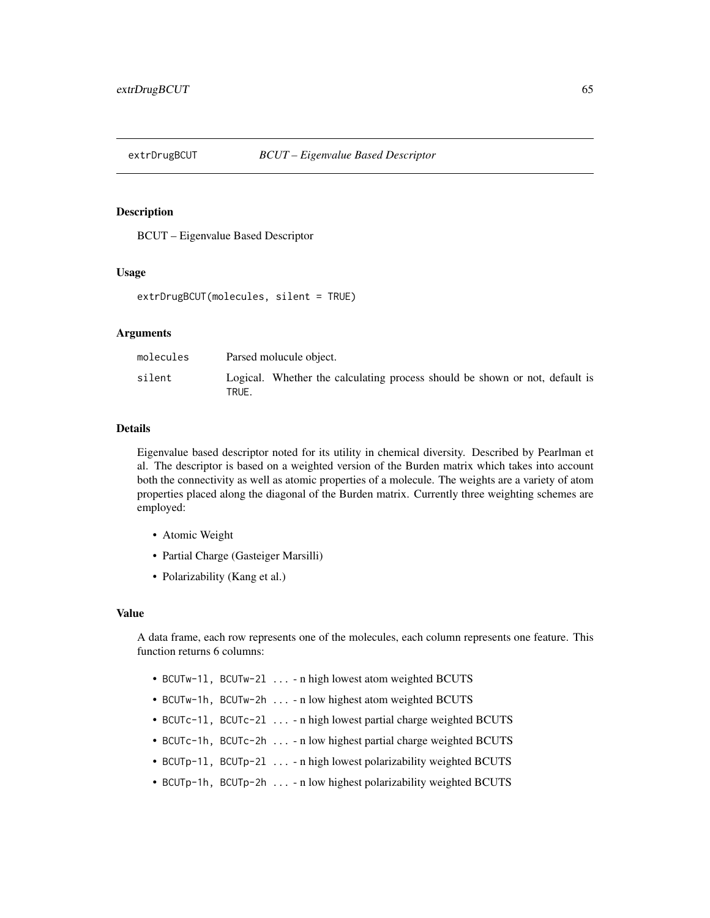extrDrugBCUT *BCUT – Eigenvalue Based Descriptor*

## Description

BCUT – Eigenvalue Based Descriptor

## Usage

```
extrDrugBCUT(molecules, silent = TRUE)
```

## Arguments

| | |
|---|---|
| molecules | Parsed molucule object. |
| silent | Logical. Whether the calculating process should be shown or not, default is TRUE. |

## Details

Eigenvalue based descriptor noted for its utility in chemical diversity. Described by Pearlman et al. The descriptor is based on a weighted version of the Burden matrix which takes into account both the connectivity as well as atomic properties of a molecule. The weights are a variety of atom properties placed along the diagonal of the Burden matrix. Currently three weighting schemes are employed:

- Atomic Weight
- Partial Charge (Gasteiger Marsilli)
- Polarizability (Kang et al.)

## Value

A data frame, each row represents one of the molecules, each column represents one feature. This function returns 6 columns:

- `BCUTw-1l, BCUTw-2l` ... - n high lowest atom weighted BCUTS
- `BCUTw-1h, BCUTw-2h` ... - n low highest atom weighted BCUTS
- `BCUTc-1l, BCUTc-2l` ... - n high lowest partial charge weighted BCUTS
- `BCUTc-1h, BCUTc-2h` ... - n low highest partial charge weighted BCUTS
- `BCUTp-1l, BCUTp-2l` ... - n high lowest polarizability weighted BCUTS
- `BCUTp-1h, BCUTp-2h` ... - n low highest polarizability weighted BCUTS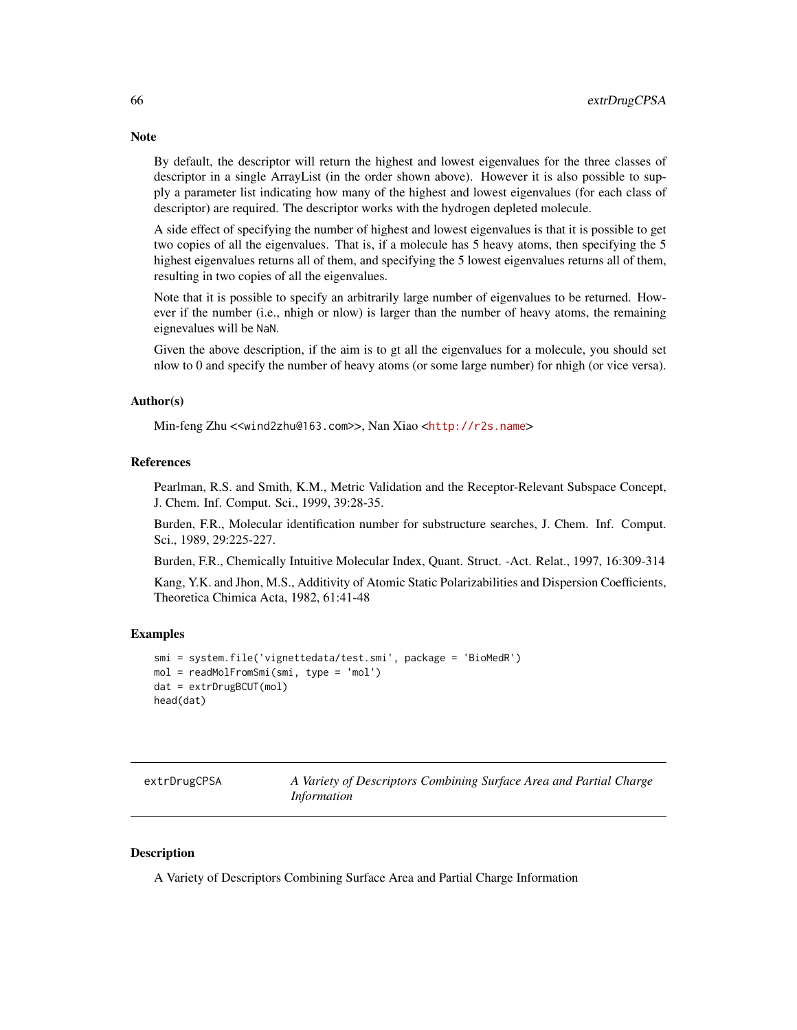### Note

By default, the descriptor will return the highest and lowest eigenvalues for the three classes of descriptor in a single ArrayList (in the order shown above). However it is also possible to supply a parameter list indicating how many of the highest and lowest eigenvalues (for each class of descriptor) are required. The descriptor works with the hydrogen depleted molecule.

A side effect of specifying the number of highest and lowest eigenvalues is that it is possible to get two copies of all the eigenvalues. That is, if a molecule has 5 heavy atoms, then specifying the 5 highest eigenvalues returns all of them, and specifying the 5 lowest eigenvalues returns all of them, resulting in two copies of all the eigenvalues.

Note that it is possible to specify an arbitrarily large number of eigenvalues to be returned. However if the number (i.e., nhigh or nlow) is larger than the number of heavy atoms, the remaining eignevalues will be NaN.

Given the above description, if the aim is to gt all the eigenvalues for a molecule, you should set nlow to 0 and specify the number of heavy atoms (or some large number) for nhigh (or vice versa).

### Author(s)

Min-feng Zhu <<wind2zhu@163.com>>, Nan Xiao <http://r2s.name>

### References

Pearlman, R.S. and Smith, K.M., Metric Validation and the Receptor-Relevant Subspace Concept, J. Chem. Inf. Comput. Sci., 1999, 39:28-35.

Burden, F.R., Molecular identification number for substructure searches, J. Chem. Inf. Comput. Sci., 1989, 29:225-227.

Burden, F.R., Chemically Intuitive Molecular Index, Quant. Struct. -Act. Relat., 1997, 16:309-314

Kang, Y.K. and Jhon, M.S., Additivity of Atomic Static Polarizabilities and Dispersion Coefficients, Theoretica Chimica Acta, 1982, 61:41-48

### Examples

```
smi = system.file('vignettedata/test.smi', package = 'BioMedR')
mol = readMolFromSmi(smi, type = 'mol')
dat = extrDrugBCUT(mol)
head(dat)
```

---

## extrDrugCPSA — *A Variety of Descriptors Combining Surface Area and Partial Charge Information*

---

### Description

A Variety of Descriptors Combining Surface Area and Partial Charge Information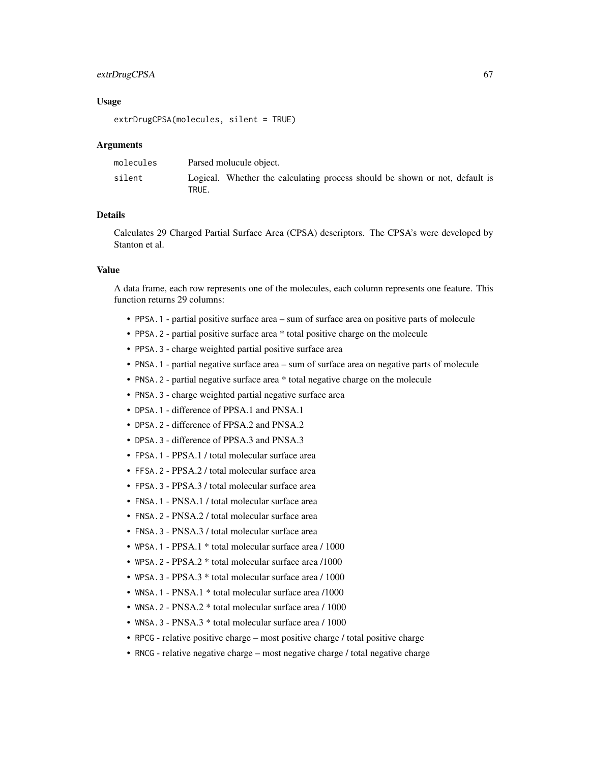## Usage

```
extrDrugCPSA(molecules, silent = TRUE)
```

## Arguments

| | |
|---|---|
| molecules | Parsed molucule object. |
| silent | Logical. Whether the calculating process should be shown or not, default is TRUE. |

## Details

Calculates 29 Charged Partial Surface Area (CPSA) descriptors. The CPSA's were developed by Stanton et al.

## Value

A data frame, each row represents one of the molecules, each column represents one feature. This function returns 29 columns:

- PPSA.1 - partial positive surface area – sum of surface area on positive parts of molecule
- PPSA.2 - partial positive surface area * total positive charge on the molecule
- PPSA.3 - charge weighted partial positive surface area
- PNSA.1 - partial negative surface area – sum of surface area on negative parts of molecule
- PNSA.2 - partial negative surface area * total negative charge on the molecule
- PNSA.3 - charge weighted partial negative surface area
- DPSA.1 - difference of PPSA.1 and PNSA.1
- DPSA.2 - difference of FPSA.2 and PNSA.2
- DPSA.3 - difference of PPSA.3 and PNSA.3
- FPSA.1 - PPSA.1 / total molecular surface area
- FFSA.2 - PPSA.2 / total molecular surface area
- FPSA.3 - PPSA.3 / total molecular surface area
- FNSA.1 - PNSA.1 / total molecular surface area
- FNSA.2 - PNSA.2 / total molecular surface area
- FNSA.3 - PNSA.3 / total molecular surface area
- WPSA.1 - PPSA.1 * total molecular surface area / 1000
- WPSA.2 - PPSA.2 * total molecular surface area /1000
- WPSA.3 - PPSA.3 * total molecular surface area / 1000
- WNSA.1 - PNSA.1 * total molecular surface area /1000
- WNSA.2 - PNSA.2 * total molecular surface area / 1000
- WNSA.3 - PNSA.3 * total molecular surface area / 1000
- RPCG - relative positive charge – most positive charge / total positive charge
- RNCG - relative negative charge – most negative charge / total negative charge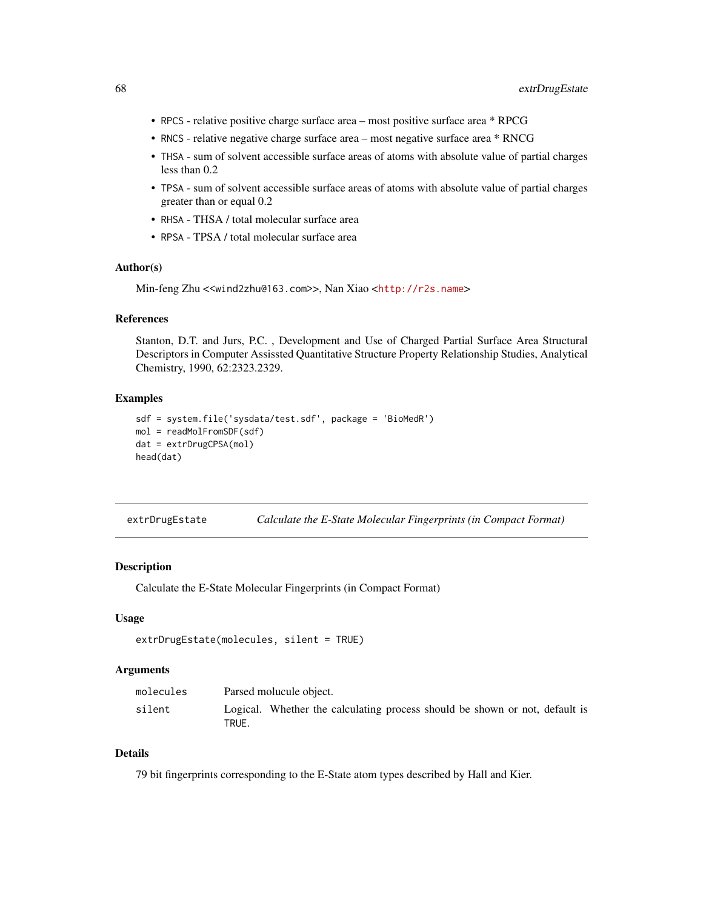- RPCS - relative positive charge surface area – most positive surface area * RPCG
- RNCS - relative negative charge surface area – most negative surface area * RNCG
- THSA - sum of solvent accessible surface areas of atoms with absolute value of partial charges less than 0.2
- TPSA - sum of solvent accessible surface areas of atoms with absolute value of partial charges greater than or equal 0.2
- RHSA - THSA / total molecular surface area
- RPSA - TPSA / total molecular surface area

### Author(s)

Min-feng Zhu <<wind2zhu@163.com>>, Nan Xiao <http://r2s.name>

### References

Stanton, D.T. and Jurs, P.C. , Development and Use of Charged Partial Surface Area Structural Descriptors in Computer Assissted Quantitative Structure Property Relationship Studies, Analytical Chemistry, 1990, 62:2323.2329.

### Examples

```
sdf = system.file('sysdata/test.sdf', package = 'BioMedR')
mol = readMolFromSDF(sdf)
dat = extrDrugCPSA(mol)
head(dat)
```

---

## extrDrugEstate — *Calculate the E-State Molecular Fingerprints (in Compact Format)*

---

### Description

Calculate the E-State Molecular Fingerprints (in Compact Format)

### Usage

```
extrDrugEstate(molecules, silent = TRUE)
```

### Arguments

| | |
|---|---|
| molecules | Parsed molucule object. |
| silent | Logical. Whether the calculating process should be shown or not, default is TRUE. |

### Details

79 bit fingerprints corresponding to the E-State atom types described by Hall and Kier.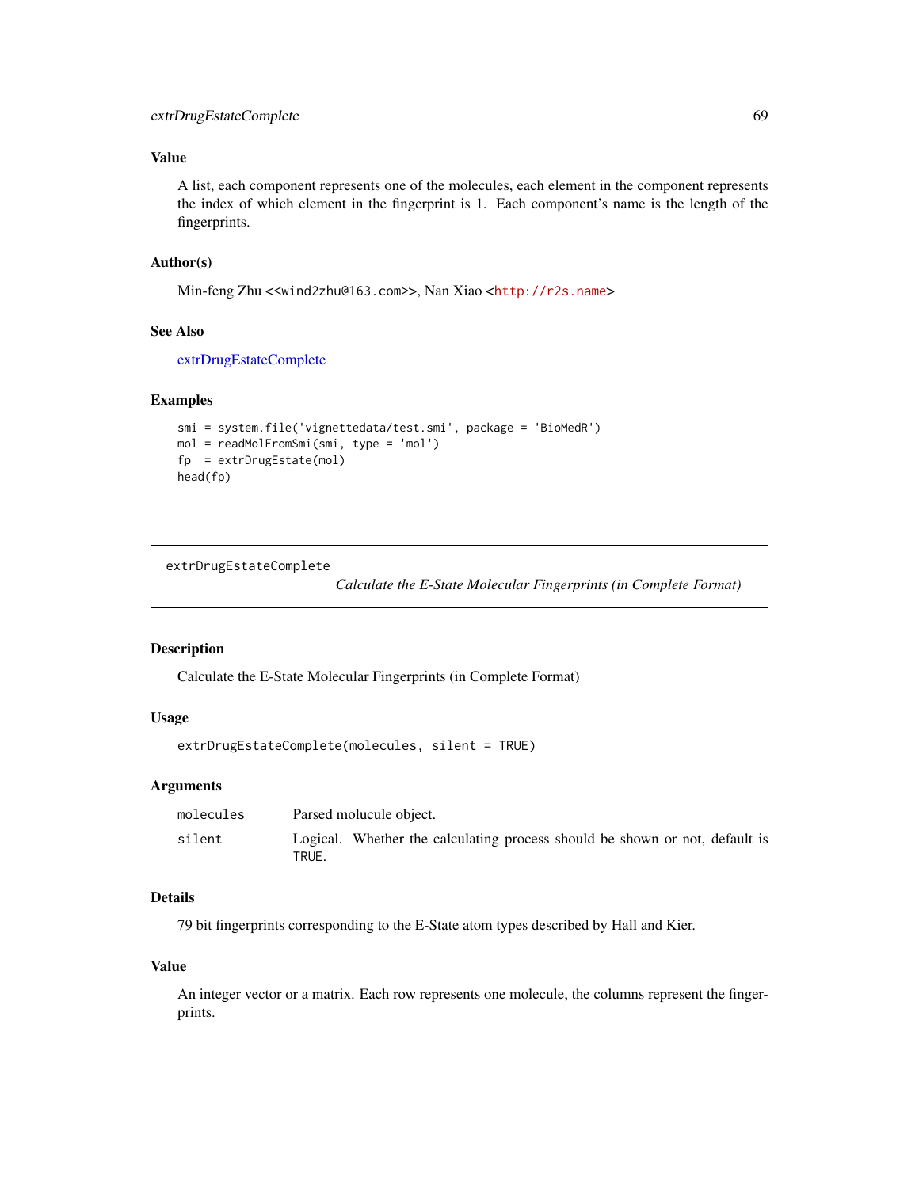### Value

A list, each component represents one of the molecules, each element in the component represents the index of which element in the fingerprint is 1. Each component's name is the length of the fingerprints.

### Author(s)

Min-feng Zhu <<wind2zhu@163.com>>, Nan Xiao <http://r2s.name>

### See Also

extrDrugEstateComplete

### Examples

```
smi = system.file('vignettedata/test.smi', package = 'BioMedR')
mol = readMolFromSmi(smi, type = 'mol')
fp  = extrDrugEstate(mol)
head(fp)
```

---

## extrDrugEstateComplete

*Calculate the E-State Molecular Fingerprints (in Complete Format)*

---

### Description

Calculate the E-State Molecular Fingerprints (in Complete Format)

### Usage

```
extrDrugEstateComplete(molecules, silent = TRUE)
```

### Arguments

| | |
|---|---|
| `molecules` | Parsed molucule object. |
| `silent` | Logical. Whether the calculating process should be shown or not, default is `TRUE`. |

### Details

79 bit fingerprints corresponding to the E-State atom types described by Hall and Kier.

### Value

An integer vector or a matrix. Each row represents one molecule, the columns represent the fingerprints.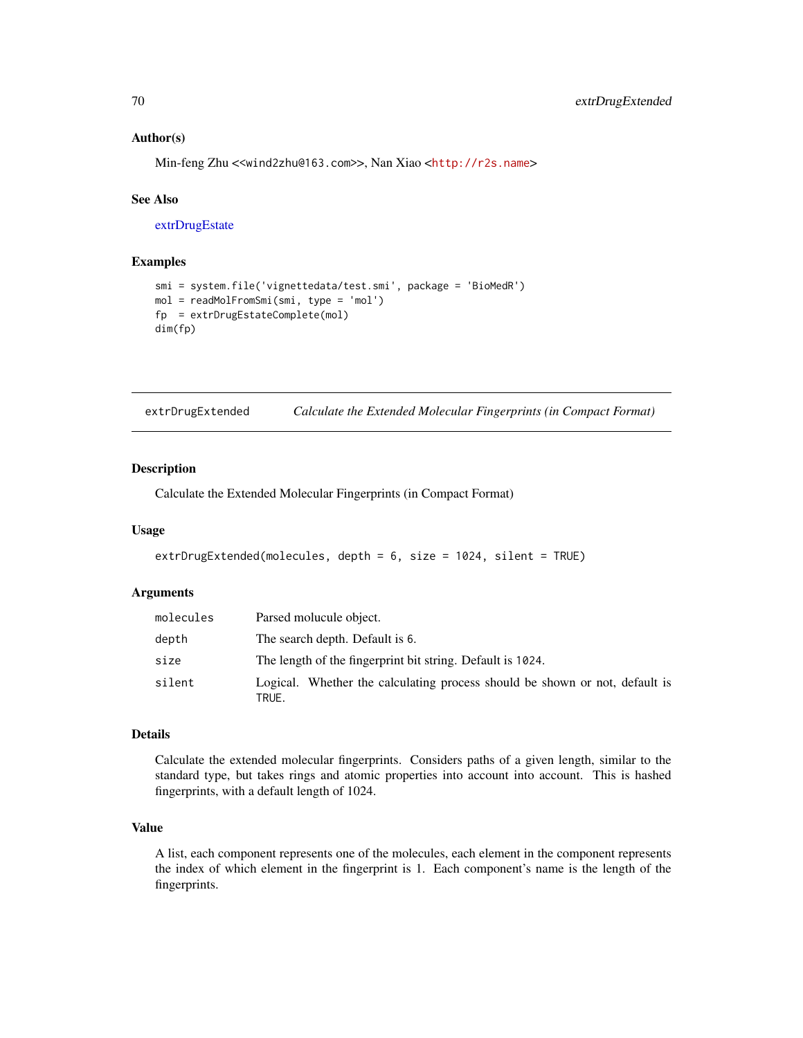### Author(s)

Min-feng Zhu <<wind2zhu@163.com>>, Nan Xiao <http://r2s.name>

### See Also

extrDrugEstate

### Examples

```
smi = system.file('vignettedata/test.smi', package = 'BioMedR')
mol = readMolFromSmi(smi, type = 'mol')
fp  = extrDrugEstateComplete(mol)
dim(fp)
```

---

## extrDrugExtended — *Calculate the Extended Molecular Fingerprints (in Compact Format)*

### Description

Calculate the Extended Molecular Fingerprints (in Compact Format)

### Usage

```
extrDrugExtended(molecules, depth = 6, size = 1024, silent = TRUE)
```

### Arguments

| | |
|---|---|
| molecules | Parsed molucule object. |
| depth | The search depth. Default is 6. |
| size | The length of the fingerprint bit string. Default is 1024. |
| silent | Logical. Whether the calculating process should be shown or not, default is TRUE. |

### Details

Calculate the extended molecular fingerprints. Considers paths of a given length, similar to the standard type, but takes rings and atomic properties into account into account. This is hashed fingerprints, with a default length of 1024.

### Value

A list, each component represents one of the molecules, each element in the component represents the index of which element in the fingerprint is 1. Each component's name is the length of the fingerprints.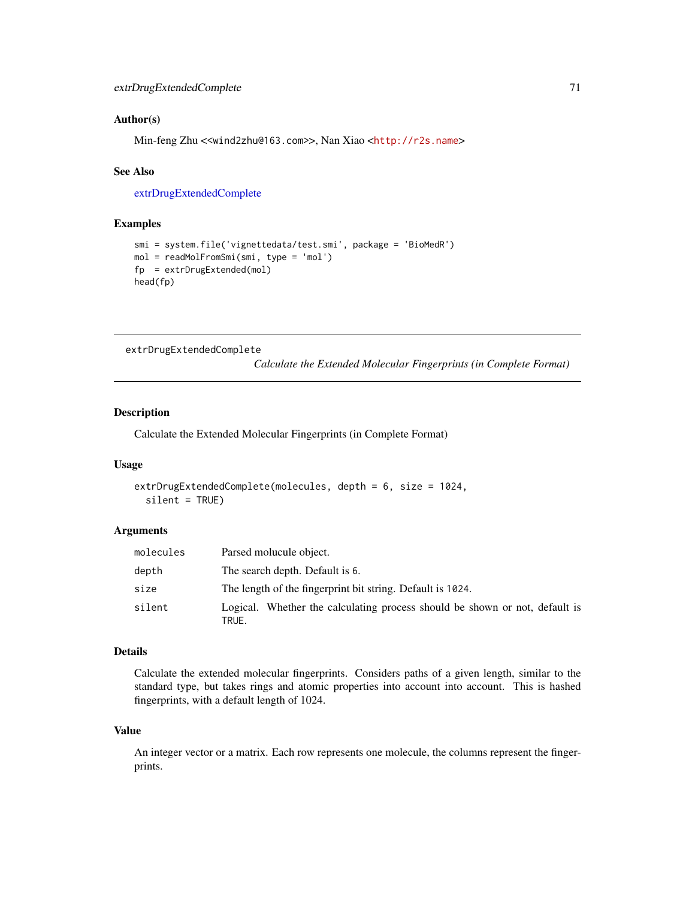### Author(s)

Min-feng Zhu <<wind2zhu@163.com>>, Nan Xiao <http://r2s.name>

### See Also

extrDrugExtendedComplete

### Examples

```
smi = system.file('vignettedata/test.smi', package = 'BioMedR')
mol = readMolFromSmi(smi, type = 'mol')
fp  = extrDrugExtended(mol)
head(fp)
```

---

## extrDrugExtendedComplete

*Calculate the Extended Molecular Fingerprints (in Complete Format)*

### Description

Calculate the Extended Molecular Fingerprints (in Complete Format)

### Usage

```
extrDrugExtendedComplete(molecules, depth = 6, size = 1024,
  silent = TRUE)
```

### Arguments

| | |
|---|---|
| molecules | Parsed molucule object. |
| depth | The search depth. Default is 6. |
| size | The length of the fingerprint bit string. Default is 1024. |
| silent | Logical. Whether the calculating process should be shown or not, default is TRUE. |

### Details

Calculate the extended molecular fingerprints. Considers paths of a given length, similar to the standard type, but takes rings and atomic properties into account into account. This is hashed fingerprints, with a default length of 1024.

### Value

An integer vector or a matrix. Each row represents one molecule, the columns represent the fingerprints.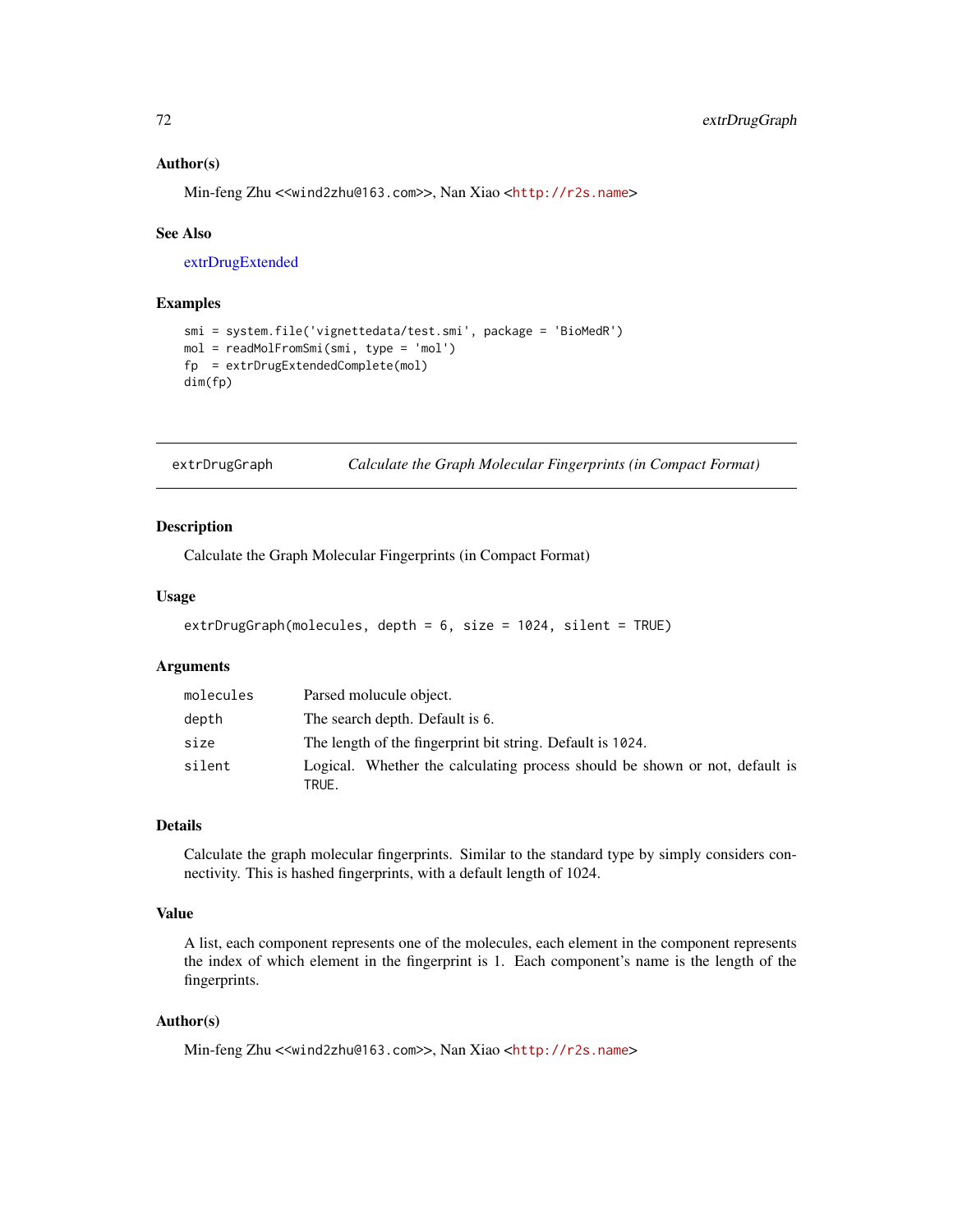### Author(s)

Min-feng Zhu <<wind2zhu@163.com>>, Nan Xiao <http://r2s.name>

### See Also

extrDrugExtended

### Examples

```
smi = system.file('vignettedata/test.smi', package = 'BioMedR')
mol = readMolFromSmi(smi, type = 'mol')
fp  = extrDrugExtendedComplete(mol)
dim(fp)
```

---

## extrDrugGraph    *Calculate the Graph Molecular Fingerprints (in Compact Format)*

---

### Description

Calculate the Graph Molecular Fingerprints (in Compact Format)

### Usage

```
extrDrugGraph(molecules, depth = 6, size = 1024, silent = TRUE)
```

### Arguments

| | |
|---|---|
| molecules | Parsed molucule object. |
| depth | The search depth. Default is 6. |
| size | The length of the fingerprint bit string. Default is 1024. |
| silent | Logical. Whether the calculating process should be shown or not, default is TRUE. |

### Details

Calculate the graph molecular fingerprints. Similar to the standard type by simply considers connectivity. This is hashed fingerprints, with a default length of 1024.

### Value

A list, each component represents one of the molecules, each element in the component represents the index of which element in the fingerprint is 1. Each component's name is the length of the fingerprints.

### Author(s)

Min-feng Zhu <<wind2zhu@163.com>>, Nan Xiao <http://r2s.name>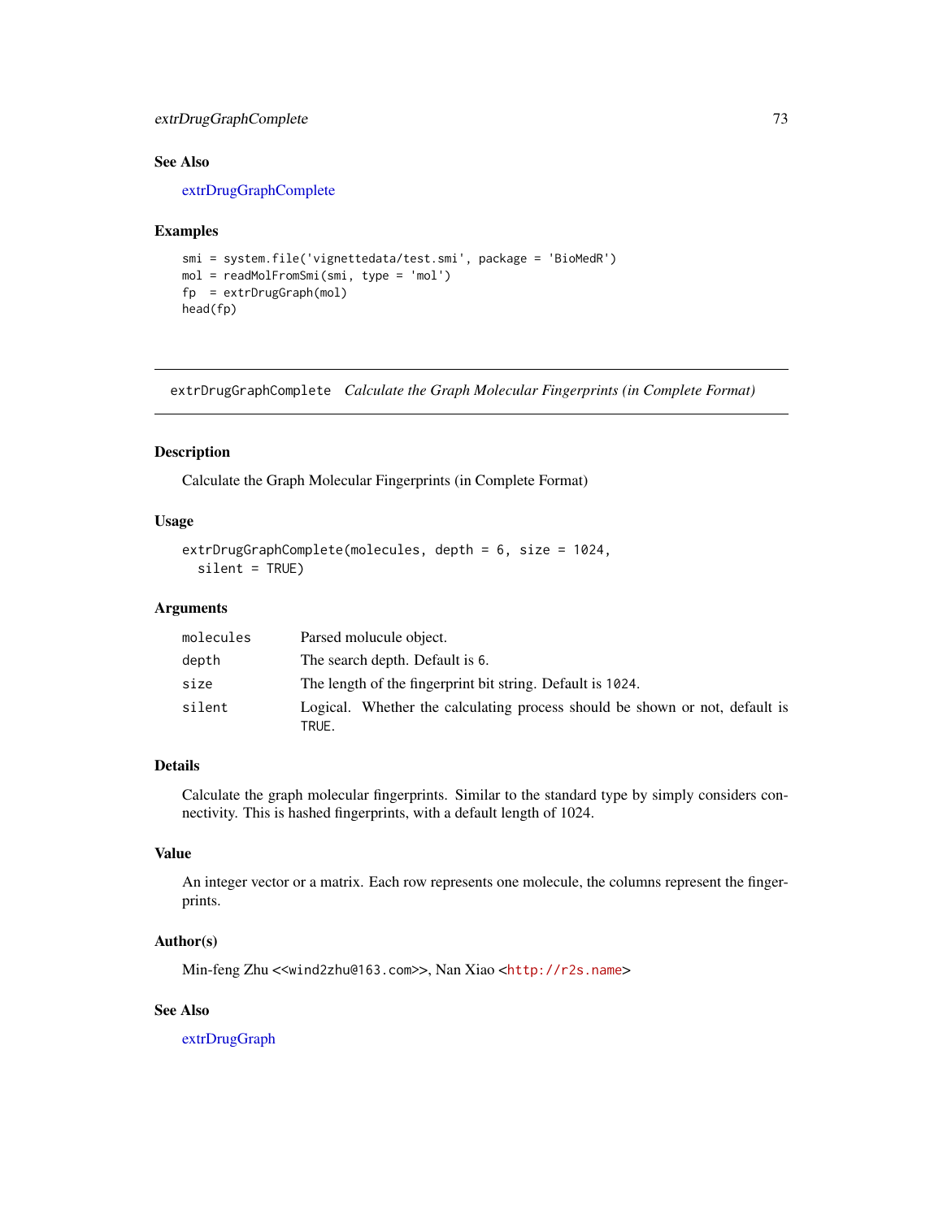### See Also

extrDrugGraphComplete

### Examples

```
smi = system.file('vignettedata/test.smi', package = 'BioMedR')
mol = readMolFromSmi(smi, type = 'mol')
fp  = extrDrugGraph(mol)
head(fp)
```

---

## extrDrugGraphComplete    *Calculate the Graph Molecular Fingerprints (in Complete Format)*

---

### Description

Calculate the Graph Molecular Fingerprints (in Complete Format)

### Usage

```
extrDrugGraphComplete(molecules, depth = 6, size = 1024,
  silent = TRUE)
```

### Arguments

| | |
|---|---|
| `molecules` | Parsed molucule object. |
| `depth` | The search depth. Default is `6`. |
| `size` | The length of the fingerprint bit string. Default is `1024`. |
| `silent` | Logical. Whether the calculating process should be shown or not, default is `TRUE`. |

### Details

Calculate the graph molecular fingerprints. Similar to the standard type by simply considers connectivity. This is hashed fingerprints, with a default length of 1024.

### Value

An integer vector or a matrix. Each row represents one molecule, the columns represent the fingerprints.

### Author(s)

Min-feng Zhu <<wind2zhu@163.com>>, Nan Xiao <http://r2s.name>

### See Also

extrDrugGraph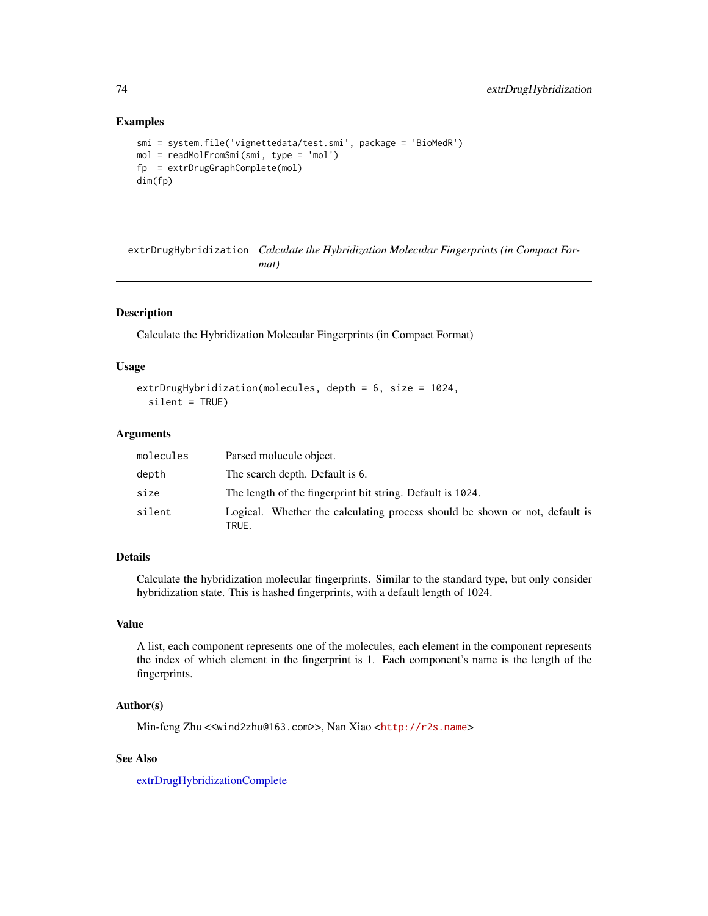## Examples

```
smi = system.file('vignettedata/test.smi', package = 'BioMedR')
mol = readMolFromSmi(smi, type = 'mol')
fp  = extrDrugGraphComplete(mol)
dim(fp)
```

---

# extrDrugHybridization    *Calculate the Hybridization Molecular Fingerprints (in Compact Format)*

---

## Description

Calculate the Hybridization Molecular Fingerprints (in Compact Format)

## Usage

```
extrDrugHybridization(molecules, depth = 6, size = 1024,
  silent = TRUE)
```

## Arguments

| | |
|---|---|
| molecules | Parsed molucule object. |
| depth | The search depth. Default is 6. |
| size | The length of the fingerprint bit string. Default is 1024. |
| silent | Logical. Whether the calculating process should be shown or not, default is TRUE. |

## Details

Calculate the hybridization molecular fingerprints. Similar to the standard type, but only consider hybridization state. This is hashed fingerprints, with a default length of 1024.

## Value

A list, each component represents one of the molecules, each element in the component represents the index of which element in the fingerprint is 1. Each component's name is the length of the fingerprints.

## Author(s)

Min-feng Zhu <<wind2zhu@163.com>>, Nan Xiao <http://r2s.name>

## See Also

extrDrugHybridizationComplete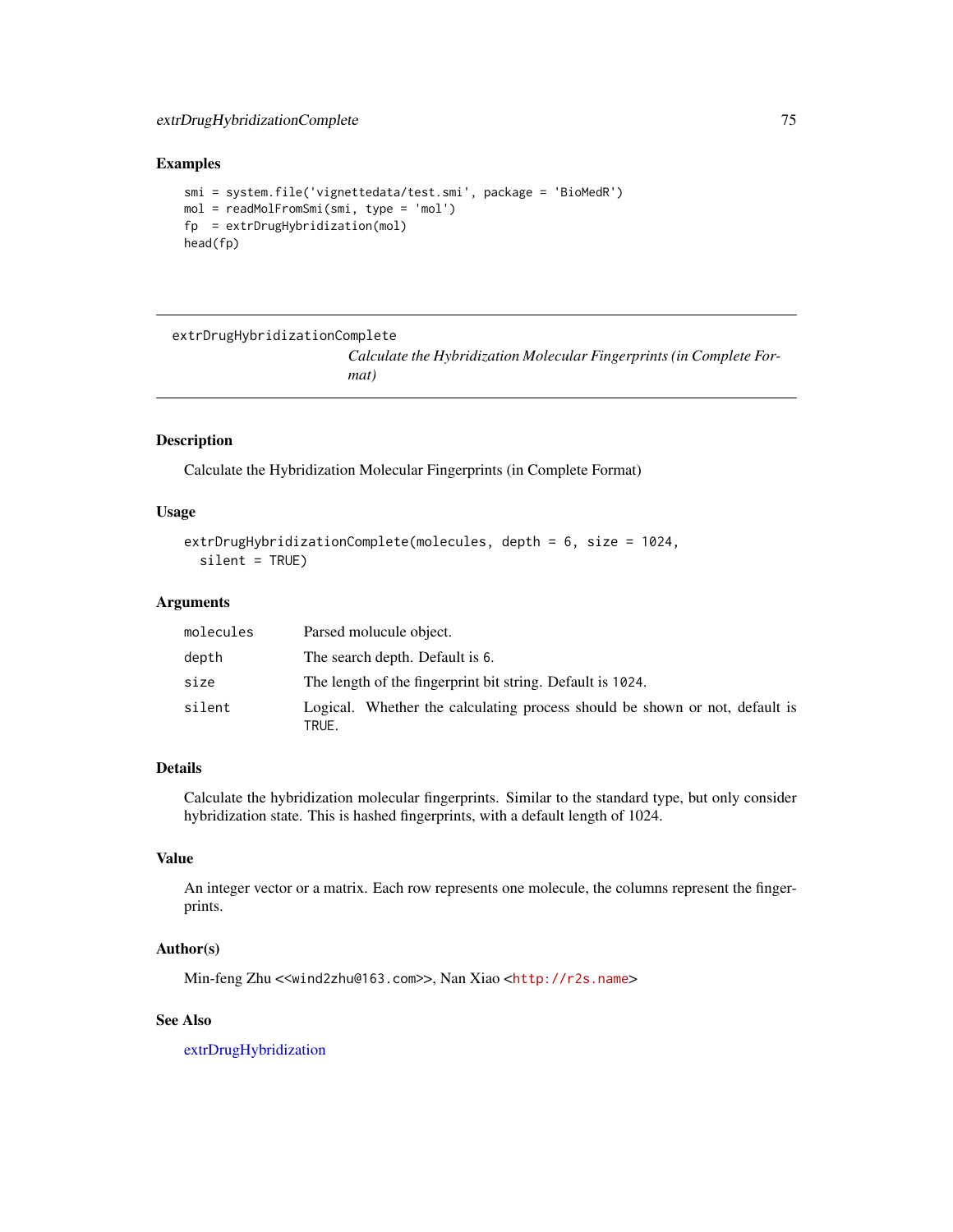## Examples

```
smi = system.file('vignettedata/test.smi', package = 'BioMedR')
mol = readMolFromSmi(smi, type = 'mol')
fp  = extrDrugHybridization(mol)
head(fp)
```

---

extrDrugHybridizationComplete

*Calculate the Hybridization Molecular Fingerprints (in Complete Format)*

---

## Description

Calculate the Hybridization Molecular Fingerprints (in Complete Format)

## Usage

```
extrDrugHybridizationComplete(molecules, depth = 6, size = 1024,
  silent = TRUE)
```

## Arguments

| | |
|---|---|
| molecules | Parsed molucule object. |
| depth | The search depth. Default is 6. |
| size | The length of the fingerprint bit string. Default is 1024. |
| silent | Logical. Whether the calculating process should be shown or not, default is TRUE. |

## Details

Calculate the hybridization molecular fingerprints. Similar to the standard type, but only consider hybridization state. This is hashed fingerprints, with a default length of 1024.

## Value

An integer vector or a matrix. Each row represents one molecule, the columns represent the fingerprints.

## Author(s)

Min-feng Zhu <<wind2zhu@163.com>>, Nan Xiao <http://r2s.name>

## See Also

extrDrugHybridization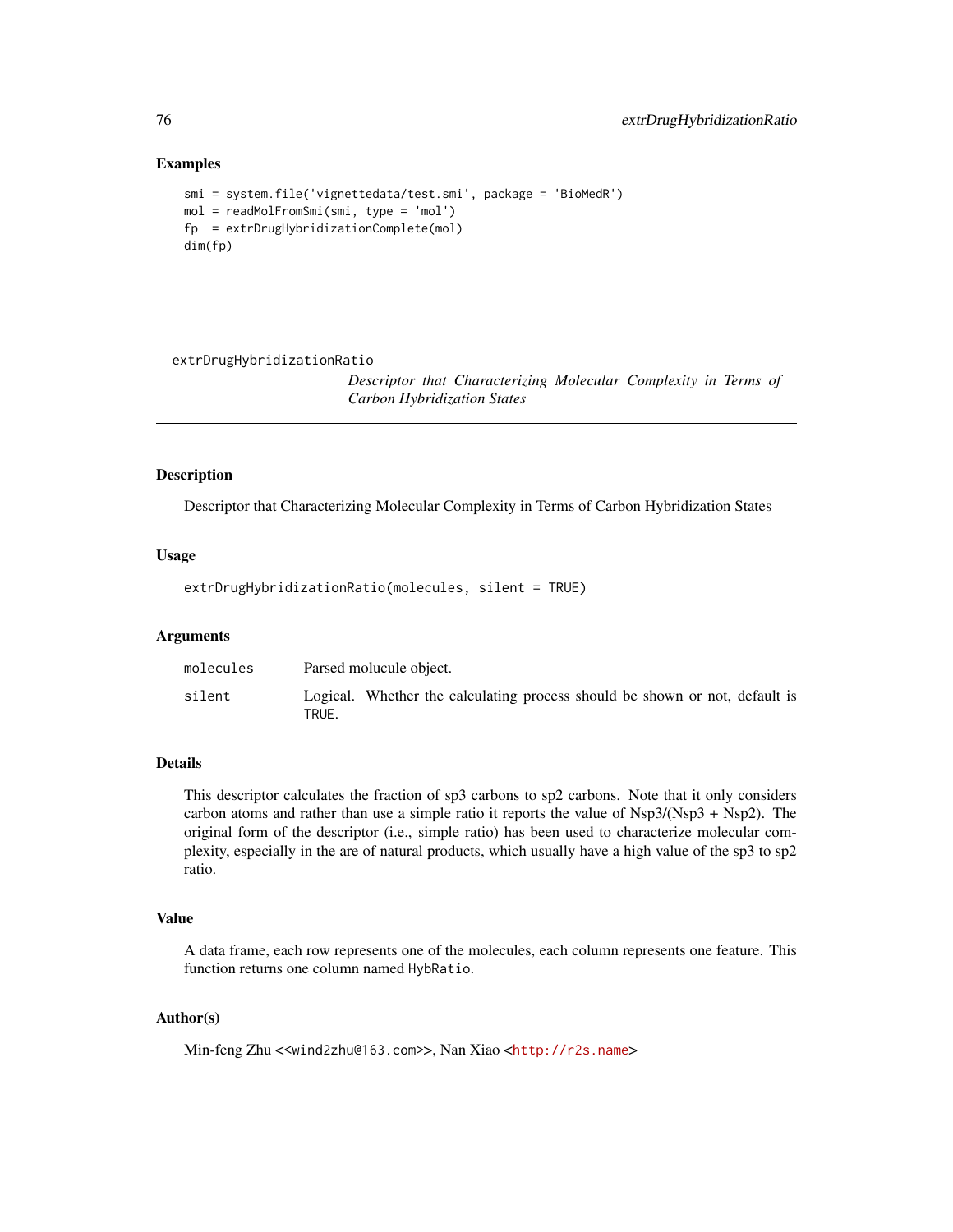## Examples

```
smi = system.file('vignettedata/test.smi', package = 'BioMedR')
mol = readMolFromSmi(smi, type = 'mol')
fp  = extrDrugHybridizationComplete(mol)
dim(fp)
```

---

# extrDrugHybridizationRatio

*Descriptor that Characterizing Molecular Complexity in Terms of Carbon Hybridization States*

---

## Description

Descriptor that Characterizing Molecular Complexity in Terms of Carbon Hybridization States

## Usage

```
extrDrugHybridizationRatio(molecules, silent = TRUE)
```

## Arguments

| | |
|---|---|
| `molecules` | Parsed molucule object. |
| `silent` | Logical. Whether the calculating process should be shown or not, default is `TRUE`. |

## Details

This descriptor calculates the fraction of sp3 carbons to sp2 carbons. Note that it only considers carbon atoms and rather than use a simple ratio it reports the value of Nsp3/(Nsp3 + Nsp2). The original form of the descriptor (i.e., simple ratio) has been used to characterize molecular complexity, especially in the are of natural products, which usually have a high value of the sp3 to sp2 ratio.

## Value

A data frame, each row represents one of the molecules, each column represents one feature. This function returns one column named `HybRatio`.

## Author(s)

Min-feng Zhu <<`wind2zhu@163.com`>>, Nan Xiao <`http://r2s.name`>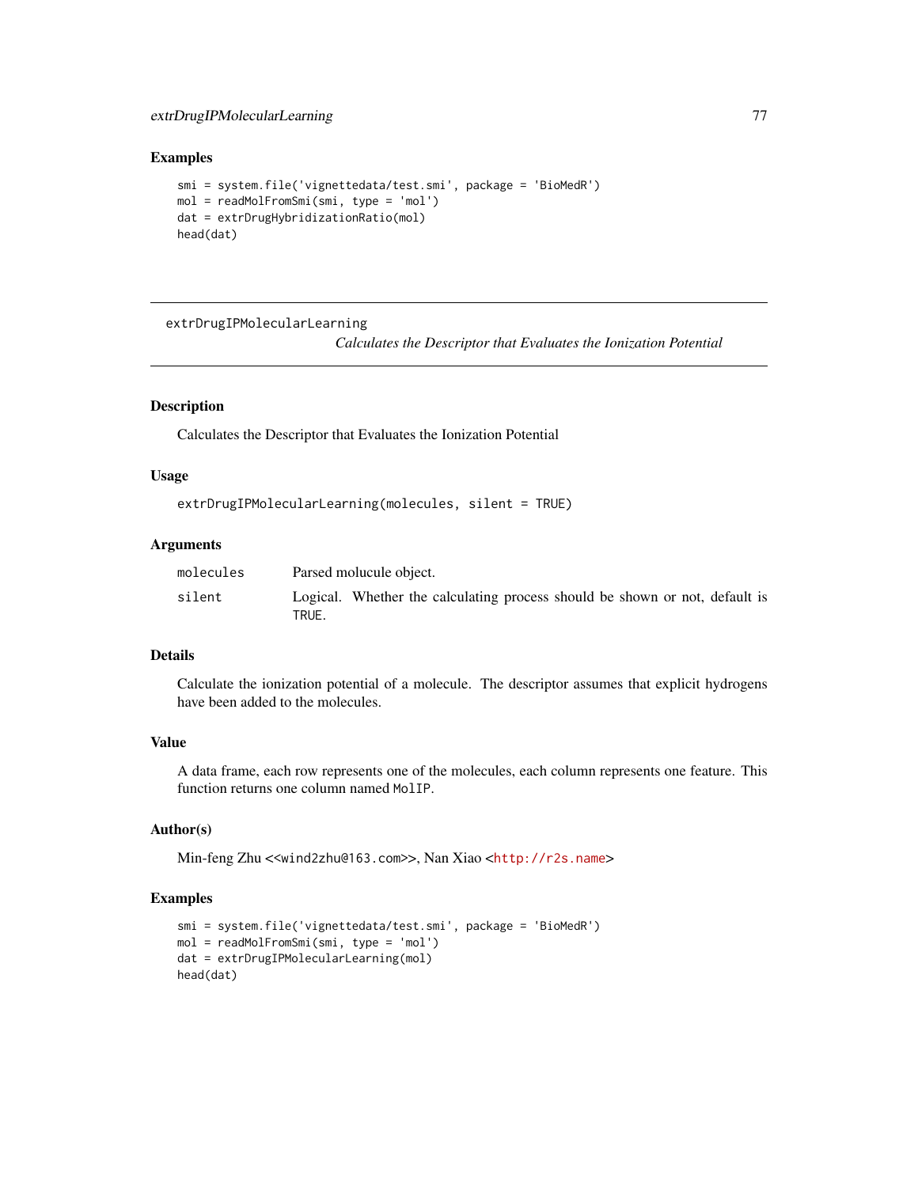## Examples

```
smi = system.file('vignettedata/test.smi', package = 'BioMedR')
mol = readMolFromSmi(smi, type = 'mol')
dat = extrDrugHybridizationRatio(mol)
head(dat)
```

---

extrDrugIPMolecularLearning

*Calculates the Descriptor that Evaluates the Ionization Potential*

---

## Description

Calculates the Descriptor that Evaluates the Ionization Potential

## Usage

```
extrDrugIPMolecularLearning(molecules, silent = TRUE)
```

## Arguments

| | |
|---|---|
| molecules | Parsed molucule object. |
| silent | Logical. Whether the calculating process should be shown or not, default is TRUE. |

## Details

Calculate the ionization potential of a molecule. The descriptor assumes that explicit hydrogens have been added to the molecules.

## Value

A data frame, each row represents one of the molecules, each column represents one feature. This function returns one column named MolIP.

## Author(s)

Min-feng Zhu <<wind2zhu@163.com>>, Nan Xiao <http://r2s.name>

## Examples

```
smi = system.file('vignettedata/test.smi', package = 'BioMedR')
mol = readMolFromSmi(smi, type = 'mol')
dat = extrDrugIPMolecularLearning(mol)
head(dat)
```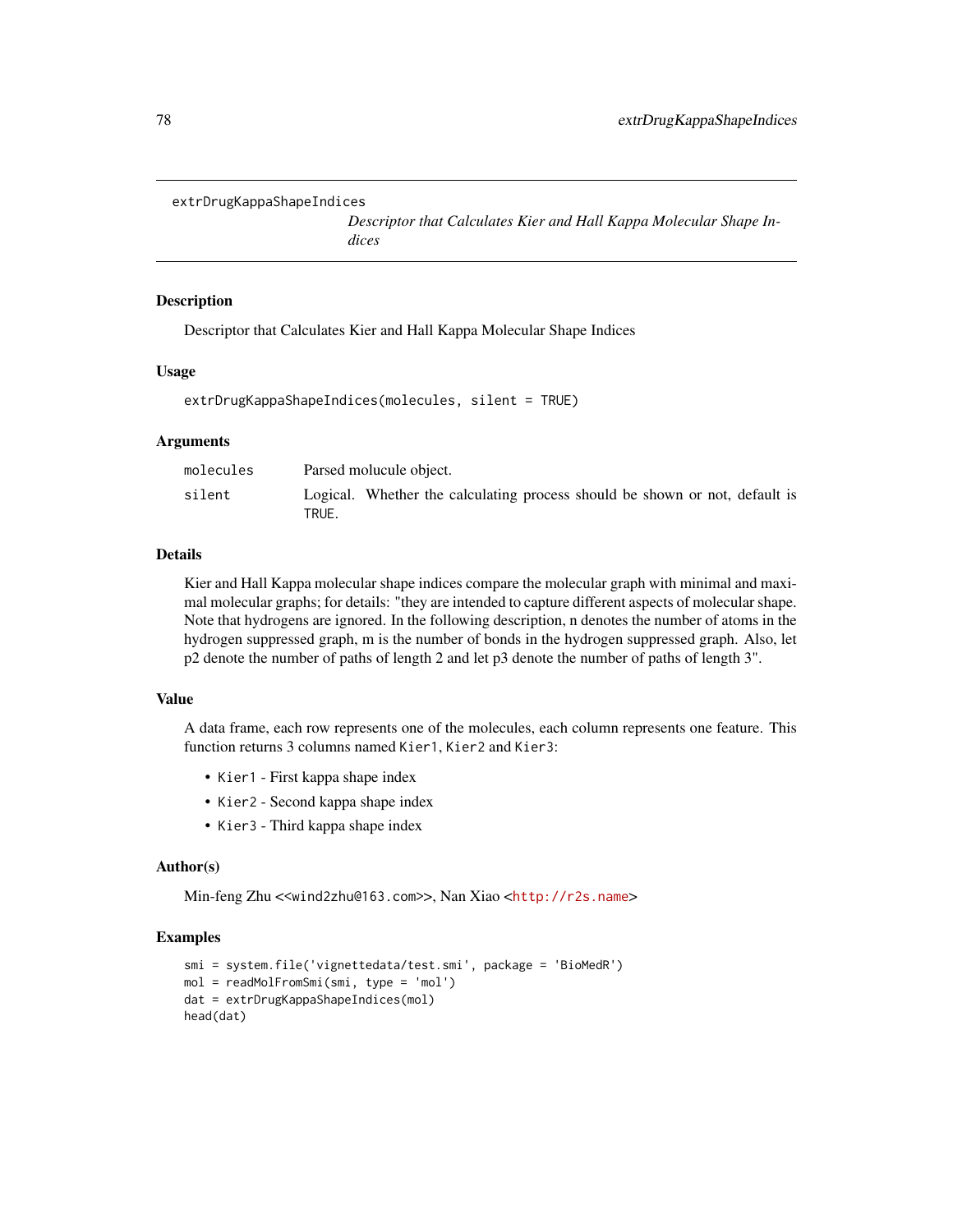# extrDrugKappaShapeIndices

*Descriptor that Calculates Kier and Hall Kappa Molecular Shape Indices*

## Description

Descriptor that Calculates Kier and Hall Kappa Molecular Shape Indices

## Usage

```
extrDrugKappaShapeIndices(molecules, silent = TRUE)
```

## Arguments

| | |
|---|---|
| `molecules` | Parsed molucule object. |
| `silent` | Logical. Whether the calculating process should be shown or not, default is `TRUE`. |

## Details

Kier and Hall Kappa molecular shape indices compare the molecular graph with minimal and maximal molecular graphs; for details: "they are intended to capture different aspects of molecular shape. Note that hydrogens are ignored. In the following description, n denotes the number of atoms in the hydrogen suppressed graph, m is the number of bonds in the hydrogen suppressed graph. Also, let p2 denote the number of paths of length 2 and let p3 denote the number of paths of length 3".

## Value

A data frame, each row represents one of the molecules, each column represents one feature. This function returns 3 columns named `Kier1`, `Kier2` and `Kier3`:

- `Kier1` - First kappa shape index
- `Kier2` - Second kappa shape index
- `Kier3` - Third kappa shape index

## Author(s)

Min-feng Zhu <<wind2zhu@163.com>>, Nan Xiao <http://r2s.name>

## Examples

```
smi = system.file('vignettedata/test.smi', package = 'BioMedR')
mol = readMolFromSmi(smi, type = 'mol')
dat = extrDrugKappaShapeIndices(mol)
head(dat)
```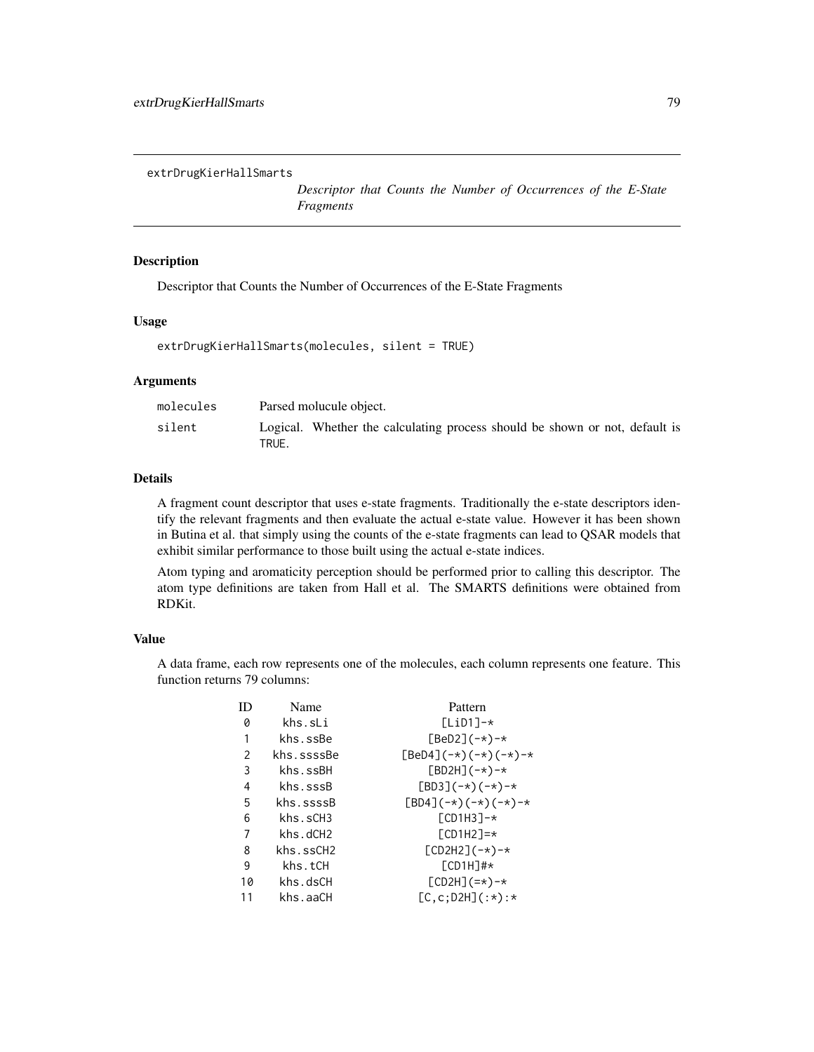extrDrugKierHallSmarts

*Descriptor that Counts the Number of Occurrences of the E-State Fragments*

## Description

Descriptor that Counts the Number of Occurrences of the E-State Fragments

## Usage

```
extrDrugKierHallSmarts(molecules, silent = TRUE)
```

## Arguments

| | |
|---|---|
| `molecules` | Parsed molucule object. |
| `silent` | Logical. Whether the calculating process should be shown or not, default is `TRUE`. |

## Details

A fragment count descriptor that uses e-state fragments. Traditionally the e-state descriptors identify the relevant fragments and then evaluate the actual e-state value. However it has been shown in Butina et al. that simply using the counts of the e-state fragments can lead to QSAR models that exhibit similar performance to those built using the actual e-state indices.

Atom typing and aromaticity perception should be performed prior to calling this descriptor. The atom type definitions are taken from Hall et al. The SMARTS definitions were obtained from RDKit.

## Value

A data frame, each row represents one of the molecules, each column represents one feature. This function returns 79 columns:

| ID | Name | Pattern |
|---|---|---|
| 0 | khs.sLi | [LiD1]-* |
| 1 | khs.ssBe | [BeD2](-*)-* |
| 2 | khs.ssssBe | [BeD4](-*)(-*)(-*)-* |
| 3 | khs.ssBH | [BD2H](-*)-* |
| 4 | khs.sssB | [BD3](-*)(-*)-* |
| 5 | khs.ssssB | [BD4](-*)(-*)(-*)-* |
| 6 | khs.sCH3 | [CD1H3]-* |
| 7 | khs.dCH2 | [CD1H2]=* |
| 8 | khs.ssCH2 | [CD2H2](-*)-* |
| 9 | khs.tCH | [CD1H]#* |
| 10 | khs.dsCH | [CD2H](=*)-* |
| 11 | khs.aaCH | [C,c;D2H](:*):* |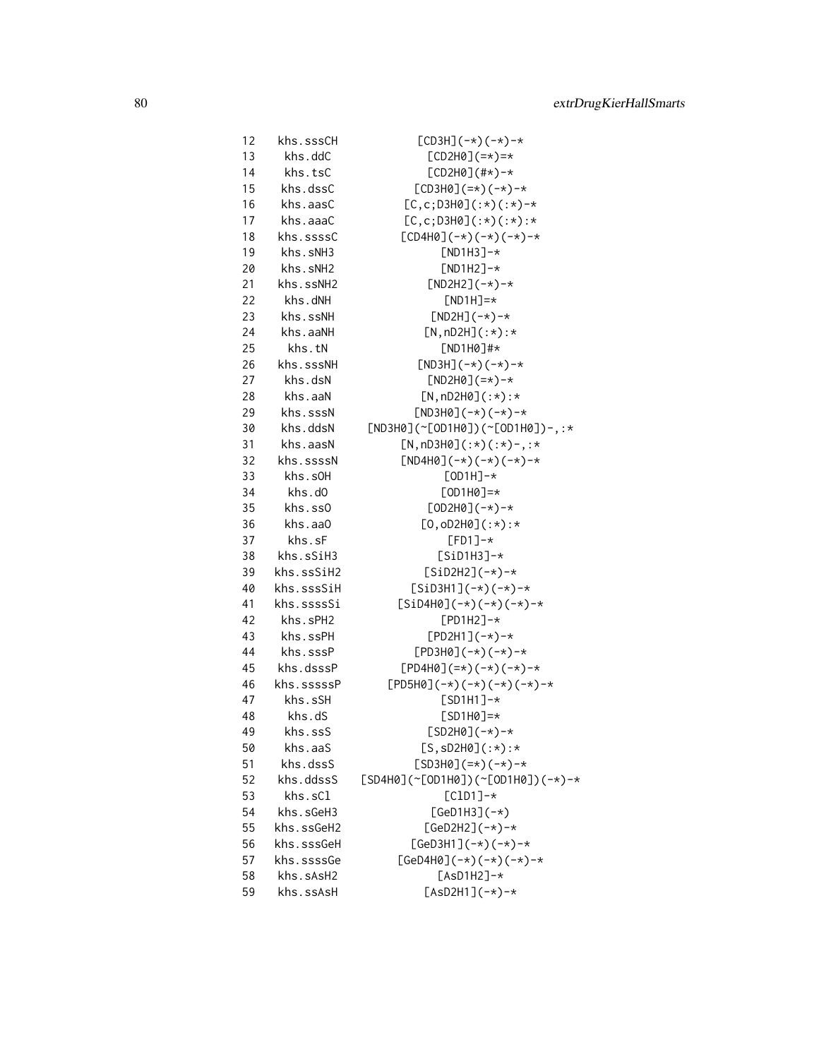```
12   khs.sssCH           [CD3H](-*)(-*)-*
13   khs.ddC             [CD2H0](=*)=*
14   khs.tsC             [CD2H0](#*)-*
15   khs.dssC            [CD3H0](=*)(-*)-*
16   khs.aasC            [C,c;D3H0](:*)(:*)-*
17   khs.aaaC            [C,c;D3H0](:*)(:*):*
18   khs.ssssC           [CD4H0](-*)(-*)(-*)-*
19   khs.sNH3            [ND1H3]-*
20   khs.sNH2            [ND1H2]-*
21   khs.ssNH2           [ND2H2](-*)-*
22   khs.dNH             [ND1H]=*
23   khs.ssNH            [ND2H](-*)-*
24   khs.aaNH            [N,nD2H](:*):*
25   khs.tN              [ND1H0]#*
26   khs.sssNH           [ND3H](-*)(-*)-*
27   khs.dsN             [ND2H0](=*)-*
28   khs.aaN             [N,nD2H0](:*):*
29   khs.sssN            [ND3H0](-*)(-*)-*
30   khs.ddsN            [ND3H0](~[OD1H0])(~[OD1H0])-,:*
31   khs.aasN            [N,nD3H0](:*)(:*)-,:*
32   khs.ssssN           [ND4H0](-*)(-*)(-*)-*
33   khs.sOH             [OD1H]-*
34   khs.dO              [OD1H0]=*
35   khs.ssO             [OD2H0](-*)-*
36   khs.aaO             [O,oD2H0](:*):*
37   khs.sF              [FD1]-*
38   khs.sSiH3           [SiD1H3]-*
39   khs.ssSiH2          [SiD2H2](-*)-*
40   khs.sssSiH          [SiD3H1](-*)(-*)-*
41   khs.ssssSi          [SiD4H0](-*)(-*)(-*)-*
42   khs.sPH2            [PD1H2]-*
43   khs.ssPH            [PD2H1](-*)-*
44   khs.sssP            [PD3H0](-*)(-*)-*
45   khs.dsssP           [PD4H0](=*)(-*)(-*)-*
46   khs.sssssP          [PD5H0](-*)(-*)(-*)(-*)-*
47   khs.sSH             [SD1H1]-*
48   khs.dS              [SD1H0]=*
49   khs.ssS             [SD2H0](-*)-*
50   khs.aaS             [S,sD2H0](:*):*
51   khs.dssS            [SD3H0](=*)(-*)-*
52   khs.ddssS           [SD4H0](~[OD1H0])(~[OD1H0])(-*)-*
53   khs.sCl             [ClD1]-*
54   khs.sGeH3           [GeD1H3](-*)
55   khs.ssGeH2          [GeD2H2](-*)-*
56   khs.sssGeH          [GeD3H1](-*)(-*)-*
57   khs.ssssGe          [GeD4H0](-*)(-*)(-*)-*
58   khs.sAsH2           [AsD1H2]-*
59   khs.ssAsH           [AsD2H1](-*)-*
```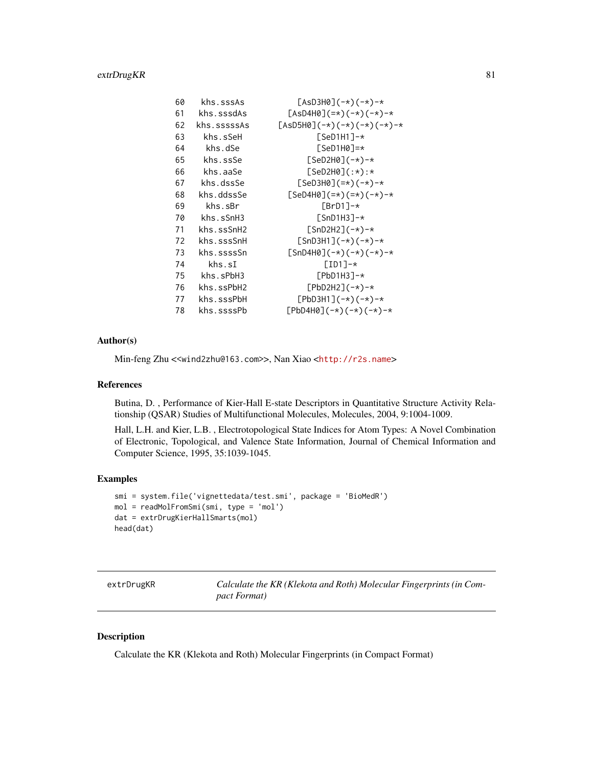```
60   khs.sssAs           [AsD3H0](-*)(-*)-*
61   khs.sssdAs          [AsD4H0](=*)(-*)(-*)-*
62   khs.sssssAs         [AsD5H0](-*)(-*)(-*)(-*)-*
63   khs.sSeH            [SeD1H1]-*
64   khs.dSe             [SeD1H0]=*
65   khs.ssSe            [SeD2H0](-*)-*
66   khs.aaSe            [SeD2H0](:*):*
67   khs.dssSe           [SeD3H0](=*)(-*)-*
68   khs.ddssSe          [SeD4H0](=*)(=*)(-*)-*
69   khs.sBr             [BrD1]-*
70   khs.sSnH3           [SnD1H3]-*
71   khs.ssSnH2          [SnD2H2](-*)-*
72   khs.sssSnH          [SnD3H1](-*)(-*)-*
73   khs.ssssSn          [SnD4H0](-*)(-*)(-*)-*
74   khs.sI              [ID1]-*
75   khs.sPbH3           [PbD1H3]-*
76   khs.ssPbH2          [PbD2H2](-*)-*
77   khs.sssPbH          [PbD3H1](-*)(-*)-*
78   khs.ssssPb          [PbD4H0](-*)(-*)(-*)-*
```

## Author(s)

Min-feng Zhu <<wind2zhu@163.com>>, Nan Xiao <http://r2s.name>

## References

Butina, D. , Performance of Kier-Hall E-state Descriptors in Quantitative Structure Activity Relationship (QSAR) Studies of Multifunctional Molecules, Molecules, 2004, 9:1004-1009.

Hall, L.H. and Kier, L.B. , Electrotopological State Indices for Atom Types: A Novel Combination of Electronic, Topological, and Valence State Information, Journal of Chemical Information and Computer Science, 1995, 35:1039-1045.

## Examples

```
smi = system.file('vignettedata/test.smi', package = 'BioMedR')
mol = readMolFromSmi(smi, type = 'mol')
dat = extrDrugKierHallSmarts(mol)
head(dat)
```

---

# extrDrugKR — *Calculate the KR (Klekota and Roth) Molecular Fingerprints (in Compact Format)*

---

## Description

Calculate the KR (Klekota and Roth) Molecular Fingerprints (in Compact Format)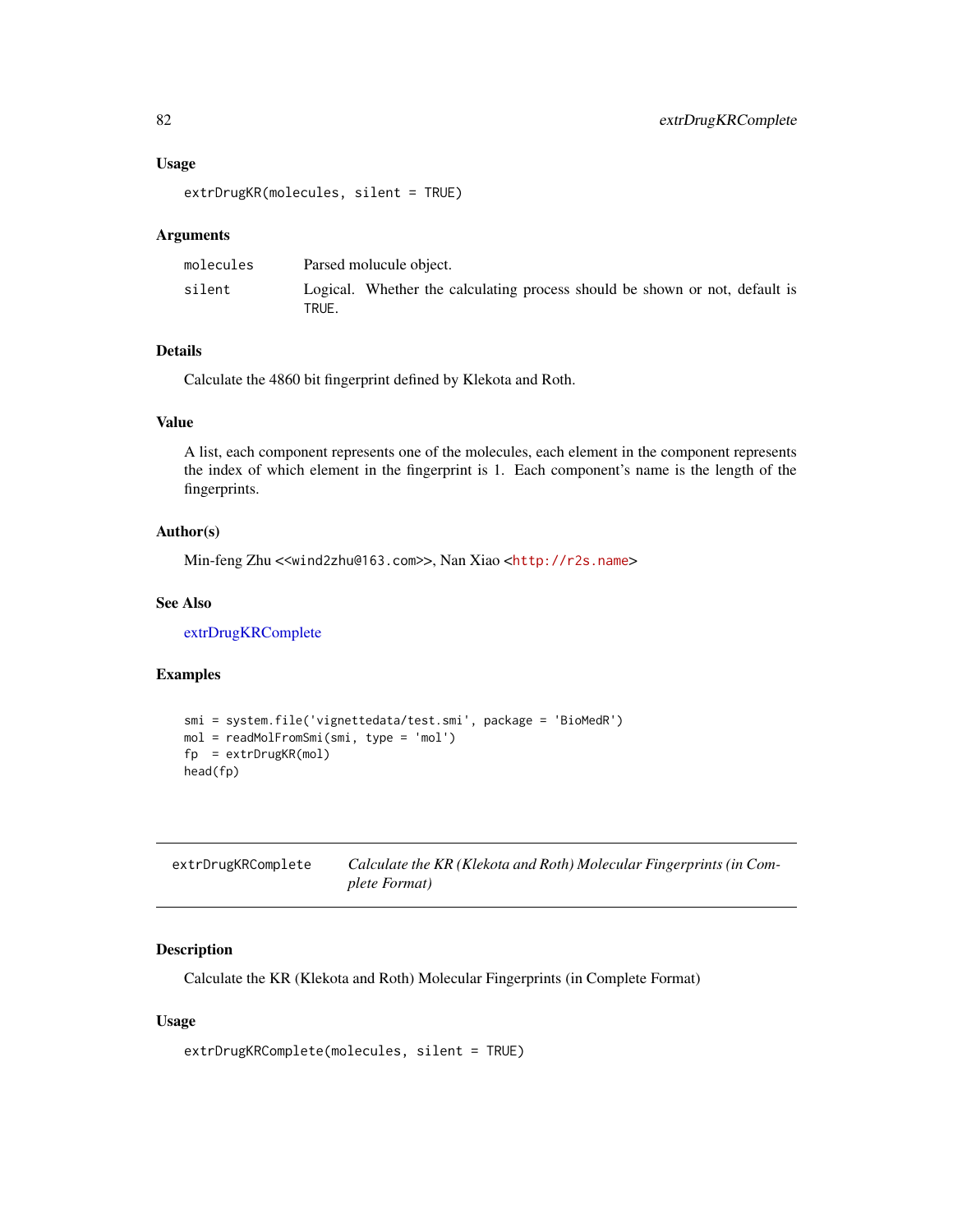### Usage

```
extrDrugKR(molecules, silent = TRUE)
```

### Arguments

| | |
|---|---|
| molecules | Parsed molucule object. |
| silent | Logical. Whether the calculating process should be shown or not, default is TRUE. |

### Details

Calculate the 4860 bit fingerprint defined by Klekota and Roth.

### Value

A list, each component represents one of the molecules, each element in the component represents the index of which element in the fingerprint is 1. Each component's name is the length of the fingerprints.

### Author(s)

Min-feng Zhu <<wind2zhu@163.com>>, Nan Xiao <http://r2s.name>

### See Also

extrDrugKRComplete

### Examples

```
smi = system.file('vignettedata/test.smi', package = 'BioMedR')
mol = readMolFromSmi(smi, type = 'mol')
fp  = extrDrugKR(mol)
head(fp)
```

---

## extrDrugKRComplete *Calculate the KR (Klekota and Roth) Molecular Fingerprints (in Complete Format)*

---

### Description

Calculate the KR (Klekota and Roth) Molecular Fingerprints (in Complete Format)

### Usage

```
extrDrugKRComplete(molecules, silent = TRUE)
```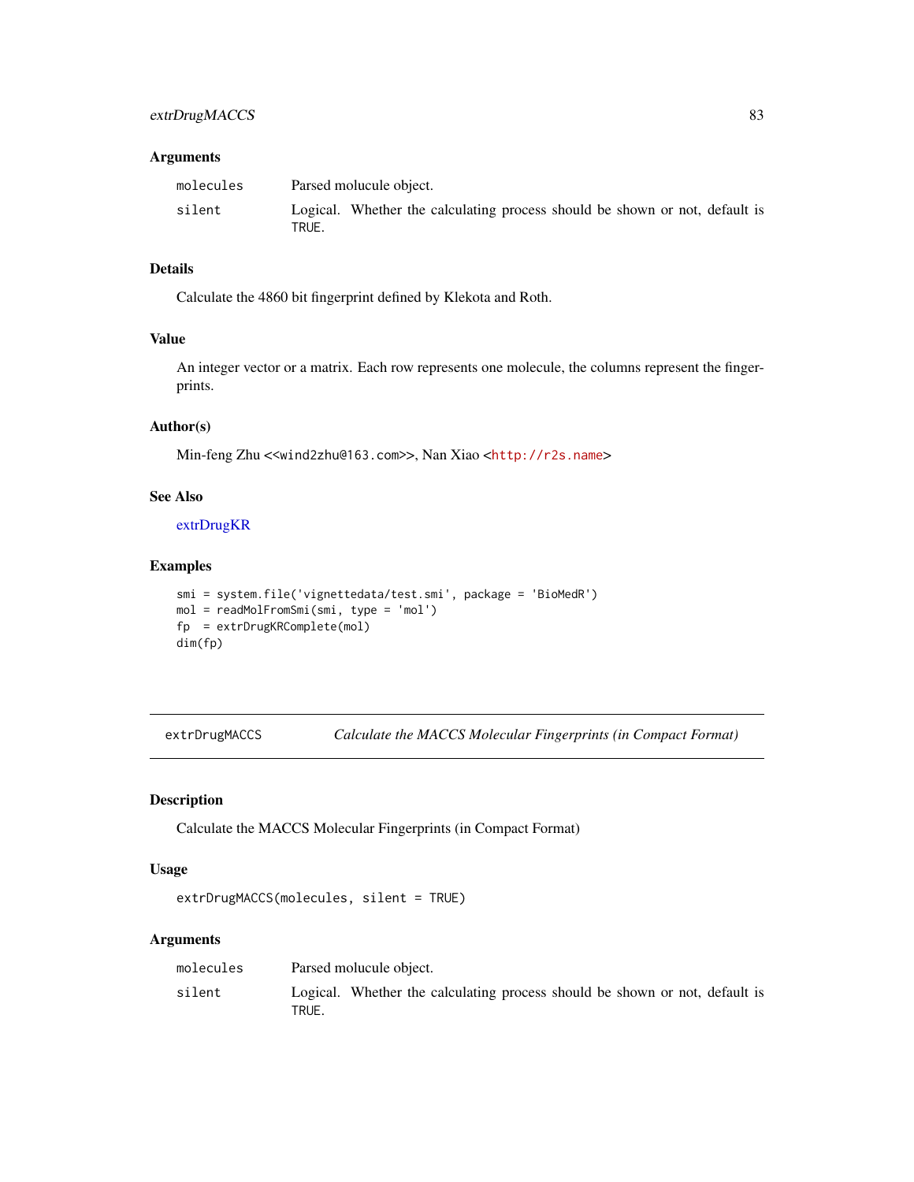## Arguments

| | |
|---|---|
| molecules | Parsed molucule object. |
| silent | Logical. Whether the calculating process should be shown or not, default is TRUE. |

## Details

Calculate the 4860 bit fingerprint defined by Klekota and Roth.

## Value

An integer vector or a matrix. Each row represents one molecule, the columns represent the fingerprints.

## Author(s)

Min-feng Zhu <<wind2zhu@163.com>>, Nan Xiao <http://r2s.name>

## See Also

extrDrugKR

## Examples

```
smi = system.file('vignettedata/test.smi', package = 'BioMedR')
mol = readMolFromSmi(smi, type = 'mol')
fp  = extrDrugKRComplete(mol)
dim(fp)
```

---

# extrDrugMACCS — *Calculate the MACCS Molecular Fingerprints (in Compact Format)*

---

## Description

Calculate the MACCS Molecular Fingerprints (in Compact Format)

## Usage

```
extrDrugMACCS(molecules, silent = TRUE)
```

## Arguments

| | |
|---|---|
| molecules | Parsed molucule object. |
| silent | Logical. Whether the calculating process should be shown or not, default is TRUE. |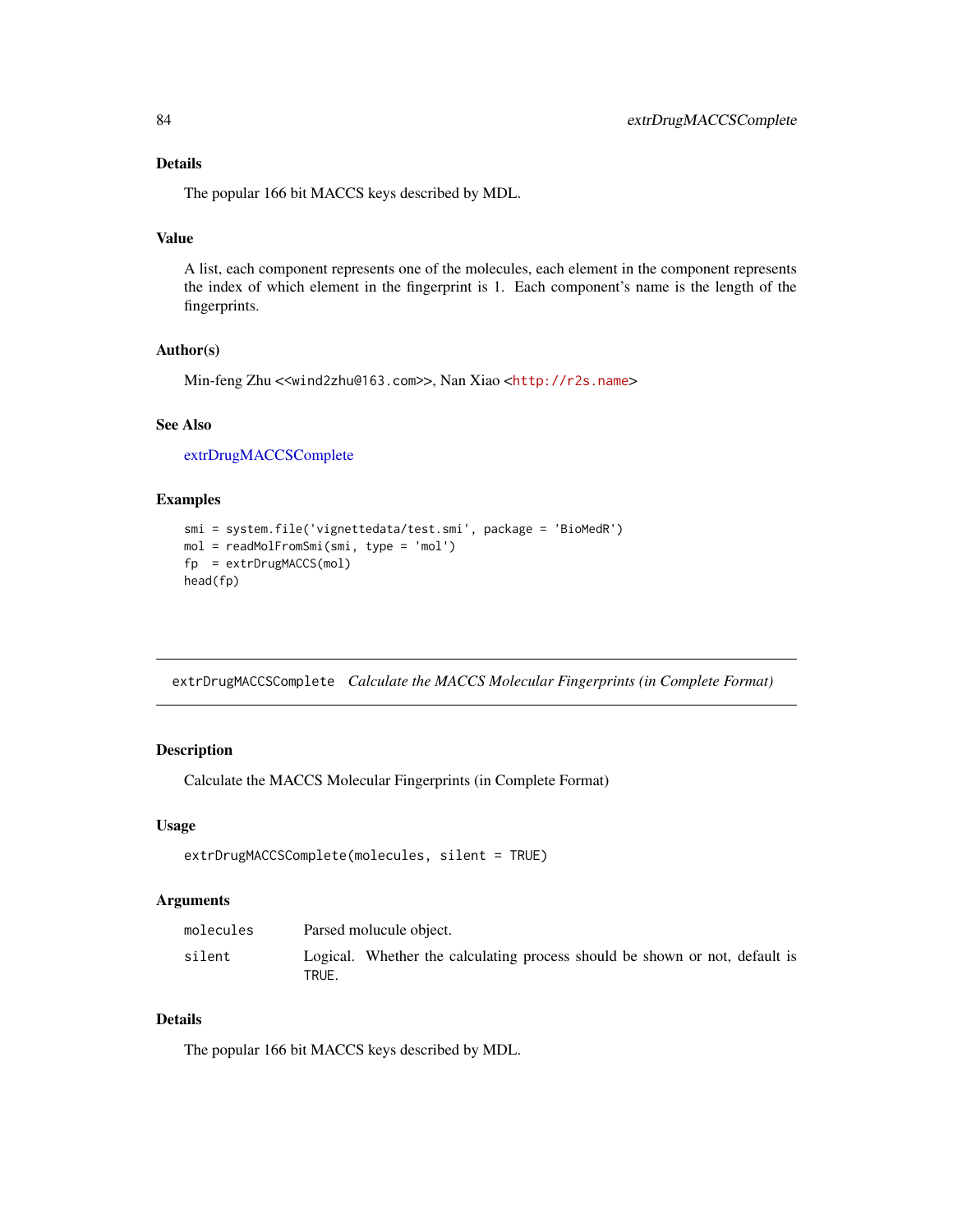### Details

The popular 166 bit MACCS keys described by MDL.

### Value

A list, each component represents one of the molecules, each element in the component represents the index of which element in the fingerprint is 1. Each component's name is the length of the fingerprints.

### Author(s)

Min-feng Zhu <<wind2zhu@163.com>>, Nan Xiao <http://r2s.name>

### See Also

extrDrugMACCSComplete

### Examples

```
smi = system.file('vignettedata/test.smi', package = 'BioMedR')
mol = readMolFromSmi(smi, type = 'mol')
fp  = extrDrugMACCS(mol)
head(fp)
```

---

## extrDrugMACCSComplete *Calculate the MACCS Molecular Fingerprints (in Complete Format)*

---

### Description

Calculate the MACCS Molecular Fingerprints (in Complete Format)

### Usage

```
extrDrugMACCSComplete(molecules, silent = TRUE)
```

### Arguments

| | |
|---|---|
| `molecules` | Parsed molucule object. |
| `silent` | Logical. Whether the calculating process should be shown or not, default is `TRUE`. |

### Details

The popular 166 bit MACCS keys described by MDL.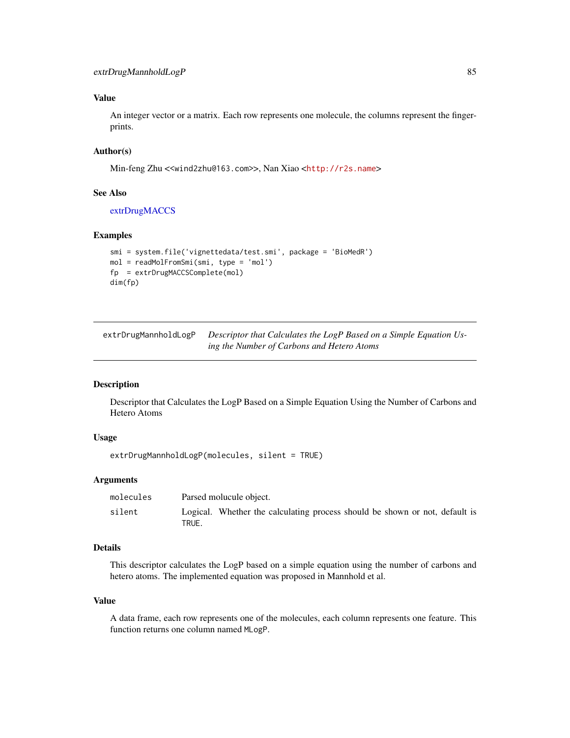### Value

An integer vector or a matrix. Each row represents one molecule, the columns represent the fingerprints.

### Author(s)

Min-feng Zhu <<wind2zhu@163.com>>, Nan Xiao <http://r2s.name>

### See Also

extrDrugMACCS

### Examples

```
smi = system.file('vignettedata/test.smi', package = 'BioMedR')
mol = readMolFromSmi(smi, type = 'mol')
fp  = extrDrugMACCSComplete(mol)
dim(fp)
```

---

## extrDrugMannholdLogP — *Descriptor that Calculates the LogP Based on a Simple Equation Using the Number of Carbons and Hetero Atoms*

---

### Description

Descriptor that Calculates the LogP Based on a Simple Equation Using the Number of Carbons and Hetero Atoms

### Usage

```
extrDrugMannholdLogP(molecules, silent = TRUE)
```

### Arguments

| | |
|---|---|
| molecules | Parsed molucule object. |
| silent | Logical. Whether the calculating process should be shown or not, default is TRUE. |

### Details

This descriptor calculates the LogP based on a simple equation using the number of carbons and hetero atoms. The implemented equation was proposed in Mannhold et al.

### Value

A data frame, each row represents one of the molecules, each column represents one feature. This function returns one column named MLogP.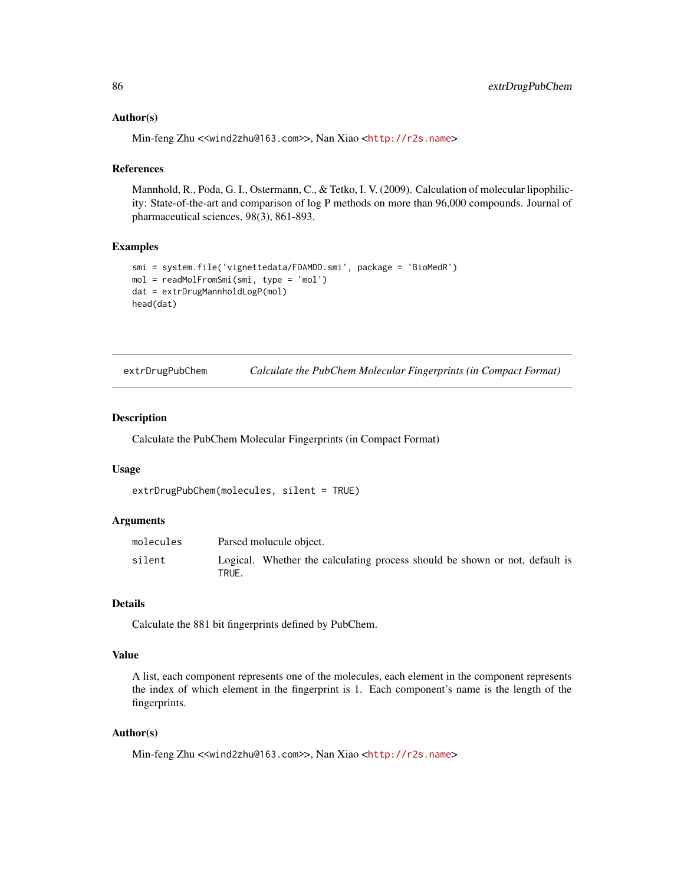### Author(s)

Min-feng Zhu <<wind2zhu@163.com>>, Nan Xiao <http://r2s.name>

### References

Mannhold, R., Poda, G. I., Ostermann, C., & Tetko, I. V. (2009). Calculation of molecular lipophilicity: State-of-the-art and comparison of log P methods on more than 96,000 compounds. Journal of pharmaceutical sciences, 98(3), 861-893.

### Examples

```
smi = system.file('vignettedata/FDAMDD.smi', package = 'BioMedR')
mol = readMolFromSmi(smi, type = 'mol')
dat = extrDrugMannholdLogP(mol)
head(dat)
```

---

## extrDrugPubChem *Calculate the PubChem Molecular Fingerprints (in Compact Format)*

---

### Description

Calculate the PubChem Molecular Fingerprints (in Compact Format)

### Usage

```
extrDrugPubChem(molecules, silent = TRUE)
```

### Arguments

| | |
|---|---|
| `molecules` | Parsed molucule object. |
| `silent` | Logical. Whether the calculating process should be shown or not, default is `TRUE`. |

### Details

Calculate the 881 bit fingerprints defined by PubChem.

### Value

A list, each component represents one of the molecules, each element in the component represents the index of which element in the fingerprint is 1. Each component's name is the length of the fingerprints.

### Author(s)

Min-feng Zhu <<wind2zhu@163.com>>, Nan Xiao <http://r2s.name>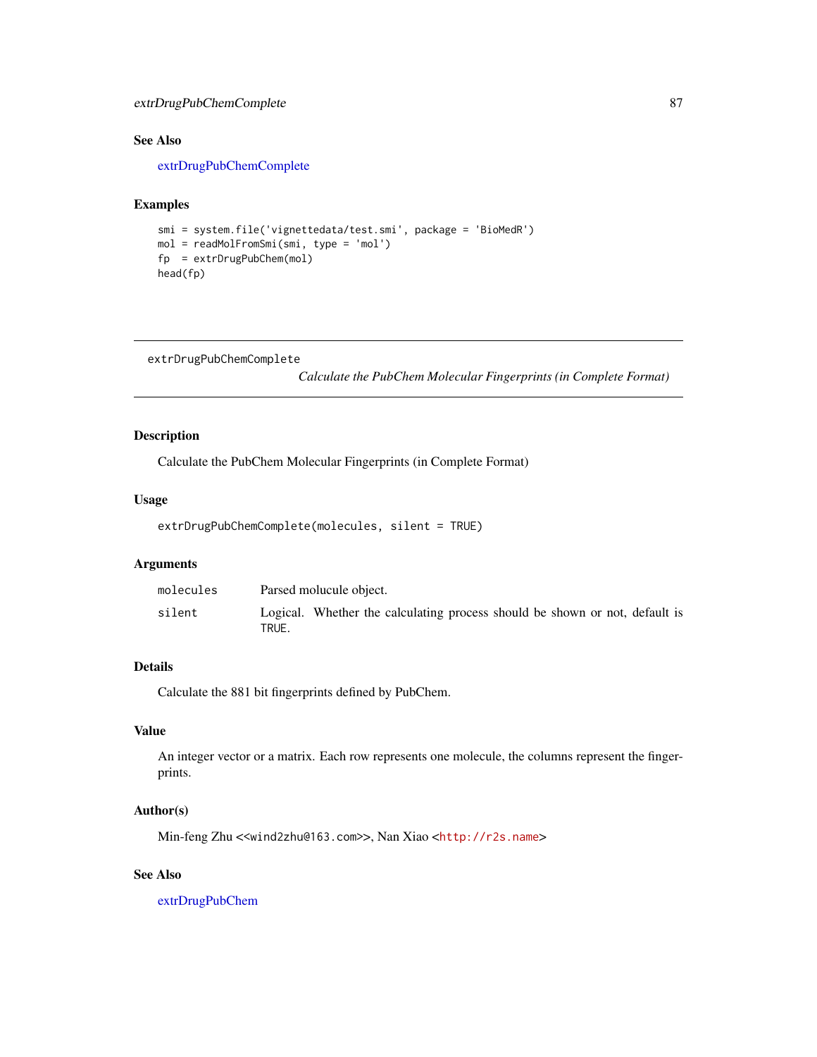### See Also

extrDrugPubChemComplete

### Examples

```
smi = system.file('vignettedata/test.smi', package = 'BioMedR')
mol = readMolFromSmi(smi, type = 'mol')
fp  = extrDrugPubChem(mol)
head(fp)
```

---

## extrDrugPubChemComplete
*Calculate the PubChem Molecular Fingerprints (in Complete Format)*

---

### Description

Calculate the PubChem Molecular Fingerprints (in Complete Format)

### Usage

```
extrDrugPubChemComplete(molecules, silent = TRUE)
```

### Arguments

| | |
|---|---|
| `molecules` | Parsed molucule object. |
| `silent` | Logical. Whether the calculating process should be shown or not, default is `TRUE`. |

### Details

Calculate the 881 bit fingerprints defined by PubChem.

### Value

An integer vector or a matrix. Each row represents one molecule, the columns represent the fingerprints.

### Author(s)

Min-feng Zhu <<wind2zhu@163.com>>, Nan Xiao <http://r2s.name>

### See Also

extrDrugPubChem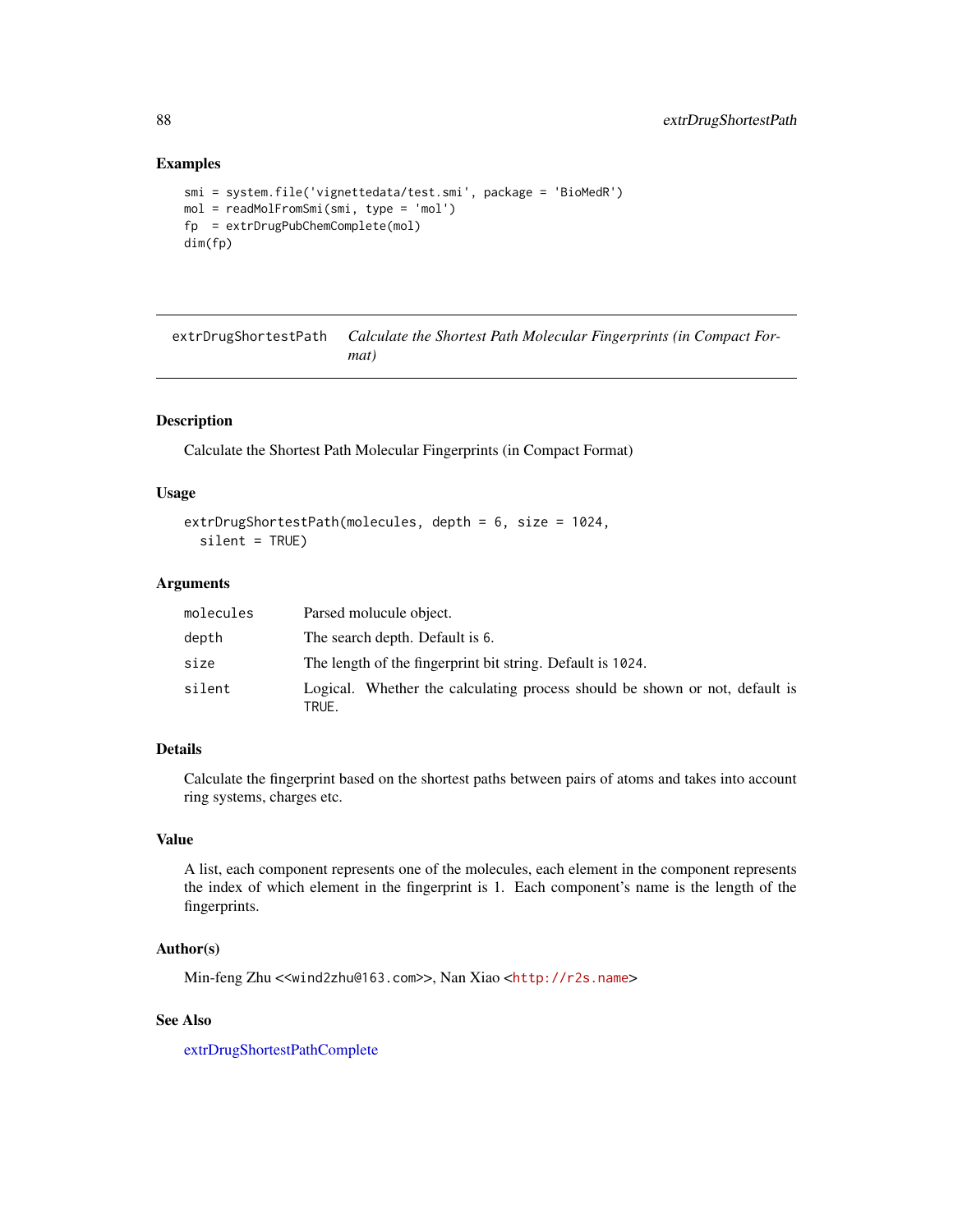## Examples

```
smi = system.file('vignettedata/test.smi', package = 'BioMedR')
mol = readMolFromSmi(smi, type = 'mol')
fp  = extrDrugPubChemComplete(mol)
dim(fp)
```

---

`extrDrugShortestPath` *Calculate the Shortest Path Molecular Fingerprints (in Compact Format)*

---

## Description

Calculate the Shortest Path Molecular Fingerprints (in Compact Format)

## Usage

```
extrDrugShortestPath(molecules, depth = 6, size = 1024,
  silent = TRUE)
```

## Arguments

| | |
|---|---|
| `molecules` | Parsed molucule object. |
| `depth` | The search depth. Default is `6`. |
| `size` | The length of the fingerprint bit string. Default is `1024`. |
| `silent` | Logical. Whether the calculating process should be shown or not, default is `TRUE`. |

## Details

Calculate the fingerprint based on the shortest paths between pairs of atoms and takes into account ring systems, charges etc.

## Value

A list, each component represents one of the molecules, each element in the component represents the index of which element in the fingerprint is 1. Each component's name is the length of the fingerprints.

## Author(s)

Min-feng Zhu <<wind2zhu@163.com>>, Nan Xiao <http://r2s.name>

## See Also

extrDrugShortestPathComplete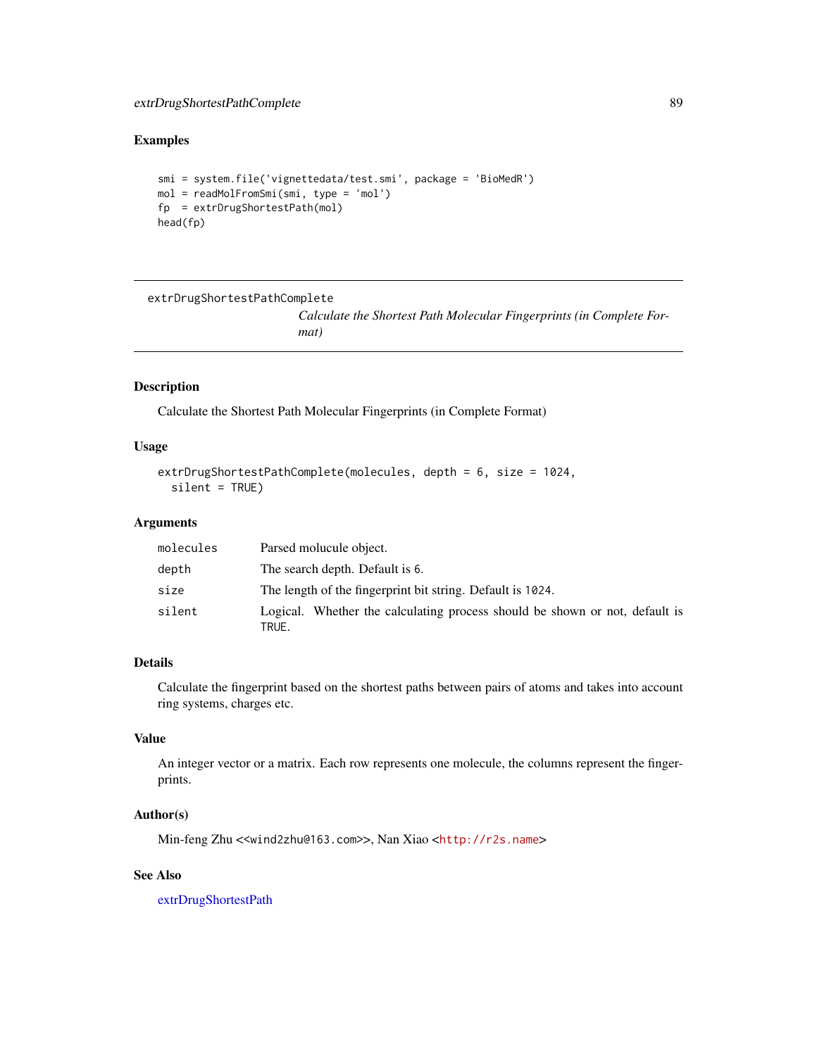## Examples

```
smi = system.file('vignettedata/test.smi', package = 'BioMedR')
mol = readMolFromSmi(smi, type = 'mol')
fp  = extrDrugShortestPath(mol)
head(fp)
```

---

extrDrugShortestPathComplete &nbsp;&nbsp;&nbsp;&nbsp; *Calculate the Shortest Path Molecular Fingerprints (in Complete Format)*

---

### Description

Calculate the Shortest Path Molecular Fingerprints (in Complete Format)

### Usage

```
extrDrugShortestPathComplete(molecules, depth = 6, size = 1024,
  silent = TRUE)
```

### Arguments

| | |
|---|---|
| molecules | Parsed molucule object. |
| depth | The search depth. Default is 6. |
| size | The length of the fingerprint bit string. Default is 1024. |
| silent | Logical. Whether the calculating process should be shown or not, default is TRUE. |

### Details

Calculate the fingerprint based on the shortest paths between pairs of atoms and takes into account ring systems, charges etc.

### Value

An integer vector or a matrix. Each row represents one molecule, the columns represent the fingerprints.

### Author(s)

Min-feng Zhu <<wind2zhu@163.com>>, Nan Xiao <http://r2s.name>

### See Also

extrDrugShortestPath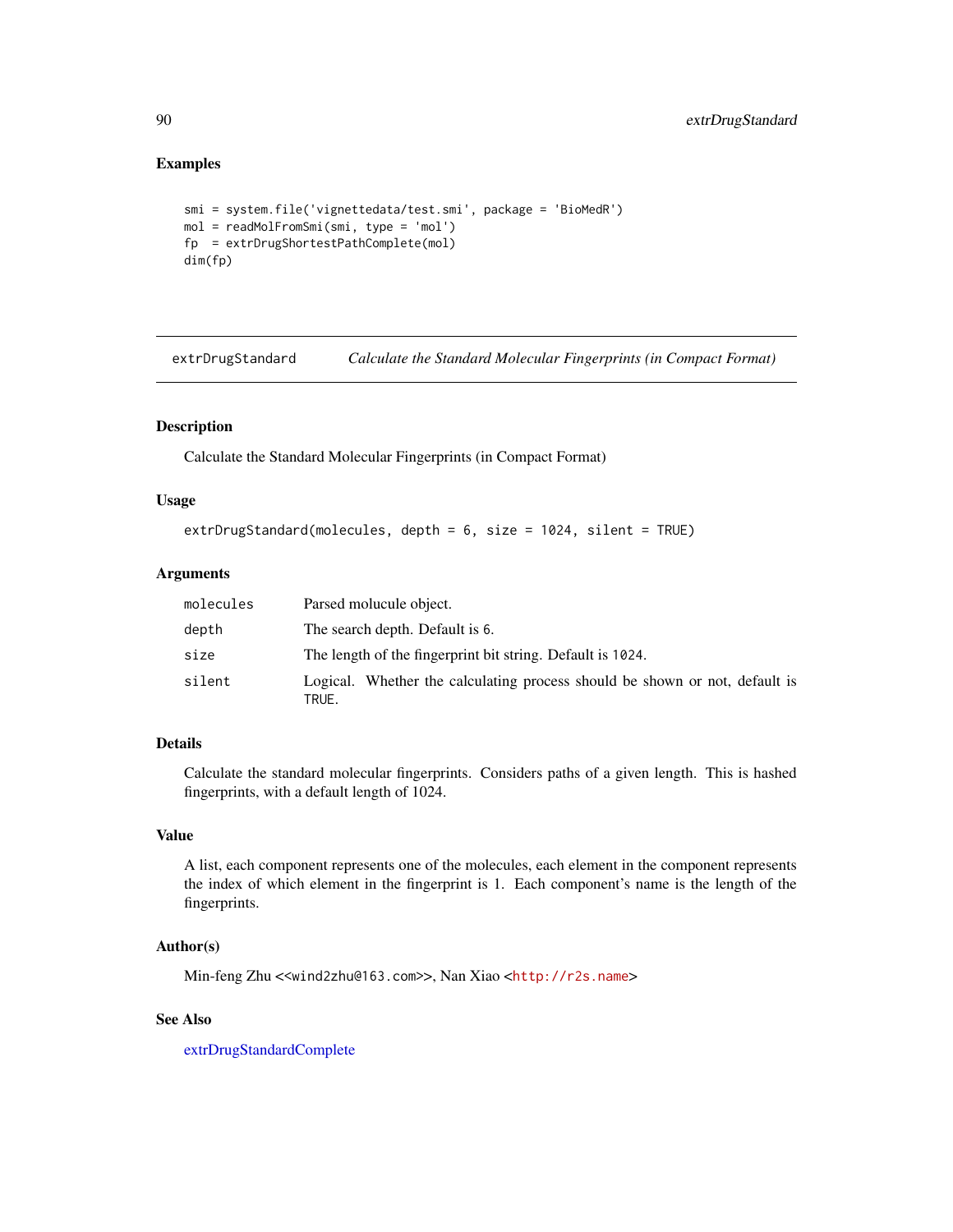## Examples

```
smi = system.file('vignettedata/test.smi', package = 'BioMedR')
mol = readMolFromSmi(smi, type = 'mol')
fp  = extrDrugShortestPathComplete(mol)
dim(fp)
```

---

extrDrugStandard    *Calculate the Standard Molecular Fingerprints (in Compact Format)*

---

## Description

Calculate the Standard Molecular Fingerprints (in Compact Format)

## Usage

```
extrDrugStandard(molecules, depth = 6, size = 1024, silent = TRUE)
```

## Arguments

| | |
|---|---|
| molecules | Parsed molucule object. |
| depth | The search depth. Default is 6. |
| size | The length of the fingerprint bit string. Default is 1024. |
| silent | Logical. Whether the calculating process should be shown or not, default is TRUE. |

## Details

Calculate the standard molecular fingerprints. Considers paths of a given length. This is hashed fingerprints, with a default length of 1024.

## Value

A list, each component represents one of the molecules, each element in the component represents the index of which element in the fingerprint is 1. Each component's name is the length of the fingerprints.

## Author(s)

Min-feng Zhu <<wind2zhu@163.com>>, Nan Xiao <http://r2s.name>

## See Also

extrDrugStandardComplete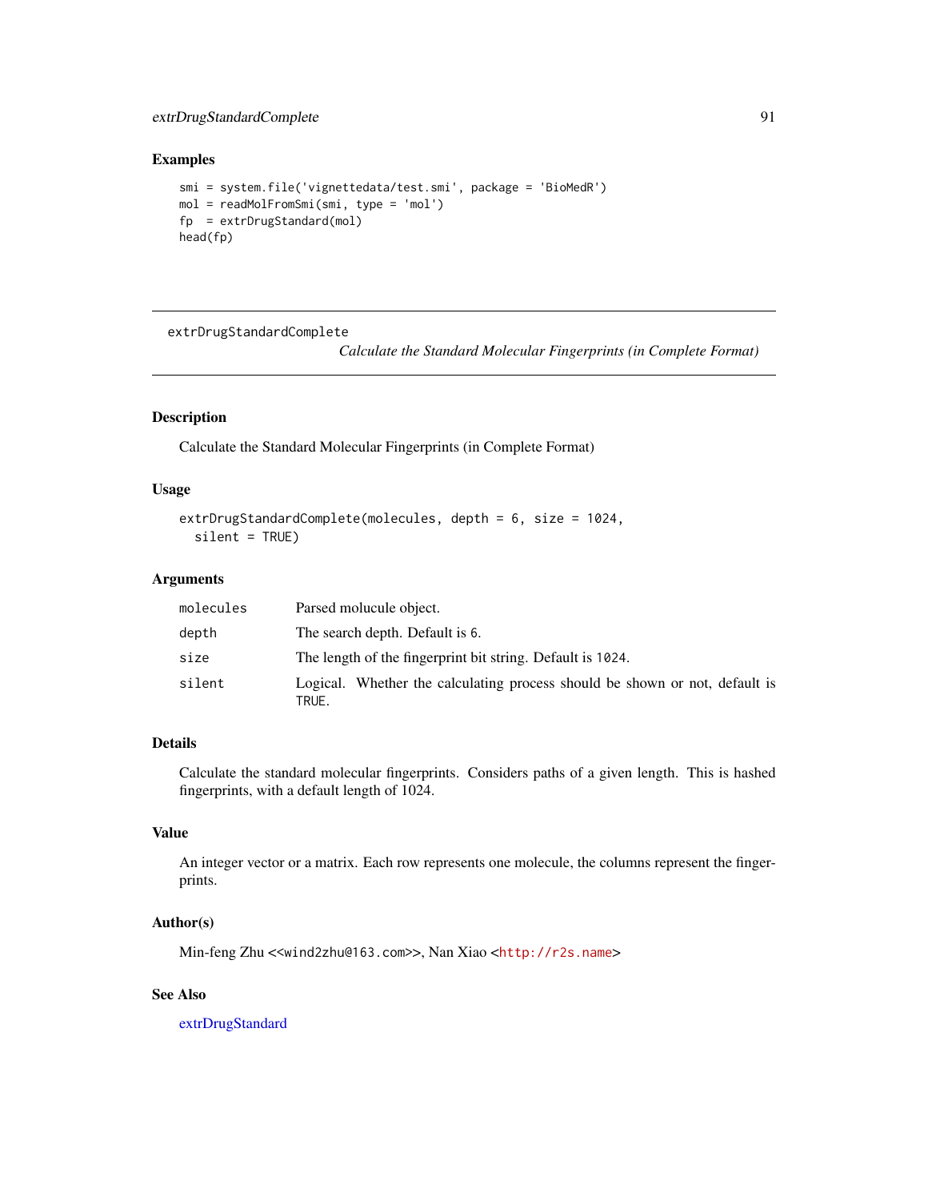## Examples

```
smi = system.file('vignettedata/test.smi', package = 'BioMedR')
mol = readMolFromSmi(smi, type = 'mol')
fp  = extrDrugStandard(mol)
head(fp)
```

---

`extrDrugStandardComplete`

*Calculate the Standard Molecular Fingerprints (in Complete Format)*

---

## Description

Calculate the Standard Molecular Fingerprints (in Complete Format)

## Usage

```
extrDrugStandardComplete(molecules, depth = 6, size = 1024,
  silent = TRUE)
```

## Arguments

| | |
|---|---|
| `molecules` | Parsed molucule object. |
| `depth` | The search depth. Default is `6`. |
| `size` | The length of the fingerprint bit string. Default is `1024`. |
| `silent` | Logical. Whether the calculating process should be shown or not, default is `TRUE`. |

## Details

Calculate the standard molecular fingerprints. Considers paths of a given length. This is hashed fingerprints, with a default length of 1024.

## Value

An integer vector or a matrix. Each row represents one molecule, the columns represent the fingerprints.

## Author(s)

Min-feng Zhu <<wind2zhu@163.com>>, Nan Xiao <http://r2s.name>

## See Also

extrDrugStandard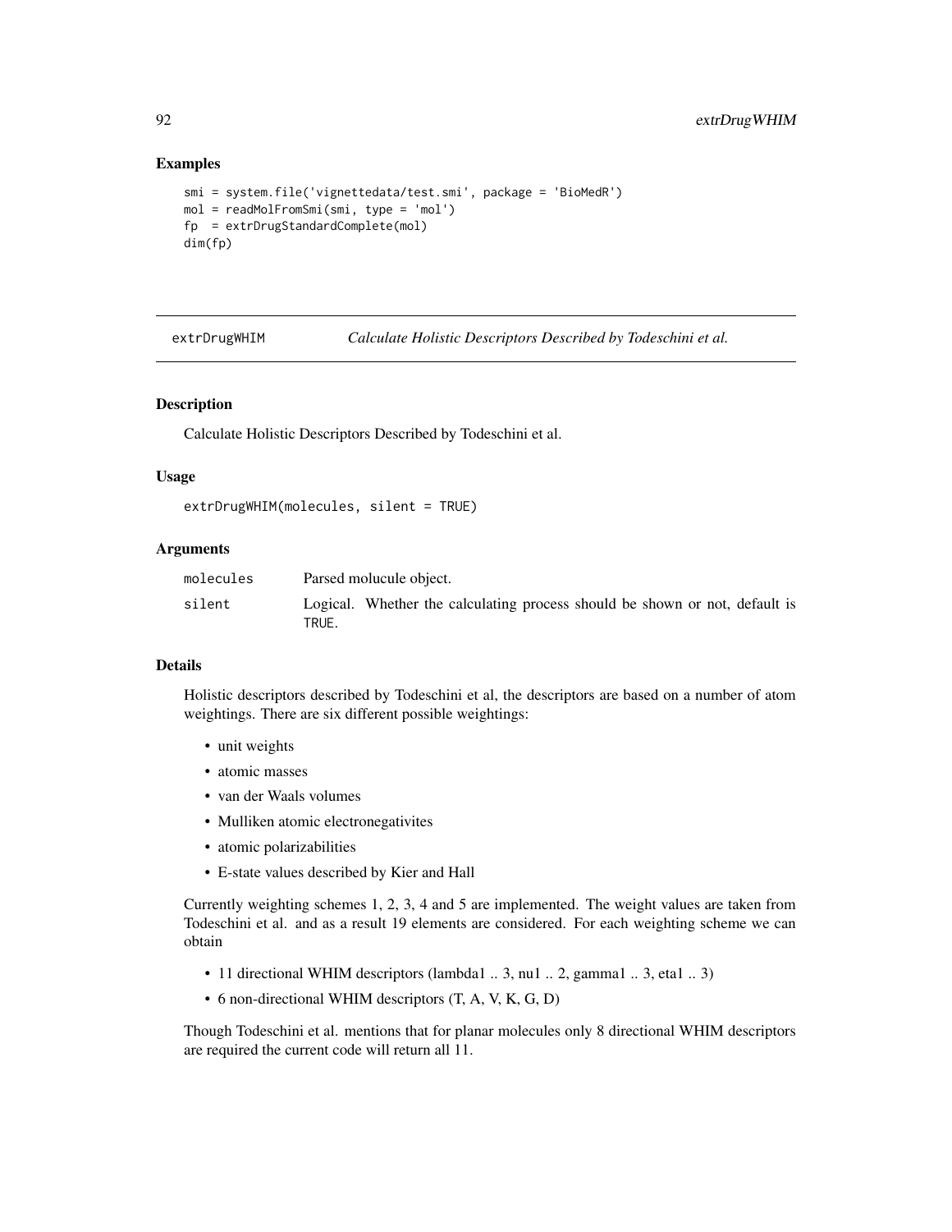## Examples

```
smi = system.file('vignettedata/test.smi', package = 'BioMedR')
mol = readMolFromSmi(smi, type = 'mol')
fp  = extrDrugStandardComplete(mol)
dim(fp)
```

---

# extrDrugWHIM — *Calculate Holistic Descriptors Described by Todeschini et al.*

## Description

Calculate Holistic Descriptors Described by Todeschini et al.

## Usage

```
extrDrugWHIM(molecules, silent = TRUE)
```

## Arguments

| | |
|---|---|
| molecules | Parsed molucule object. |
| silent | Logical. Whether the calculating process should be shown or not, default is TRUE. |

## Details

Holistic descriptors described by Todeschini et al, the descriptors are based on a number of atom weightings. There are six different possible weightings:

- unit weights
- atomic masses
- van der Waals volumes
- Mulliken atomic electronegativites
- atomic polarizabilities
- E-state values described by Kier and Hall

Currently weighting schemes 1, 2, 3, 4 and 5 are implemented. The weight values are taken from Todeschini et al. and as a result 19 elements are considered. For each weighting scheme we can obtain

- 11 directional WHIM descriptors (lambda1 .. 3, nu1 .. 2, gamma1 .. 3, eta1 .. 3)
- 6 non-directional WHIM descriptors (T, A, V, K, G, D)

Though Todeschini et al. mentions that for planar molecules only 8 directional WHIM descriptors are required the current code will return all 11.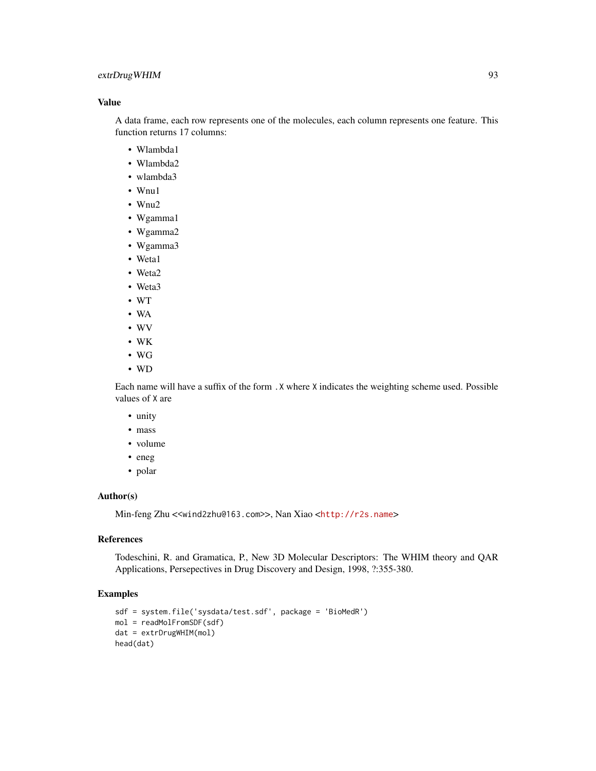## Value

A data frame, each row represents one of the molecules, each column represents one feature. This function returns 17 columns:

- Wlambda1
- Wlambda2
- wlambda3
- Wnu1
- Wnu2
- Wgamma1
- Wgamma2
- Wgamma3
- Weta1
- Weta2
- Weta3
- WT
- WA
- WV
- WK
- WG
- WD

Each name will have a suffix of the form `.X` where `X` indicates the weighting scheme used. Possible values of `X` are

- unity
- mass
- volume
- eneg
- polar

## Author(s)

Min-feng Zhu <<wind2zhu@163.com>>, Nan Xiao <http://r2s.name>

## References

Todeschini, R. and Gramatica, P., New 3D Molecular Descriptors: The WHIM theory and QAR Applications, Persepectives in Drug Discovery and Design, 1998, ?:355-380.

## Examples

```
sdf = system.file('sysdata/test.sdf', package = 'BioMedR')
mol = readMolFromSDF(sdf)
dat = extrDrugWHIM(mol)
head(dat)
```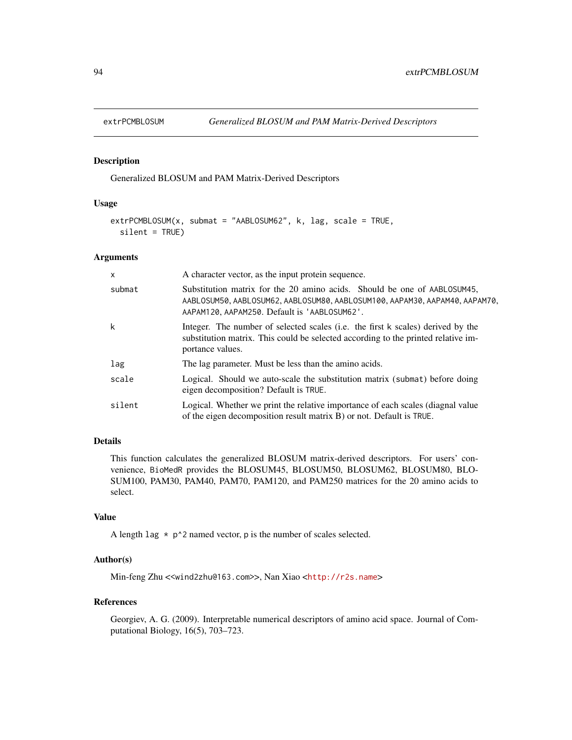extrPCMBLOSUM — *Generalized BLOSUM and PAM Matrix-Derived Descriptors*

## Description

Generalized BLOSUM and PAM Matrix-Derived Descriptors

## Usage

```
extrPCMBLOSUM(x, submat = "AABLOSUM62", k, lag, scale = TRUE,
  silent = TRUE)
```

## Arguments

| | |
|---|---|
| `x` | A character vector, as the input protein sequence. |
| `submat` | Substitution matrix for the 20 amino acids. Should be one of `AABLOSUM45`, `AABLOSUM50`, `AABLOSUM62`, `AABLOSUM80`, `AABLOSUM100`, `AAPAM30`, `AAPAM40`, `AAPAM70`, `AAPAM120`, `AAPAM250`. Default is `'AABLOSUM62'`. |
| `k` | Integer. The number of selected scales (i.e. the first k scales) derived by the substitution matrix. This could be selected according to the printed relative importance values. |
| `lag` | The lag parameter. Must be less than the amino acids. |
| `scale` | Logical. Should we auto-scale the substitution matrix (`submat`) before doing eigen decomposition? Default is `TRUE`. |
| `silent` | Logical. Whether we print the relative importance of each scales (diagnal value of the eigen decomposition result matrix B) or not. Default is `TRUE`. |

## Details

This function calculates the generalized BLOSUM matrix-derived descriptors. For users' convenience, `BioMedR` provides the BLOSUM45, BLOSUM50, BLOSUM62, BLOSUM80, BLOSUM100, PAM30, PAM40, PAM70, PAM120, and PAM250 matrices for the 20 amino acids to select.

## Value

A length `lag * p^2` named vector, `p` is the number of scales selected.

## Author(s)

Min-feng Zhu <<wind2zhu@163.com>>, Nan Xiao <http://r2s.name>

## References

Georgiev, A. G. (2009). Interpretable numerical descriptors of amino acid space. Journal of Computational Biology, 16(5), 703–723.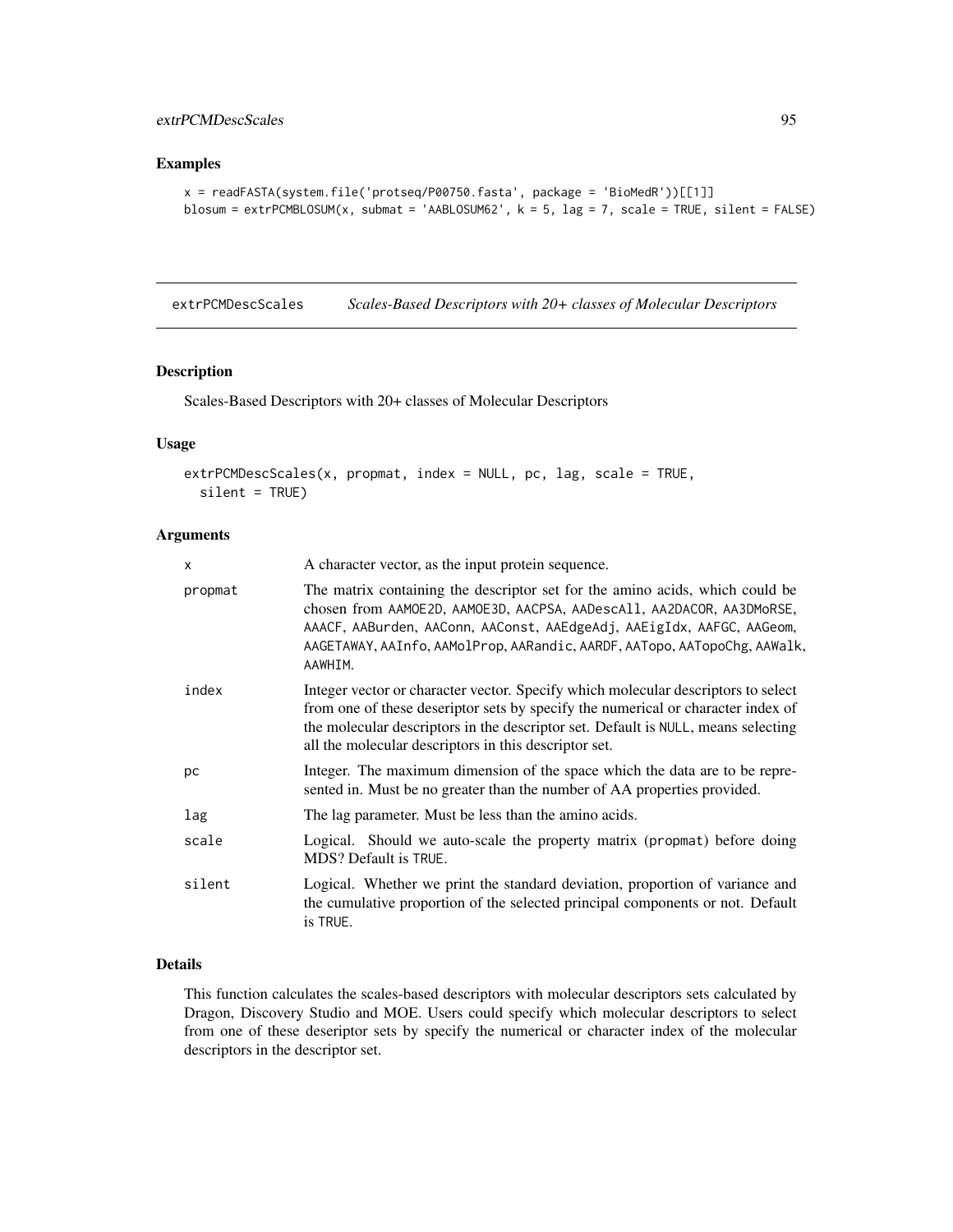## Examples

```
x = readFASTA(system.file('protseq/P00750.fasta', package = 'BioMedR'))[[1]]
blosum = extrPCMBLOSUM(x, submat = 'AABLOSUM62', k = 5, lag = 7, scale = TRUE, silent = FALSE)
```

---

# extrPCMDescScales *Scales-Based Descriptors with 20+ classes of Molecular Descriptors*

---

## Description

Scales-Based Descriptors with 20+ classes of Molecular Descriptors

## Usage

```
extrPCMDescScales(x, propmat, index = NULL, pc, lag, scale = TRUE,
  silent = TRUE)
```

## Arguments

| | |
|---|---|
| x | A character vector, as the input protein sequence. |
| propmat | The matrix containing the descriptor set for the amino acids, which could be chosen from AAMOE2D, AAMOE3D, AACPSA, AADescAll, AA2DACOR, AA3DMoRSE, AAACF, AABurden, AAConn, AAConst, AAEdgeAdj, AAEigIdx, AAFGC, AAGeom, AAGETAWAY, AAInfo, AAMolProp, AARandic, AARDF, AATopo, AATopoChg, AAWalk, AAWHIM. |
| index | Integer vector or character vector. Specify which molecular descriptors to select from one of these deseriptor sets by specify the numerical or character index of the molecular descriptors in the descriptor set. Default is NULL, means selecting all the molecular descriptors in this descriptor set. |
| pc | Integer. The maximum dimension of the space which the data are to be represented in. Must be no greater than the number of AA properties provided. |
| lag | The lag parameter. Must be less than the amino acids. |
| scale | Logical. Should we auto-scale the property matrix (propmat) before doing MDS? Default is TRUE. |
| silent | Logical. Whether we print the standard deviation, proportion of variance and the cumulative proportion of the selected principal components or not. Default is TRUE. |

## Details

This function calculates the scales-based descriptors with molecular descriptors sets calculated by Dragon, Discovery Studio and MOE. Users could specify which molecular descriptors to select from one of these deseriptor sets by specify the numerical or character index of the molecular descriptors in the descriptor set.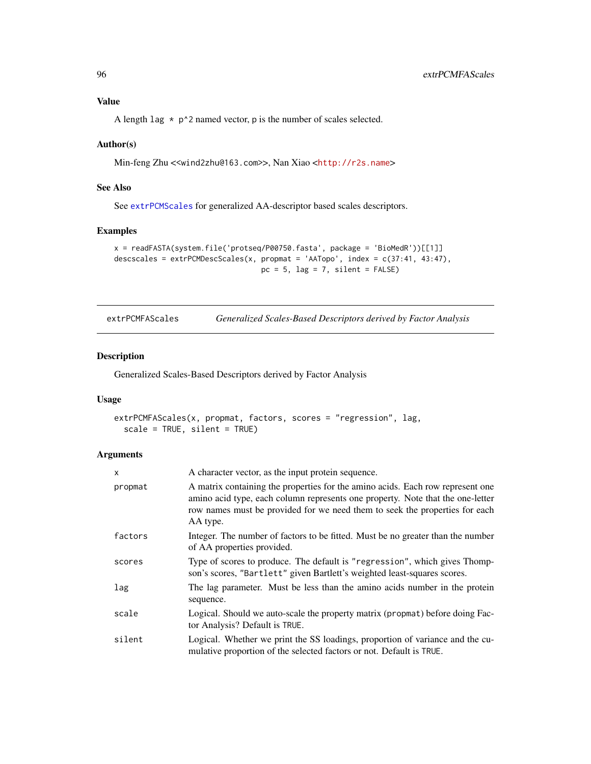## Value

A length `lag * p^2` named vector, p is the number of scales selected.

## Author(s)

Min-feng Zhu <<wind2zhu@163.com>>, Nan Xiao <http://r2s.name>

## See Also

See `extrPCMScales` for generalized AA-descriptor based scales descriptors.

## Examples

```
x = readFASTA(system.file('protseq/P00750.fasta', package = 'BioMedR'))[[1]]
descscales = extrPCMDescScales(x, propmat = 'AATopo', index = c(37:41, 43:47),
                              pc = 5, lag = 7, silent = FALSE)
```

---

# extrPCMFAScales — *Generalized Scales-Based Descriptors derived by Factor Analysis*

## Description

Generalized Scales-Based Descriptors derived by Factor Analysis

## Usage

```
extrPCMFAScales(x, propmat, factors, scores = "regression", lag,
  scale = TRUE, silent = TRUE)
```

## Arguments

| | |
|---|---|
| x | A character vector, as the input protein sequence. |
| propmat | A matrix containing the properties for the amino acids. Each row represent one amino acid type, each column represents one property. Note that the one-letter row names must be provided for we need them to seek the properties for each AA type. |
| factors | Integer. The number of factors to be fitted. Must be no greater than the number of AA properties provided. |
| scores | Type of scores to produce. The default is `"regression"`, which gives Thompson's scores, `"Bartlett"` given Bartlett's weighted least-squares scores. |
| lag | The lag parameter. Must be less than the amino acids number in the protein sequence. |
| scale | Logical. Should we auto-scale the property matrix (`propmat`) before doing Factor Analysis? Default is `TRUE`. |
| silent | Logical. Whether we print the SS loadings, proportion of variance and the cumulative proportion of the selected factors or not. Default is `TRUE`. |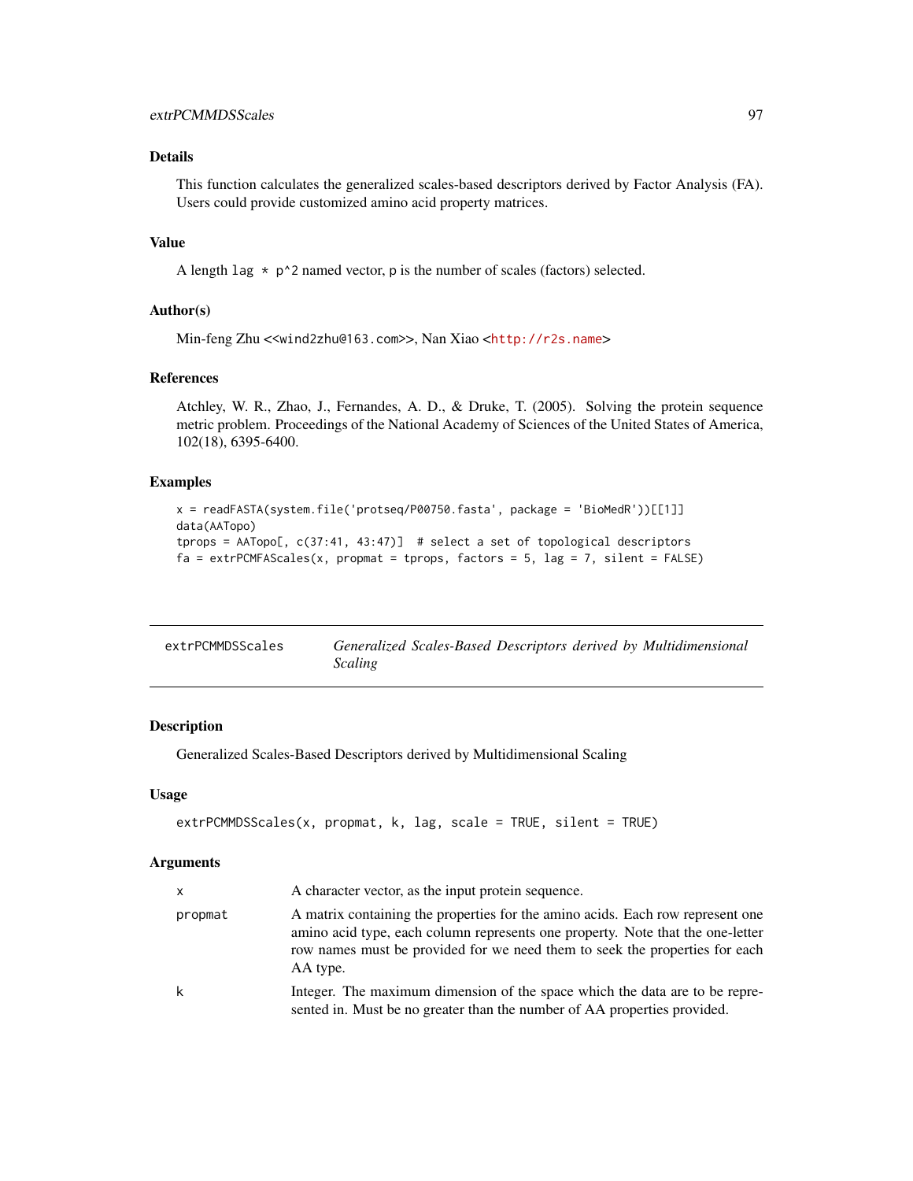## Details

This function calculates the generalized scales-based descriptors derived by Factor Analysis (FA). Users could provide customized amino acid property matrices.

## Value

A length `lag * p^2` named vector, p is the number of scales (factors) selected.

## Author(s)

Min-feng Zhu <<wind2zhu@163.com>>, Nan Xiao <http://r2s.name>

## References

Atchley, W. R., Zhao, J., Fernandes, A. D., & Druke, T. (2005). Solving the protein sequence metric problem. Proceedings of the National Academy of Sciences of the United States of America, 102(18), 6395-6400.

## Examples

```
x = readFASTA(system.file('protseq/P00750.fasta', package = 'BioMedR'))[[1]]
data(AATopo)
tprops = AATopo[, c(37:41, 43:47)]  # select a set of topological descriptors
fa = extrPCMFAScales(x, propmat = tprops, factors = 5, lag = 7, silent = FALSE)
```

---

# extrPCMMDSScales — *Generalized Scales-Based Descriptors derived by Multidimensional Scaling*

## Description

Generalized Scales-Based Descriptors derived by Multidimensional Scaling

## Usage

```
extrPCMMDSScales(x, propmat, k, lag, scale = TRUE, silent = TRUE)
```

## Arguments

| | |
|---|---|
| x | A character vector, as the input protein sequence. |
| propmat | A matrix containing the properties for the amino acids. Each row represent one amino acid type, each column represents one property. Note that the one-letter row names must be provided for we need them to seek the properties for each AA type. |
| k | Integer. The maximum dimension of the space which the data are to be represented in. Must be no greater than the number of AA properties provided. |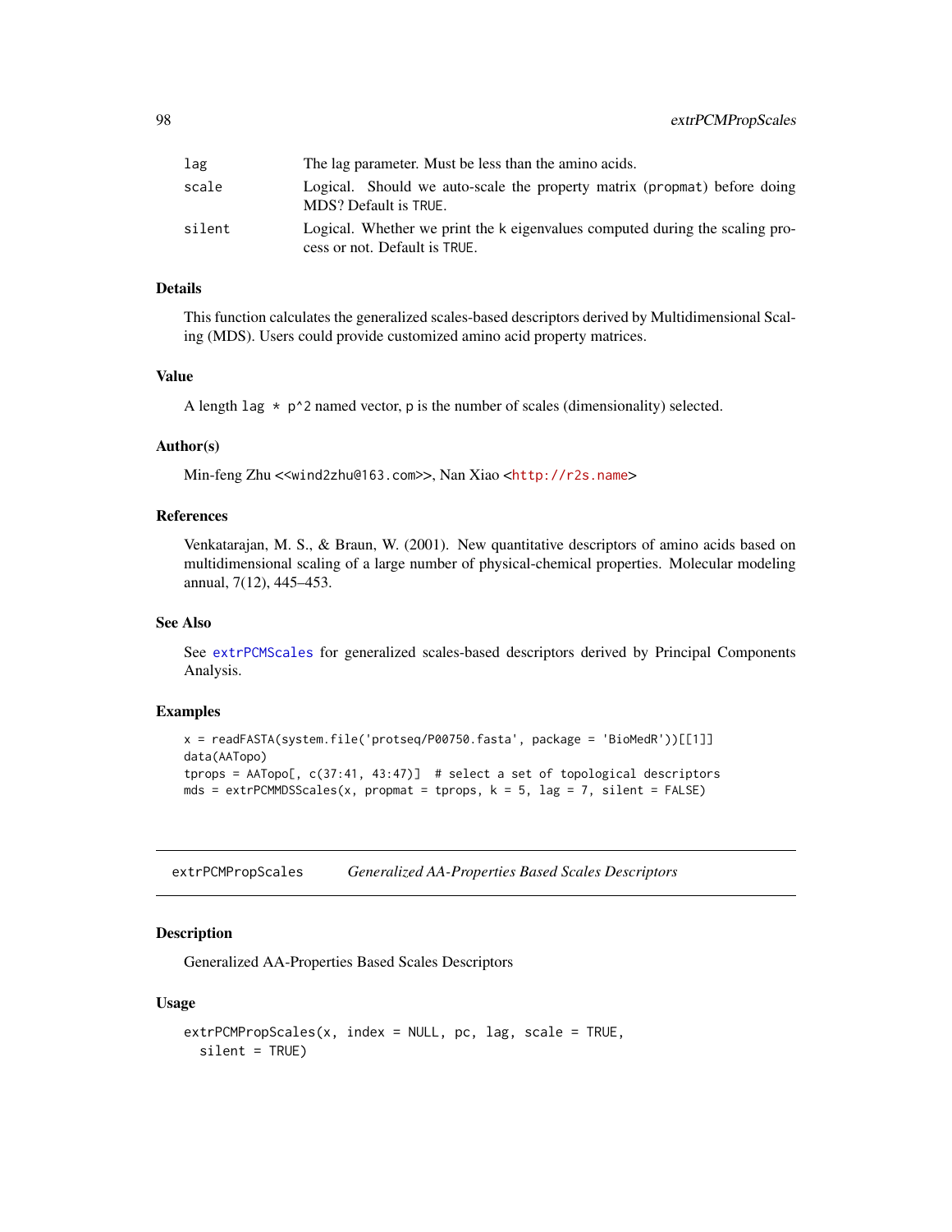| | |
|---|---|
| lag | The lag parameter. Must be less than the amino acids. |
| scale | Logical. Should we auto-scale the property matrix (propmat) before doing MDS? Default is TRUE. |
| silent | Logical. Whether we print the k eigenvalues computed during the scaling process or not. Default is TRUE. |

### Details

This function calculates the generalized scales-based descriptors derived by Multidimensional Scaling (MDS). Users could provide customized amino acid property matrices.

### Value

A length `lag * p^2` named vector, p is the number of scales (dimensionality) selected.

### Author(s)

Min-feng Zhu <<wind2zhu@163.com>>, Nan Xiao <http://r2s.name>

### References

Venkatarajan, M. S., & Braun, W. (2001). New quantitative descriptors of amino acids based on multidimensional scaling of a large number of physical-chemical properties. Molecular modeling annual, 7(12), 445–453.

### See Also

See extrPCMScales for generalized scales-based descriptors derived by Principal Components Analysis.

### Examples

```
x = readFASTA(system.file('protseq/P00750.fasta', package = 'BioMedR'))[[1]]
data(AATopo)
tprops = AATopo[, c(37:41, 43:47)]  # select a set of topological descriptors
mds = extrPCMMDSScales(x, propmat = tprops, k = 5, lag = 7, silent = FALSE)
```

---

## extrPCMPropScales — *Generalized AA-Properties Based Scales Descriptors*

### Description

Generalized AA-Properties Based Scales Descriptors

### Usage

```
extrPCMPropScales(x, index = NULL, pc, lag, scale = TRUE,
  silent = TRUE)
```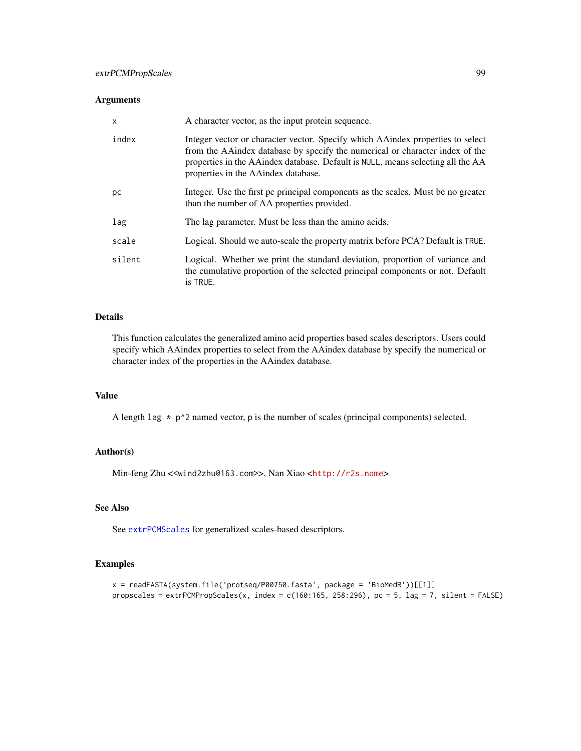## Arguments

| | |
|---|---|
| x | A character vector, as the input protein sequence. |
| index | Integer vector or character vector. Specify which AAindex properties to select from the AAindex database by specify the numerical or character index of the properties in the AAindex database. Default is NULL, means selecting all the AA properties in the AAindex database. |
| pc | Integer. Use the first pc principal components as the scales. Must be no greater than the number of AA properties provided. |
| lag | The lag parameter. Must be less than the amino acids. |
| scale | Logical. Should we auto-scale the property matrix before PCA? Default is TRUE. |
| silent | Logical. Whether we print the standard deviation, proportion of variance and the cumulative proportion of the selected principal components or not. Default is TRUE. |

## Details

This function calculates the generalized amino acid properties based scales descriptors. Users could specify which AAindex properties to select from the AAindex database by specify the numerical or character index of the properties in the AAindex database.

## Value

A length `lag * p^2` named vector, p is the number of scales (principal components) selected.

## Author(s)

Min-feng Zhu <<wind2zhu@163.com>>, Nan Xiao <http://r2s.name>

## See Also

See extrPCMScales for generalized scales-based descriptors.

## Examples

```
x = readFASTA(system.file('protseq/P00750.fasta', package = 'BioMedR'))[[1]]
propscales = extrPCMPropScales(x, index = c(160:165, 258:296), pc = 5, lag = 7, silent = FALSE)
```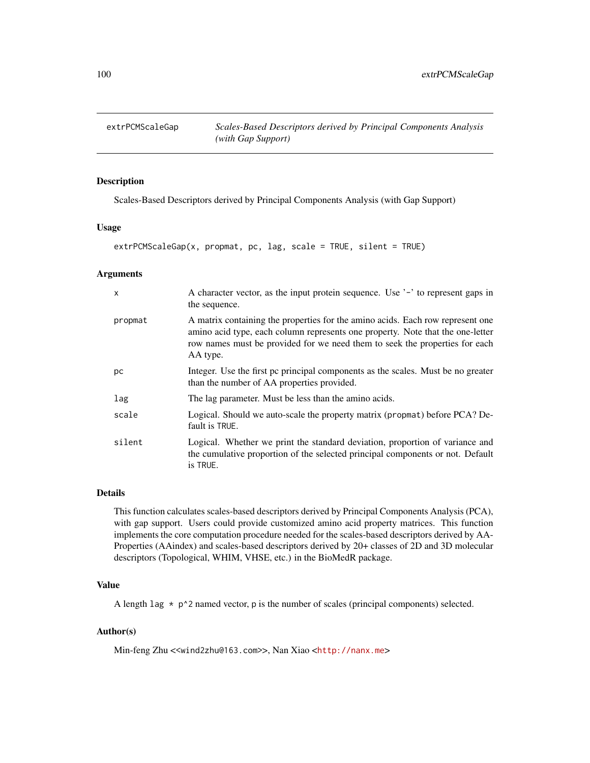# extrPCMScaleGap — *Scales-Based Descriptors derived by Principal Components Analysis (with Gap Support)*

## Description

Scales-Based Descriptors derived by Principal Components Analysis (with Gap Support)

## Usage

```
extrPCMScaleGap(x, propmat, pc, lag, scale = TRUE, silent = TRUE)
```

## Arguments

| | |
|---|---|
| x | A character vector, as the input protein sequence. Use '-' to represent gaps in the sequence. |
| propmat | A matrix containing the properties for the amino acids. Each row represent one amino acid type, each column represents one property. Note that the one-letter row names must be provided for we need them to seek the properties for each AA type. |
| pc | Integer. Use the first pc principal components as the scales. Must be no greater than the number of AA properties provided. |
| lag | The lag parameter. Must be less than the amino acids. |
| scale | Logical. Should we auto-scale the property matrix (`propmat`) before PCA? Default is `TRUE`. |
| silent | Logical. Whether we print the standard deviation, proportion of variance and the cumulative proportion of the selected principal components or not. Default is `TRUE`. |

## Details

This function calculates scales-based descriptors derived by Principal Components Analysis (PCA), with gap support. Users could provide customized amino acid property matrices. This function implements the core computation procedure needed for the scales-based descriptors derived by AA-Properties (AAindex) and scales-based descriptors derived by 20+ classes of 2D and 3D molecular descriptors (Topological, WHIM, VHSE, etc.) in the BioMedR package.

## Value

A length `lag * p^2` named vector, `p` is the number of scales (principal components) selected.

## Author(s)

Min-feng Zhu <<wind2zhu@163.com>>, Nan Xiao <http://nanx.me>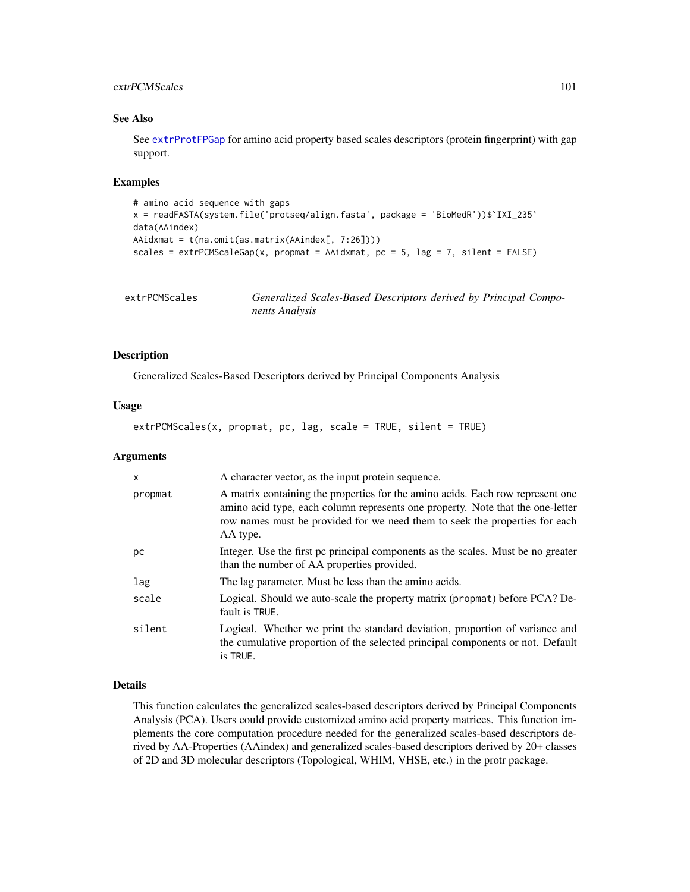### See Also

See `extrProtFPGap` for amino acid property based scales descriptors (protein fingerprint) with gap support.

### Examples

```
# amino acid sequence with gaps
x = readFASTA(system.file('protseq/align.fasta', package = 'BioMedR'))$`IXI_235`
data(AAindex)
AAidxmat = t(na.omit(as.matrix(AAindex[, 7:26])))
scales = extrPCMScaleGap(x, propmat = AAidxmat, pc = 5, lag = 7, silent = FALSE)
```

---

## extrPCMScales — *Generalized Scales-Based Descriptors derived by Principal Components Analysis*

---

### Description

Generalized Scales-Based Descriptors derived by Principal Components Analysis

### Usage

```
extrPCMScales(x, propmat, pc, lag, scale = TRUE, silent = TRUE)
```

### Arguments

| | |
|---|---|
| x | A character vector, as the input protein sequence. |
| propmat | A matrix containing the properties for the amino acids. Each row represent one amino acid type, each column represents one property. Note that the one-letter row names must be provided for we need them to seek the properties for each AA type. |
| pc | Integer. Use the first pc principal components as the scales. Must be no greater than the number of AA properties provided. |
| lag | The lag parameter. Must be less than the amino acids. |
| scale | Logical. Should we auto-scale the property matrix (propmat) before PCA? Default is TRUE. |
| silent | Logical. Whether we print the standard deviation, proportion of variance and the cumulative proportion of the selected principal components or not. Default is TRUE. |

### Details

This function calculates the generalized scales-based descriptors derived by Principal Components Analysis (PCA). Users could provide customized amino acid property matrices. This function implements the core computation procedure needed for the generalized scales-based descriptors derived by AA-Properties (AAindex) and generalized scales-based descriptors derived by 20+ classes of 2D and 3D molecular descriptors (Topological, WHIM, VHSE, etc.) in the protr package.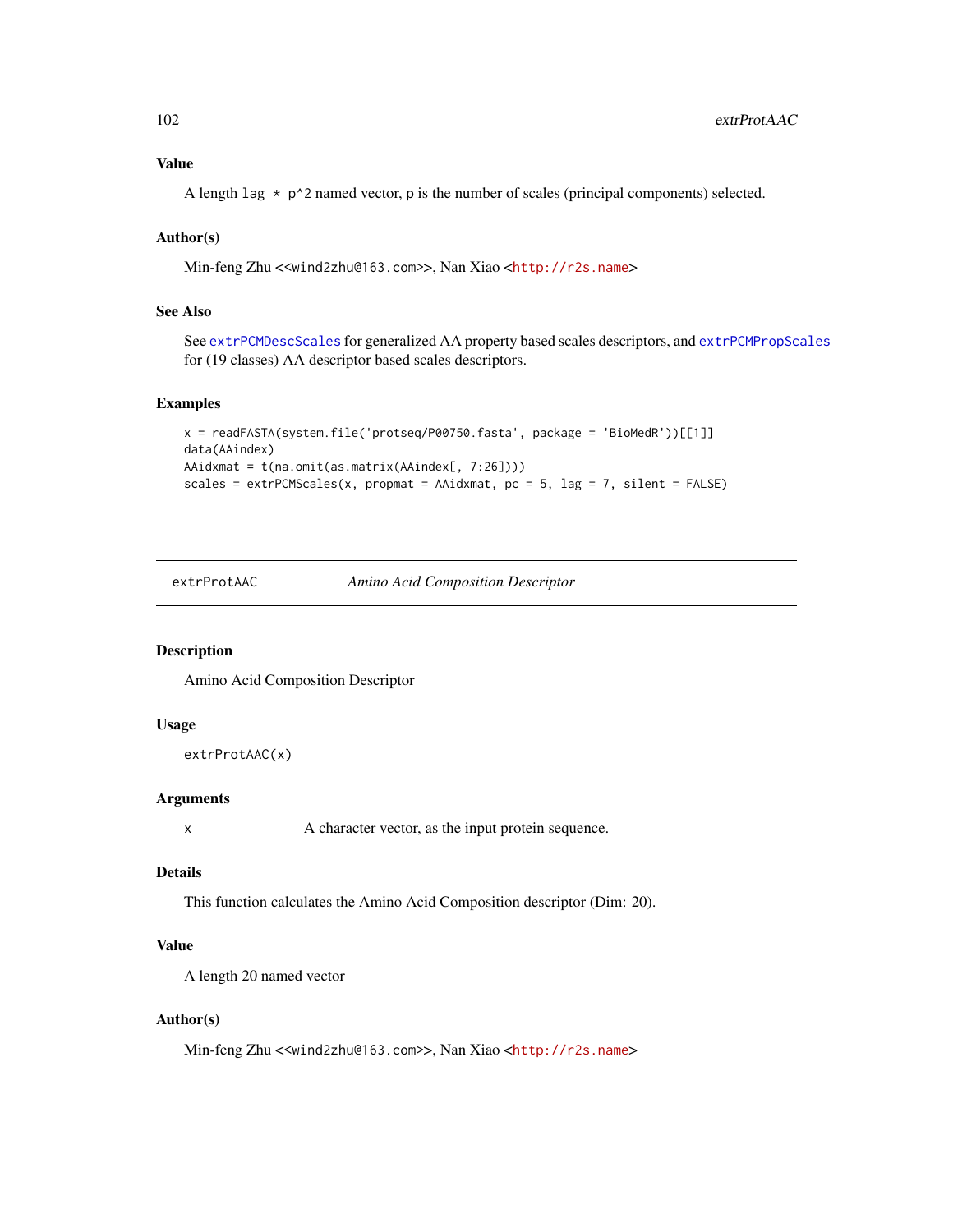### Value

A length `lag * p^2` named vector, p is the number of scales (principal components) selected.

### Author(s)

Min-feng Zhu <<wind2zhu@163.com>>, Nan Xiao <http://r2s.name>

### See Also

See `extrPCMDescScales` for generalized AA property based scales descriptors, and `extrPCMPropScales` for (19 classes) AA descriptor based scales descriptors.

### Examples

```
x = readFASTA(system.file('protseq/P00750.fasta', package = 'BioMedR'))[[1]]
data(AAindex)
AAidxmat = t(na.omit(as.matrix(AAindex[, 7:26])))
scales = extrPCMScales(x, propmat = AAidxmat, pc = 5, lag = 7, silent = FALSE)
```

---

## extrProtAAC — *Amino Acid Composition Descriptor*

### Description

Amino Acid Composition Descriptor

### Usage

```
extrProtAAC(x)
```

### Arguments

| | |
|---|---|
| x | A character vector, as the input protein sequence. |

### Details

This function calculates the Amino Acid Composition descriptor (Dim: 20).

### Value

A length 20 named vector

### Author(s)

Min-feng Zhu <<wind2zhu@163.com>>, Nan Xiao <http://r2s.name>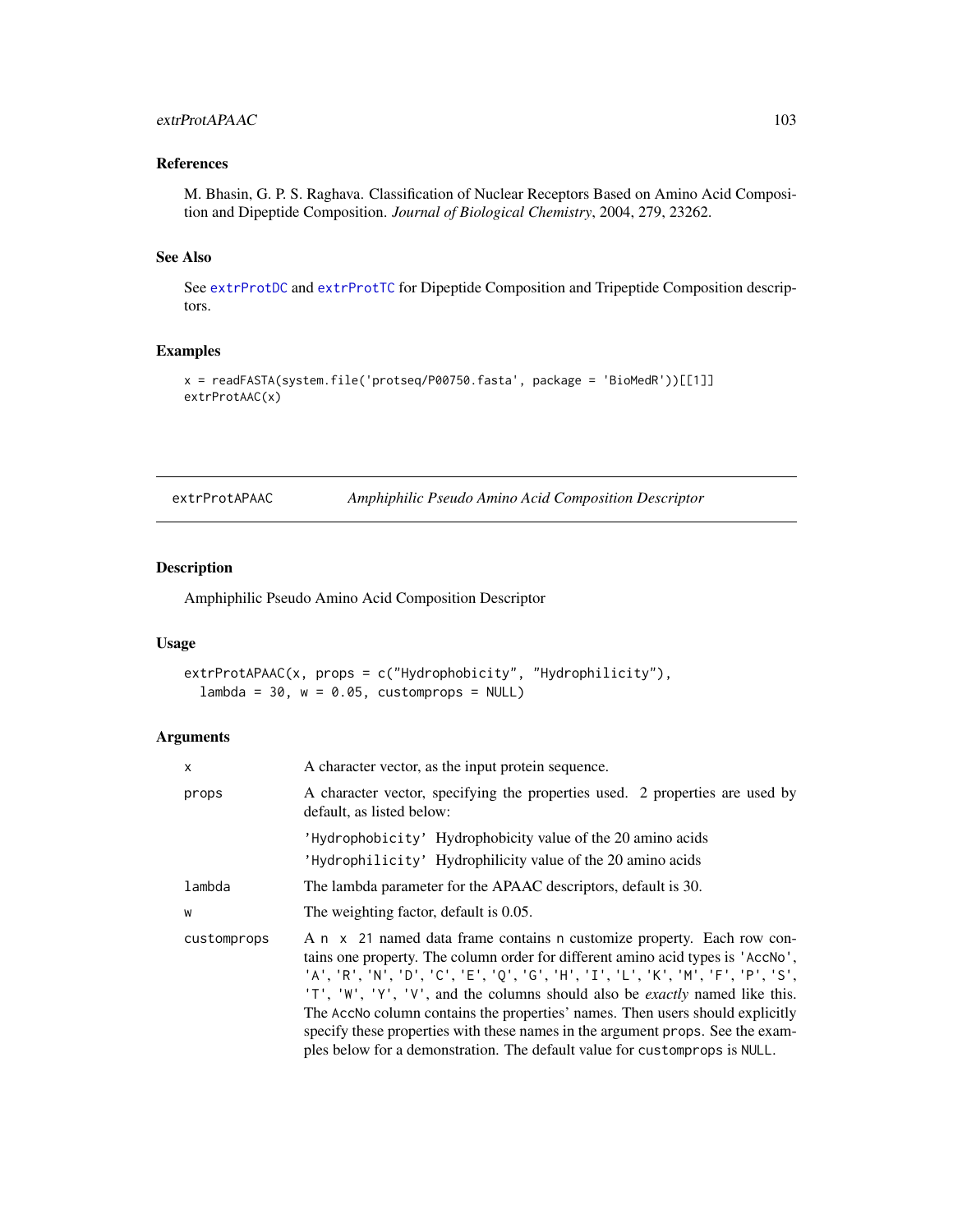### References

M. Bhasin, G. P. S. Raghava. Classification of Nuclear Receptors Based on Amino Acid Composition and Dipeptide Composition. *Journal of Biological Chemistry*, 2004, 279, 23262.

### See Also

See extrProtDC and extrProtTC for Dipeptide Composition and Tripeptide Composition descriptors.

### Examples

```
x = readFASTA(system.file('protseq/P00750.fasta', package = 'BioMedR'))[[1]]
extrProtAAC(x)
```

---

## extrProtAPAAC — *Amphiphilic Pseudo Amino Acid Composition Descriptor*

### Description

Amphiphilic Pseudo Amino Acid Composition Descriptor

### Usage

```
extrProtAPAAC(x, props = c("Hydrophobicity", "Hydrophilicity"),
  lambda = 30, w = 0.05, customprops = NULL)
```

### Arguments

| | |
|---|---|
| x | A character vector, as the input protein sequence. |
| props | A character vector, specifying the properties used. 2 properties are used by default, as listed below:<br>'Hydrophobicity' Hydrophobicity value of the 20 amino acids<br>'Hydrophilicity' Hydrophilicity value of the 20 amino acids |
| lambda | The lambda parameter for the APAAC descriptors, default is 30. |
| w | The weighting factor, default is 0.05. |
| customprops | A n x 21 named data frame contains n customize property. Each row contains one property. The column order for different amino acid types is 'AccNo', 'A', 'R', 'N', 'D', 'C', 'E', 'Q', 'G', 'H', 'I', 'L', 'K', 'M', 'F', 'P', 'S', 'T', 'W', 'Y', 'V', and the columns should also be *exactly* named like this. The AccNo column contains the properties' names. Then users should explicitly specify these properties with these names in the argument props. See the examples below for a demonstration. The default value for customprops is NULL. |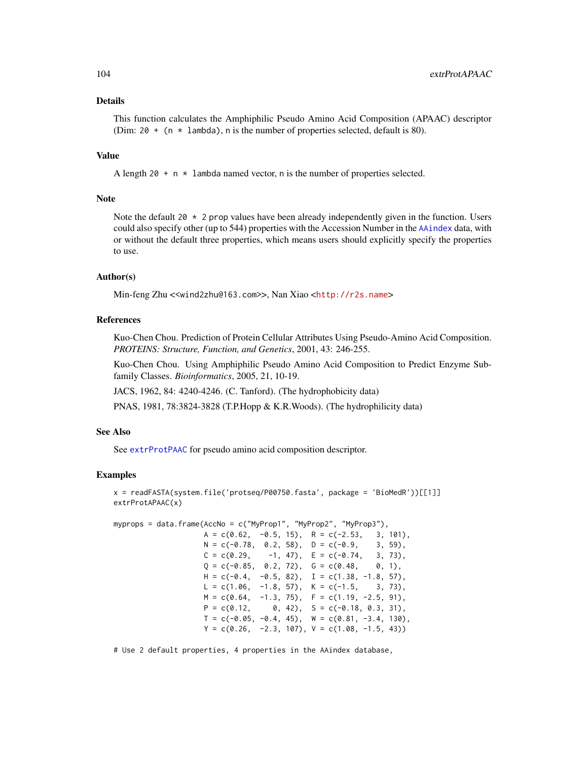## Details

This function calculates the Amphiphilic Pseudo Amino Acid Composition (APAAC) descriptor (Dim: `20 + (n * lambda)`, `n` is the number of properties selected, default is 80).

## Value

A length `20 + n * lambda` named vector, `n` is the number of properties selected.

## Note

Note the default `20 * 2` prop values have been already independently given in the function. Users could also specify other (up to 544) properties with the Accession Number in the `AAindex` data, with or without the default three properties, which means users should explicitly specify the properties to use.

## Author(s)

Min-feng Zhu <<wind2zhu@163.com>>, Nan Xiao <http://r2s.name>

## References

Kuo-Chen Chou. Prediction of Protein Cellular Attributes Using Pseudo-Amino Acid Composition. *PROTEINS: Structure, Function, and Genetics*, 2001, 43: 246-255.

Kuo-Chen Chou. Using Amphiphilic Pseudo Amino Acid Composition to Predict Enzyme Subfamily Classes. *Bioinformatics*, 2005, 21, 10-19.

JACS, 1962, 84: 4240-4246. (C. Tanford). (The hydrophobicity data)

PNAS, 1981, 78:3824-3828 (T.P.Hopp & K.R.Woods). (The hydrophilicity data)

## See Also

See `extrProtPAAC` for pseudo amino acid composition descriptor.

## Examples

```
x = readFASTA(system.file('protseq/P00750.fasta', package = 'BioMedR'))[[1]]
extrProtAPAAC(x)

myprops = data.frame(AccNo = c("MyProp1", "MyProp2", "MyProp3"),
                     A = c(0.62,  -0.5, 15),  R = c(-2.53,   3, 101),
                     N = c(-0.78,  0.2, 58),  D = c(-0.9,    3, 59),
                     C = c(0.29,    -1, 47),  E = c(-0.74,   3, 73),
                     Q = c(-0.85,  0.2, 72),  G = c(0.48,    0, 1),
                     H = c(-0.4,  -0.5, 82),  I = c(1.38, -1.8, 57),
                     L = c(1.06,  -1.8, 57),  K = c(-1.5,    3, 73),
                     M = c(0.64,  -1.3, 75),  F = c(1.19, -2.5, 91),
                     P = c(0.12,     0, 42),  S = c(-0.18, 0.3, 31),
                     T = c(-0.05, -0.4, 45),  W = c(0.81, -3.4, 130),
                     Y = c(0.26,  -2.3, 107), V = c(1.08, -1.5, 43))

# Use 2 default properties, 4 properties in the AAindex database,
```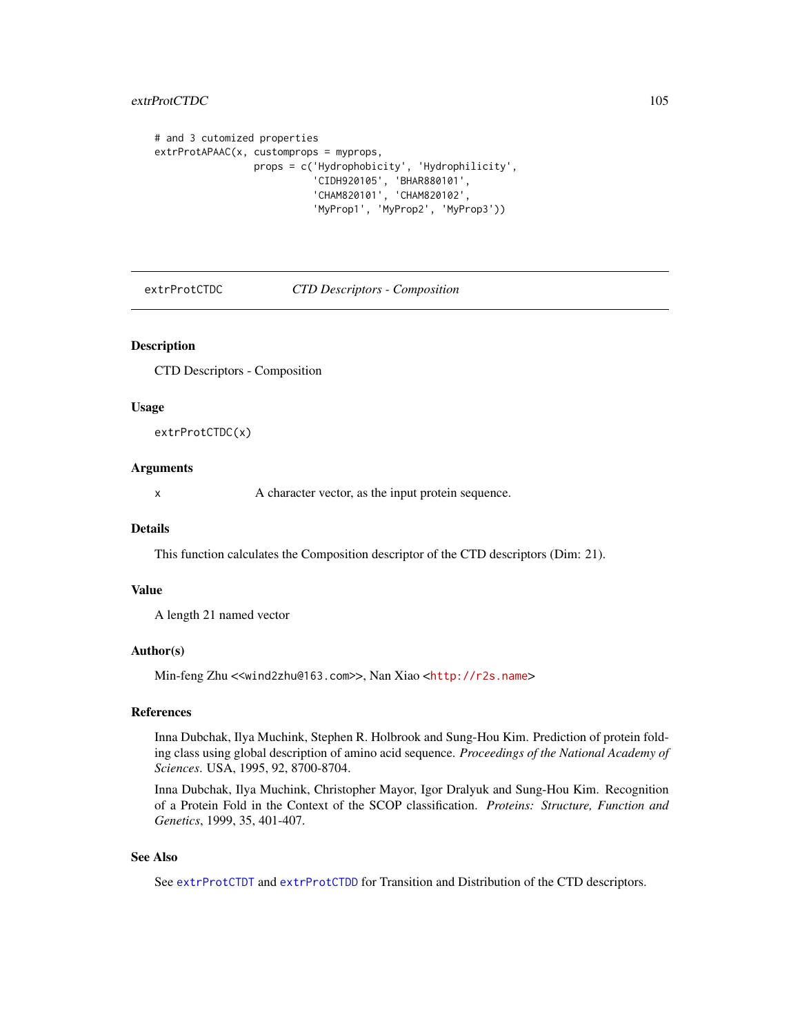```
# and 3 cutomized properties
extrProtAPAAC(x, customprops = myprops,
              props = c('Hydrophobicity', 'Hydrophilicity',
                        'CIDH920105', 'BHAR880101',
                        'CHAM820101', 'CHAM820102',
                        'MyProp1', 'MyProp2', 'MyProp3'))
```

---

## extrProtCTDC — *CTD Descriptors - Composition*

---

### Description

CTD Descriptors - Composition

### Usage

```
extrProtCTDC(x)
```

### Arguments

| | |
|---|---|
| x | A character vector, as the input protein sequence. |

### Details

This function calculates the Composition descriptor of the CTD descriptors (Dim: 21).

### Value

A length 21 named vector

### Author(s)

Min-feng Zhu <<wind2zhu@163.com>>, Nan Xiao <http://r2s.name>

### References

Inna Dubchak, Ilya Muchink, Stephen R. Holbrook and Sung-Hou Kim. Prediction of protein folding class using global description of amino acid sequence. *Proceedings of the National Academy of Sciences*. USA, 1995, 92, 8700-8704.

Inna Dubchak, Ilya Muchink, Christopher Mayor, Igor Dralyuk and Sung-Hou Kim. Recognition of a Protein Fold in the Context of the SCOP classification. *Proteins: Structure, Function and Genetics*, 1999, 35, 401-407.

### See Also

See extrProtCTDT and extrProtCTDD for Transition and Distribution of the CTD descriptors.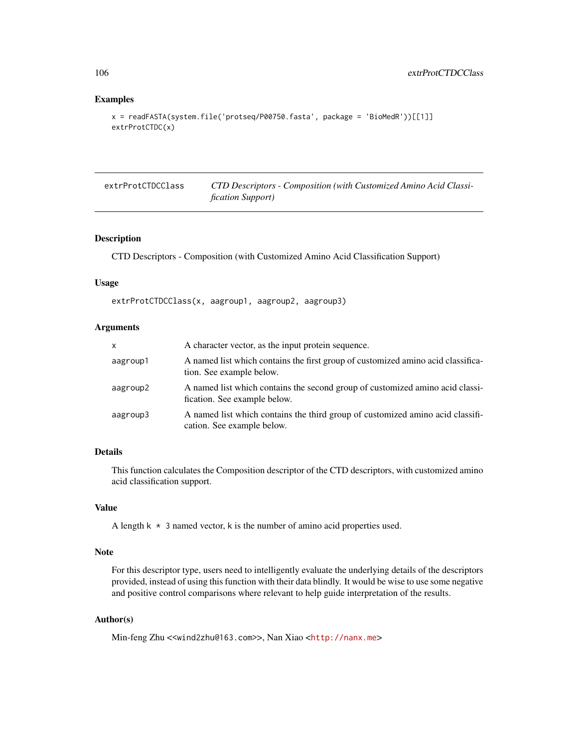## Examples

```
x = readFASTA(system.file('protseq/P00750.fasta', package = 'BioMedR'))[[1]]
extrProtCTDC(x)
```

---

extrProtCTDCClass &nbsp;&nbsp;&nbsp; *CTD Descriptors - Composition (with Customized Amino Acid Classification Support)*

---

## Description

CTD Descriptors - Composition (with Customized Amino Acid Classification Support)

## Usage

```
extrProtCTDCClass(x, aagroup1, aagroup2, aagroup3)
```

## Arguments

| | |
|---|---|
| x | A character vector, as the input protein sequence. |
| aagroup1 | A named list which contains the first group of customized amino acid classification. See example below. |
| aagroup2 | A named list which contains the second group of customized amino acid classification. See example below. |
| aagroup3 | A named list which contains the third group of customized amino acid classification. See example below. |

## Details

This function calculates the Composition descriptor of the CTD descriptors, with customized amino acid classification support.

## Value

A length `k * 3` named vector, `k` is the number of amino acid properties used.

## Note

For this descriptor type, users need to intelligently evaluate the underlying details of the descriptors provided, instead of using this function with their data blindly. It would be wise to use some negative and positive control comparisons where relevant to help guide interpretation of the results.

## Author(s)

Min-feng Zhu <<wind2zhu@163.com>>, Nan Xiao <http://nanx.me>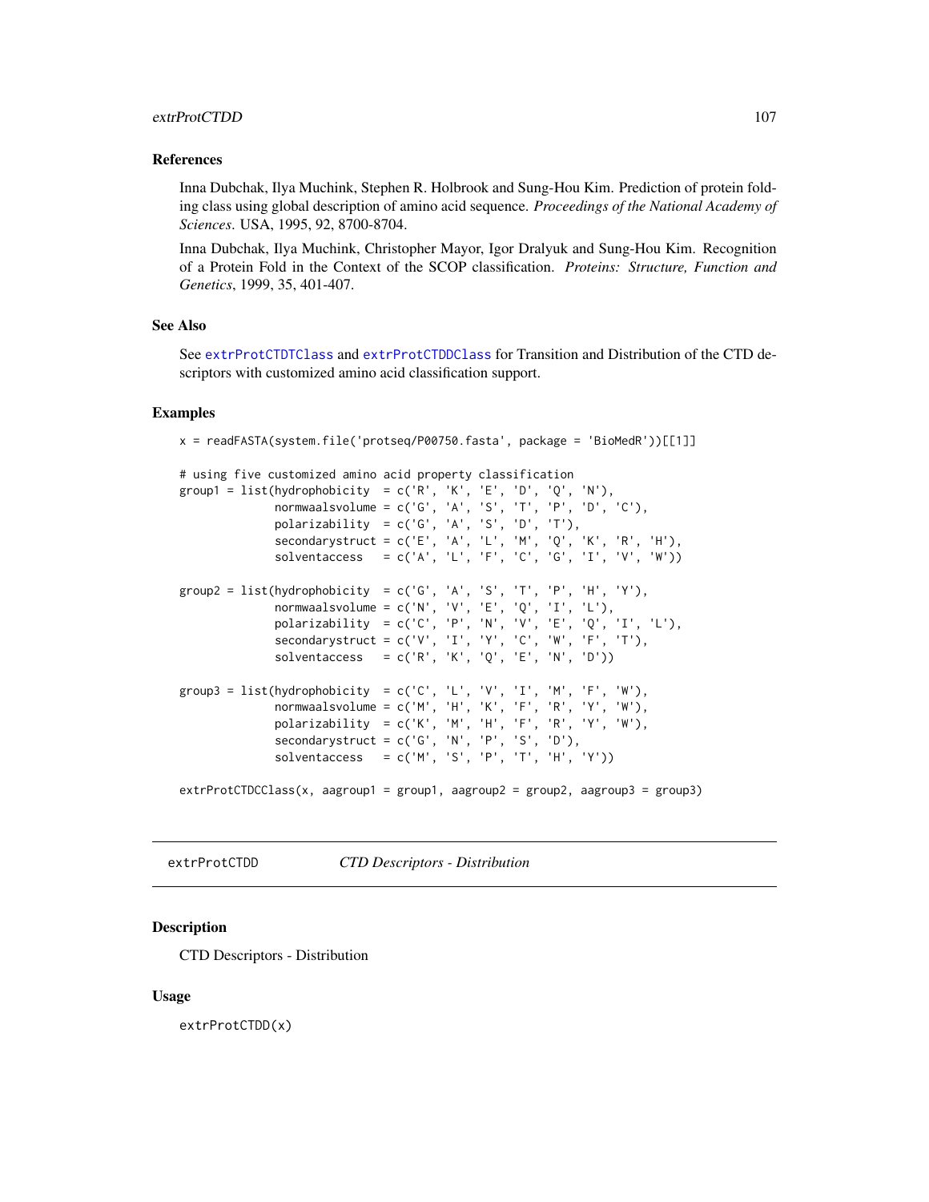## References

Inna Dubchak, Ilya Muchink, Stephen R. Holbrook and Sung-Hou Kim. Prediction of protein folding class using global description of amino acid sequence. *Proceedings of the National Academy of Sciences*. USA, 1995, 92, 8700-8704.

Inna Dubchak, Ilya Muchink, Christopher Mayor, Igor Dralyuk and Sung-Hou Kim. Recognition of a Protein Fold in the Context of the SCOP classification. *Proteins: Structure, Function and Genetics*, 1999, 35, 401-407.

## See Also

See `extrProtCTDTClass` and `extrProtCTDDClass` for Transition and Distribution of the CTD descriptors with customized amino acid classification support.

## Examples

```
x = readFASTA(system.file('protseq/P00750.fasta', package = 'BioMedR'))[[1]]

# using five customized amino acid property classification
group1 = list(hydrophobicity  = c('R', 'K', 'E', 'D', 'Q', 'N'),
              normwaalsvolume = c('G', 'A', 'S', 'T', 'P', 'D', 'C'),
              polarizability  = c('G', 'A', 'S', 'D', 'T'),
              secondarystruct = c('E', 'A', 'L', 'M', 'Q', 'K', 'R', 'H'),
              solventaccess   = c('A', 'L', 'F', 'C', 'G', 'I', 'V', 'W'))

group2 = list(hydrophobicity  = c('G', 'A', 'S', 'T', 'P', 'H', 'Y'),
              normwaalsvolume = c('N', 'V', 'E', 'Q', 'I', 'L'),
              polarizability  = c('C', 'P', 'N', 'V', 'E', 'Q', 'I', 'L'),
              secondarystruct = c('V', 'I', 'Y', 'C', 'W', 'F', 'T'),
              solventaccess   = c('R', 'K', 'Q', 'E', 'N', 'D'))

group3 = list(hydrophobicity  = c('C', 'L', 'V', 'I', 'M', 'F', 'W'),
              normwaalsvolume = c('M', 'H', 'K', 'F', 'R', 'Y', 'W'),
              polarizability  = c('K', 'M', 'H', 'F', 'R', 'Y', 'W'),
              secondarystruct = c('G', 'N', 'P', 'S', 'D'),
              solventaccess   = c('M', 'S', 'P', 'T', 'H', 'Y'))

extrProtCTDCClass(x, aagroup1 = group1, aagroup2 = group2, aagroup3 = group3)
```

---

# extrProtCTDD    *CTD Descriptors - Distribution*

## Description

CTD Descriptors - Distribution

## Usage

```
extrProtCTDD(x)
```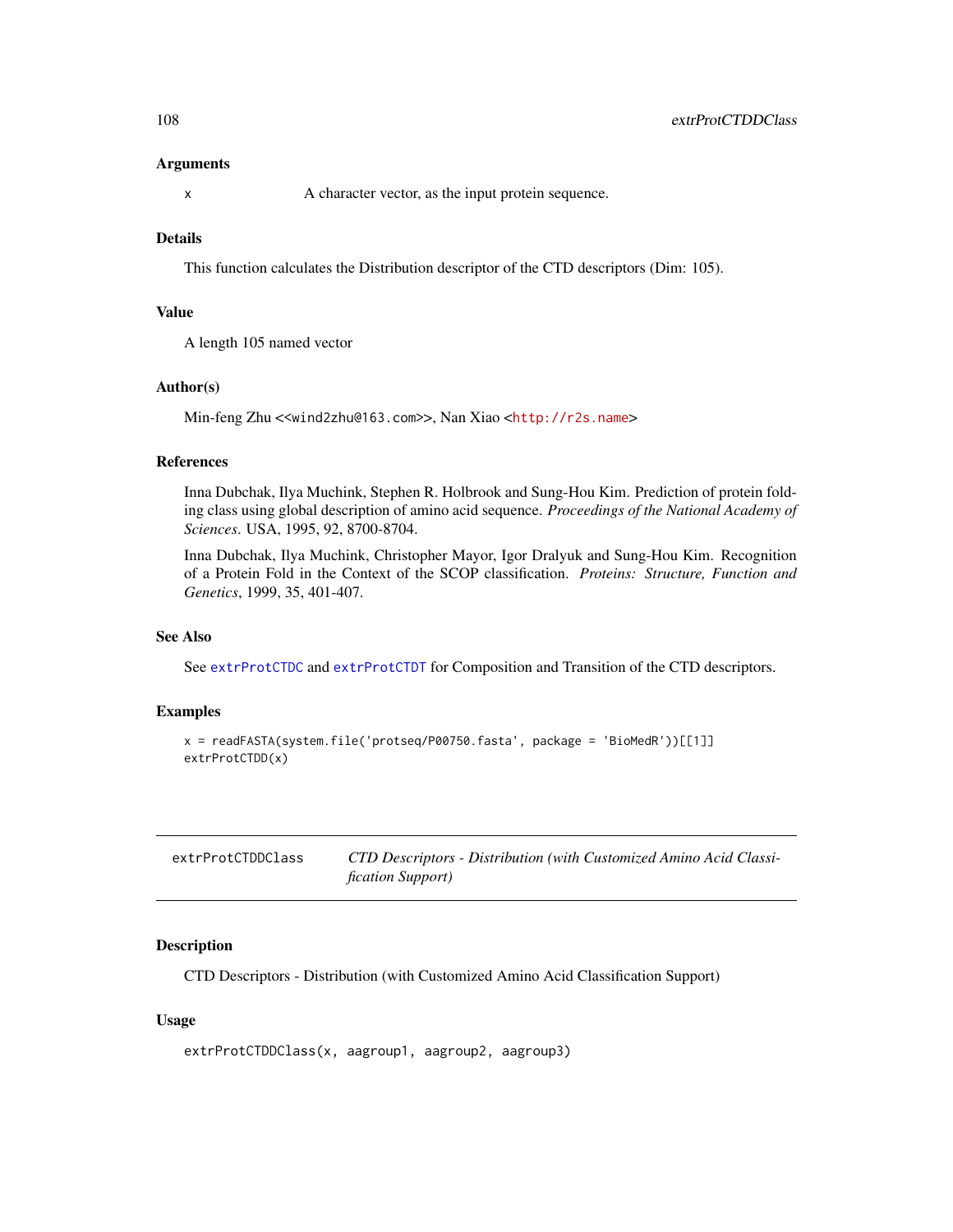### Arguments

x	A character vector, as the input protein sequence.

### Details

This function calculates the Distribution descriptor of the CTD descriptors (Dim: 105).

### Value

A length 105 named vector

### Author(s)

Min-feng Zhu <<wind2zhu@163.com>>, Nan Xiao <http://r2s.name>

### References

Inna Dubchak, Ilya Muchink, Stephen R. Holbrook and Sung-Hou Kim. Prediction of protein folding class using global description of amino acid sequence. *Proceedings of the National Academy of Sciences*. USA, 1995, 92, 8700-8704.

Inna Dubchak, Ilya Muchink, Christopher Mayor, Igor Dralyuk and Sung-Hou Kim. Recognition of a Protein Fold in the Context of the SCOP classification. *Proteins: Structure, Function and Genetics*, 1999, 35, 401-407.

### See Also

See extrProtCTDC and extrProtCTDT for Composition and Transition of the CTD descriptors.

### Examples

```
x = readFASTA(system.file('protseq/P00750.fasta', package = 'BioMedR'))[[1]]
extrProtCTDD(x)
```

---

## extrProtCTDDClass	*CTD Descriptors - Distribution (with Customized Amino Acid Classification Support)*

---

### Description

CTD Descriptors - Distribution (with Customized Amino Acid Classification Support)

### Usage

```
extrProtCTDDClass(x, aagroup1, aagroup2, aagroup3)
```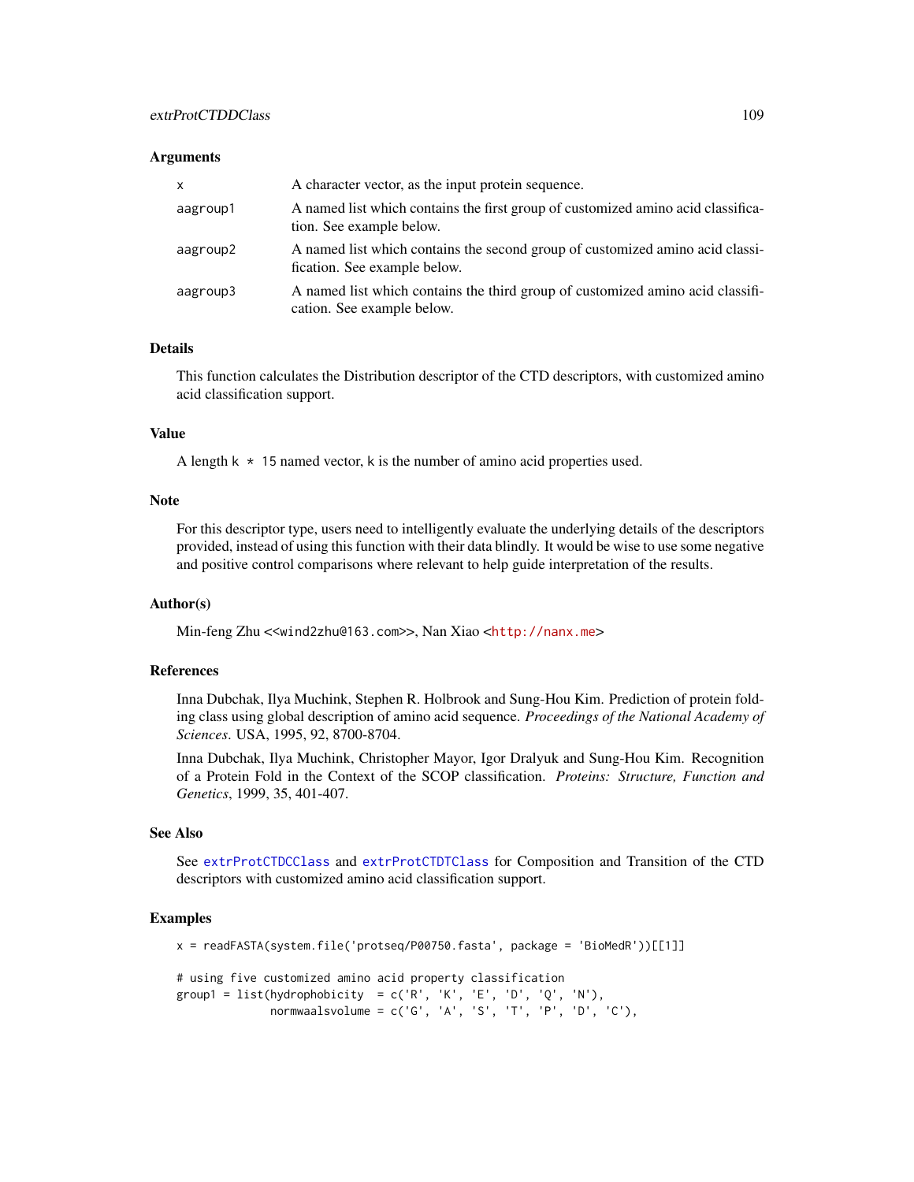## Arguments

| | |
|---|---|
| x | A character vector, as the input protein sequence. |
| aagroup1 | A named list which contains the first group of customized amino acid classification. See example below. |
| aagroup2 | A named list which contains the second group of customized amino acid classification. See example below. |
| aagroup3 | A named list which contains the third group of customized amino acid classification. See example below. |

## Details

This function calculates the Distribution descriptor of the CTD descriptors, with customized amino acid classification support.

## Value

A length `k * 15` named vector, k is the number of amino acid properties used.

## Note

For this descriptor type, users need to intelligently evaluate the underlying details of the descriptors provided, instead of using this function with their data blindly. It would be wise to use some negative and positive control comparisons where relevant to help guide interpretation of the results.

## Author(s)

Min-feng Zhu <<wind2zhu@163.com>>, Nan Xiao <http://nanx.me>

## References

Inna Dubchak, Ilya Muchink, Stephen R. Holbrook and Sung-Hou Kim. Prediction of protein folding class using global description of amino acid sequence. *Proceedings of the National Academy of Sciences*. USA, 1995, 92, 8700-8704.

Inna Dubchak, Ilya Muchink, Christopher Mayor, Igor Dralyuk and Sung-Hou Kim. Recognition of a Protein Fold in the Context of the SCOP classification. *Proteins: Structure, Function and Genetics*, 1999, 35, 401-407.

## See Also

See `extrProtCTDCClass` and `extrProtCTDTClass` for Composition and Transition of the CTD descriptors with customized amino acid classification support.

## Examples

```
x = readFASTA(system.file('protseq/P00750.fasta', package = 'BioMedR'))[[1]]

# using five customized amino acid property classification
group1 = list(hydrophobicity  = c('R', 'K', 'E', 'D', 'Q', 'N'),
              normwaalsvolume = c('G', 'A', 'S', 'T', 'P', 'D', 'C'),
```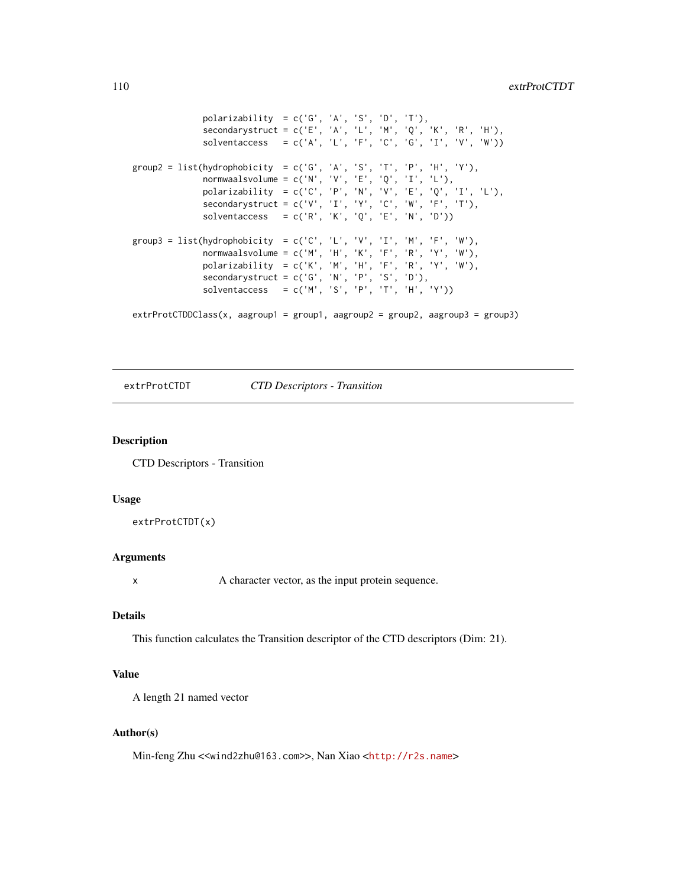```
              polarizability  = c('G', 'A', 'S', 'D', 'T'),
              secondarystruct = c('E', 'A', 'L', 'M', 'Q', 'K', 'R', 'H'),
              solventaccess   = c('A', 'L', 'F', 'C', 'G', 'I', 'V', 'W'))

group2 = list(hydrophobicity  = c('G', 'A', 'S', 'T', 'P', 'H', 'Y'),
              normwaalsvolume = c('N', 'V', 'E', 'Q', 'I', 'L'),
              polarizability  = c('C', 'P', 'N', 'V', 'E', 'Q', 'I', 'L'),
              secondarystruct = c('V', 'I', 'Y', 'C', 'W', 'F', 'T'),
              solventaccess   = c('R', 'K', 'Q', 'E', 'N', 'D'))

group3 = list(hydrophobicity  = c('C', 'L', 'V', 'I', 'M', 'F', 'W'),
              normwaalsvolume = c('M', 'H', 'K', 'F', 'R', 'Y', 'W'),
              polarizability  = c('K', 'M', 'H', 'F', 'R', 'Y', 'W'),
              secondarystruct = c('G', 'N', 'P', 'S', 'D'),
              solventaccess   = c('M', 'S', 'P', 'T', 'H', 'Y'))

extrProtCTDDClass(x, aagroup1 = group1, aagroup2 = group2, aagroup3 = group3)
```

---

extrProtCTDT — *CTD Descriptors - Transition*

---

## Description

CTD Descriptors - Transition

## Usage

```
extrProtCTDT(x)
```

## Arguments

x — A character vector, as the input protein sequence.

## Details

This function calculates the Transition descriptor of the CTD descriptors (Dim: 21).

## Value

A length 21 named vector

## Author(s)

Min-feng Zhu <<wind2zhu@163.com>>, Nan Xiao <http://r2s.name>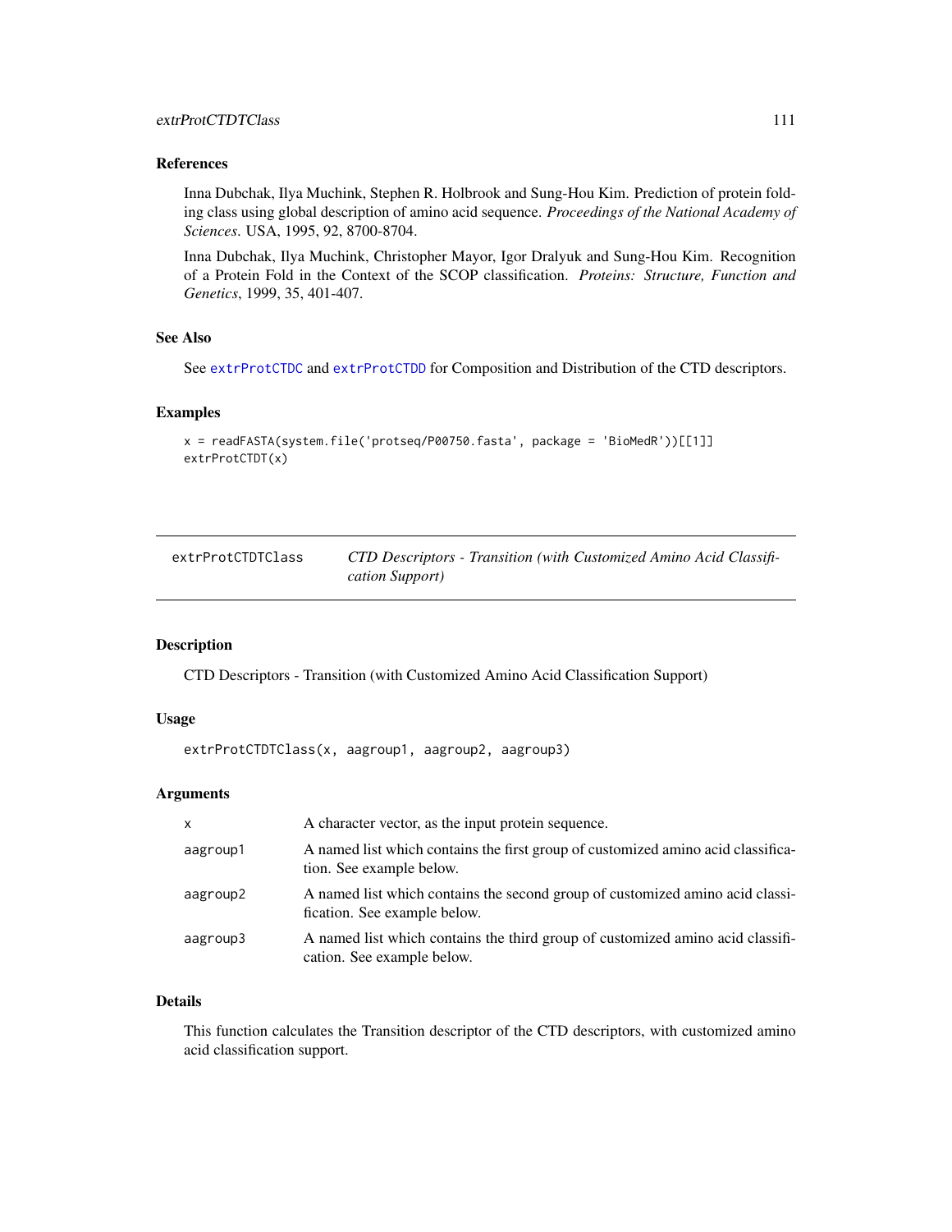### References

Inna Dubchak, Ilya Muchink, Stephen R. Holbrook and Sung-Hou Kim. Prediction of protein folding class using global description of amino acid sequence. *Proceedings of the National Academy of Sciences*. USA, 1995, 92, 8700-8704.

Inna Dubchak, Ilya Muchink, Christopher Mayor, Igor Dralyuk and Sung-Hou Kim. Recognition of a Protein Fold in the Context of the SCOP classification. *Proteins: Structure, Function and Genetics*, 1999, 35, 401-407.

### See Also

See `extrProtCTDC` and `extrProtCTDD` for Composition and Distribution of the CTD descriptors.

### Examples

```
x = readFASTA(system.file('protseq/P00750.fasta', package = 'BioMedR'))[[1]]
extrProtCTDT(x)
```

---

## extrProtCTDTClass — *CTD Descriptors - Transition (with Customized Amino Acid Classification Support)*

---

### Description

CTD Descriptors - Transition (with Customized Amino Acid Classification Support)

### Usage

```
extrProtCTDTClass(x, aagroup1, aagroup2, aagroup3)
```

### Arguments

| | |
|---|---|
| x | A character vector, as the input protein sequence. |
| aagroup1 | A named list which contains the first group of customized amino acid classification. See example below. |
| aagroup2 | A named list which contains the second group of customized amino acid classification. See example below. |
| aagroup3 | A named list which contains the third group of customized amino acid classification. See example below. |

### Details

This function calculates the Transition descriptor of the CTD descriptors, with customized amino acid classification support.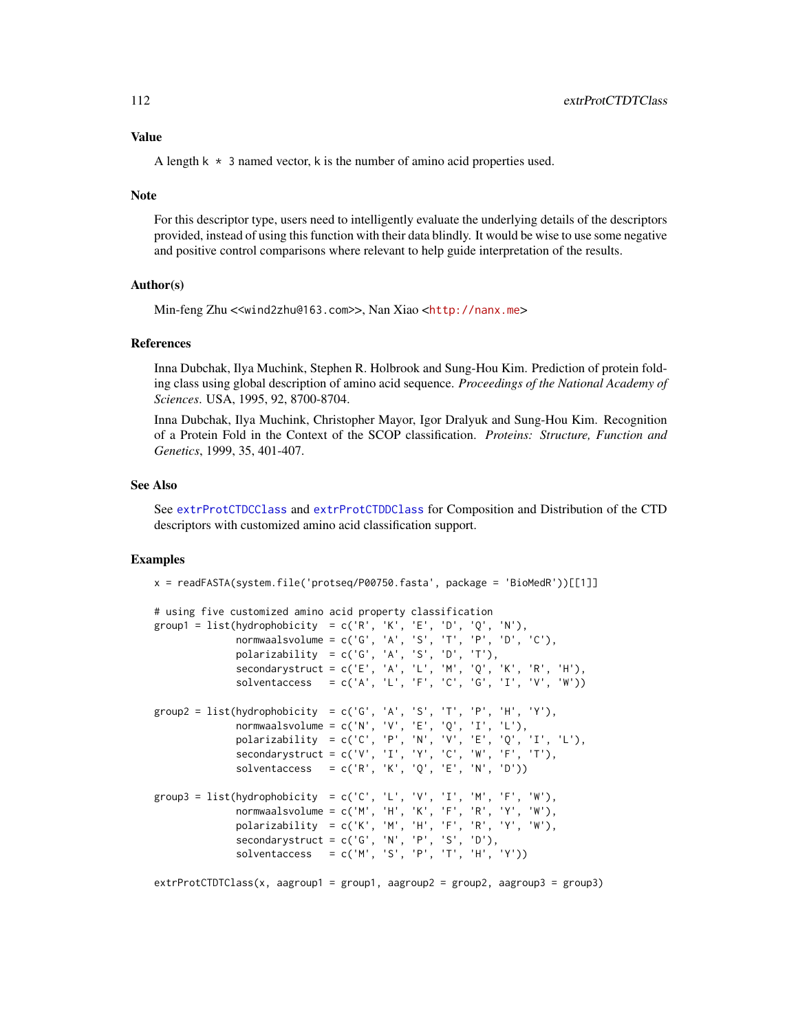## Value

A length `k * 3` named vector, `k` is the number of amino acid properties used.

## Note

For this descriptor type, users need to intelligently evaluate the underlying details of the descriptors provided, instead of using this function with their data blindly. It would be wise to use some negative and positive control comparisons where relevant to help guide interpretation of the results.

## Author(s)

Min-feng Zhu <<wind2zhu@163.com>>, Nan Xiao <http://nanx.me>

## References

Inna Dubchak, Ilya Muchink, Stephen R. Holbrook and Sung-Hou Kim. Prediction of protein folding class using global description of amino acid sequence. *Proceedings of the National Academy of Sciences*. USA, 1995, 92, 8700-8704.

Inna Dubchak, Ilya Muchink, Christopher Mayor, Igor Dralyuk and Sung-Hou Kim. Recognition of a Protein Fold in the Context of the SCOP classification. *Proteins: Structure, Function and Genetics*, 1999, 35, 401-407.

## See Also

See `extrProtCTDCClass` and `extrProtCTDDClass` for Composition and Distribution of the CTD descriptors with customized amino acid classification support.

## Examples

```
x = readFASTA(system.file('protseq/P00750.fasta', package = 'BioMedR'))[[1]]

# using five customized amino acid property classification
group1 = list(hydrophobicity  = c('R', 'K', 'E', 'D', 'Q', 'N'),
              normwaalsvolume = c('G', 'A', 'S', 'T', 'P', 'D', 'C'),
              polarizability  = c('G', 'A', 'S', 'D', 'T'),
              secondarystruct = c('E', 'A', 'L', 'M', 'Q', 'K', 'R', 'H'),
              solventaccess   = c('A', 'L', 'F', 'C', 'G', 'I', 'V', 'W'))

group2 = list(hydrophobicity  = c('G', 'A', 'S', 'T', 'P', 'H', 'Y'),
              normwaalsvolume = c('N', 'V', 'E', 'Q', 'I', 'L'),
              polarizability  = c('C', 'P', 'N', 'V', 'E', 'Q', 'I', 'L'),
              secondarystruct = c('V', 'I', 'Y', 'C', 'W', 'F', 'T'),
              solventaccess   = c('R', 'K', 'Q', 'E', 'N', 'D'))

group3 = list(hydrophobicity  = c('C', 'L', 'V', 'I', 'M', 'F', 'W'),
              normwaalsvolume = c('M', 'H', 'K', 'F', 'R', 'Y', 'W'),
              polarizability  = c('K', 'M', 'H', 'F', 'R', 'Y', 'W'),
              secondarystruct = c('G', 'N', 'P', 'S', 'D'),
              solventaccess   = c('M', 'S', 'P', 'T', 'H', 'Y'))

extrProtCTDTClass(x, aagroup1 = group1, aagroup2 = group2, aagroup3 = group3)
```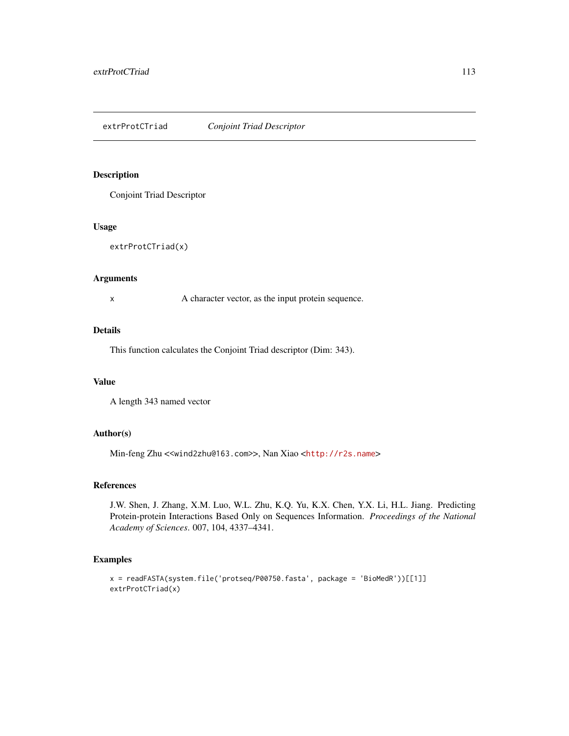## extrProtCTriad *Conjoint Triad Descriptor*

### Description

Conjoint Triad Descriptor

### Usage

```
extrProtCTriad(x)
```

### Arguments

x A character vector, as the input protein sequence.

### Details

This function calculates the Conjoint Triad descriptor (Dim: 343).

### Value

A length 343 named vector

### Author(s)

Min-feng Zhu <<wind2zhu@163.com>>, Nan Xiao <http://r2s.name>

### References

J.W. Shen, J. Zhang, X.M. Luo, W.L. Zhu, K.Q. Yu, K.X. Chen, Y.X. Li, H.L. Jiang. Predicting Protein-protein Interactions Based Only on Sequences Information. *Proceedings of the National Academy of Sciences*. 007, 104, 4337–4341.

### Examples

```
x = readFASTA(system.file('protseq/P00750.fasta', package = 'BioMedR'))[[1]]
extrProtCTriad(x)
```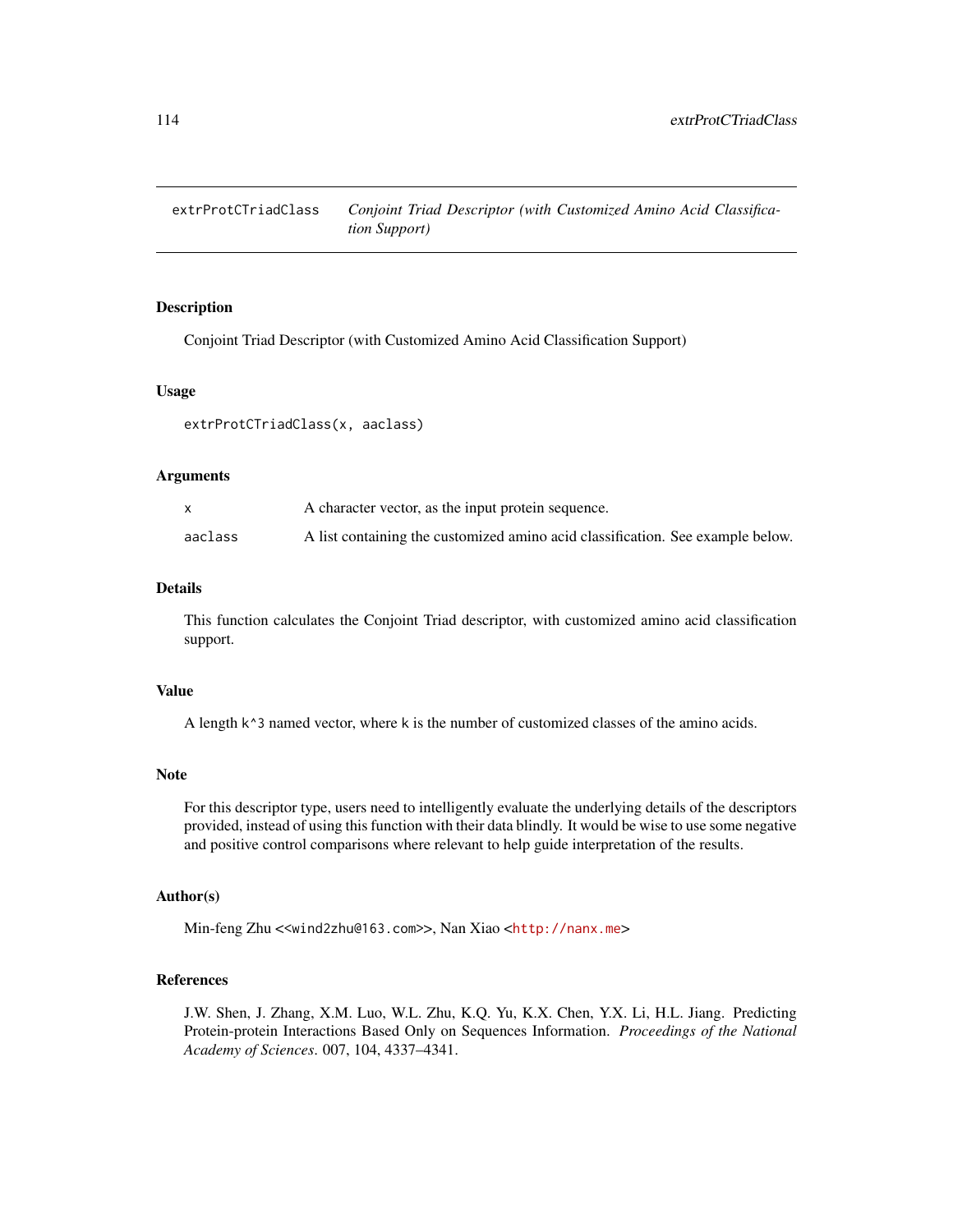extrProtCTriadClass *Conjoint Triad Descriptor (with Customized Amino Acid Classification Support)*

## Description

Conjoint Triad Descriptor (with Customized Amino Acid Classification Support)

## Usage

```
extrProtCTriadClass(x, aaclass)
```

## Arguments

| | |
|---|---|
| x | A character vector, as the input protein sequence. |
| aaclass | A list containing the customized amino acid classification. See example below. |

## Details

This function calculates the Conjoint Triad descriptor, with customized amino acid classification support.

## Value

A length `k^3` named vector, where `k` is the number of customized classes of the amino acids.

## Note

For this descriptor type, users need to intelligently evaluate the underlying details of the descriptors provided, instead of using this function with their data blindly. It would be wise to use some negative and positive control comparisons where relevant to help guide interpretation of the results.

## Author(s)

Min-feng Zhu <<wind2zhu@163.com>>, Nan Xiao <http://nanx.me>

## References

J.W. Shen, J. Zhang, X.M. Luo, W.L. Zhu, K.Q. Yu, K.X. Chen, Y.X. Li, H.L. Jiang. Predicting Protein-protein Interactions Based Only on Sequences Information. *Proceedings of the National Academy of Sciences*. 007, 104, 4337–4341.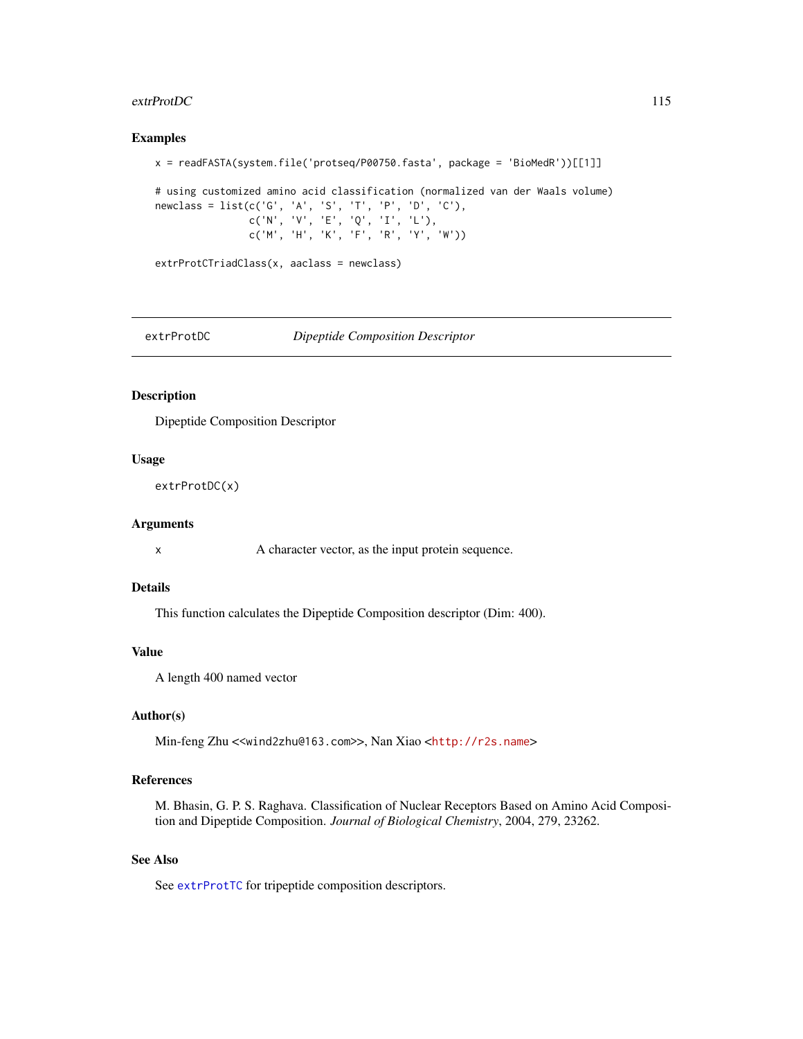## Examples

```
x = readFASTA(system.file('protseq/P00750.fasta', package = 'BioMedR'))[[1]]

# using customized amino acid classification (normalized van der Waals volume)
newclass = list(c('G', 'A', 'S', 'T', 'P', 'D', 'C'),
                c('N', 'V', 'E', 'Q', 'I', 'L'),
                c('M', 'H', 'K', 'F', 'R', 'Y', 'W'))

extrProtCTriadClass(x, aaclass = newclass)
```

---

# extrProtDC — *Dipeptide Composition Descriptor*

## Description

Dipeptide Composition Descriptor

## Usage

```
extrProtDC(x)
```

## Arguments

| | |
|---|---|
| `x` | A character vector, as the input protein sequence. |

## Details

This function calculates the Dipeptide Composition descriptor (Dim: 400).

## Value

A length 400 named vector

## Author(s)

Min-feng Zhu <<wind2zhu@163.com>>, Nan Xiao <http://r2s.name>

## References

M. Bhasin, G. P. S. Raghava. Classification of Nuclear Receptors Based on Amino Acid Composition and Dipeptide Composition. *Journal of Biological Chemistry*, 2004, 279, 23262.

## See Also

See `extrProtTC` for tripeptide composition descriptors.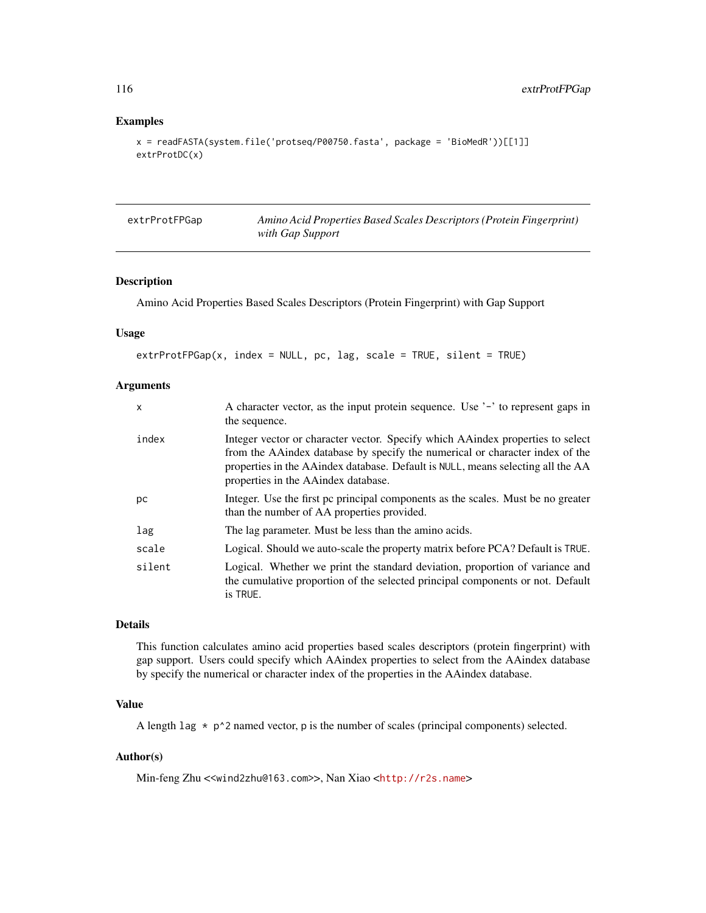## Examples

```
x = readFASTA(system.file('protseq/P00750.fasta', package = 'BioMedR'))[[1]]
extrProtDC(x)
```

---

extrProtFPGap *Amino Acid Properties Based Scales Descriptors (Protein Fingerprint) with Gap Support*

---

### Description

Amino Acid Properties Based Scales Descriptors (Protein Fingerprint) with Gap Support

### Usage

```
extrProtFPGap(x, index = NULL, pc, lag, scale = TRUE, silent = TRUE)
```

### Arguments

| | |
|---|---|
| `x` | A character vector, as the input protein sequence. Use '-' to represent gaps in the sequence. |
| `index` | Integer vector or character vector. Specify which AAindex properties to select from the AAindex database by specify the numerical or character index of the properties in the AAindex database. Default is `NULL`, means selecting all the AA properties in the AAindex database. |
| `pc` | Integer. Use the first pc principal components as the scales. Must be no greater than the number of AA properties provided. |
| `lag` | The lag parameter. Must be less than the amino acids. |
| `scale` | Logical. Should we auto-scale the property matrix before PCA? Default is `TRUE`. |
| `silent` | Logical. Whether we print the standard deviation, proportion of variance and the cumulative proportion of the selected principal components or not. Default is `TRUE`. |

### Details

This function calculates amino acid properties based scales descriptors (protein fingerprint) with gap support. Users could specify which AAindex properties to select from the AAindex database by specify the numerical or character index of the properties in the AAindex database.

### Value

A length `lag * p^2` named vector, p is the number of scales (principal components) selected.

### Author(s)

Min-feng Zhu <<wind2zhu@163.com>>, Nan Xiao <http://r2s.name>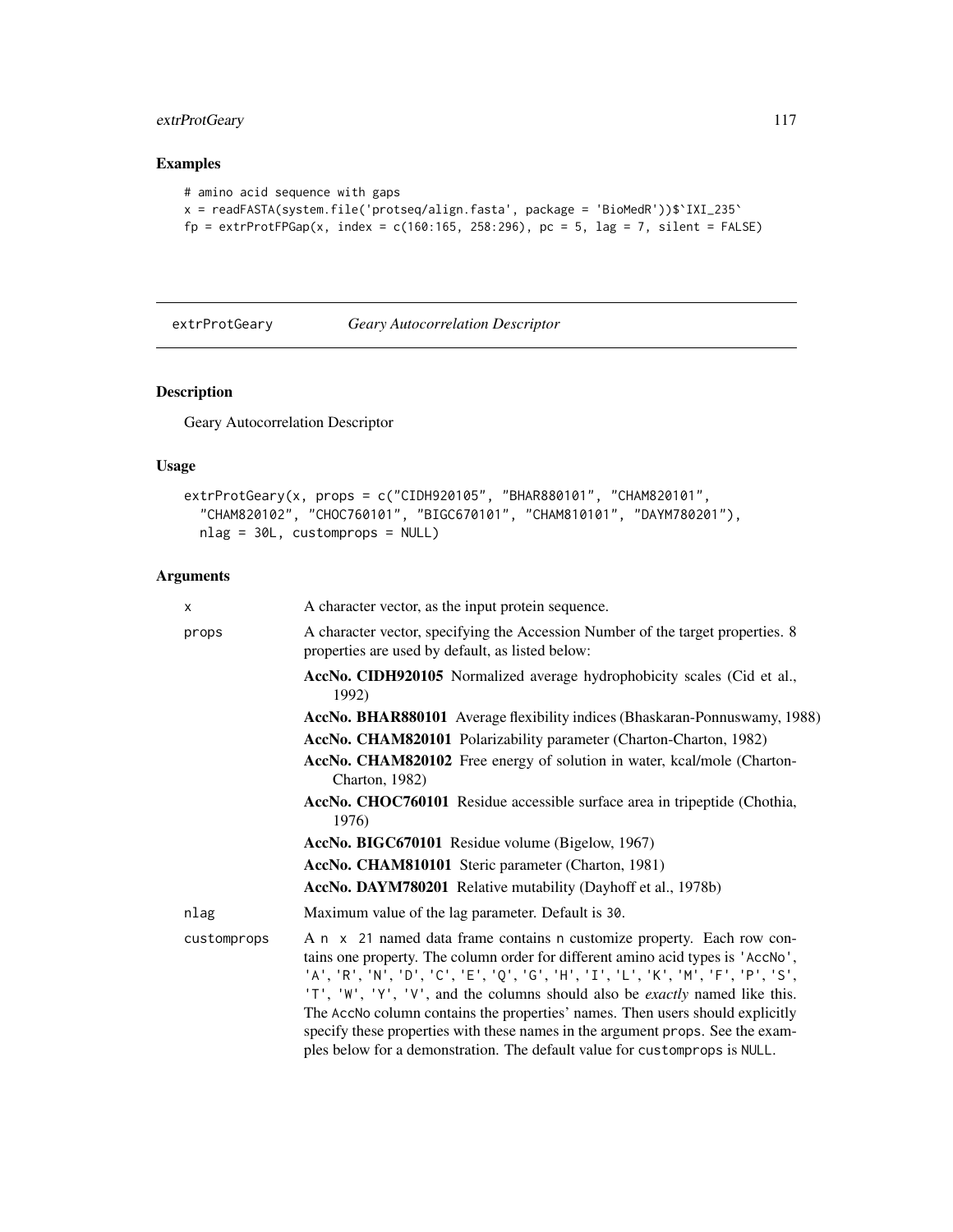## Examples

```
# amino acid sequence with gaps
x = readFASTA(system.file('protseq/align.fasta', package = 'BioMedR'))$`IXI_235`
fp = extrProtFPGap(x, index = c(160:165, 258:296), pc = 5, lag = 7, silent = FALSE)
```

---

# extrProtGeary — *Geary Autocorrelation Descriptor*

---

## Description

Geary Autocorrelation Descriptor

## Usage

```
extrProtGeary(x, props = c("CIDH920105", "BHAR880101", "CHAM820101",
  "CHAM820102", "CHOC760101", "BIGC670101", "CHAM810101", "DAYM780201"),
  nlag = 30L, customprops = NULL)
```

## Arguments

`x` — A character vector, as the input protein sequence.

`props` — A character vector, specifying the Accession Number of the target properties. 8 properties are used by default, as listed below:

- **AccNo. CIDH920105** Normalized average hydrophobicity scales (Cid et al., 1992)
- **AccNo. BHAR880101** Average flexibility indices (Bhaskaran-Ponnuswamy, 1988)
- **AccNo. CHAM820101** Polarizability parameter (Charton-Charton, 1982)
- **AccNo. CHAM820102** Free energy of solution in water, kcal/mole (Charton-Charton, 1982)
- **AccNo. CHOC760101** Residue accessible surface area in tripeptide (Chothia, 1976)
- **AccNo. BIGC670101** Residue volume (Bigelow, 1967)
- **AccNo. CHAM810101** Steric parameter (Charton, 1981)
- **AccNo. DAYM780201** Relative mutability (Dayhoff et al., 1978b)

`nlag` — Maximum value of the lag parameter. Default is `30`.

`customprops` — A `n x 21` named data frame contains `n` customize property. Each row contains one property. The column order for different amino acid types is `'AccNo'`, `'A'`, `'R'`, `'N'`, `'D'`, `'C'`, `'E'`, `'Q'`, `'G'`, `'H'`, `'I'`, `'L'`, `'K'`, `'M'`, `'F'`, `'P'`, `'S'`, `'T'`, `'W'`, `'Y'`, `'V'`, and the columns should also be *exactly* named like this. The `AccNo` column contains the properties' names. Then users should explicitly specify these properties with these names in the argument `props`. See the examples below for a demonstration. The default value for `customprops` is `NULL`.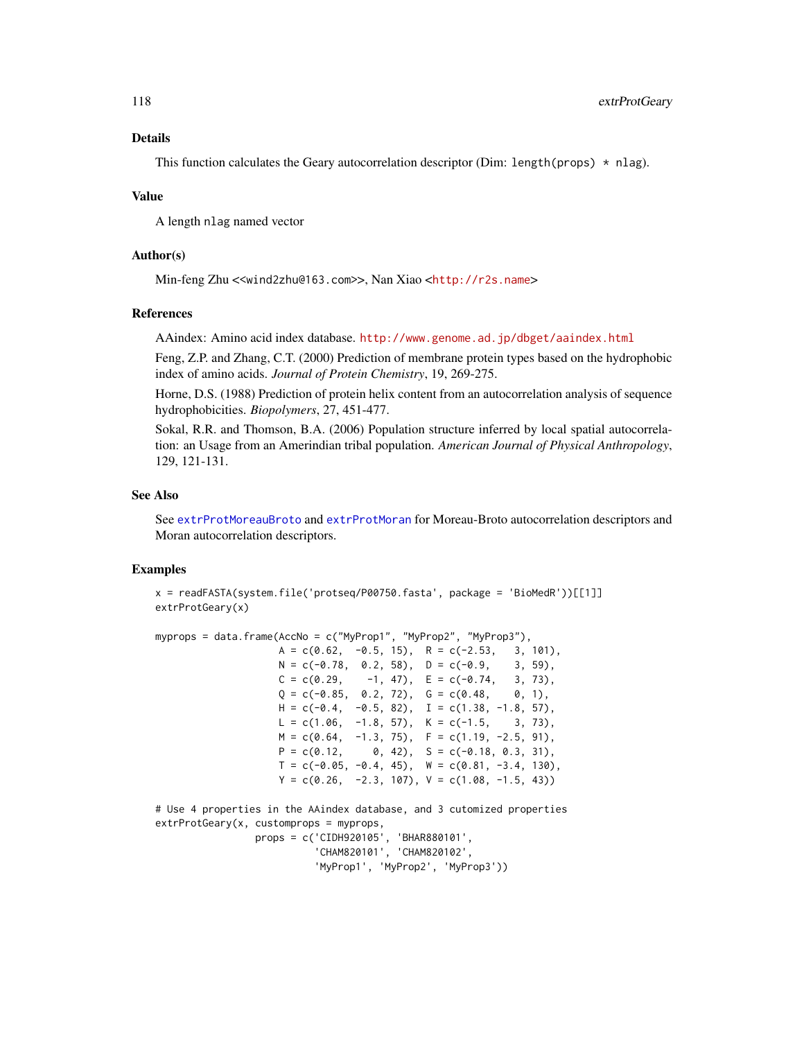## Details

This function calculates the Geary autocorrelation descriptor (Dim: `length(props) * nlag`).

## Value

A length `nlag` named vector

## Author(s)

Min-feng Zhu <<wind2zhu@163.com>>, Nan Xiao <http://r2s.name>

## References

AAindex: Amino acid index database. http://www.genome.ad.jp/dbget/aaindex.html

Feng, Z.P. and Zhang, C.T. (2000) Prediction of membrane protein types based on the hydrophobic index of amino acids. *Journal of Protein Chemistry*, 19, 269-275.

Horne, D.S. (1988) Prediction of protein helix content from an autocorrelation analysis of sequence hydrophobicities. *Biopolymers*, 27, 451-477.

Sokal, R.R. and Thomson, B.A. (2006) Population structure inferred by local spatial autocorrelation: an Usage from an Amerindian tribal population. *American Journal of Physical Anthropology*, 129, 121-131.

## See Also

See `extrProtMoreauBroto` and `extrProtMoran` for Moreau-Broto autocorrelation descriptors and Moran autocorrelation descriptors.

## Examples

```
x = readFASTA(system.file('protseq/P00750.fasta', package = 'BioMedR'))[[1]]
extrProtGeary(x)

myprops = data.frame(AccNo = c("MyProp1", "MyProp2", "MyProp3"),
                     A = c(0.62,  -0.5, 15),  R = c(-2.53,   3, 101),
                     N = c(-0.78,  0.2, 58),  D = c(-0.9,    3, 59),
                     C = c(0.29,    -1, 47),  E = c(-0.74,   3, 73),
                     Q = c(-0.85,  0.2, 72),  G = c(0.48,    0, 1),
                     H = c(-0.4,  -0.5, 82),  I = c(1.38, -1.8, 57),
                     L = c(1.06,  -1.8, 57),  K = c(-1.5,    3, 73),
                     M = c(0.64,  -1.3, 75),  F = c(1.19, -2.5, 91),
                     P = c(0.12,     0, 42),  S = c(-0.18, 0.3, 31),
                     T = c(-0.05, -0.4, 45),  W = c(0.81, -3.4, 130),
                     Y = c(0.26,  -2.3, 107), V = c(1.08, -1.5, 43))

# Use 4 properties in the AAindex database, and 3 cutomized properties
extrProtGeary(x, customprops = myprops,
                props = c('CIDH920105', 'BHAR880101',
                          'CHAM820101', 'CHAM820102',
                          'MyProp1', 'MyProp2', 'MyProp3'))
```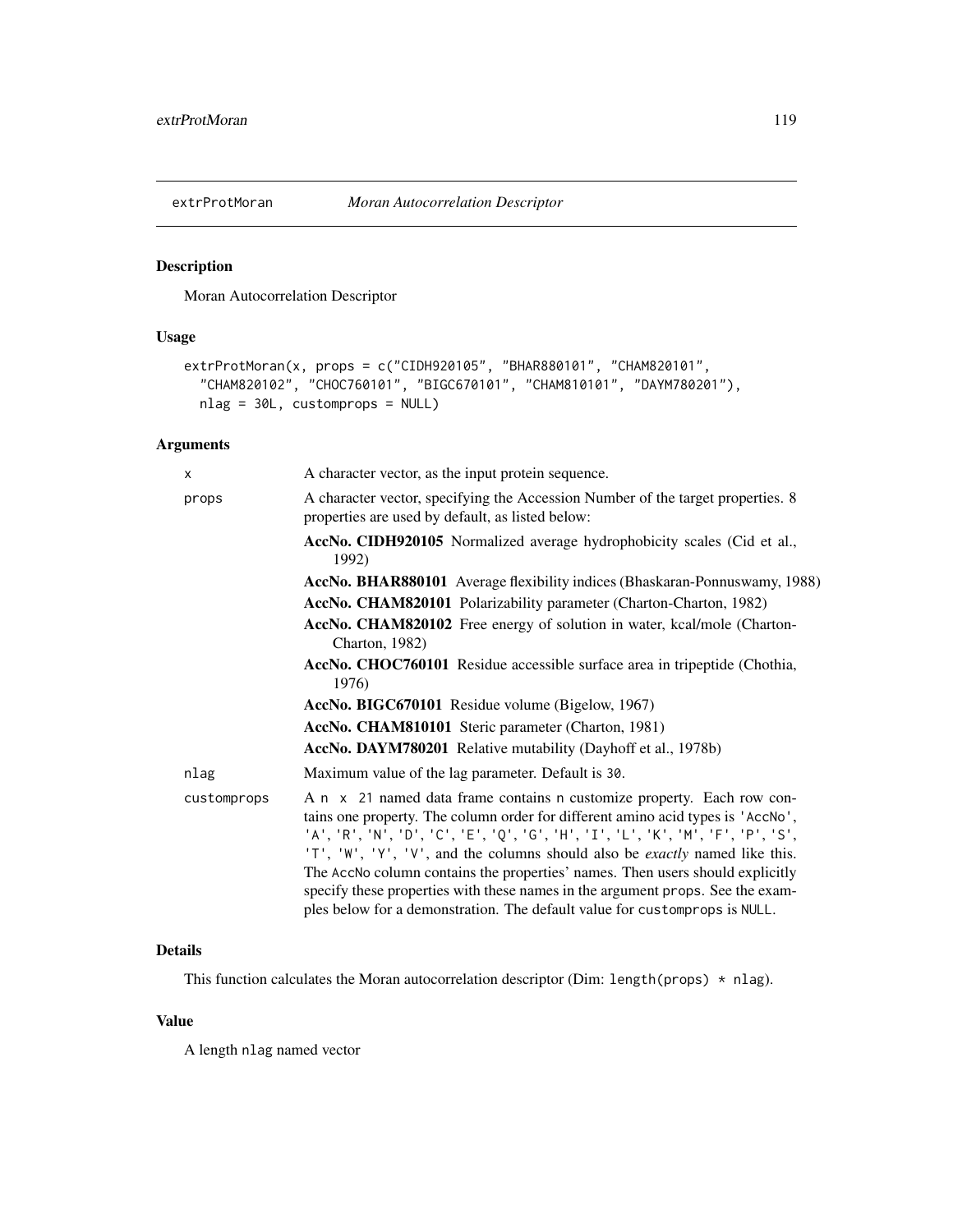extrProtMoran — *Moran Autocorrelation Descriptor*

## Description

Moran Autocorrelation Descriptor

## Usage

```
extrProtMoran(x, props = c("CIDH920105", "BHAR880101", "CHAM820101",
  "CHAM820102", "CHOC760101", "BIGC670101", "CHAM810101", "DAYM780201"),
  nlag = 30L, customprops = NULL)
```

## Arguments

| | |
|---|---|
| x | A character vector, as the input protein sequence. |
| props | A character vector, specifying the Accession Number of the target properties. 8 properties are used by default, as listed below:<br>**AccNo. CIDH920105** Normalized average hydrophobicity scales (Cid et al., 1992)<br>**AccNo. BHAR880101** Average flexibility indices (Bhaskaran-Ponnuswamy, 1988)<br>**AccNo. CHAM820101** Polarizability parameter (Charton-Charton, 1982)<br>**AccNo. CHAM820102** Free energy of solution in water, kcal/mole (Charton-Charton, 1982)<br>**AccNo. CHOC760101** Residue accessible surface area in tripeptide (Chothia, 1976)<br>**AccNo. BIGC670101** Residue volume (Bigelow, 1967)<br>**AccNo. CHAM810101** Steric parameter (Charton, 1981)<br>**AccNo. DAYM780201** Relative mutability (Dayhoff et al., 1978b) |
| nlag | Maximum value of the lag parameter. Default is 30. |
| customprops | A n x 21 named data frame contains n customize property. Each row contains one property. The column order for different amino acid types is 'AccNo', 'A', 'R', 'N', 'D', 'C', 'E', 'Q', 'G', 'H', 'I', 'L', 'K', 'M', 'F', 'P', 'S', 'T', 'W', 'Y', 'V', and the columns should also be *exactly* named like this. The AccNo column contains the properties' names. Then users should explicitly specify these properties with these names in the argument props. See the examples below for a demonstration. The default value for customprops is NULL. |

## Details

This function calculates the Moran autocorrelation descriptor (Dim: length(props) * nlag).

## Value

A length nlag named vector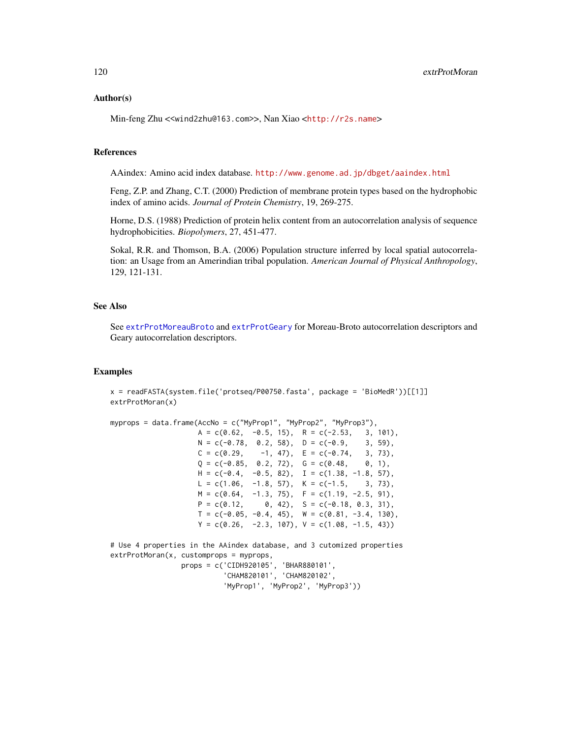## Author(s)

Min-feng Zhu <<wind2zhu@163.com>>, Nan Xiao <http://r2s.name>

## References

AAindex: Amino acid index database. http://www.genome.ad.jp/dbget/aaindex.html

Feng, Z.P. and Zhang, C.T. (2000) Prediction of membrane protein types based on the hydrophobic index of amino acids. *Journal of Protein Chemistry*, 19, 269-275.

Horne, D.S. (1988) Prediction of protein helix content from an autocorrelation analysis of sequence hydrophobicities. *Biopolymers*, 27, 451-477.

Sokal, R.R. and Thomson, B.A. (2006) Population structure inferred by local spatial autocorrelation: an Usage from an Amerindian tribal population. *American Journal of Physical Anthropology*, 129, 121-131.

## See Also

See extrProtMoreauBroto and extrProtGeary for Moreau-Broto autocorrelation descriptors and Geary autocorrelation descriptors.

## Examples

```
x = readFASTA(system.file('protseq/P00750.fasta', package = 'BioMedR'))[[1]]
extrProtMoran(x)

myprops = data.frame(AccNo = c("MyProp1", "MyProp2", "MyProp3"),
                     A = c(0.62,  -0.5, 15),  R = c(-2.53,   3, 101),
                     N = c(-0.78,  0.2, 58),  D = c(-0.9,    3, 59),
                     C = c(0.29,    -1, 47),  E = c(-0.74,   3, 73),
                     Q = c(-0.85,  0.2, 72),  G = c(0.48,    0, 1),
                     H = c(-0.4,  -0.5, 82),  I = c(1.38, -1.8, 57),
                     L = c(1.06,  -1.8, 57),  K = c(-1.5,    3, 73),
                     M = c(0.64,  -1.3, 75),  F = c(1.19, -2.5, 91),
                     P = c(0.12,     0, 42),  S = c(-0.18, 0.3, 31),
                     T = c(-0.05, -0.4, 45),  W = c(0.81, -3.4, 130),
                     Y = c(0.26,  -2.3, 107), V = c(1.08, -1.5, 43))

# Use 4 properties in the AAindex database, and 3 cutomized properties
extrProtMoran(x, customprops = myprops,
                 props = c('CIDH920105', 'BHAR880101',
                           'CHAM820101', 'CHAM820102',
                           'MyProp1', 'MyProp2', 'MyProp3'))
```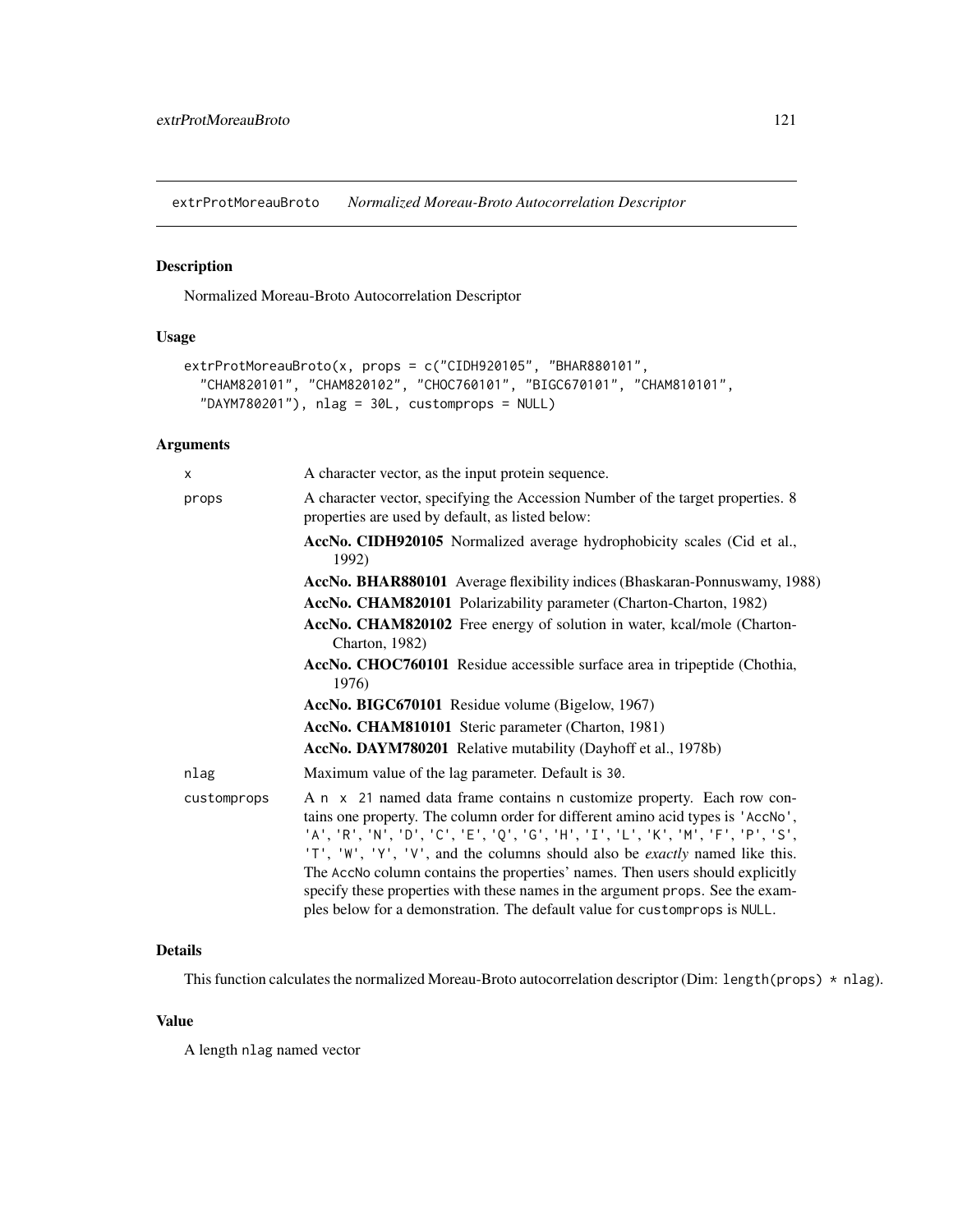extrProtMoreauBroto *Normalized Moreau-Broto Autocorrelation Descriptor*

## Description

Normalized Moreau-Broto Autocorrelation Descriptor

## Usage

```
extrProtMoreauBroto(x, props = c("CIDH920105", "BHAR880101",
  "CHAM820101", "CHAM820102", "CHOC760101", "BIGC670101", "CHAM810101",
  "DAYM780201"), nlag = 30L, customprops = NULL)
```

## Arguments

- `x` — A character vector, as the input protein sequence.
- `props` — A character vector, specifying the Accession Number of the target properties. 8 properties are used by default, as listed below:
  - **AccNo. CIDH920105** Normalized average hydrophobicity scales (Cid et al., 1992)
  - **AccNo. BHAR880101** Average flexibility indices (Bhaskaran-Ponnuswamy, 1988)
  - **AccNo. CHAM820101** Polarizability parameter (Charton-Charton, 1982)
  - **AccNo. CHAM820102** Free energy of solution in water, kcal/mole (Charton-Charton, 1982)
  - **AccNo. CHOC760101** Residue accessible surface area in tripeptide (Chothia, 1976)
  - **AccNo. BIGC670101** Residue volume (Bigelow, 1967)
  - **AccNo. CHAM810101** Steric parameter (Charton, 1981)
  - **AccNo. DAYM780201** Relative mutability (Dayhoff et al., 1978b)
- `nlag` — Maximum value of the lag parameter. Default is `30`.
- `customprops` — A `n x 21` named data frame contains `n` customize property. Each row contains one property. The column order for different amino acid types is `'AccNo'`, `'A'`, `'R'`, `'N'`, `'D'`, `'C'`, `'E'`, `'Q'`, `'G'`, `'H'`, `'I'`, `'L'`, `'K'`, `'M'`, `'F'`, `'P'`, `'S'`, `'T'`, `'W'`, `'Y'`, `'V'`, and the columns should also be *exactly* named like this. The `AccNo` column contains the properties' names. Then users should explicitly specify these properties with these names in the argument `props`. See the examples below for a demonstration. The default value for `customprops` is `NULL`.

## Details

This function calculates the normalized Moreau-Broto autocorrelation descriptor (Dim: `length(props) * nlag`).

## Value

A length `nlag` named vector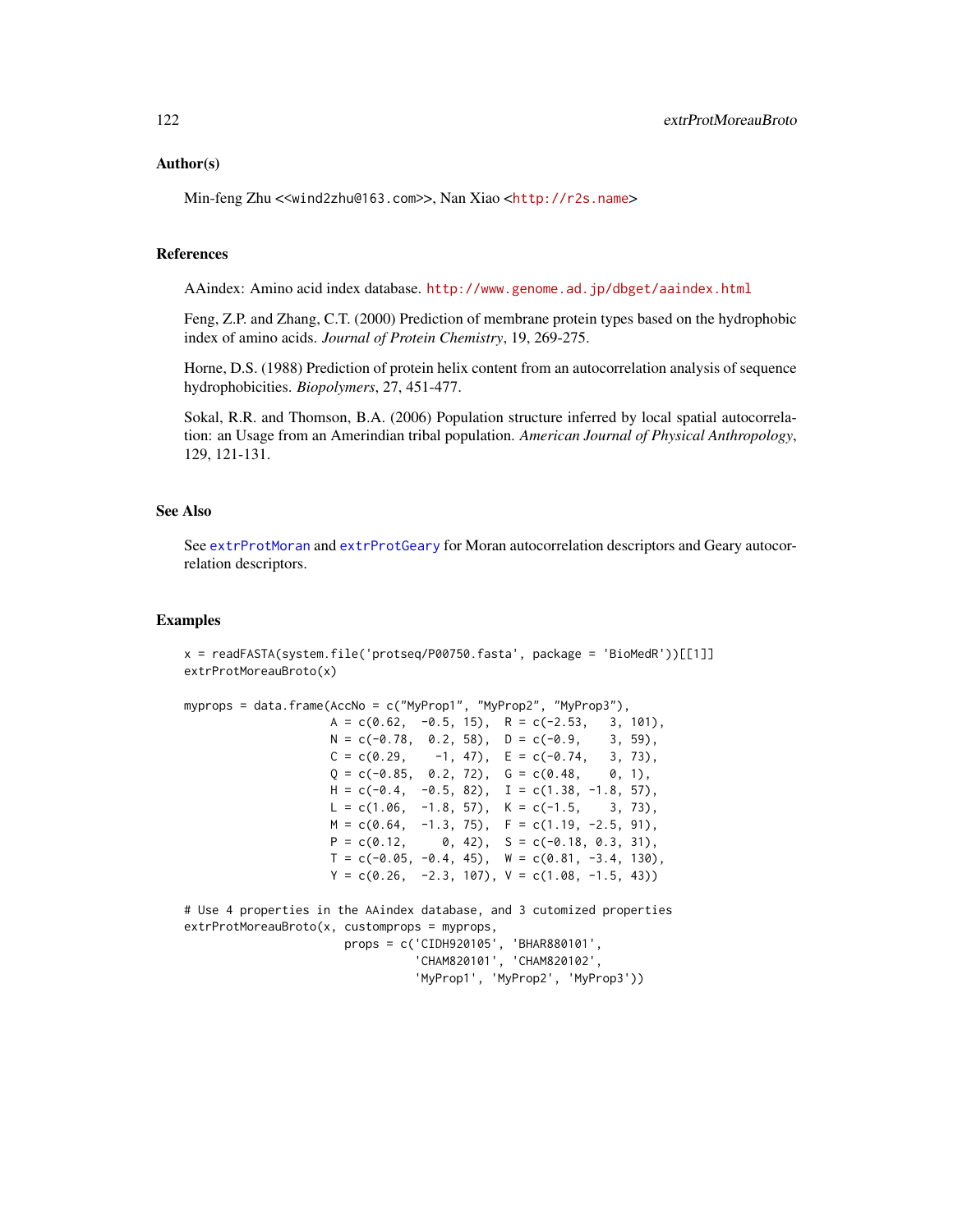## Author(s)

Min-feng Zhu <<wind2zhu@163.com>>, Nan Xiao <http://r2s.name>

## References

AAindex: Amino acid index database. http://www.genome.ad.jp/dbget/aaindex.html

Feng, Z.P. and Zhang, C.T. (2000) Prediction of membrane protein types based on the hydrophobic index of amino acids. *Journal of Protein Chemistry*, 19, 269-275.

Horne, D.S. (1988) Prediction of protein helix content from an autocorrelation analysis of sequence hydrophobicities. *Biopolymers*, 27, 451-477.

Sokal, R.R. and Thomson, B.A. (2006) Population structure inferred by local spatial autocorrelation: an Usage from an Amerindian tribal population. *American Journal of Physical Anthropology*, 129, 121-131.

## See Also

See extrProtMoran and extrProtGeary for Moran autocorrelation descriptors and Geary autocorrelation descriptors.

## Examples

```
x = readFASTA(system.file('protseq/P00750.fasta', package = 'BioMedR'))[[1]]
extrProtMoreauBroto(x)

myprops = data.frame(AccNo = c("MyProp1", "MyProp2", "MyProp3"),
                     A = c(0.62,  -0.5, 15),  R = c(-2.53,   3, 101),
                     N = c(-0.78,  0.2, 58),  D = c(-0.9,    3, 59),
                     C = c(0.29,    -1, 47),  E = c(-0.74,   3, 73),
                     Q = c(-0.85,  0.2, 72),  G = c(0.48,    0, 1),
                     H = c(-0.4,  -0.5, 82),  I = c(1.38, -1.8, 57),
                     L = c(1.06,  -1.8, 57),  K = c(-1.5,    3, 73),
                     M = c(0.64,  -1.3, 75),  F = c(1.19, -2.5, 91),
                     P = c(0.12,     0, 42),  S = c(-0.18, 0.3, 31),
                     T = c(-0.05, -0.4, 45),  W = c(0.81, -3.4, 130),
                     Y = c(0.26,  -2.3, 107), V = c(1.08, -1.5, 43))

# Use 4 properties in the AAindex database, and 3 cutomized properties
extrProtMoreauBroto(x, customprops = myprops,
                     props = c('CIDH920105', 'BHAR880101',
                               'CHAM820101', 'CHAM820102',
                               'MyProp1', 'MyProp2', 'MyProp3'))
```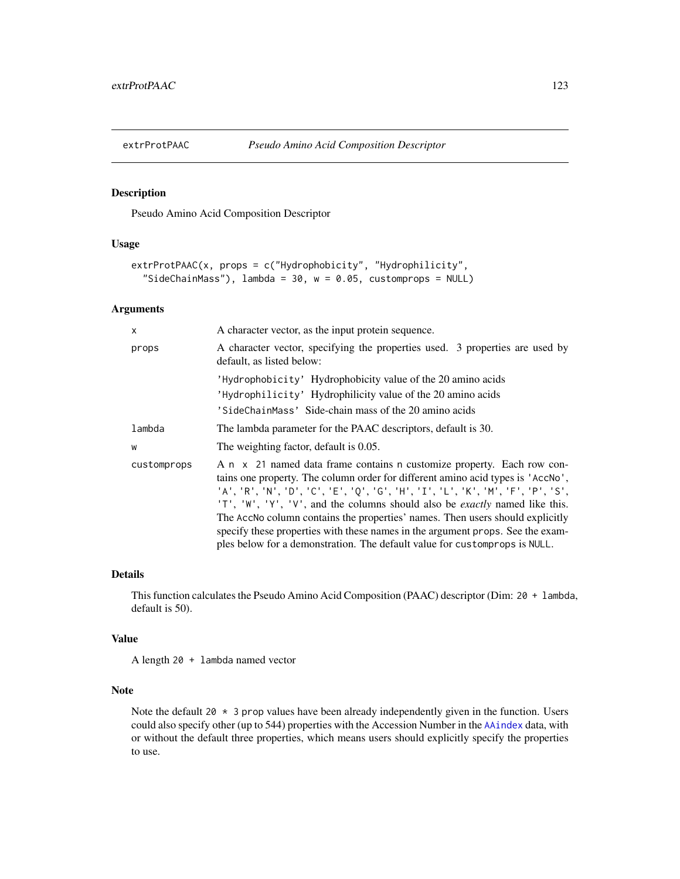## extrProtPAAC *Pseudo Amino Acid Composition Descriptor*

### Description

Pseudo Amino Acid Composition Descriptor

### Usage

```
extrProtPAAC(x, props = c("Hydrophobicity", "Hydrophilicity",
  "SideChainMass"), lambda = 30, w = 0.05, customprops = NULL)
```

### Arguments

| | |
|---|---|
| `x` | A character vector, as the input protein sequence. |
| `props` | A character vector, specifying the properties used. 3 properties are used by default, as listed below:<br>`'Hydrophobicity'` Hydrophobicity value of the 20 amino acids<br>`'Hydrophilicity'` Hydrophilicity value of the 20 amino acids<br>`'SideChainMass'` Side-chain mass of the 20 amino acids |
| `lambda` | The lambda parameter for the PAAC descriptors, default is 30. |
| `w` | The weighting factor, default is 0.05. |
| `customprops` | A `n x 21` named data frame contains `n` customize property. Each row contains one property. The column order for different amino acid types is `'AccNo'`, `'A'`, `'R'`, `'N'`, `'D'`, `'C'`, `'E'`, `'Q'`, `'G'`, `'H'`, `'I'`, `'L'`, `'K'`, `'M'`, `'F'`, `'P'`, `'S'`, `'T'`, `'W'`, `'Y'`, `'V'`, and the columns should also be *exactly* named like this. The `AccNo` column contains the properties' names. Then users should explicitly specify these properties with these names in the argument `props`. See the examples below for a demonstration. The default value for `customprops` is `NULL`. |

### Details

This function calculates the Pseudo Amino Acid Composition (PAAC) descriptor (Dim: `20 + lambda`, default is 50).

### Value

A length `20 + lambda` named vector

### Note

Note the default `20 * 3` `prop` values have been already independently given in the function. Users could also specify other (up to 544) properties with the Accession Number in the `AAindex` data, with or without the default three properties, which means users should explicitly specify the properties to use.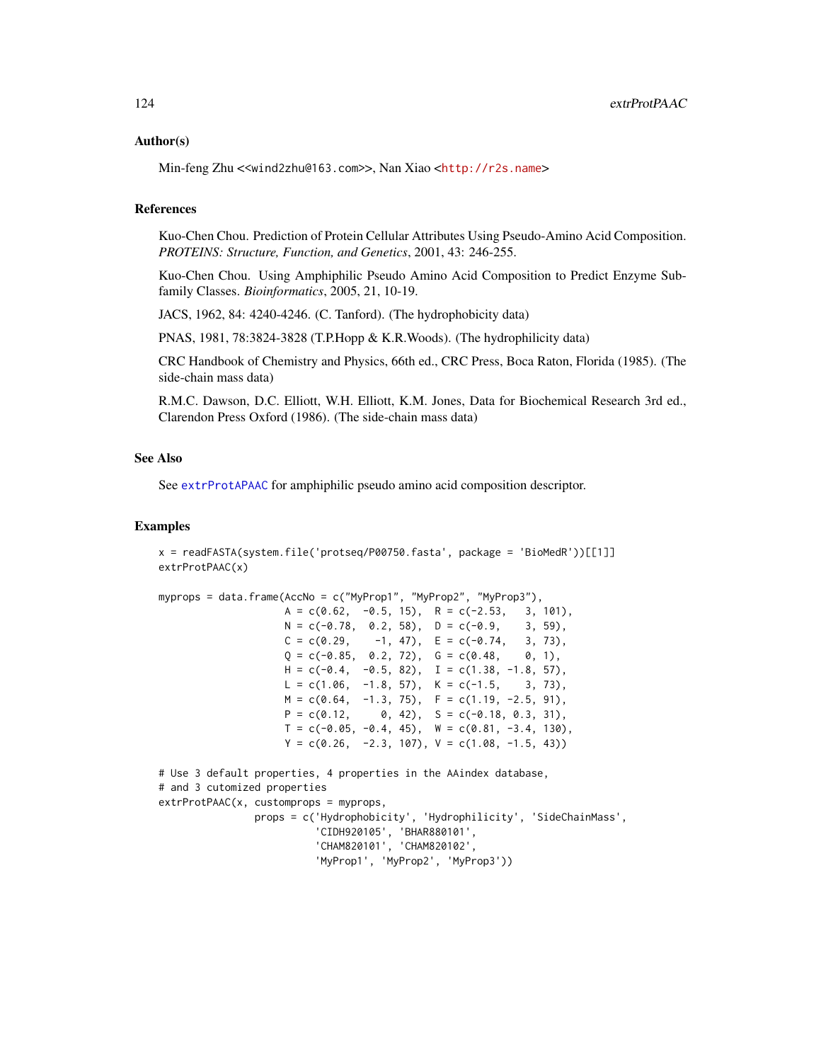## Author(s)

Min-feng Zhu <<wind2zhu@163.com>>, Nan Xiao <http://r2s.name>

## References

Kuo-Chen Chou. Prediction of Protein Cellular Attributes Using Pseudo-Amino Acid Composition. *PROTEINS: Structure, Function, and Genetics*, 2001, 43: 246-255.

Kuo-Chen Chou. Using Amphiphilic Pseudo Amino Acid Composition to Predict Enzyme Subfamily Classes. *Bioinformatics*, 2005, 21, 10-19.

JACS, 1962, 84: 4240-4246. (C. Tanford). (The hydrophobicity data)

PNAS, 1981, 78:3824-3828 (T.P.Hopp & K.R.Woods). (The hydrophilicity data)

CRC Handbook of Chemistry and Physics, 66th ed., CRC Press, Boca Raton, Florida (1985). (The side-chain mass data)

R.M.C. Dawson, D.C. Elliott, W.H. Elliott, K.M. Jones, Data for Biochemical Research 3rd ed., Clarendon Press Oxford (1986). (The side-chain mass data)

## See Also

See extrProtAPAAC for amphiphilic pseudo amino acid composition descriptor.

## Examples

```
x = readFASTA(system.file('protseq/P00750.fasta', package = 'BioMedR'))[[1]]
extrProtPAAC(x)

myprops = data.frame(AccNo = c("MyProp1", "MyProp2", "MyProp3"),
                     A = c(0.62,  -0.5, 15),  R = c(-2.53,   3, 101),
                     N = c(-0.78,  0.2, 58),  D = c(-0.9,    3, 59),
                     C = c(0.29,    -1, 47),  E = c(-0.74,   3, 73),
                     Q = c(-0.85,  0.2, 72),  G = c(0.48,    0, 1),
                     H = c(-0.4,  -0.5, 82),  I = c(1.38, -1.8, 57),
                     L = c(1.06,  -1.8, 57),  K = c(-1.5,    3, 73),
                     M = c(0.64,  -1.3, 75),  F = c(1.19, -2.5, 91),
                     P = c(0.12,     0, 42),  S = c(-0.18, 0.3, 31),
                     T = c(-0.05, -0.4, 45),  W = c(0.81, -3.4, 130),
                     Y = c(0.26,  -2.3, 107), V = c(1.08, -1.5, 43))

# Use 3 default properties, 4 properties in the AAindex database,
# and 3 cutomized properties
extrProtPAAC(x, customprops = myprops,
                props = c('Hydrophobicity', 'Hydrophilicity', 'SideChainMass',
                          'CIDH920105', 'BHAR880101',
                          'CHAM820101', 'CHAM820102',
                          'MyProp1', 'MyProp2', 'MyProp3'))
```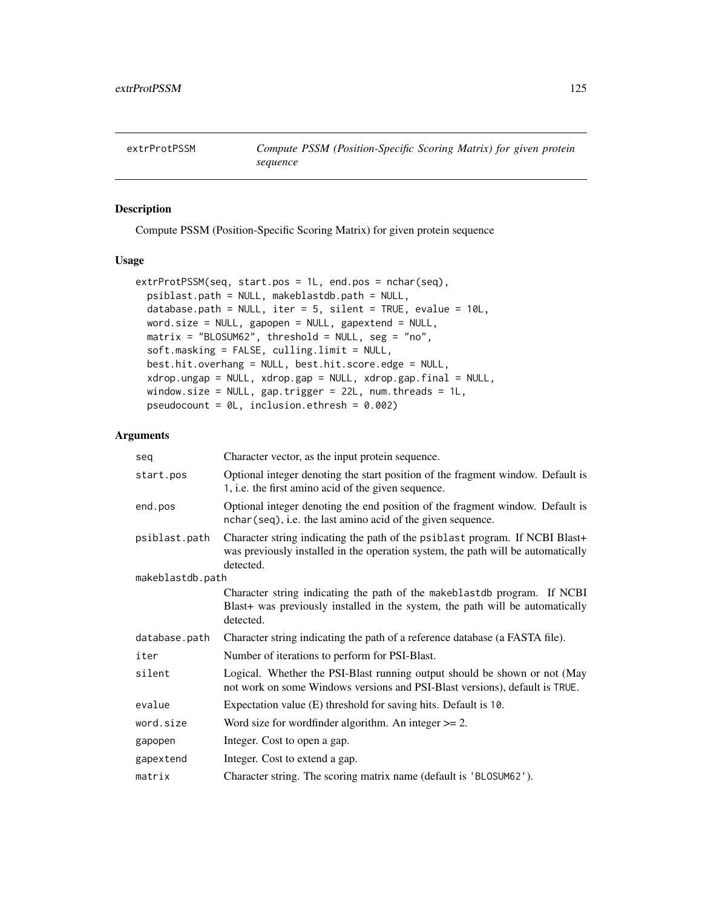# extrProtPSSM — *Compute PSSM (Position-Specific Scoring Matrix) for given protein sequence*

## Description

Compute PSSM (Position-Specific Scoring Matrix) for given protein sequence

## Usage

```
extrProtPSSM(seq, start.pos = 1L, end.pos = nchar(seq),
  psiblast.path = NULL, makeblastdb.path = NULL,
  database.path = NULL, iter = 5, silent = TRUE, evalue = 10L,
  word.size = NULL, gapopen = NULL, gapextend = NULL,
  matrix = "BLOSUM62", threshold = NULL, seg = "no",
  soft.masking = FALSE, culling.limit = NULL,
  best.hit.overhang = NULL, best.hit.score.edge = NULL,
  xdrop.ungap = NULL, xdrop.gap = NULL, xdrop.gap.final = NULL,
  window.size = NULL, gap.trigger = 22L, num.threads = 1L,
  pseudocount = 0L, inclusion.ethresh = 0.002)
```

## Arguments

| Argument | Description |
|---|---|
| `seq` | Character vector, as the input protein sequence. |
| `start.pos` | Optional integer denoting the start position of the fragment window. Default is 1, i.e. the first amino acid of the given sequence. |
| `end.pos` | Optional integer denoting the end position of the fragment window. Default is `nchar(seq)`, i.e. the last amino acid of the given sequence. |
| `psiblast.path` | Character string indicating the path of the `psiblast` program. If NCBI Blast+ was previously installed in the operation system, the path will be automatically detected. |
| `makeblastdb.path` | Character string indicating the path of the `makeblastdb` program. If NCBI Blast+ was previously installed in the system, the path will be automatically detected. |
| `database.path` | Character string indicating the path of a reference database (a FASTA file). |
| `iter` | Number of iterations to perform for PSI-Blast. |
| `silent` | Logical. Whether the PSI-Blast running output should be shown or not (May not work on some Windows versions and PSI-Blast versions), default is `TRUE`. |
| `evalue` | Expectation value (E) threshold for saving hits. Default is `10`. |
| `word.size` | Word size for wordfinder algorithm. An integer >= 2. |
| `gapopen` | Integer. Cost to open a gap. |
| `gapextend` | Integer. Cost to extend a gap. |
| `matrix` | Character string. The scoring matrix name (default is `'BLOSUM62'`). |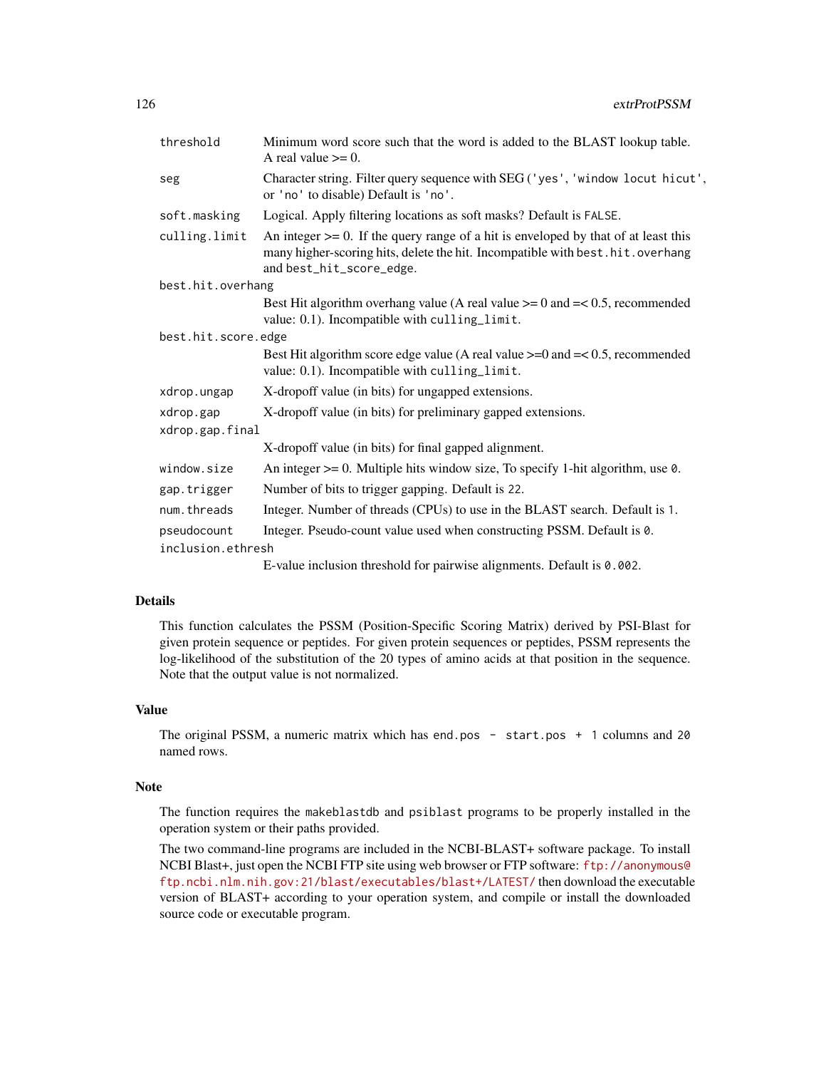| | |
|---|---|
| `threshold` | Minimum word score such that the word is added to the BLAST lookup table. A real value >= 0. |
| `seg` | Character string. Filter query sequence with SEG (`'yes'`, `'window locut hicut'`, or `'no'` to disable) Default is `'no'`. |
| `soft.masking` | Logical. Apply filtering locations as soft masks? Default is `FALSE`. |
| `culling.limit` | An integer >= 0. If the query range of a hit is enveloped by that of at least this many higher-scoring hits, delete the hit. Incompatible with `best.hit.overhang` and `best_hit_score_edge`. |
| `best.hit.overhang` | Best Hit algorithm overhang value (A real value >= 0 and =< 0.5, recommended value: 0.1). Incompatible with `culling_limit`. |
| `best.hit.score.edge` | Best Hit algorithm score edge value (A real value >=0 and =< 0.5, recommended value: 0.1). Incompatible with `culling_limit`. |
| `xdrop.ungap` | X-dropoff value (in bits) for ungapped extensions. |
| `xdrop.gap` | X-dropoff value (in bits) for preliminary gapped extensions. |
| `xdrop.gap.final` | X-dropoff value (in bits) for final gapped alignment. |
| `window.size` | An integer >= 0. Multiple hits window size, To specify 1-hit algorithm, use `0`. |
| `gap.trigger` | Number of bits to trigger gapping. Default is `22`. |
| `num.threads` | Integer. Number of threads (CPUs) to use in the BLAST search. Default is `1`. |
| `pseudocount` | Integer. Pseudo-count value used when constructing PSSM. Default is `0`. |
| `inclusion.ethresh` | E-value inclusion threshold for pairwise alignments. Default is `0.002`. |

## Details

This function calculates the PSSM (Position-Specific Scoring Matrix) derived by PSI-Blast for given protein sequence or peptides. For given protein sequences or peptides, PSSM represents the log-likelihood of the substitution of the 20 types of amino acids at that position in the sequence. Note that the output value is not normalized.

## Value

The original PSSM, a numeric matrix which has `end.pos - start.pos + 1` columns and `20` named rows.

## Note

The function requires the `makeblastdb` and `psiblast` programs to be properly installed in the operation system or their paths provided.

The two command-line programs are included in the NCBI-BLAST+ software package. To install NCBI Blast+, just open the NCBI FTP site using web browser or FTP software: ftp://anonymous@ftp.ncbi.nlm.nih.gov:21/blast/executables/blast+/LATEST/ then download the executable version of BLAST+ according to your operation system, and compile or install the downloaded source code or executable program.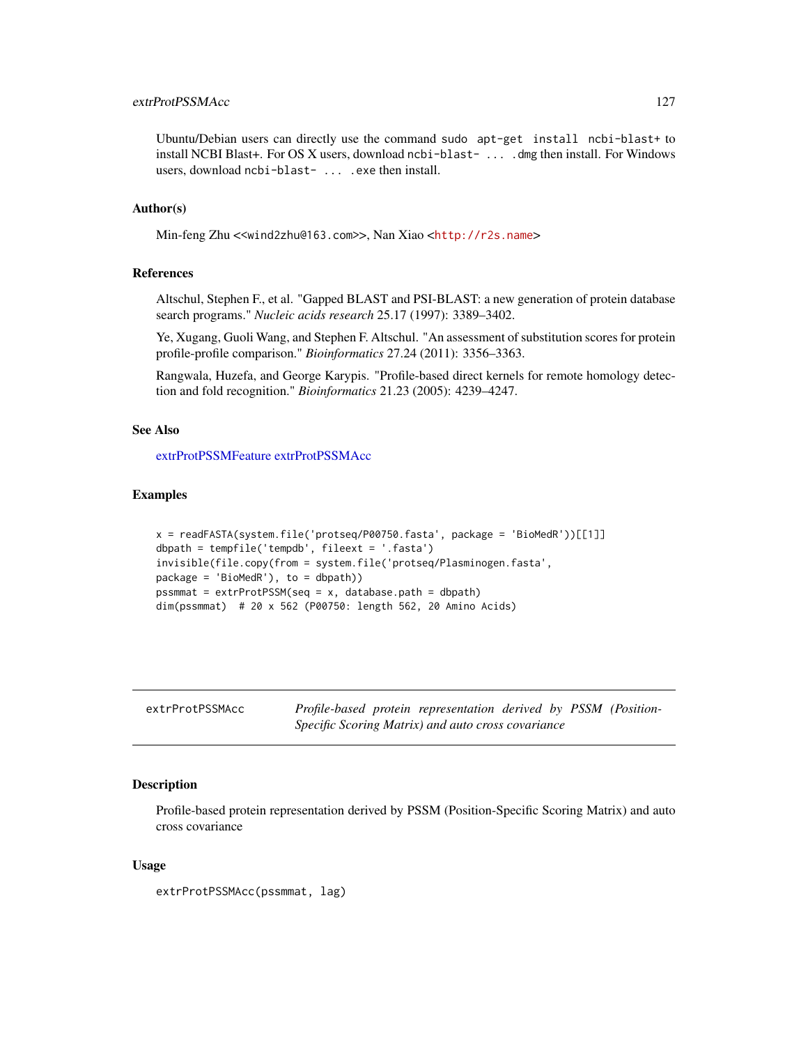Ubuntu/Debian users can directly use the command `sudo apt-get install ncbi-blast+` to install NCBI Blast+. For OS X users, download `ncbi-blast- ... .dmg` then install. For Windows users, download `ncbi-blast- ... .exe` then install.

### Author(s)

Min-feng Zhu <<wind2zhu@163.com>>, Nan Xiao <http://r2s.name>

### References

Altschul, Stephen F., et al. "Gapped BLAST and PSI-BLAST: a new generation of protein database search programs." *Nucleic acids research* 25.17 (1997): 3389–3402.

Ye, Xugang, Guoli Wang, and Stephen F. Altschul. "An assessment of substitution scores for protein profile-profile comparison." *Bioinformatics* 27.24 (2011): 3356–3363.

Rangwala, Huzefa, and George Karypis. "Profile-based direct kernels for remote homology detection and fold recognition." *Bioinformatics* 21.23 (2005): 4239–4247.

### See Also

extrProtPSSMFeature extrProtPSSMAcc

### Examples

```
x = readFASTA(system.file('protseq/P00750.fasta', package = 'BioMedR'))[[1]]
dbpath = tempfile('tempdb', fileext = '.fasta')
invisible(file.copy(from = system.file('protseq/Plasminogen.fasta',
package = 'BioMedR'), to = dbpath))
pssmmat = extrProtPSSM(seq = x, database.path = dbpath)
dim(pssmmat)  # 20 x 562 (P00750: length 562, 20 Amino Acids)
```

---

## extrProtPSSMAcc — *Profile-based protein representation derived by PSSM (Position-Specific Scoring Matrix) and auto cross covariance*

### Description

Profile-based protein representation derived by PSSM (Position-Specific Scoring Matrix) and auto cross covariance

### Usage

```
extrProtPSSMAcc(pssmmat, lag)
```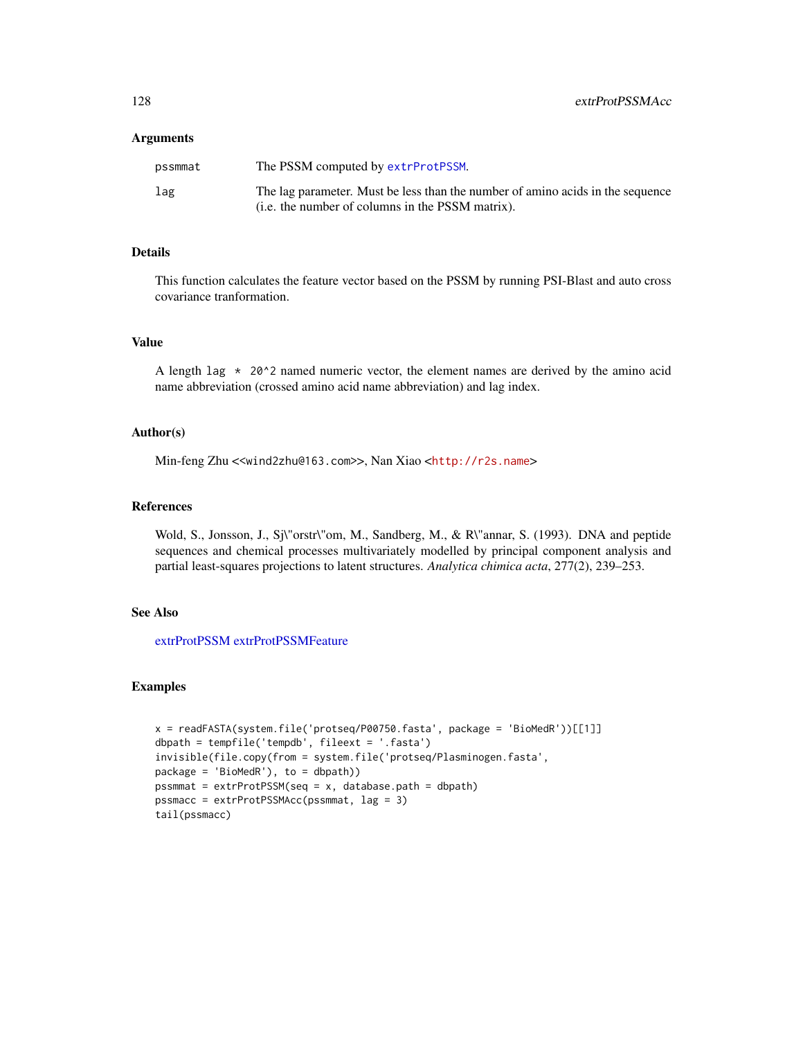## Arguments

| | |
|---|---|
| pssmmat | The PSSM computed by `extrProtPSSM`. |
| lag | The lag parameter. Must be less than the number of amino acids in the sequence (i.e. the number of columns in the PSSM matrix). |

## Details

This function calculates the feature vector based on the PSSM by running PSI-Blast and auto cross covariance tranformation.

## Value

A length `lag * 20^2` named numeric vector, the element names are derived by the amino acid name abbreviation (crossed amino acid name abbreviation) and lag index.

## Author(s)

Min-feng Zhu <<wind2zhu@163.com>>, Nan Xiao <http://r2s.name>

## References

Wold, S., Jonsson, J., Sj\"orstr\"om, M., Sandberg, M., & R\"annar, S. (1993). DNA and peptide sequences and chemical processes multivariately modelled by principal component analysis and partial least-squares projections to latent structures. *Analytica chimica acta*, 277(2), 239–253.

## See Also

extrProtPSSM extrProtPSSMFeature

## Examples

```
x = readFASTA(system.file('protseq/P00750.fasta', package = 'BioMedR'))[[1]]
dbpath = tempfile('tempdb', fileext = '.fasta')
invisible(file.copy(from = system.file('protseq/Plasminogen.fasta',
package = 'BioMedR'), to = dbpath))
pssmmat = extrProtPSSM(seq = x, database.path = dbpath)
pssmacc = extrProtPSSMAcc(pssmmat, lag = 3)
tail(pssmacc)
```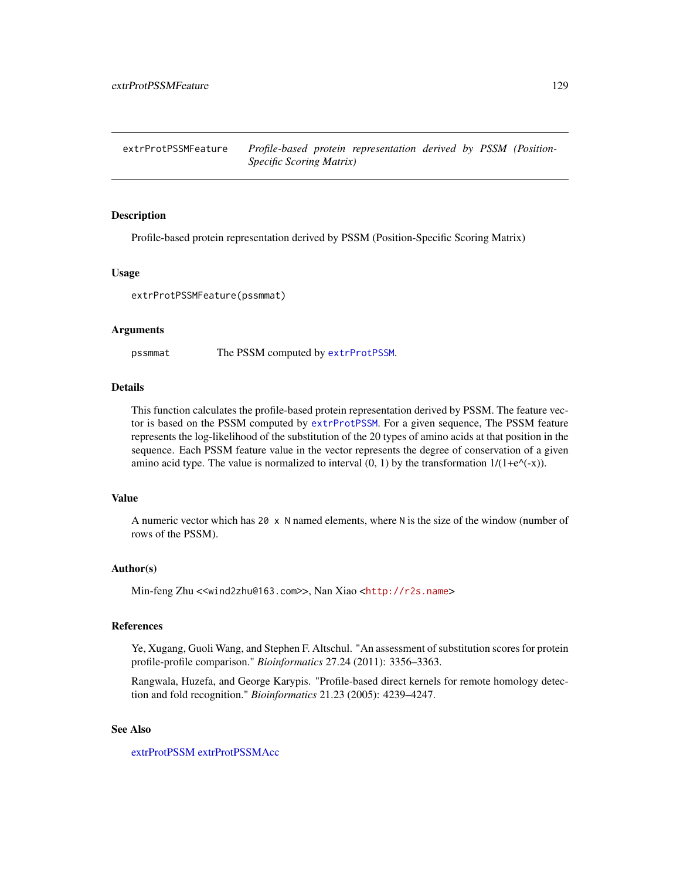extrProtPSSMFeature — *Profile-based protein representation derived by PSSM (Position-Specific Scoring Matrix)*

## Description

Profile-based protein representation derived by PSSM (Position-Specific Scoring Matrix)

## Usage

```
extrProtPSSMFeature(pssmmat)
```

## Arguments

| | |
|---|---|
| pssmmat | The PSSM computed by `extrProtPSSM`. |

## Details

This function calculates the profile-based protein representation derived by PSSM. The feature vector is based on the PSSM computed by `extrProtPSSM`. For a given sequence, The PSSM feature represents the log-likelihood of the substitution of the 20 types of amino acids at that position in the sequence. Each PSSM feature value in the vector represents the degree of conservation of a given amino acid type. The value is normalized to interval (0, 1) by the transformation 1/(1+e^(-x)).

## Value

A numeric vector which has `20 x N` named elements, where `N` is the size of the window (number of rows of the PSSM).

## Author(s)

Min-feng Zhu <<wind2zhu@163.com>>, Nan Xiao <http://r2s.name>

## References

Ye, Xugang, Guoli Wang, and Stephen F. Altschul. "An assessment of substitution scores for protein profile-profile comparison." *Bioinformatics* 27.24 (2011): 3356–3363.

Rangwala, Huzefa, and George Karypis. "Profile-based direct kernels for remote homology detection and fold recognition." *Bioinformatics* 21.23 (2005): 4239–4247.

## See Also

extrProtPSSM extrProtPSSMAcc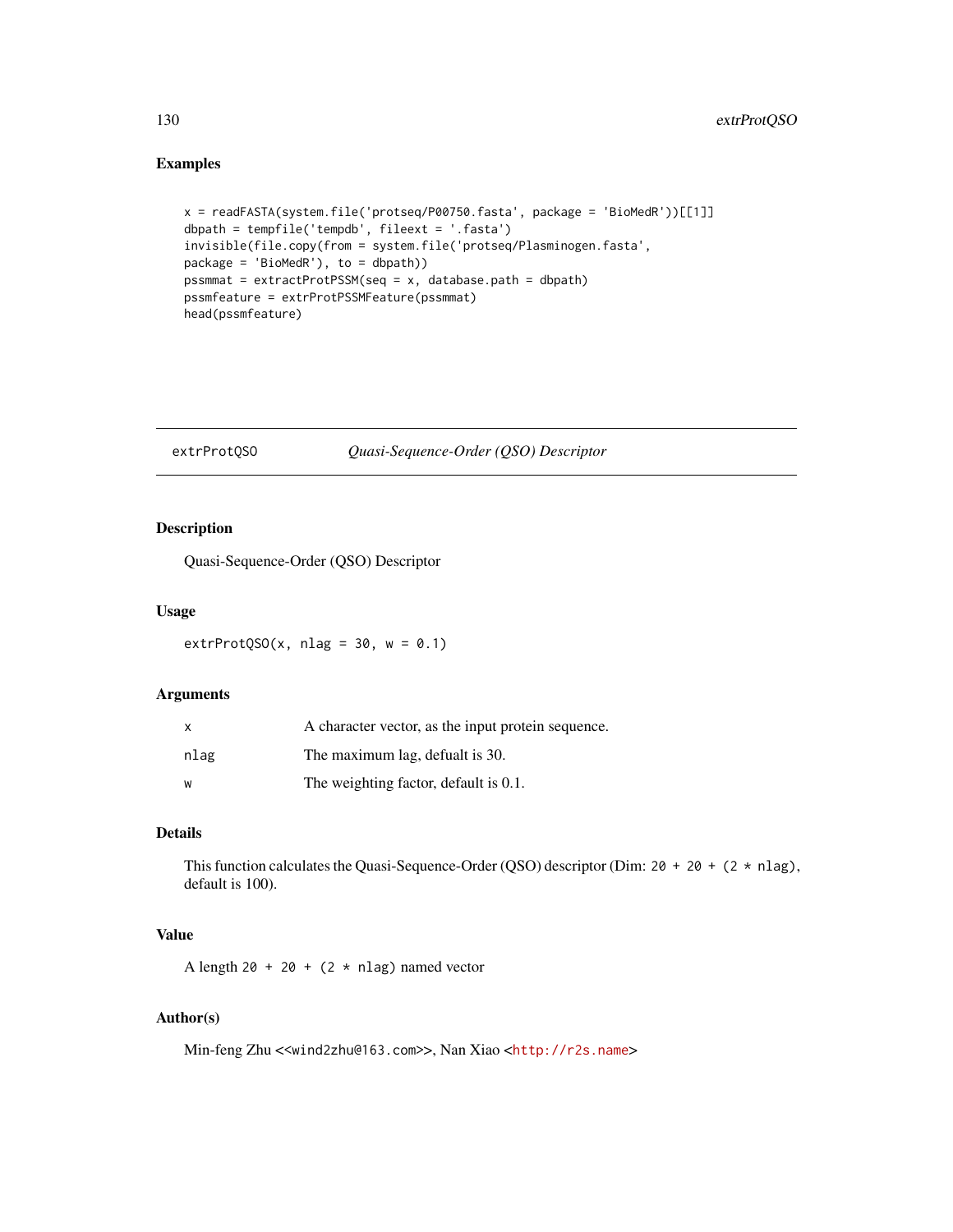## Examples

```
x = readFASTA(system.file('protseq/P00750.fasta', package = 'BioMedR'))[[1]]
dbpath = tempfile('tempdb', fileext = '.fasta')
invisible(file.copy(from = system.file('protseq/Plasminogen.fasta',
package = 'BioMedR'), to = dbpath))
pssmmat = extractProtPSSM(seq = x, database.path = dbpath)
pssmfeature = extrProtPSSMFeature(pssmmat)
head(pssmfeature)
```

---

extrProtQSO &nbsp;&nbsp;&nbsp;&nbsp; *Quasi-Sequence-Order (QSO) Descriptor*

---

## Description

Quasi-Sequence-Order (QSO) Descriptor

## Usage

```
extrProtQSO(x, nlag = 30, w = 0.1)
```

## Arguments

| | |
|---|---|
| x | A character vector, as the input protein sequence. |
| nlag | The maximum lag, defualt is 30. |
| w | The weighting factor, default is 0.1. |

## Details

This function calculates the Quasi-Sequence-Order (QSO) descriptor (Dim: `20 + 20 + (2 * nlag)`, default is 100).

## Value

A length `20 + 20 + (2 * nlag)` named vector

## Author(s)

Min-feng Zhu <<wind2zhu@163.com>>, Nan Xiao <http://r2s.name>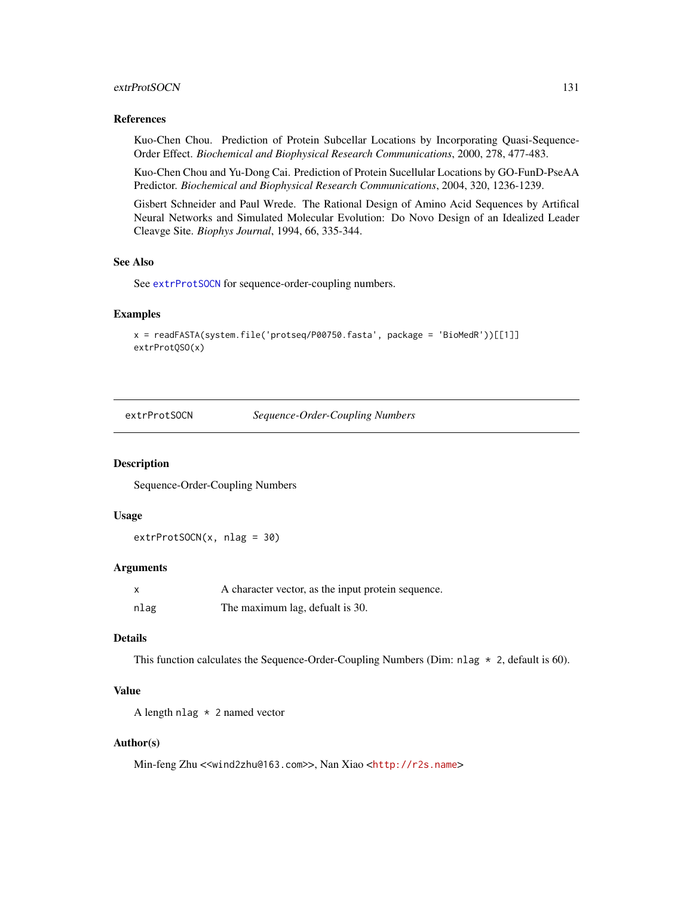### References

Kuo-Chen Chou. Prediction of Protein Subcellar Locations by Incorporating Quasi-Sequence-Order Effect. *Biochemical and Biophysical Research Communications*, 2000, 278, 477-483.

Kuo-Chen Chou and Yu-Dong Cai. Prediction of Protein Sucellular Locations by GO-FunD-PseAA Predictor. *Biochemical and Biophysical Research Communications*, 2004, 320, 1236-1239.

Gisbert Schneider and Paul Wrede. The Rational Design of Amino Acid Sequences by Artifical Neural Networks and Simulated Molecular Evolution: Do Novo Design of an Idealized Leader Cleavge Site. *Biophys Journal*, 1994, 66, 335-344.

### See Also

See `extrProtSOCN` for sequence-order-coupling numbers.

### Examples

```
x = readFASTA(system.file('protseq/P00750.fasta', package = 'BioMedR'))[[1]]
extrProtQSO(x)
```

---

## extrProtSOCN — *Sequence-Order-Coupling Numbers*

### Description

Sequence-Order-Coupling Numbers

### Usage

```
extrProtSOCN(x, nlag = 30)
```

### Arguments

| | |
|---|---|
| `x` | A character vector, as the input protein sequence. |
| `nlag` | The maximum lag, defualt is 30. |

### Details

This function calculates the Sequence-Order-Coupling Numbers (Dim: `nlag * 2`, default is 60).

### Value

A length `nlag * 2` named vector

### Author(s)

Min-feng Zhu <<wind2zhu@163.com>>, Nan Xiao <http://r2s.name>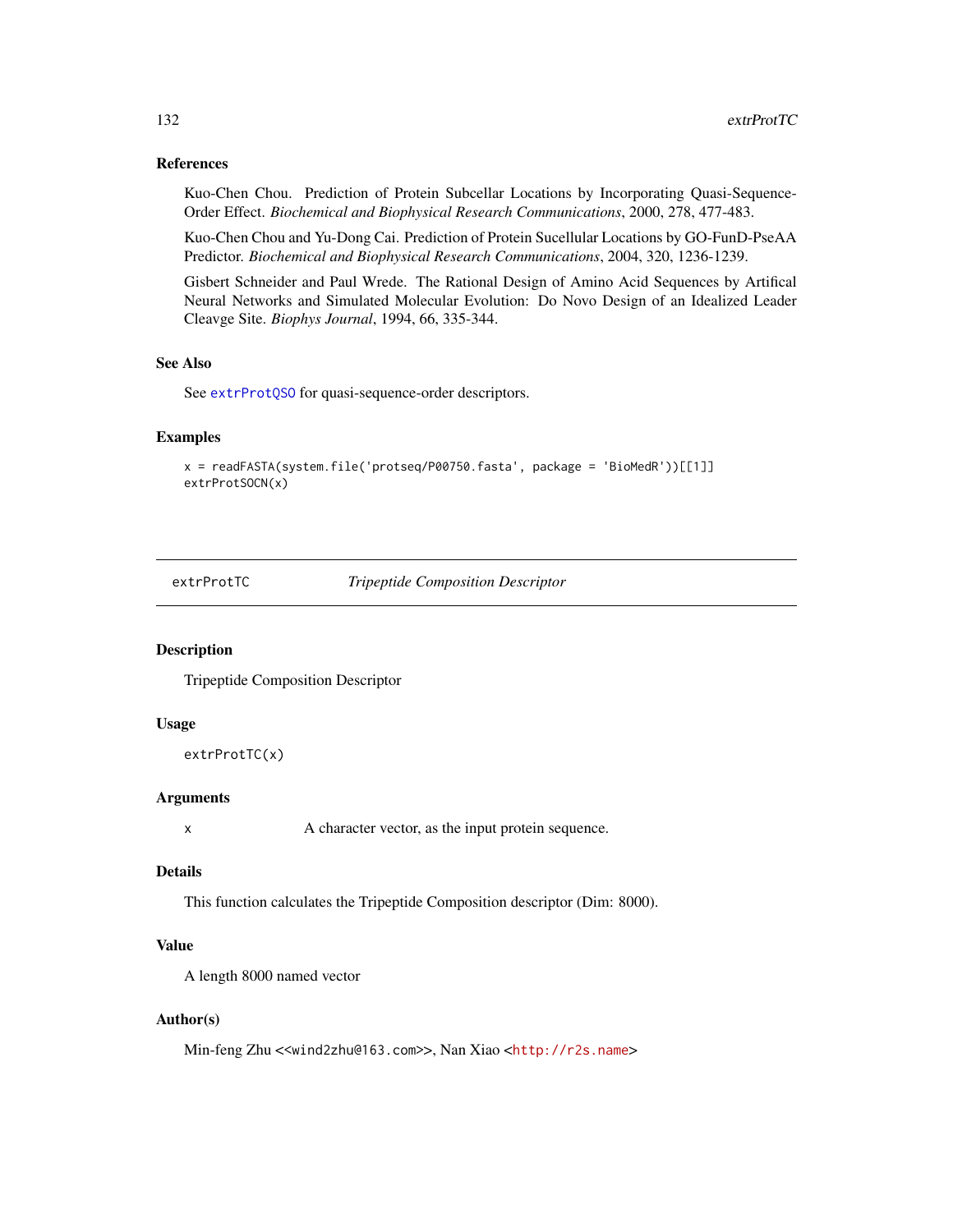### References

Kuo-Chen Chou. Prediction of Protein Subcellar Locations by Incorporating Quasi-Sequence-Order Effect. *Biochemical and Biophysical Research Communications*, 2000, 278, 477-483.

Kuo-Chen Chou and Yu-Dong Cai. Prediction of Protein Sucellular Locations by GO-FunD-PseAA Predictor. *Biochemical and Biophysical Research Communications*, 2004, 320, 1236-1239.

Gisbert Schneider and Paul Wrede. The Rational Design of Amino Acid Sequences by Artifical Neural Networks and Simulated Molecular Evolution: Do Novo Design of an Idealized Leader Cleavge Site. *Biophys Journal*, 1994, 66, 335-344.

### See Also

See `extrProtQSO` for quasi-sequence-order descriptors.

### Examples

```
x = readFASTA(system.file('protseq/P00750.fasta', package = 'BioMedR'))[[1]]
extrProtSOCN(x)
```

---

## extrProtTC — *Tripeptide Composition Descriptor*

### Description

Tripeptide Composition Descriptor

### Usage

```
extrProtTC(x)
```

### Arguments

`x` A character vector, as the input protein sequence.

### Details

This function calculates the Tripeptide Composition descriptor (Dim: 8000).

### Value

A length 8000 named vector

### Author(s)

Min-feng Zhu <<wind2zhu@163.com>>, Nan Xiao <http://r2s.name>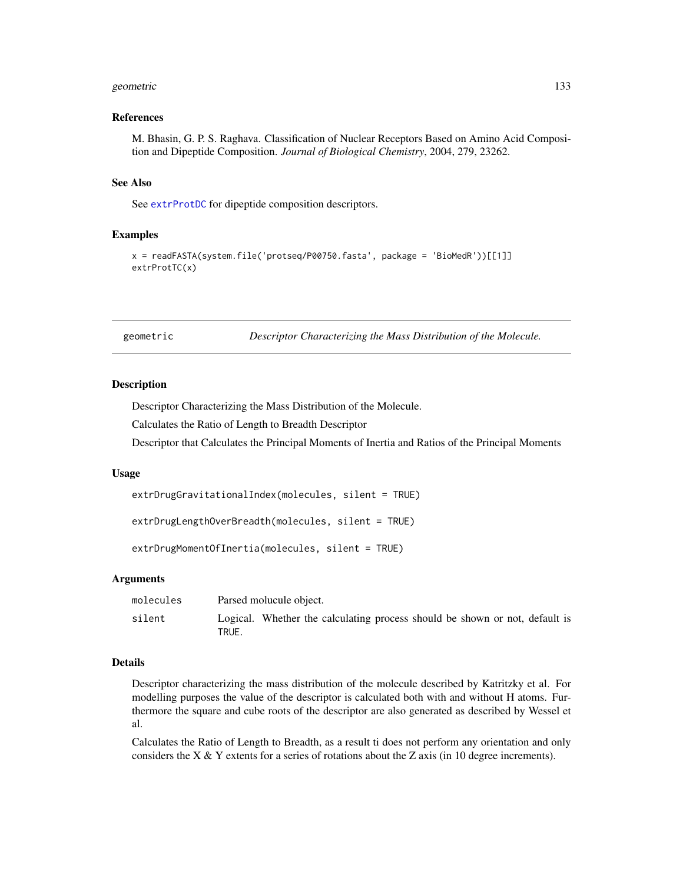## References

M. Bhasin, G. P. S. Raghava. Classification of Nuclear Receptors Based on Amino Acid Composition and Dipeptide Composition. *Journal of Biological Chemistry*, 2004, 279, 23262.

## See Also

See extrProtDC for dipeptide composition descriptors.

## Examples

```
x = readFASTA(system.file('protseq/P00750.fasta', package = 'BioMedR'))[[1]]
extrProtTC(x)
```

---

# geometric    *Descriptor Characterizing the Mass Distribution of the Molecule.*

---

## Description

Descriptor Characterizing the Mass Distribution of the Molecule.

Calculates the Ratio of Length to Breadth Descriptor

Descriptor that Calculates the Principal Moments of Inertia and Ratios of the Principal Moments

## Usage

```
extrDrugGravitationalIndex(molecules, silent = TRUE)

extrDrugLengthOverBreadth(molecules, silent = TRUE)

extrDrugMomentOfInertia(molecules, silent = TRUE)
```

## Arguments

| | |
|---|---|
| molecules | Parsed molucule object. |
| silent | Logical. Whether the calculating process should be shown or not, default is TRUE. |

## Details

Descriptor characterizing the mass distribution of the molecule described by Katritzky et al. For modelling purposes the value of the descriptor is calculated both with and without H atoms. Furthermore the square and cube roots of the descriptor are also generated as described by Wessel et al.

Calculates the Ratio of Length to Breadth, as a result ti does not perform any orientation and only considers the X & Y extents for a series of rotations about the Z axis (in 10 degree increments).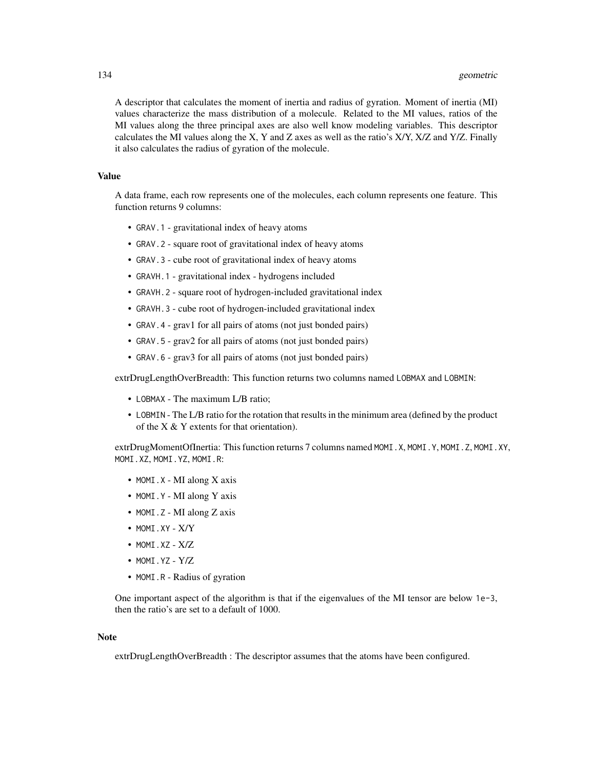A descriptor that calculates the moment of inertia and radius of gyration. Moment of inertia (MI) values characterize the mass distribution of a molecule. Related to the MI values, ratios of the MI values along the three principal axes are also well know modeling variables. This descriptor calculates the MI values along the X, Y and Z axes as well as the ratio's X/Y, X/Z and Y/Z. Finally it also calculates the radius of gyration of the molecule.

### Value

A data frame, each row represents one of the molecules, each column represents one feature. This function returns 9 columns:

- `GRAV.1` - gravitational index of heavy atoms
- `GRAV.2` - square root of gravitational index of heavy atoms
- `GRAV.3` - cube root of gravitational index of heavy atoms
- `GRAVH.1` - gravitational index - hydrogens included
- `GRAVH.2` - square root of hydrogen-included gravitational index
- `GRAVH.3` - cube root of hydrogen-included gravitational index
- `GRAV.4` - grav1 for all pairs of atoms (not just bonded pairs)
- `GRAV.5` - grav2 for all pairs of atoms (not just bonded pairs)
- `GRAV.6` - grav3 for all pairs of atoms (not just bonded pairs)

extrDrugLengthOverBreadth: This function returns two columns named `LOBMAX` and `LOBMIN`:

- `LOBMAX` - The maximum L/B ratio;
- `LOBMIN` - The L/B ratio for the rotation that results in the minimum area (defined by the product of the X & Y extents for that orientation).

extrDrugMomentOfInertia: This function returns 7 columns named `MOMI.X`, `MOMI.Y`, `MOMI.Z`, `MOMI.XY`, `MOMI.XZ`, `MOMI.YZ`, `MOMI.R`:

- `MOMI.X` - MI along X axis
- `MOMI.Y` - MI along Y axis
- `MOMI.Z` - MI along Z axis
- `MOMI.XY` - X/Y
- `MOMI.XZ` - X/Z
- `MOMI.YZ` - Y/Z
- `MOMI.R` - Radius of gyration

One important aspect of the algorithm is that if the eigenvalues of the MI tensor are below `1e-3`, then the ratio's are set to a default of 1000.

### Note

extrDrugLengthOverBreadth : The descriptor assumes that the atoms have been configured.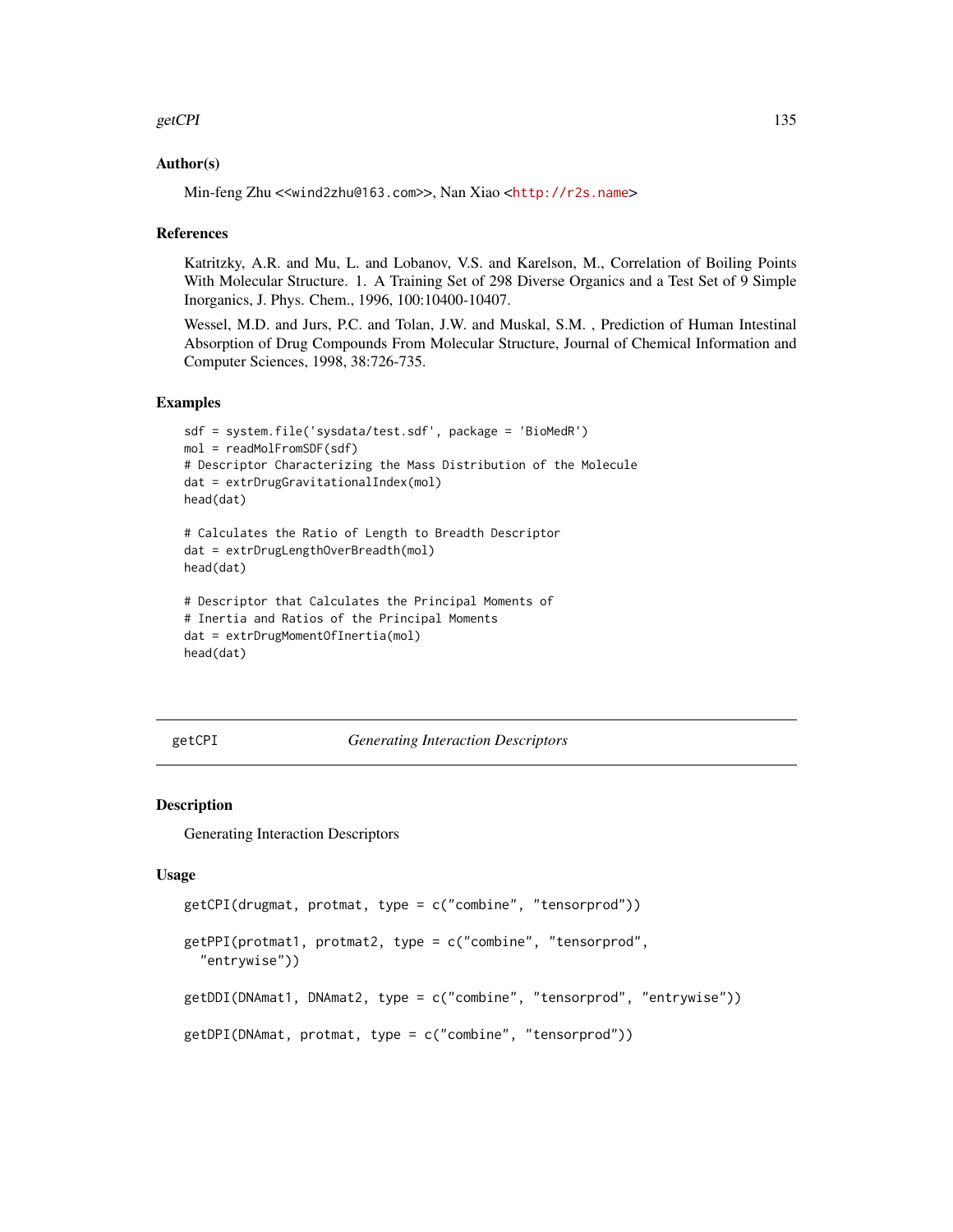### Author(s)

Min-feng Zhu <<wind2zhu@163.com>>, Nan Xiao <http://r2s.name>

### References

Katritzky, A.R. and Mu, L. and Lobanov, V.S. and Karelson, M., Correlation of Boiling Points With Molecular Structure. 1. A Training Set of 298 Diverse Organics and a Test Set of 9 Simple Inorganics, J. Phys. Chem., 1996, 100:10400-10407.

Wessel, M.D. and Jurs, P.C. and Tolan, J.W. and Muskal, S.M. , Prediction of Human Intestinal Absorption of Drug Compounds From Molecular Structure, Journal of Chemical Information and Computer Sciences, 1998, 38:726-735.

### Examples

```
sdf = system.file('sysdata/test.sdf', package = 'BioMedR')
mol = readMolFromSDF(sdf)
# Descriptor Characterizing the Mass Distribution of the Molecule
dat = extrDrugGravitationalIndex(mol)
head(dat)

# Calculates the Ratio of Length to Breadth Descriptor
dat = extrDrugLengthOverBreadth(mol)
head(dat)

# Descriptor that Calculates the Principal Moments of
# Inertia and Ratios of the Principal Moments
dat = extrDrugMomentOfInertia(mol)
head(dat)
```

---

## getCPI — *Generating Interaction Descriptors*

### Description

Generating Interaction Descriptors

### Usage

```
getCPI(drugmat, protmat, type = c("combine", "tensorprod"))

getPPI(protmat1, protmat2, type = c("combine", "tensorprod",
  "entrywise"))

getDDI(DNAmat1, DNAmat2, type = c("combine", "tensorprod", "entrywise"))

getDPI(DNAmat, protmat, type = c("combine", "tensorprod"))
```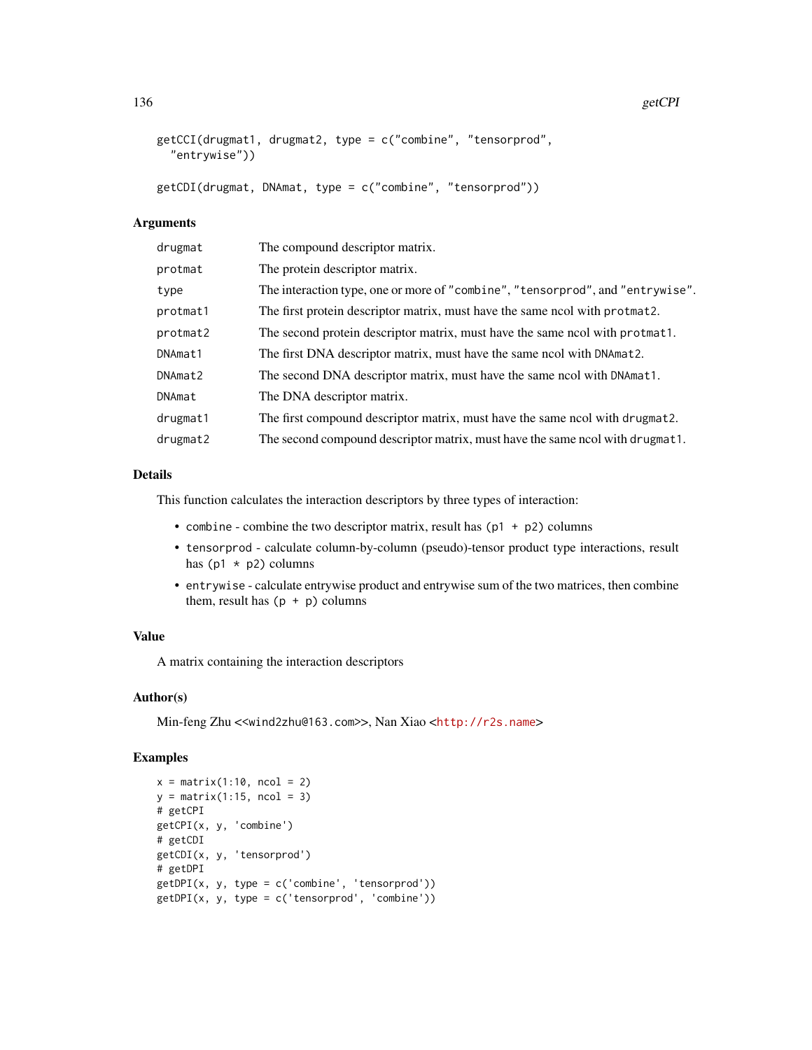```
getCCI(drugmat1, drugmat2, type = c("combine", "tensorprod",
  "entrywise"))

getCDI(drugmat, DNAmat, type = c("combine", "tensorprod"))
```

### Arguments

| | |
|---|---|
| drugmat | The compound descriptor matrix. |
| protmat | The protein descriptor matrix. |
| type | The interaction type, one or more of "combine", "tensorprod", and "entrywise". |
| protmat1 | The first protein descriptor matrix, must have the same ncol with protmat2. |
| protmat2 | The second protein descriptor matrix, must have the same ncol with protmat1. |
| DNAmat1 | The first DNA descriptor matrix, must have the same ncol with DNAmat2. |
| DNAmat2 | The second DNA descriptor matrix, must have the same ncol with DNAmat1. |
| DNAmat | The DNA descriptor matrix. |
| drugmat1 | The first compound descriptor matrix, must have the same ncol with drugmat2. |
| drugmat2 | The second compound descriptor matrix, must have the same ncol with drugmat1. |

### Details

This function calculates the interaction descriptors by three types of interaction:

- `combine` - combine the two descriptor matrix, result has `(p1 + p2)` columns
- `tensorprod` - calculate column-by-column (pseudo)-tensor product type interactions, result has `(p1 * p2)` columns
- `entrywise` - calculate entrywise product and entrywise sum of the two matrices, then combine them, result has `(p + p)` columns

### Value

A matrix containing the interaction descriptors

### Author(s)

Min-feng Zhu <<wind2zhu@163.com>>, Nan Xiao <http://r2s.name>

### Examples

```
x = matrix(1:10, ncol = 2)
y = matrix(1:15, ncol = 3)
# getCPI
getCPI(x, y, 'combine')
# getCDI
getCDI(x, y, 'tensorprod')
# getDPI
getDPI(x, y, type = c('combine', 'tensorprod'))
getDPI(x, y, type = c('tensorprod', 'combine'))
```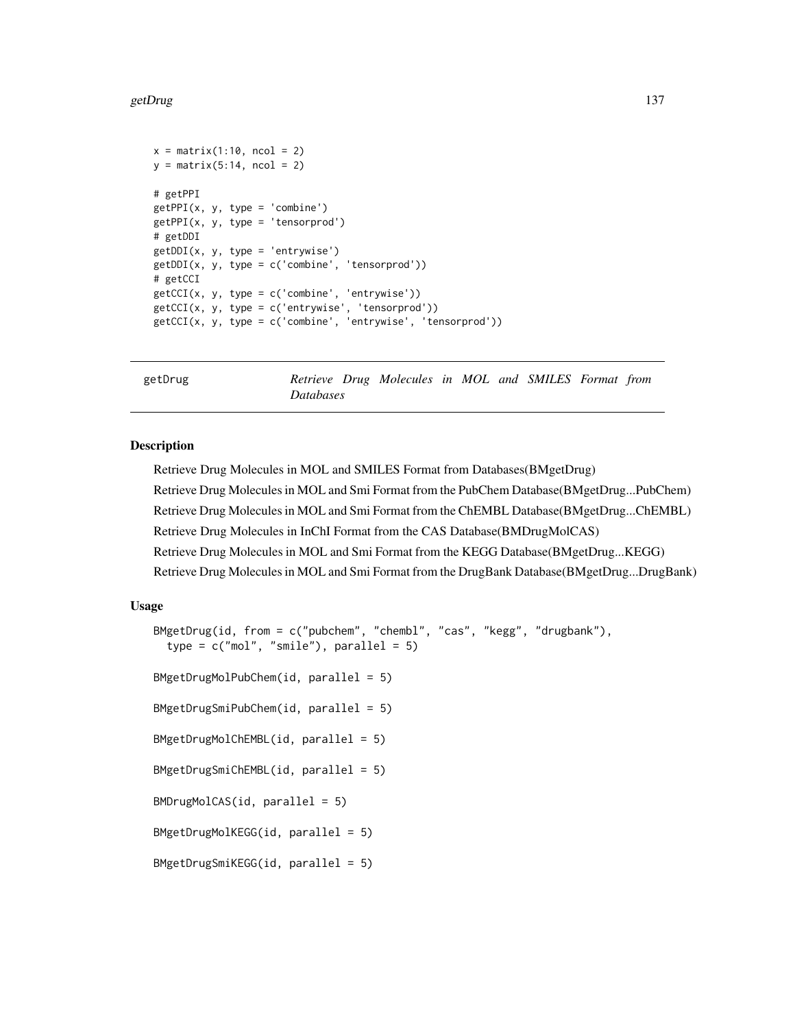```
x = matrix(1:10, ncol = 2)
y = matrix(5:14, ncol = 2)

# getPPI
getPPI(x, y, type = 'combine')
getPPI(x, y, type = 'tensorprod')
# getDDI
getDDI(x, y, type = 'entrywise')
getDDI(x, y, type = c('combine', 'tensorprod'))
# getCCI
getCCI(x, y, type = c('combine', 'entrywise'))
getCCI(x, y, type = c('entrywise', 'tensorprod'))
getCCI(x, y, type = c('combine', 'entrywise', 'tensorprod'))
```

---

## getDrug — *Retrieve Drug Molecules in MOL and SMILES Format from Databases*

---

### Description

Retrieve Drug Molecules in MOL and SMILES Format from Databases(BMgetDrug)

Retrieve Drug Molecules in MOL and Smi Format from the PubChem Database(BMgetDrug...PubChem)

Retrieve Drug Molecules in MOL and Smi Format from the ChEMBL Database(BMgetDrug...ChEMBL)

Retrieve Drug Molecules in InChI Format from the CAS Database(BMDrugMolCAS)

Retrieve Drug Molecules in MOL and Smi Format from the KEGG Database(BMgetDrug...KEGG)

Retrieve Drug Molecules in MOL and Smi Format from the DrugBank Database(BMgetDrug...DrugBank)

### Usage

```
BMgetDrug(id, from = c("pubchem", "chembl", "cas", "kegg", "drugbank"),
  type = c("mol", "smile"), parallel = 5)

BMgetDrugMolPubChem(id, parallel = 5)

BMgetDrugSmiPubChem(id, parallel = 5)

BMgetDrugMolChEMBL(id, parallel = 5)

BMgetDrugSmiChEMBL(id, parallel = 5)

BMDrugMolCAS(id, parallel = 5)

BMgetDrugMolKEGG(id, parallel = 5)

BMgetDrugSmiKEGG(id, parallel = 5)
```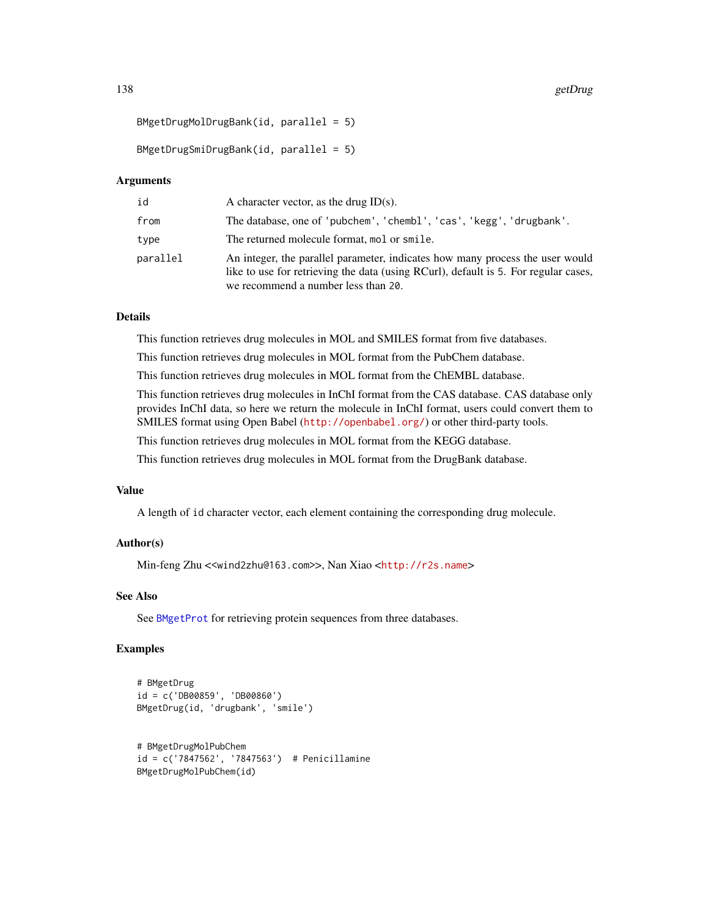```
BMgetDrugMolDrugBank(id, parallel = 5)

BMgetDrugSmiDrugBank(id, parallel = 5)
```

### Arguments

| | |
|---|---|
| id | A character vector, as the drug ID(s). |
| from | The database, one of 'pubchem', 'chembl', 'cas', 'kegg', 'drugbank'. |
| type | The returned molecule format, mol or smile. |
| parallel | An integer, the parallel parameter, indicates how many process the user would like to use for retrieving the data (using RCurl), default is 5. For regular cases, we recommend a number less than 20. |

### Details

This function retrieves drug molecules in MOL and SMILES format from five databases.

This function retrieves drug molecules in MOL format from the PubChem database.

This function retrieves drug molecules in MOL format from the ChEMBL database.

This function retrieves drug molecules in InChI format from the CAS database. CAS database only provides InChI data, so here we return the molecule in InChI format, users could convert them to SMILES format using Open Babel (http://openbabel.org/) or other third-party tools.

This function retrieves drug molecules in MOL format from the KEGG database.

This function retrieves drug molecules in MOL format from the DrugBank database.

### Value

A length of id character vector, each element containing the corresponding drug molecule.

### Author(s)

Min-feng Zhu <<wind2zhu@163.com>>, Nan Xiao <http://r2s.name>

### See Also

See BMgetProt for retrieving protein sequences from three databases.

### Examples

```
# BMgetDrug
id = c('DB00859', 'DB00860')
BMgetDrug(id, 'drugbank', 'smile')


# BMgetDrugMolPubChem
id = c('7847562', '7847563')  # Penicillamine
BMgetDrugMolPubChem(id)
```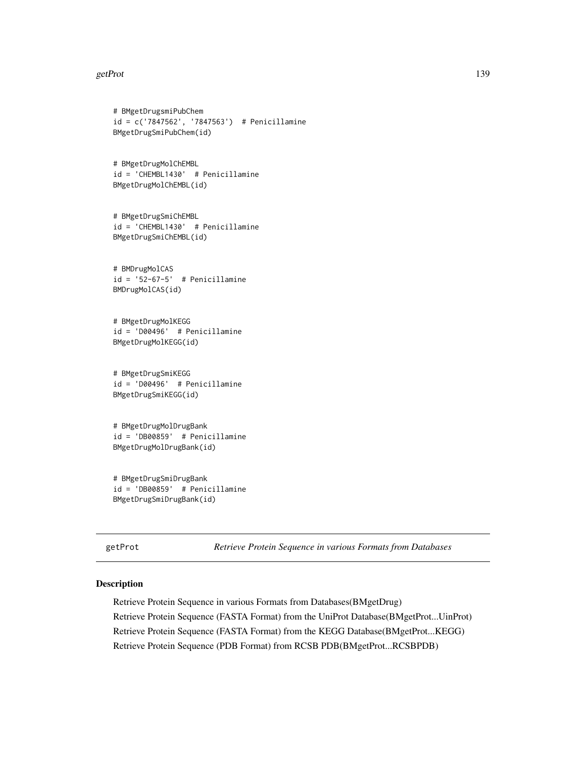```
# BMgetDrugsmiPubChem
id = c('7847562', '7847563')  # Penicillamine
BMgetDrugSmiPubChem(id)


# BMgetDrugMolChEMBL
id = 'CHEMBL1430'  # Penicillamine
BMgetDrugMolChEMBL(id)


# BMgetDrugSmiChEMBL
id = 'CHEMBL1430'  # Penicillamine
BMgetDrugSmiChEMBL(id)


# BMDrugMolCAS
id = '52-67-5'  # Penicillamine
BMDrugMolCAS(id)


# BMgetDrugMolKEGG
id = 'D00496'  # Penicillamine
BMgetDrugMolKEGG(id)


# BMgetDrugSmiKEGG
id = 'D00496'  # Penicillamine
BMgetDrugSmiKEGG(id)


# BMgetDrugMolDrugBank
id = 'DB00859'  # Penicillamine
BMgetDrugMolDrugBank(id)


# BMgetDrugSmiDrugBank
id = 'DB00859'  # Penicillamine
BMgetDrugSmiDrugBank(id)
```

---

## getProt — *Retrieve Protein Sequence in various Formats from Databases*

### Description

Retrieve Protein Sequence in various Formats from Databases(BMgetDrug)

Retrieve Protein Sequence (FASTA Format) from the UniProt Database(BMgetProt...UinProt)

Retrieve Protein Sequence (FASTA Format) from the KEGG Database(BMgetProt...KEGG)

Retrieve Protein Sequence (PDB Format) from RCSB PDB(BMgetProt...RCSBPDB)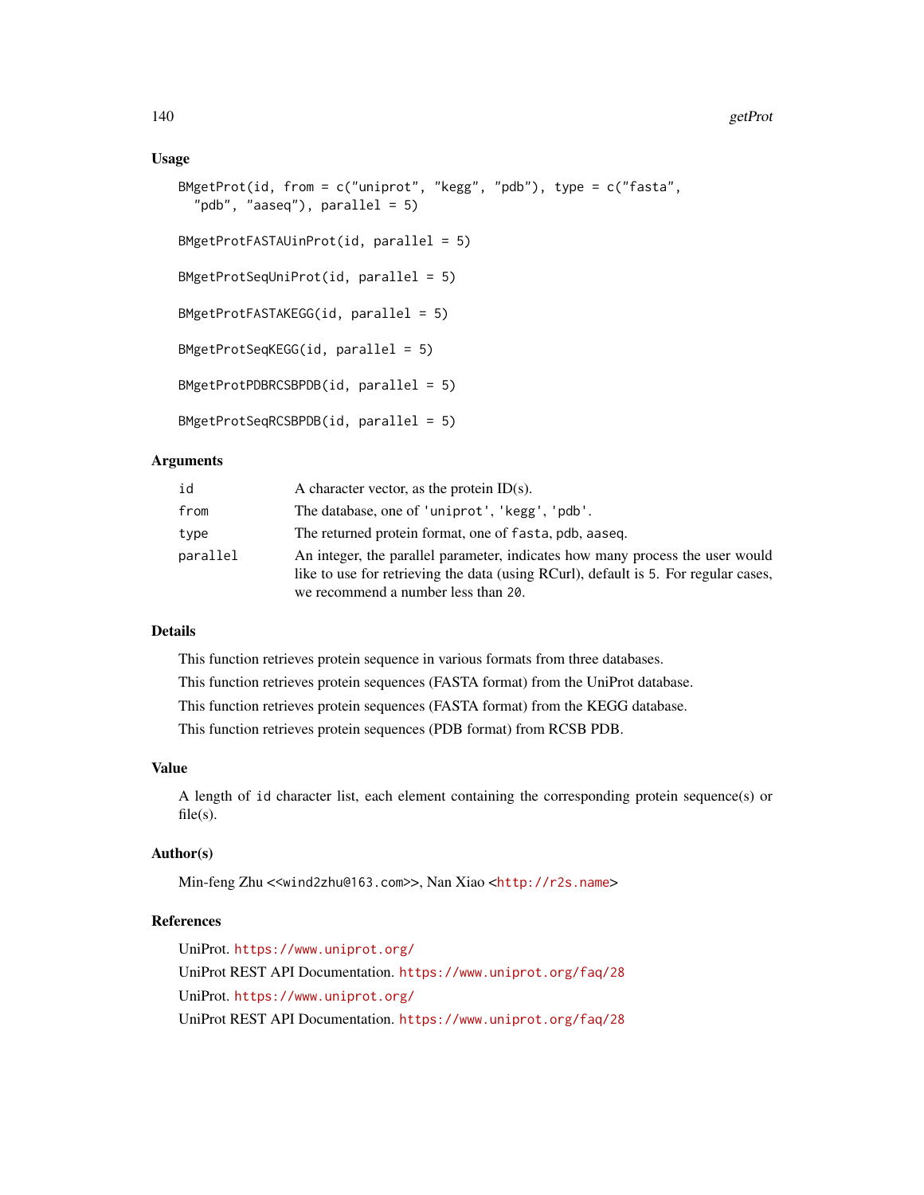## Usage

```
BMgetProt(id, from = c("uniprot", "kegg", "pdb"), type = c("fasta",
  "pdb", "aaseq"), parallel = 5)

BMgetProtFASTAUinProt(id, parallel = 5)

BMgetProtSeqUniProt(id, parallel = 5)

BMgetProtFASTAKEGG(id, parallel = 5)

BMgetProtSeqKEGG(id, parallel = 5)

BMgetProtPDBRCSBPDB(id, parallel = 5)

BMgetProtSeqRCSBPDB(id, parallel = 5)
```

## Arguments

| | |
|---|---|
| id | A character vector, as the protein ID(s). |
| from | The database, one of 'uniprot', 'kegg', 'pdb'. |
| type | The returned protein format, one of fasta, pdb, aaseq. |
| parallel | An integer, the parallel parameter, indicates how many process the user would like to use for retrieving the data (using RCurl), default is 5. For regular cases, we recommend a number less than 20. |

## Details

This function retrieves protein sequence in various formats from three databases.

This function retrieves protein sequences (FASTA format) from the UniProt database.

This function retrieves protein sequences (FASTA format) from the KEGG database.

This function retrieves protein sequences (PDB format) from RCSB PDB.

## Value

A length of id character list, each element containing the corresponding protein sequence(s) or file(s).

## Author(s)

Min-feng Zhu <<wind2zhu@163.com>>, Nan Xiao <http://r2s.name>

## References

UniProt. https://www.uniprot.org/

UniProt REST API Documentation. https://www.uniprot.org/faq/28

UniProt. https://www.uniprot.org/

UniProt REST API Documentation. https://www.uniprot.org/faq/28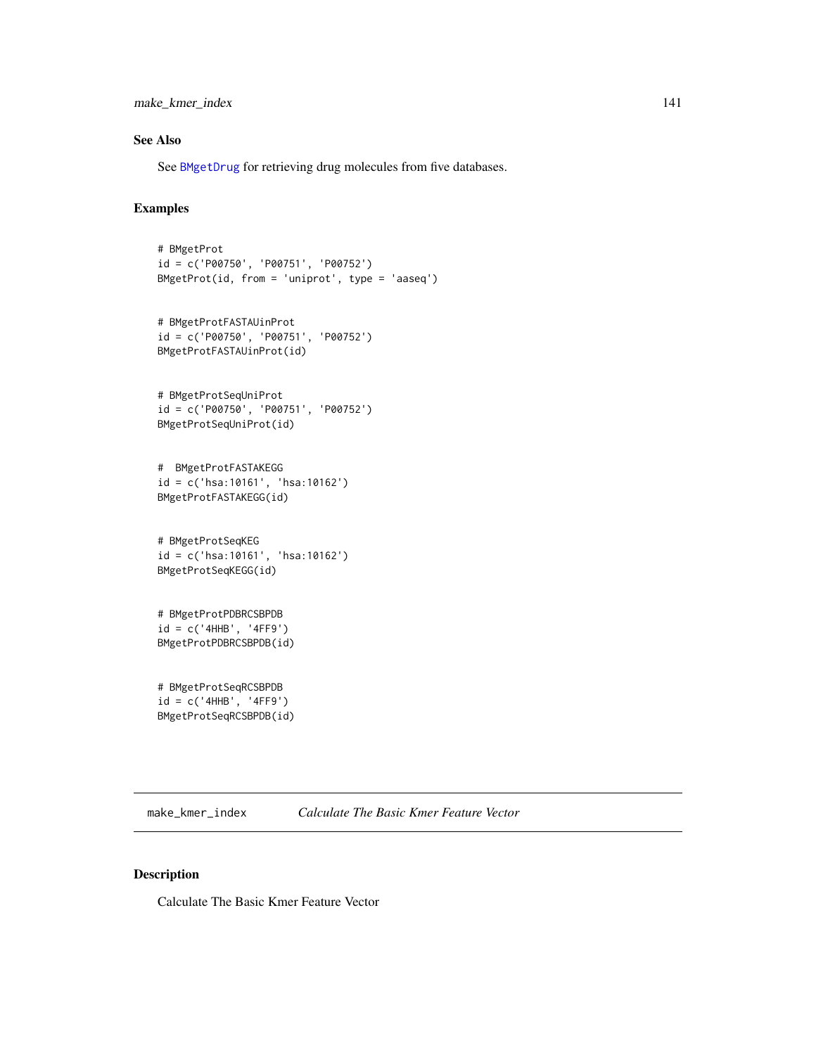## See Also

See BMgetDrug for retrieving drug molecules from five databases.

## Examples

```
# BMgetProt
id = c('P00750', 'P00751', 'P00752')
BMgetProt(id, from = 'uniprot', type = 'aaseq')


# BMgetProtFASTAUinProt
id = c('P00750', 'P00751', 'P00752')
BMgetProtFASTAUinProt(id)


# BMgetProtSeqUniProt
id = c('P00750', 'P00751', 'P00752')
BMgetProtSeqUniProt(id)


#  BMgetProtFASTAKEGG
id = c('hsa:10161', 'hsa:10162')
BMgetProtFASTAKEGG(id)


# BMgetProtSeqKEG
id = c('hsa:10161', 'hsa:10162')
BMgetProtSeqKEGG(id)


# BMgetProtPDBRCSBPDB
id = c('4HHB', '4FF9')
BMgetProtPDBRCSBPDB(id)


# BMgetProtSeqRCSBPDB
id = c('4HHB', '4FF9')
BMgetProtSeqRCSBPDB(id)
```

---

# make_kmer_index    *Calculate The Basic Kmer Feature Vector*

## Description

Calculate The Basic Kmer Feature Vector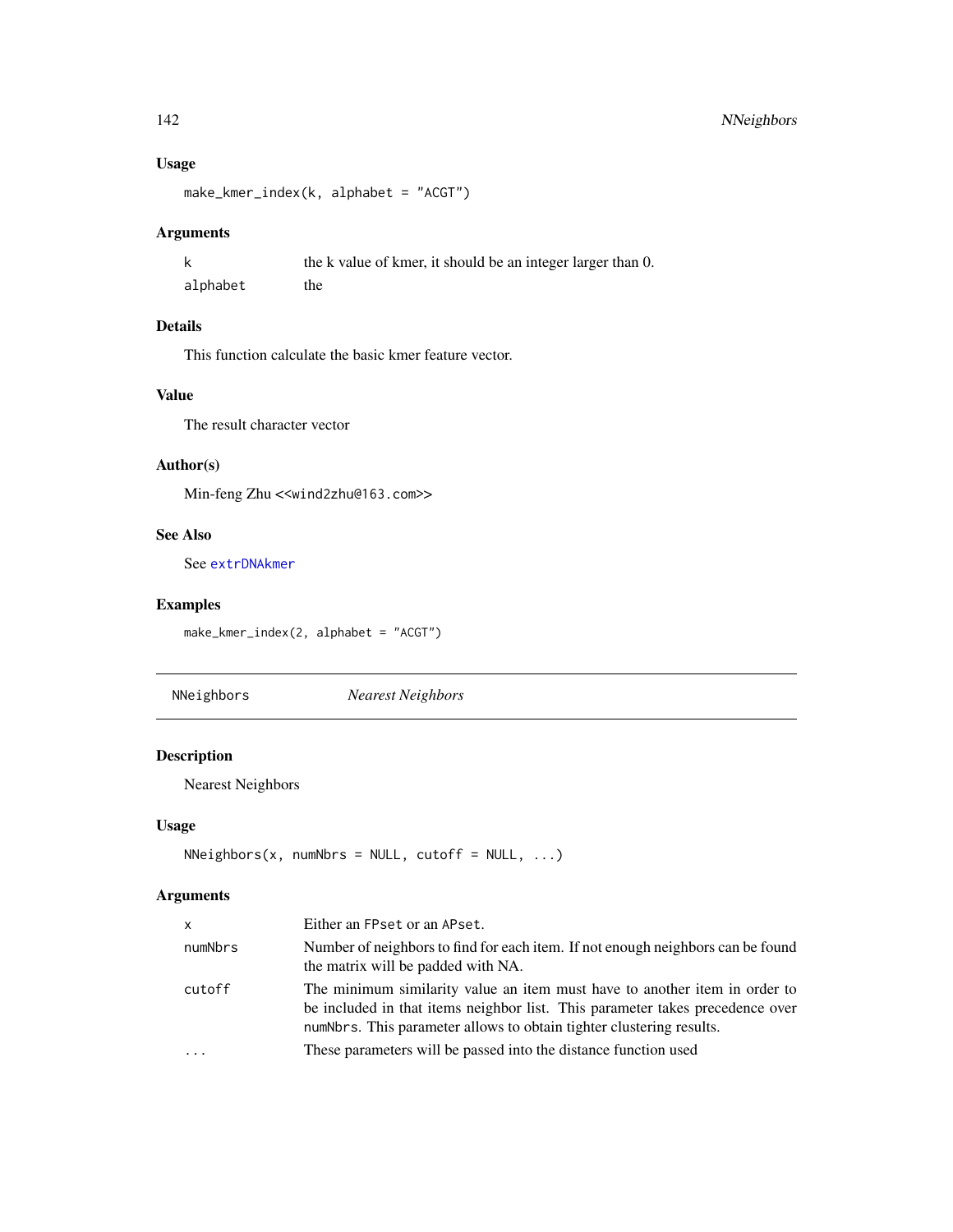## Usage

```
make_kmer_index(k, alphabet = "ACGT")
```

## Arguments

| | |
|---|---|
| k | the k value of kmer, it should be an integer larger than 0. |
| alphabet | the |

## Details

This function calculate the basic kmer feature vector.

## Value

The result character vector

## Author(s)

Min-feng Zhu <<wind2zhu@163.com>>

## See Also

See extrDNAkmer

## Examples

```
make_kmer_index(2, alphabet = "ACGT")
```

---

# NNeighbors *Nearest Neighbors*

## Description

Nearest Neighbors

## Usage

```
NNeighbors(x, numNbrs = NULL, cutoff = NULL, ...)
```

## Arguments

| | |
|---|---|
| x | Either an FPset or an APset. |
| numNbrs | Number of neighbors to find for each item. If not enough neighbors can be found the matrix will be padded with NA. |
| cutoff | The minimum similarity value an item must have to another item in order to be included in that items neighbor list. This parameter takes precedence over numNbrs. This parameter allows to obtain tighter clustering results. |
| ... | These parameters will be passed into the distance function used |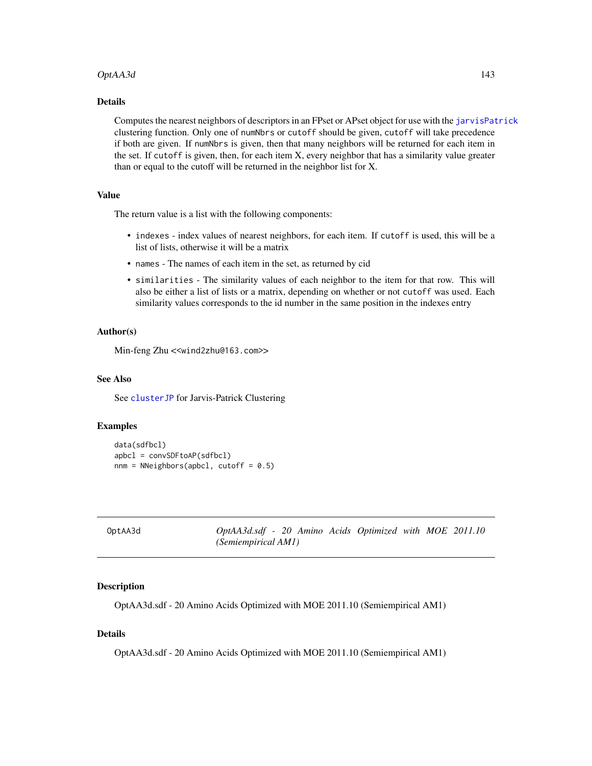## Details

Computes the nearest neighbors of descriptors in an FPset or APset object for use with the `jarvisPatrick` clustering function. Only one of `numNbrs` or `cutoff` should be given, `cutoff` will take precedence if both are given. If `numNbrs` is given, then that many neighbors will be returned for each item in the set. If `cutoff` is given, then, for each item X, every neighbor that has a similarity value greater than or equal to the cutoff will be returned in the neighbor list for X.

## Value

The return value is a list with the following components:

- `indexes` - index values of nearest neighbors, for each item. If `cutoff` is used, this will be a list of lists, otherwise it will be a matrix
- `names` - The names of each item in the set, as returned by cid
- `similarities` - The similarity values of each neighbor to the item for that row. This will also be either a list of lists or a matrix, depending on whether or not `cutoff` was used. Each similarity values corresponds to the id number in the same position in the indexes entry

## Author(s)

Min-feng Zhu <<wind2zhu@163.com>>

## See Also

See `clusterJP` for Jarvis-Patrick Clustering

## Examples

```
data(sdfbcl)
apbcl = convSDFtoAP(sdfbcl)
nnm = NNeighbors(apbcl, cutoff = 0.5)
```

---

# OptAA3d — *OptAA3d.sdf - 20 Amino Acids Optimized with MOE 2011.10 (Semiempirical AM1)*

## Description

OptAA3d.sdf - 20 Amino Acids Optimized with MOE 2011.10 (Semiempirical AM1)

## Details

OptAA3d.sdf - 20 Amino Acids Optimized with MOE 2011.10 (Semiempirical AM1)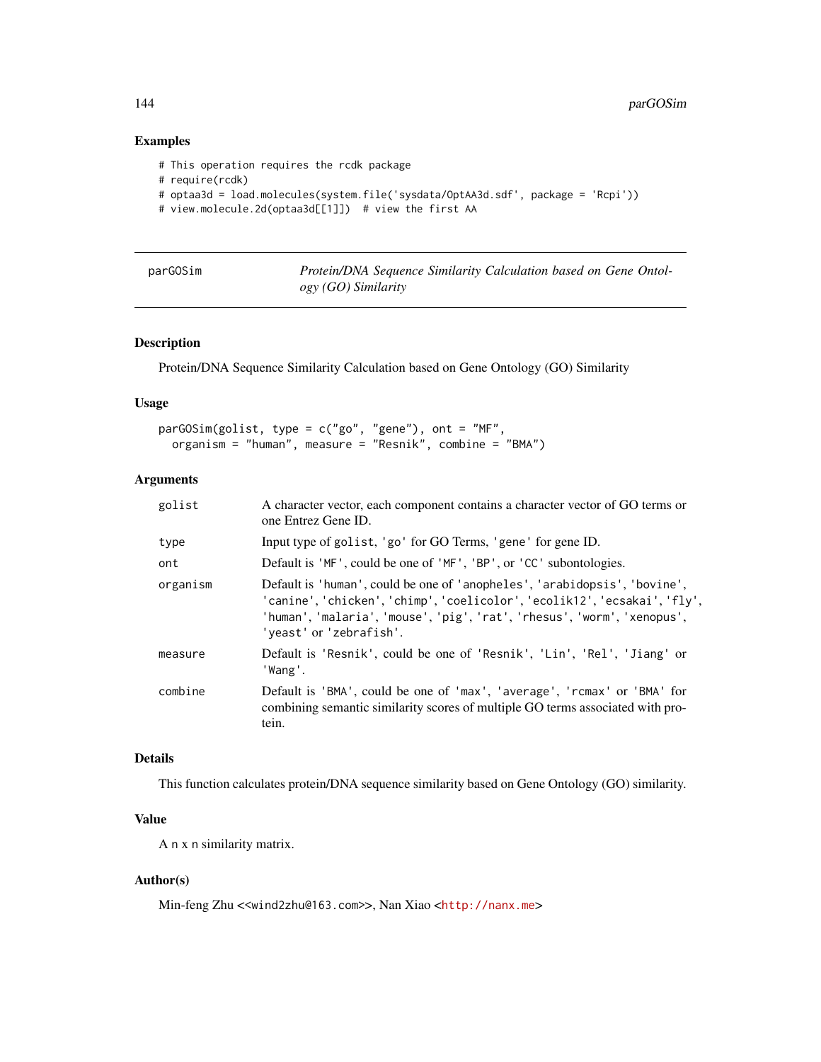## Examples

```
# This operation requires the rcdk package
# require(rcdk)
# optaa3d = load.molecules(system.file('sysdata/OptAA3d.sdf', package = 'Rcpi'))
# view.molecule.2d(optaa3d[[1]])  # view the first AA
```

---

`parGOSim` — *Protein/DNA Sequence Similarity Calculation based on Gene Ontology (GO) Similarity*

---

### Description

Protein/DNA Sequence Similarity Calculation based on Gene Ontology (GO) Similarity

### Usage

```
parGOSim(golist, type = c("go", "gene"), ont = "MF",
  organism = "human", measure = "Resnik", combine = "BMA")
```

### Arguments

| | |
|---|---|
| `golist` | A character vector, each component contains a character vector of GO terms or one Entrez Gene ID. |
| `type` | Input type of `golist`, `'go'` for GO Terms, `'gene'` for gene ID. |
| `ont` | Default is `'MF'`, could be one of `'MF'`, `'BP'`, or `'CC'` subontologies. |
| `organism` | Default is `'human'`, could be one of `'anopheles'`, `'arabidopsis'`, `'bovine'`, `'canine'`, `'chicken'`, `'chimp'`, `'coelicolor'`, `'ecolik12'`, `'ecsakai'`, `'fly'`, `'human'`, `'malaria'`, `'mouse'`, `'pig'`, `'rat'`, `'rhesus'`, `'worm'`, `'xenopus'`, `'yeast'` or `'zebrafish'`. |
| `measure` | Default is `'Resnik'`, could be one of `'Resnik'`, `'Lin'`, `'Rel'`, `'Jiang'` or `'Wang'`. |
| `combine` | Default is `'BMA'`, could be one of `'max'`, `'average'`, `'rcmax'` or `'BMA'` for combining semantic similarity scores of multiple GO terms associated with protein. |

### Details

This function calculates protein/DNA sequence similarity based on Gene Ontology (GO) similarity.

### Value

A `n x n` similarity matrix.

### Author(s)

Min-feng Zhu <<wind2zhu@163.com>>, Nan Xiao <http://nanx.me>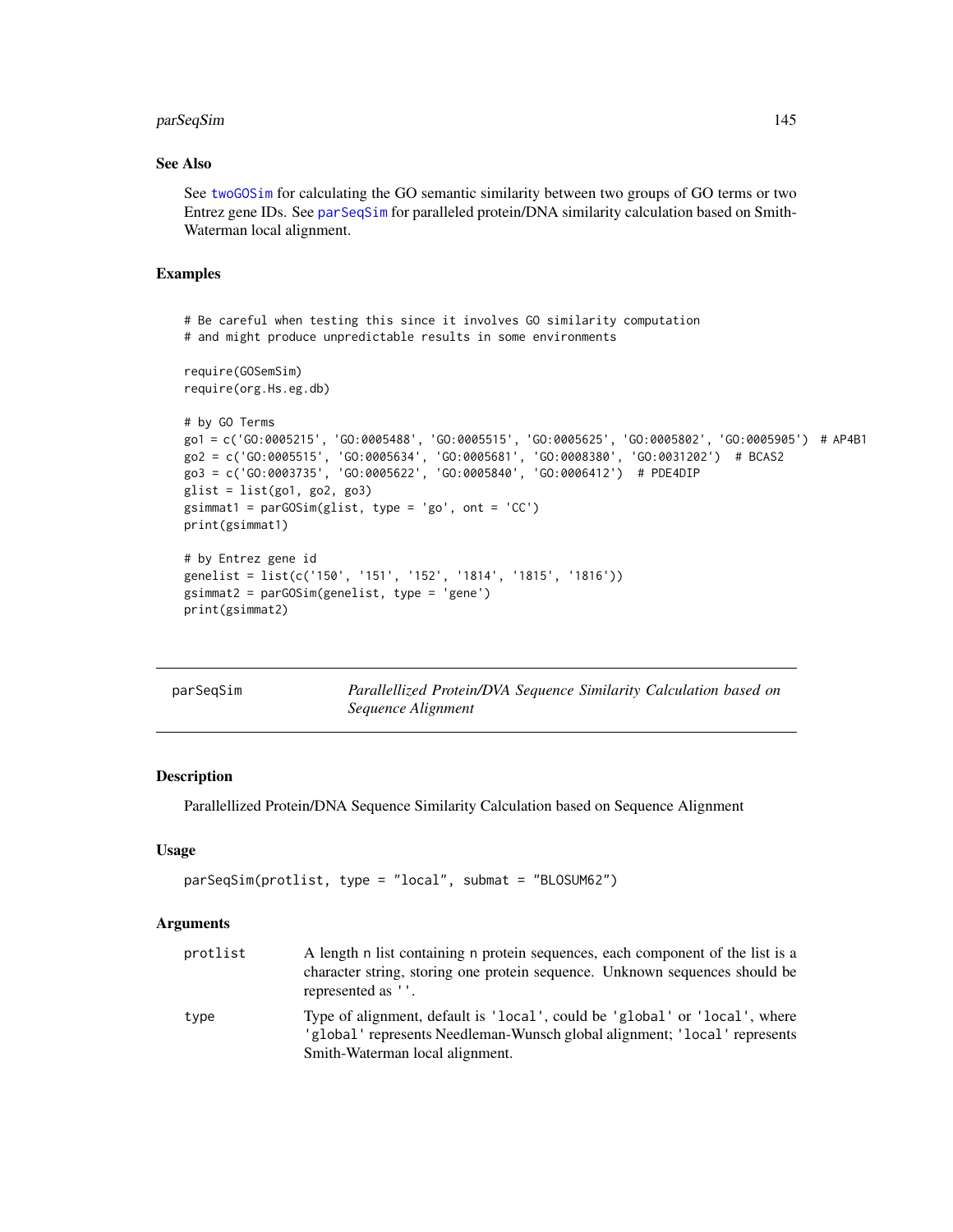### See Also

See `twoGOSim` for calculating the GO semantic similarity between two groups of GO terms or two Entrez gene IDs. See `parSeqSim` for paralleled protein/DNA similarity calculation based on Smith-Waterman local alignment.

### Examples

```
# Be careful when testing this since it involves GO similarity computation
# and might produce unpredictable results in some environments

require(GOSemSim)
require(org.Hs.eg.db)

# by GO Terms
go1 = c('GO:0005215', 'GO:0005488', 'GO:0005515', 'GO:0005625', 'GO:0005802', 'GO:0005905') # AP4B1
go2 = c('GO:0005515', 'GO:0005634', 'GO:0005681', 'GO:0008380', 'GO:0031202')  # BCAS2
go3 = c('GO:0003735', 'GO:0005622', 'GO:0005840', 'GO:0006412')  # PDE4DIP
glist = list(go1, go2, go3)
gsimmat1 = parGOSim(glist, type = 'go', ont = 'CC')
print(gsimmat1)

# by Entrez gene id
genelist = list(c('150', '151', '152', '1814', '1815', '1816'))
gsimmat2 = parGOSim(genelist, type = 'gene')
print(gsimmat2)
```

---

## parSeqSim — *Parallellized Protein/DVA Sequence Similarity Calculation based on Sequence Alignment*

---

### Description

Parallellized Protein/DNA Sequence Similarity Calculation based on Sequence Alignment

### Usage

```
parSeqSim(protlist, type = "local", submat = "BLOSUM62")
```

### Arguments

| | |
|---|---|
| `protlist` | A length n list containing n protein sequences, each component of the list is a character string, storing one protein sequence. Unknown sequences should be represented as `''`. |
| `type` | Type of alignment, default is `'local'`, could be `'global'` or `'local'`, where `'global'` represents Needleman-Wunsch global alignment; `'local'` represents Smith-Waterman local alignment. |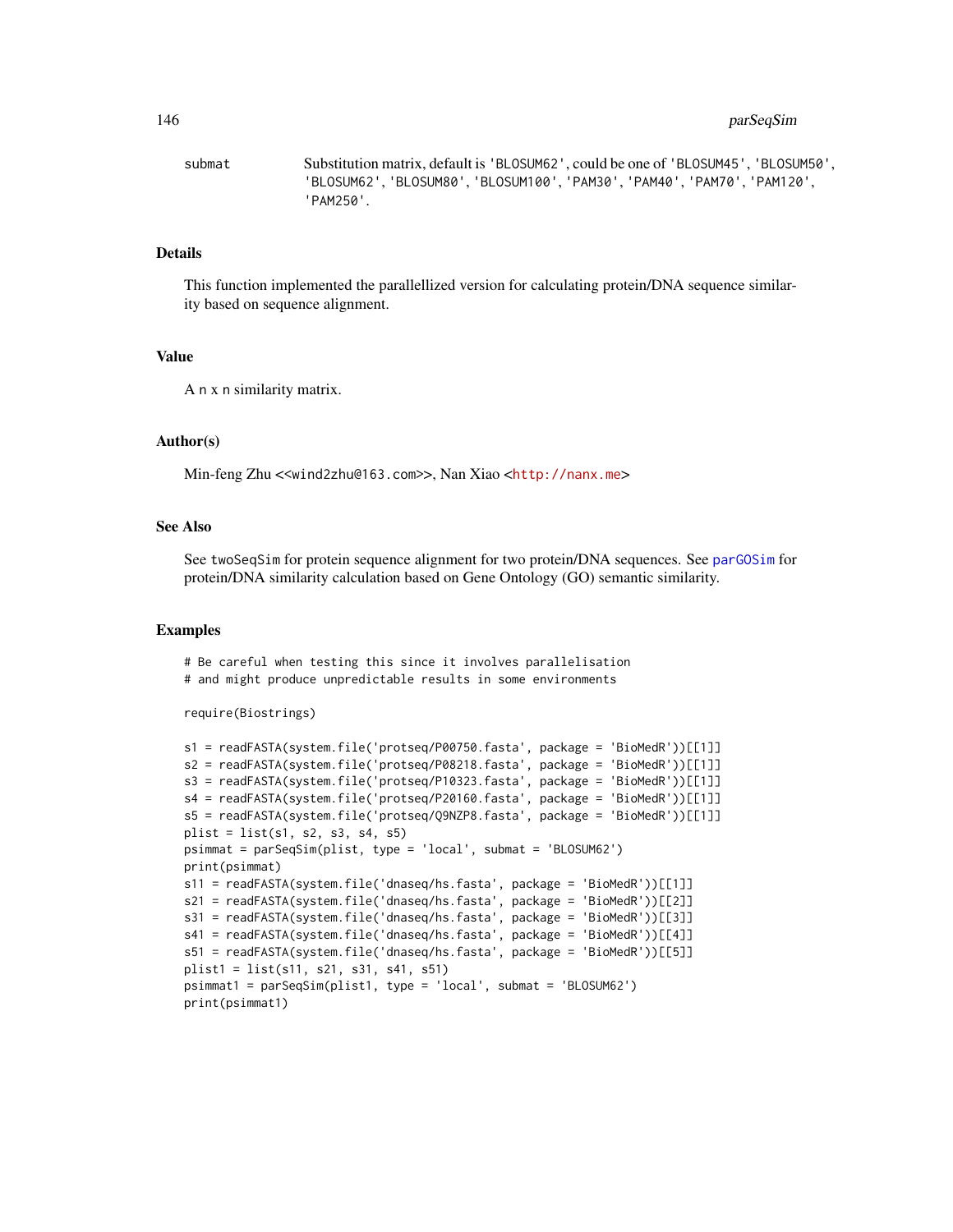submat Substitution matrix, default is 'BLOSUM62', could be one of 'BLOSUM45', 'BLOSUM50', 'BLOSUM62', 'BLOSUM80', 'BLOSUM100', 'PAM30', 'PAM40', 'PAM70', 'PAM120', 'PAM250'.

## Details

This function implemented the parallellized version for calculating protein/DNA sequence similarity based on sequence alignment.

## Value

A n x n similarity matrix.

## Author(s)

Min-feng Zhu <<wind2zhu@163.com>>, Nan Xiao <http://nanx.me>

## See Also

See twoSeqSim for protein sequence alignment for two protein/DNA sequences. See parGOSim for protein/DNA similarity calculation based on Gene Ontology (GO) semantic similarity.

## Examples

```
# Be careful when testing this since it involves parallelisation
# and might produce unpredictable results in some environments

require(Biostrings)

s1 = readFASTA(system.file('protseq/P00750.fasta', package = 'BioMedR'))[[1]]
s2 = readFASTA(system.file('protseq/P08218.fasta', package = 'BioMedR'))[[1]]
s3 = readFASTA(system.file('protseq/P10323.fasta', package = 'BioMedR'))[[1]]
s4 = readFASTA(system.file('protseq/P20160.fasta', package = 'BioMedR'))[[1]]
s5 = readFASTA(system.file('protseq/Q9NZP8.fasta', package = 'BioMedR'))[[1]]
plist = list(s1, s2, s3, s4, s5)
psimmat = parSeqSim(plist, type = 'local', submat = 'BLOSUM62')
print(psimmat)
s11 = readFASTA(system.file('dnaseq/hs.fasta', package = 'BioMedR'))[[1]]
s21 = readFASTA(system.file('dnaseq/hs.fasta', package = 'BioMedR'))[[2]]
s31 = readFASTA(system.file('dnaseq/hs.fasta', package = 'BioMedR'))[[3]]
s41 = readFASTA(system.file('dnaseq/hs.fasta', package = 'BioMedR'))[[4]]
s51 = readFASTA(system.file('dnaseq/hs.fasta', package = 'BioMedR'))[[5]]
plist1 = list(s11, s21, s31, s41, s51)
psimmat1 = parSeqSim(plist1, type = 'local', submat = 'BLOSUM62')
print(psimmat1)
```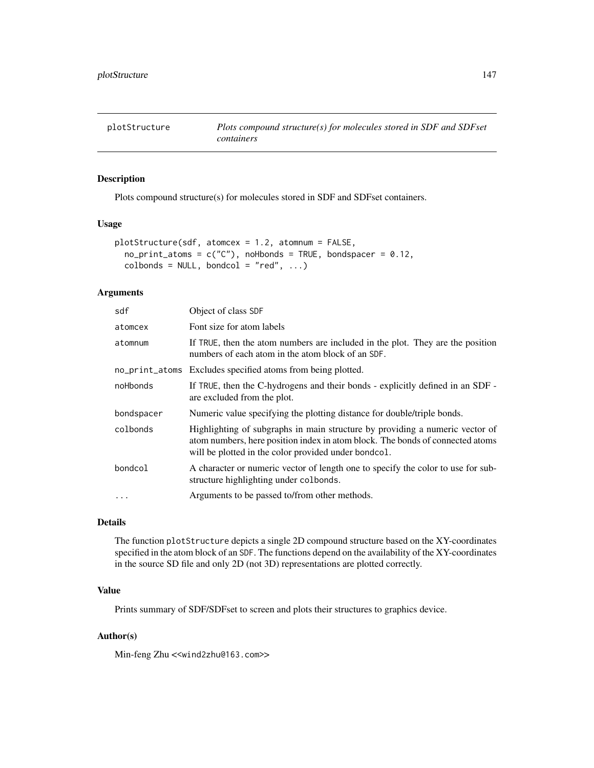## plotStructure — *Plots compound structure(s) for molecules stored in SDF and SDFset containers*

### Description

Plots compound structure(s) for molecules stored in SDF and SDFset containers.

### Usage

```
plotStructure(sdf, atomcex = 1.2, atomnum = FALSE,
  no_print_atoms = c("C"), noHbonds = TRUE, bondspacer = 0.12,
  colbonds = NULL, bondcol = "red", ...)
```

### Arguments

| | |
|---|---|
| `sdf` | Object of class SDF |
| `atomcex` | Font size for atom labels |
| `atomnum` | If TRUE, then the atom numbers are included in the plot. They are the position numbers of each atom in the atom block of an SDF. |
| `no_print_atoms` | Excludes specified atoms from being plotted. |
| `noHbonds` | If TRUE, then the C-hydrogens and their bonds - explicitly defined in an SDF - are excluded from the plot. |
| `bondspacer` | Numeric value specifying the plotting distance for double/triple bonds. |
| `colbonds` | Highlighting of subgraphs in main structure by providing a numeric vector of atom numbers, here position index in atom block. The bonds of connected atoms will be plotted in the color provided under bondcol. |
| `bondcol` | A character or numeric vector of length one to specify the color to use for substructure highlighting under colbonds. |
| `...` | Arguments to be passed to/from other methods. |

### Details

The function plotStructure depicts a single 2D compound structure based on the XY-coordinates specified in the atom block of an SDF. The functions depend on the availability of the XY-coordinates in the source SD file and only 2D (not 3D) representations are plotted correctly.

### Value

Prints summary of SDF/SDFset to screen and plots their structures to graphics device.

### Author(s)

Min-feng Zhu <<wind2zhu@163.com>>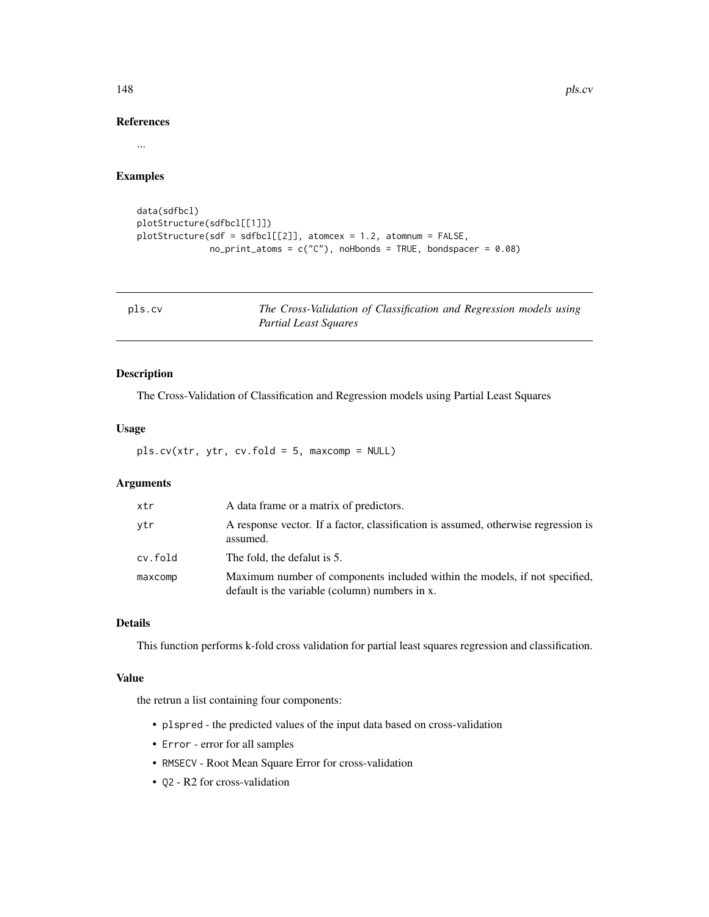## References

...

## Examples

```
data(sdfbcl)
plotStructure(sdfbcl[[1]])
plotStructure(sdf = sdfbcl[[2]], atomcex = 1.2, atomnum = FALSE,
              no_print_atoms = c("C"), noHbonds = TRUE, bondspacer = 0.08)
```

---

# pls.cv — *The Cross-Validation of Classification and Regression models using Partial Least Squares*

---

## Description

The Cross-Validation of Classification and Regression models using Partial Least Squares

## Usage

```
pls.cv(xtr, ytr, cv.fold = 5, maxcomp = NULL)
```

## Arguments

| | |
|---|---|
| `xtr` | A data frame or a matrix of predictors. |
| `ytr` | A response vector. If a factor, classification is assumed, otherwise regression is assumed. |
| `cv.fold` | The fold, the defalut is 5. |
| `maxcomp` | Maximum number of components included within the models, if not specified, default is the variable (column) numbers in x. |

## Details

This function performs k-fold cross validation for partial least squares regression and classification.

## Value

the retrun a list containing four components:

- `plspred` - the predicted values of the input data based on cross-validation
- `Error` - error for all samples
- `RMSECV` - Root Mean Square Error for cross-validation
- `Q2` - R2 for cross-validation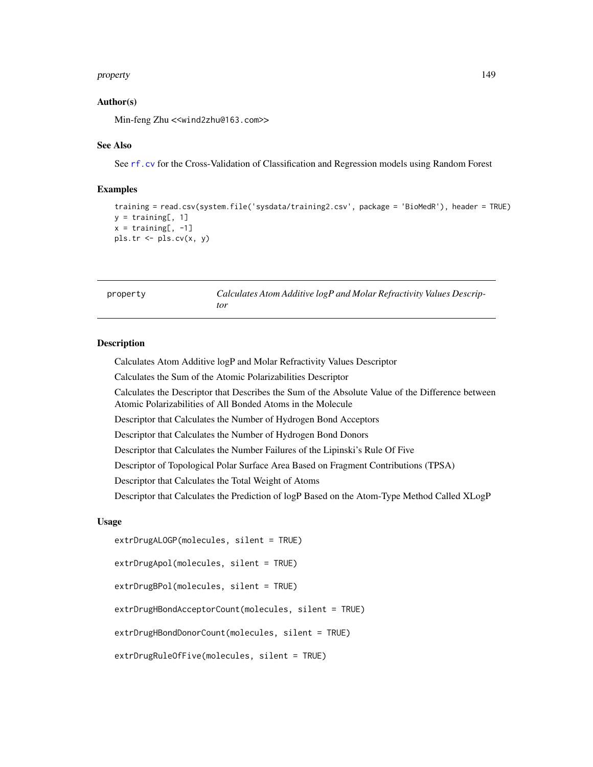### Author(s)

Min-feng Zhu <<wind2zhu@163.com>>

### See Also

See rf.cv for the Cross-Validation of Classification and Regression models using Random Forest

### Examples

```
training = read.csv(system.file('sysdata/training2.csv', package = 'BioMedR'), header = TRUE)
y = training[, 1]
x = training[, -1]
pls.tr <- pls.cv(x, y)
```

---

## property *Calculates Atom Additive logP and Molar Refractivity Values Descriptor*

### Description

Calculates Atom Additive logP and Molar Refractivity Values Descriptor

Calculates the Sum of the Atomic Polarizabilities Descriptor

Calculates the Descriptor that Describes the Sum of the Absolute Value of the Difference between Atomic Polarizabilities of All Bonded Atoms in the Molecule

Descriptor that Calculates the Number of Hydrogen Bond Acceptors

Descriptor that Calculates the Number of Hydrogen Bond Donors

Descriptor that Calculates the Number Failures of the Lipinski's Rule Of Five

Descriptor of Topological Polar Surface Area Based on Fragment Contributions (TPSA)

Descriptor that Calculates the Total Weight of Atoms

Descriptor that Calculates the Prediction of logP Based on the Atom-Type Method Called XLogP

### Usage

```
extrDrugALOGP(molecules, silent = TRUE)

extrDrugApol(molecules, silent = TRUE)

extrDrugBPol(molecules, silent = TRUE)

extrDrugHBondAcceptorCount(molecules, silent = TRUE)

extrDrugHBondDonorCount(molecules, silent = TRUE)

extrDrugRuleOfFive(molecules, silent = TRUE)
```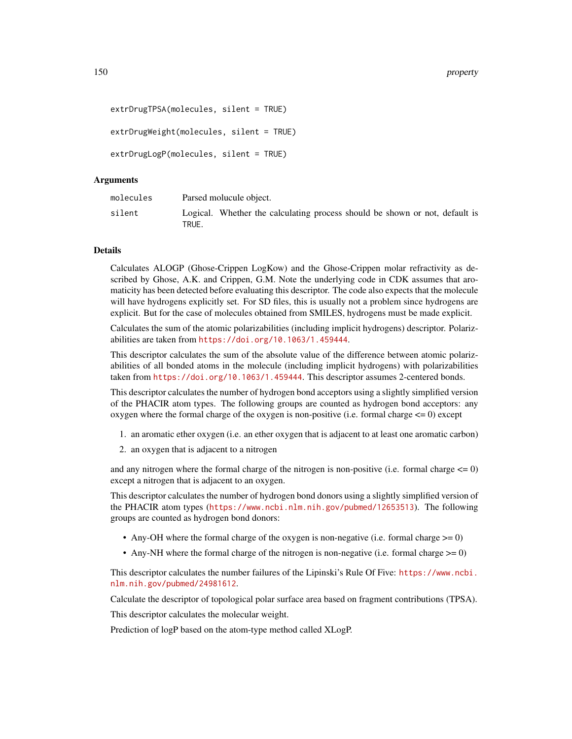```
extrDrugTPSA(molecules, silent = TRUE)

extrDrugWeight(molecules, silent = TRUE)

extrDrugLogP(molecules, silent = TRUE)
```

## Arguments

| | |
|---|---|
| `molecules` | Parsed molucule object. |
| `silent` | Logical. Whether the calculating process should be shown or not, default is `TRUE`. |

## Details

Calculates ALOGP (Ghose-Crippen LogKow) and the Ghose-Crippen molar refractivity as described by Ghose, A.K. and Crippen, G.M. Note the underlying code in CDK assumes that aromaticity has been detected before evaluating this descriptor. The code also expects that the molecule will have hydrogens explicitly set. For SD files, this is usually not a problem since hydrogens are explicit. But for the case of molecules obtained from SMILES, hydrogens must be made explicit.

Calculates the sum of the atomic polarizabilities (including implicit hydrogens) descriptor. Polarizabilities are taken from https://doi.org/10.1063/1.459444.

This descriptor calculates the sum of the absolute value of the difference between atomic polarizabilities of all bonded atoms in the molecule (including implicit hydrogens) with polarizabilities taken from https://doi.org/10.1063/1.459444. This descriptor assumes 2-centered bonds.

This descriptor calculates the number of hydrogen bond acceptors using a slightly simplified version of the PHACIR atom types. The following groups are counted as hydrogen bond acceptors: any oxygen where the formal charge of the oxygen is non-positive (i.e. formal charge <= 0) except

1. an aromatic ether oxygen (i.e. an ether oxygen that is adjacent to at least one aromatic carbon)
2. an oxygen that is adjacent to a nitrogen

and any nitrogen where the formal charge of the nitrogen is non-positive (i.e. formal charge <= 0) except a nitrogen that is adjacent to an oxygen.

This descriptor calculates the number of hydrogen bond donors using a slightly simplified version of the PHACIR atom types (https://www.ncbi.nlm.nih.gov/pubmed/12653513). The following groups are counted as hydrogen bond donors:

- Any-OH where the formal charge of the oxygen is non-negative (i.e. formal charge >= 0)
- Any-NH where the formal charge of the nitrogen is non-negative (i.e. formal charge >= 0)

This descriptor calculates the number failures of the Lipinski's Rule Of Five: https://www.ncbi.nlm.nih.gov/pubmed/24981612.

Calculate the descriptor of topological polar surface area based on fragment contributions (TPSA).

This descriptor calculates the molecular weight.

Prediction of logP based on the atom-type method called XLogP.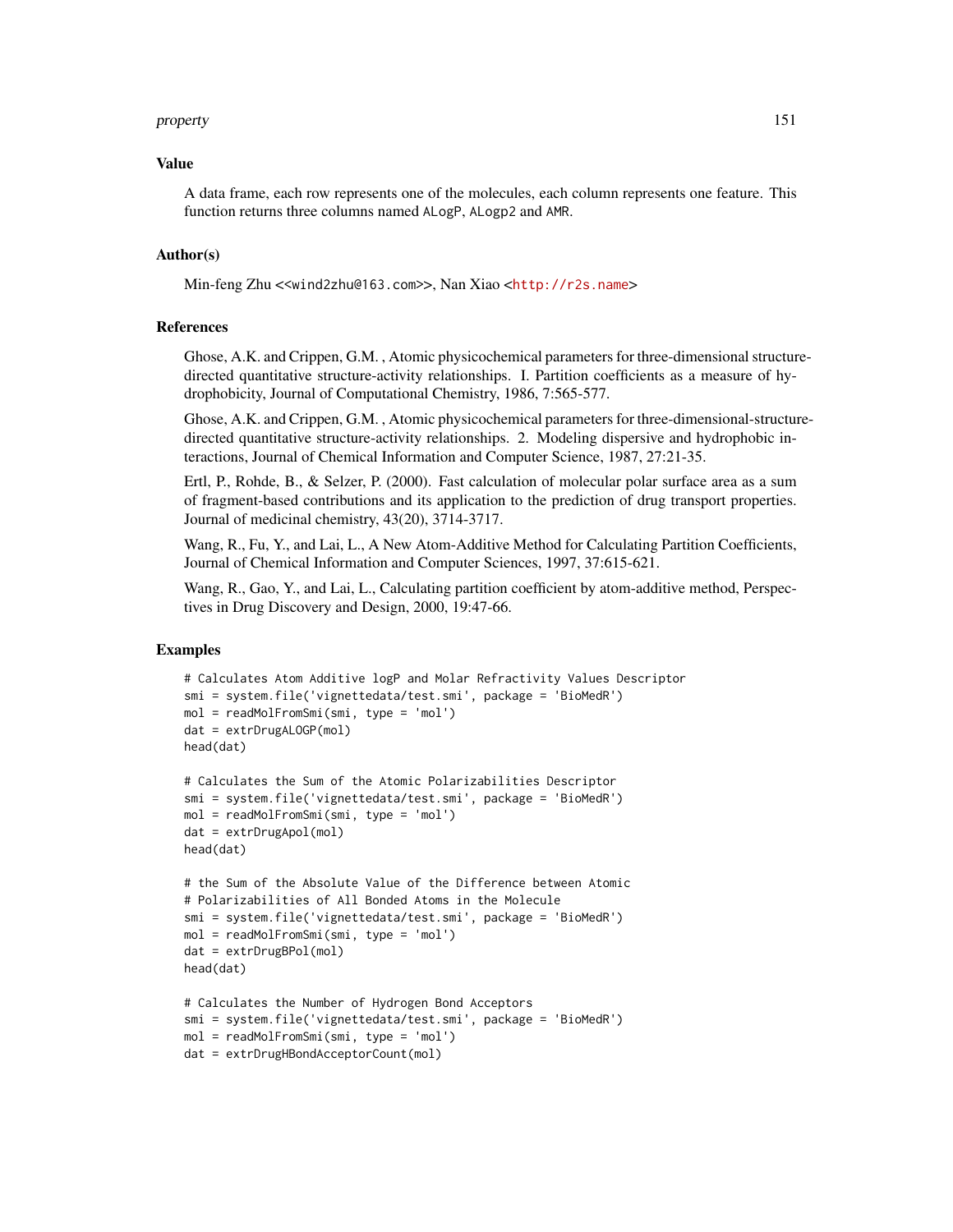## Value

A data frame, each row represents one of the molecules, each column represents one feature. This function returns three columns named ALogP, ALogp2 and AMR.

## Author(s)

Min-feng Zhu <<wind2zhu@163.com>>, Nan Xiao <http://r2s.name>

## References

Ghose, A.K. and Crippen, G.M. , Atomic physicochemical parameters for three-dimensional structure-directed quantitative structure-activity relationships. I. Partition coefficients as a measure of hydrophobicity, Journal of Computational Chemistry, 1986, 7:565-577.

Ghose, A.K. and Crippen, G.M. , Atomic physicochemical parameters for three-dimensional-structure-directed quantitative structure-activity relationships. 2. Modeling dispersive and hydrophobic interactions, Journal of Chemical Information and Computer Science, 1987, 27:21-35.

Ertl, P., Rohde, B., & Selzer, P. (2000). Fast calculation of molecular polar surface area as a sum of fragment-based contributions and its application to the prediction of drug transport properties. Journal of medicinal chemistry, 43(20), 3714-3717.

Wang, R., Fu, Y., and Lai, L., A New Atom-Additive Method for Calculating Partition Coefficients, Journal of Chemical Information and Computer Sciences, 1997, 37:615-621.

Wang, R., Gao, Y., and Lai, L., Calculating partition coefficient by atom-additive method, Perspectives in Drug Discovery and Design, 2000, 19:47-66.

## Examples

```
# Calculates Atom Additive logP and Molar Refractivity Values Descriptor
smi = system.file('vignettedata/test.smi', package = 'BioMedR')
mol = readMolFromSmi(smi, type = 'mol')
dat = extrDrugALOGP(mol)
head(dat)

# Calculates the Sum of the Atomic Polarizabilities Descriptor
smi = system.file('vignettedata/test.smi', package = 'BioMedR')
mol = readMolFromSmi(smi, type = 'mol')
dat = extrDrugApol(mol)
head(dat)

# the Sum of the Absolute Value of the Difference between Atomic
# Polarizabilities of All Bonded Atoms in the Molecule
smi = system.file('vignettedata/test.smi', package = 'BioMedR')
mol = readMolFromSmi(smi, type = 'mol')
dat = extrDrugBPol(mol)
head(dat)

# Calculates the Number of Hydrogen Bond Acceptors
smi = system.file('vignettedata/test.smi', package = 'BioMedR')
mol = readMolFromSmi(smi, type = 'mol')
dat = extrDrugHBondAcceptorCount(mol)
```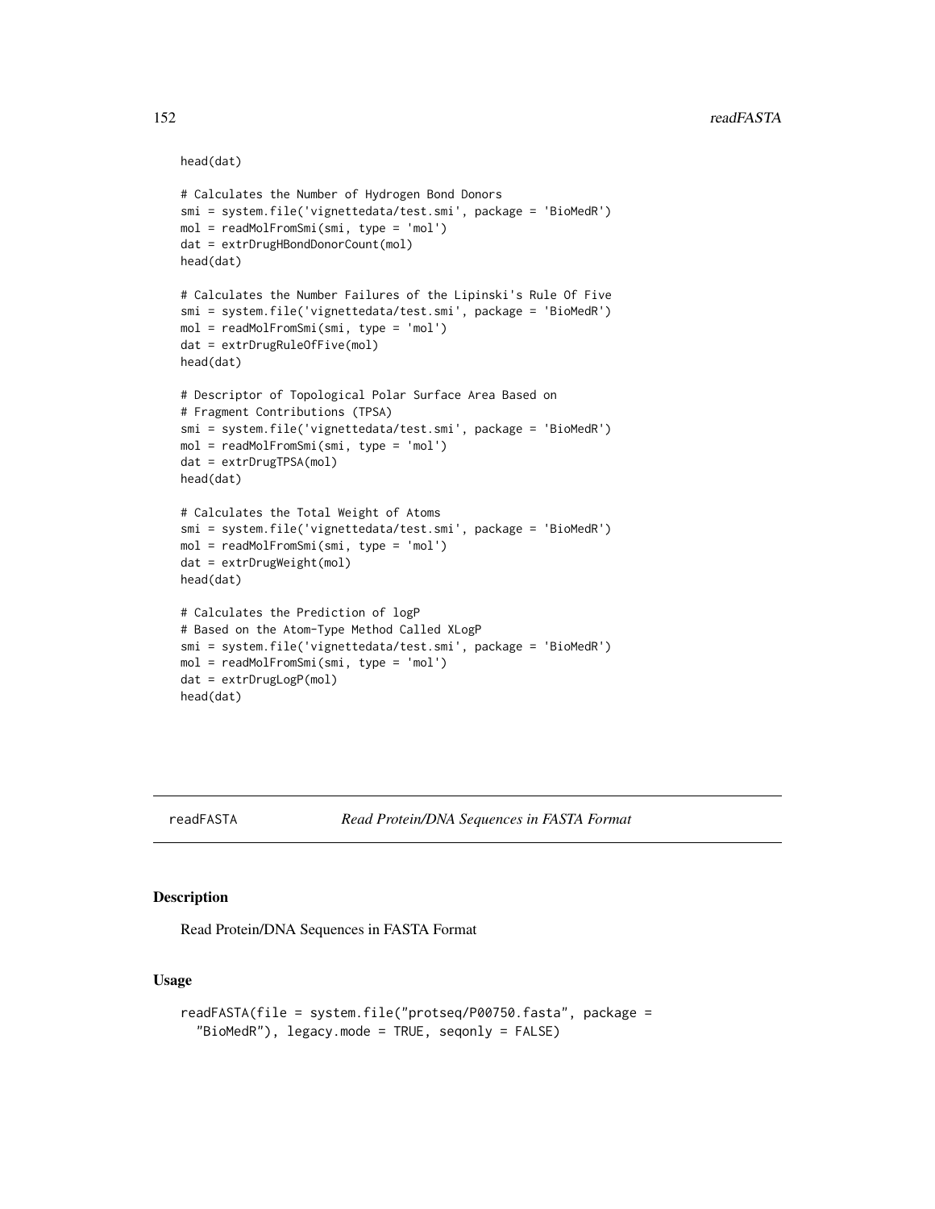```
head(dat)

# Calculates the Number of Hydrogen Bond Donors
smi = system.file('vignettedata/test.smi', package = 'BioMedR')
mol = readMolFromSmi(smi, type = 'mol')
dat = extrDrugHBondDonorCount(mol)
head(dat)

# Calculates the Number Failures of the Lipinski's Rule Of Five
smi = system.file('vignettedata/test.smi', package = 'BioMedR')
mol = readMolFromSmi(smi, type = 'mol')
dat = extrDrugRuleOfFive(mol)
head(dat)

# Descriptor of Topological Polar Surface Area Based on
# Fragment Contributions (TPSA)
smi = system.file('vignettedata/test.smi', package = 'BioMedR')
mol = readMolFromSmi(smi, type = 'mol')
dat = extrDrugTPSA(mol)
head(dat)

# Calculates the Total Weight of Atoms
smi = system.file('vignettedata/test.smi', package = 'BioMedR')
mol = readMolFromSmi(smi, type = 'mol')
dat = extrDrugWeight(mol)
head(dat)

# Calculates the Prediction of logP
# Based on the Atom-Type Method Called XLogP
smi = system.file('vignettedata/test.smi', package = 'BioMedR')
mol = readMolFromSmi(smi, type = 'mol')
dat = extrDrugLogP(mol)
head(dat)
```

---

## readFASTA — *Read Protein/DNA Sequences in FASTA Format*

### Description

Read Protein/DNA Sequences in FASTA Format

### Usage

```
readFASTA(file = system.file("protseq/P00750.fasta", package =
  "BioMedR"), legacy.mode = TRUE, seqonly = FALSE)
```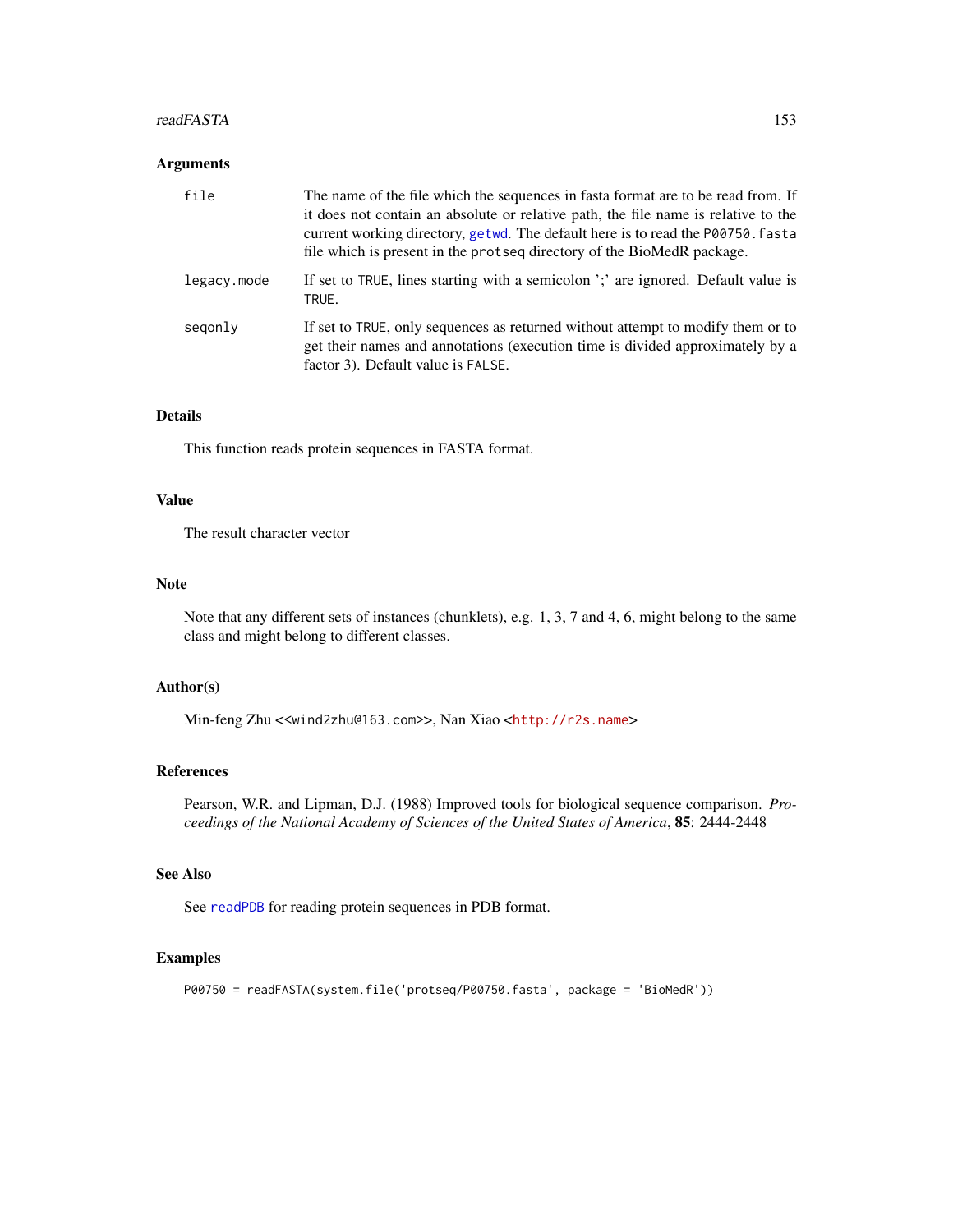## Arguments

| | |
|---|---|
| `file` | The name of the file which the sequences in fasta format are to be read from. If it does not contain an absolute or relative path, the file name is relative to the current working directory, `getwd`. The default here is to read the `P00750.fasta` file which is present in the `protseq` directory of the BioMedR package. |
| `legacy.mode` | If set to `TRUE`, lines starting with a semicolon ';' are ignored. Default value is `TRUE`. |
| `seqonly` | If set to `TRUE`, only sequences as returned without attempt to modify them or to get their names and annotations (execution time is divided approximately by a factor 3). Default value is `FALSE`. |

## Details

This function reads protein sequences in FASTA format.

## Value

The result character vector

## Note

Note that any different sets of instances (chunklets), e.g. 1, 3, 7 and 4, 6, might belong to the same class and might belong to different classes.

## Author(s)

Min-feng Zhu <<wind2zhu@163.com>>, Nan Xiao <http://r2s.name>

## References

Pearson, W.R. and Lipman, D.J. (1988) Improved tools for biological sequence comparison. *Proceedings of the National Academy of Sciences of the United States of America*, **85**: 2444-2448

## See Also

See `readPDB` for reading protein sequences in PDB format.

## Examples

```
P00750 = readFASTA(system.file('protseq/P00750.fasta', package = 'BioMedR'))
```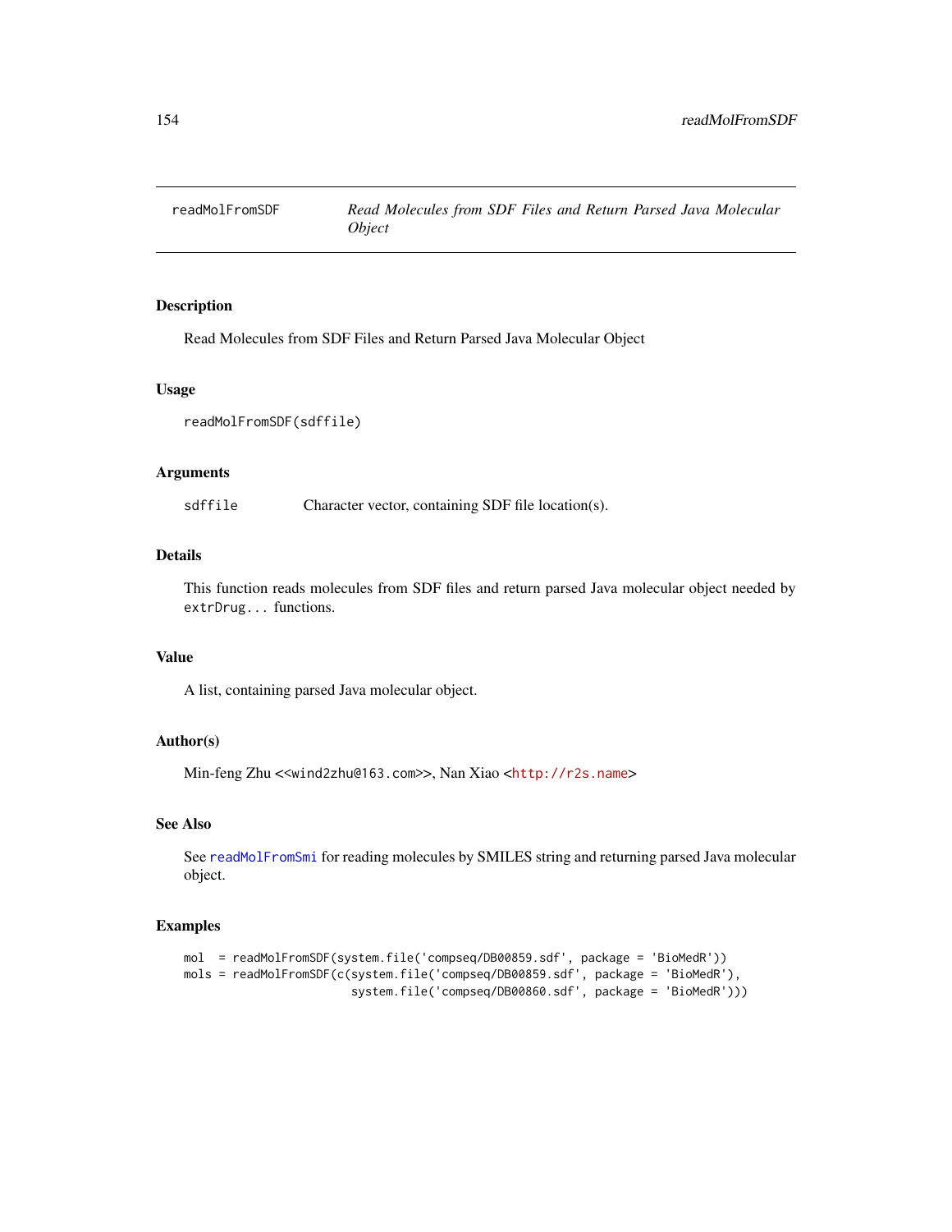# readMolFromSDF — *Read Molecules from SDF Files and Return Parsed Java Molecular Object*

## Description

Read Molecules from SDF Files and Return Parsed Java Molecular Object

## Usage

```
readMolFromSDF(sdffile)
```

## Arguments

| | |
|---|---|
| sdffile | Character vector, containing SDF file location(s). |

## Details

This function reads molecules from SDF files and return parsed Java molecular object needed by `extrDrug...` functions.

## Value

A list, containing parsed Java molecular object.

## Author(s)

Min-feng Zhu <<wind2zhu@163.com>>, Nan Xiao <http://r2s.name>

## See Also

See `readMolFromSmi` for reading molecules by SMILES string and returning parsed Java molecular object.

## Examples

```
mol  = readMolFromSDF(system.file('compseq/DB00859.sdf', package = 'BioMedR'))
mols = readMolFromSDF(c(system.file('compseq/DB00859.sdf', package = 'BioMedR'),
                      system.file('compseq/DB00860.sdf', package = 'BioMedR')))
```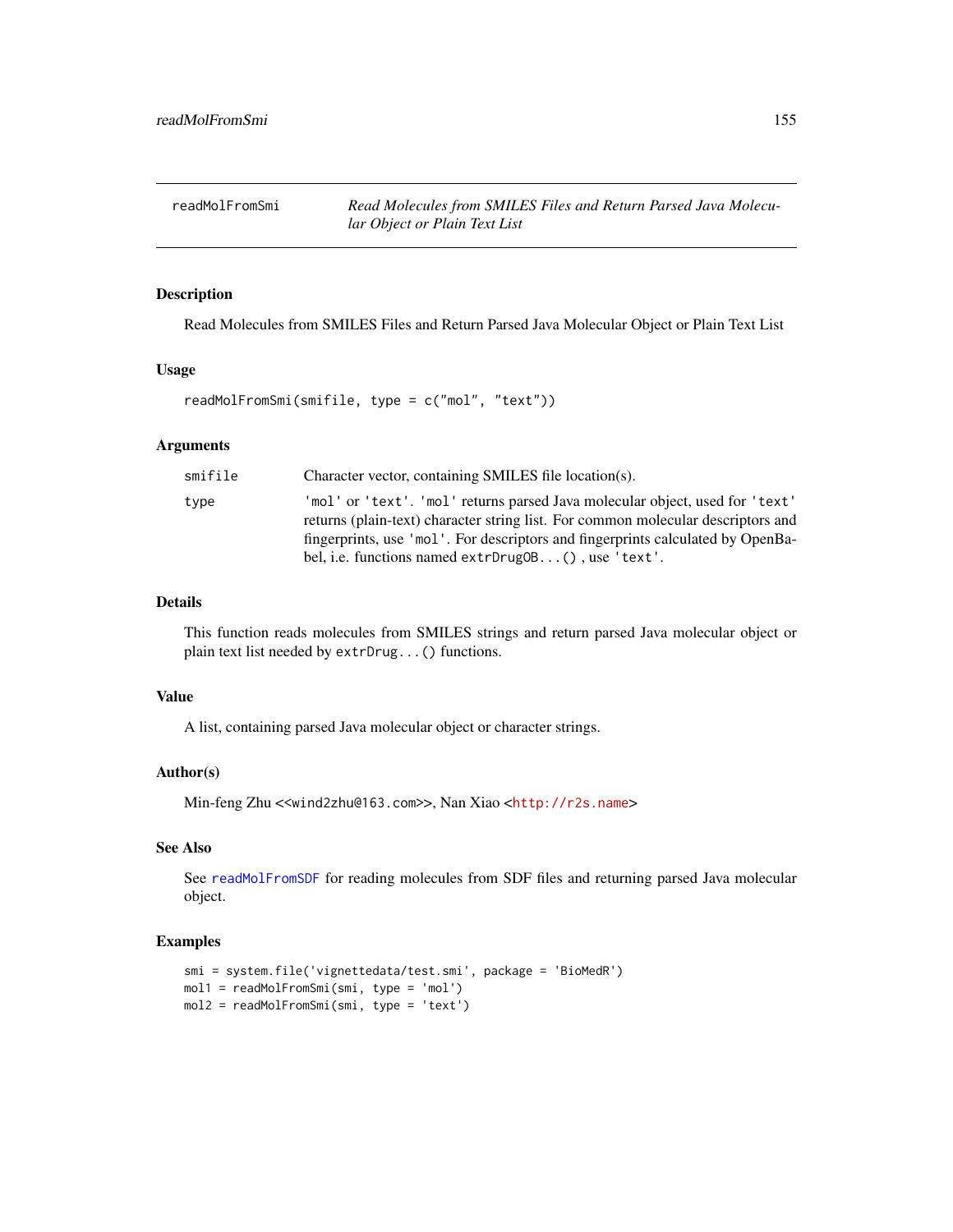# readMolFromSmi — *Read Molecules from SMILES Files and Return Parsed Java Molecular Object or Plain Text List*

## Description

Read Molecules from SMILES Files and Return Parsed Java Molecular Object or Plain Text List

## Usage

```
readMolFromSmi(smifile, type = c("mol", "text"))
```

## Arguments

| Argument | Description |
|---|---|
| smifile | Character vector, containing SMILES file location(s). |
| type | 'mol' or 'text'. 'mol' returns parsed Java molecular object, used for 'text' returns (plain-text) character string list. For common molecular descriptors and fingerprints, use 'mol'. For descriptors and fingerprints calculated by OpenBabel, i.e. functions named extrDrugOB...() , use 'text'. |

## Details

This function reads molecules from SMILES strings and return parsed Java molecular object or plain text list needed by extrDrug...() functions.

## Value

A list, containing parsed Java molecular object or character strings.

## Author(s)

Min-feng Zhu <<wind2zhu@163.com>>, Nan Xiao <http://r2s.name>

## See Also

See readMolFromSDF for reading molecules from SDF files and returning parsed Java molecular object.

## Examples

```
smi = system.file('vignettedata/test.smi', package = 'BioMedR')
mol1 = readMolFromSmi(smi, type = 'mol')
mol2 = readMolFromSmi(smi, type = 'text')
```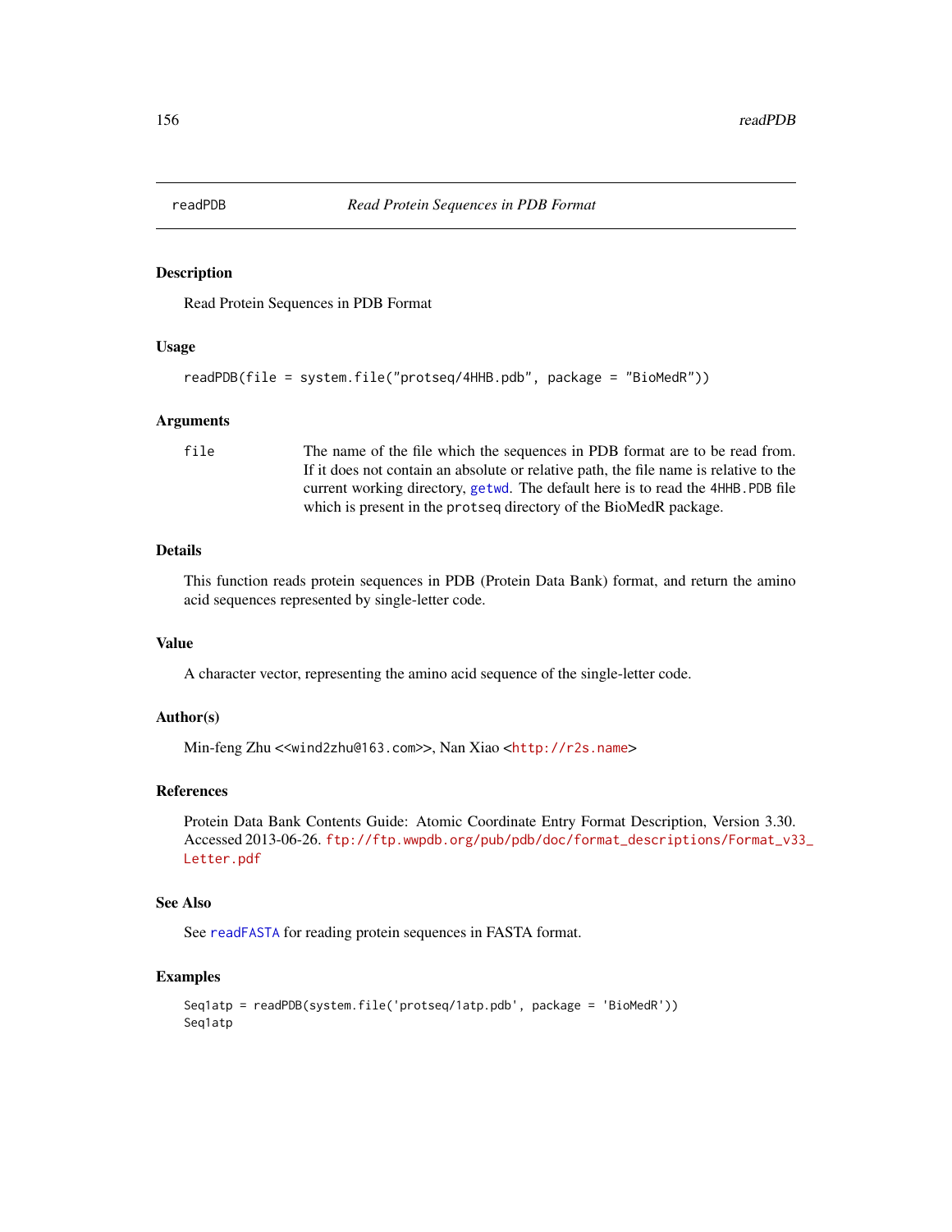## readPDB *Read Protein Sequences in PDB Format*

### Description

Read Protein Sequences in PDB Format

### Usage

```
readPDB(file = system.file("protseq/4HHB.pdb", package = "BioMedR"))
```

### Arguments

| | |
|---|---|
| file | The name of the file which the sequences in PDB format are to be read from. If it does not contain an absolute or relative path, the file name is relative to the current working directory, getwd. The default here is to read the 4HHB.PDB file which is present in the protseq directory of the BioMedR package. |

### Details

This function reads protein sequences in PDB (Protein Data Bank) format, and return the amino acid sequences represented by single-letter code.

### Value

A character vector, representing the amino acid sequence of the single-letter code.

### Author(s)

Min-feng Zhu <<wind2zhu@163.com>>, Nan Xiao <http://r2s.name>

### References

Protein Data Bank Contents Guide: Atomic Coordinate Entry Format Description, Version 3.30. Accessed 2013-06-26. ftp://ftp.wwpdb.org/pub/pdb/doc/format_descriptions/Format_v33_Letter.pdf

### See Also

See readFASTA for reading protein sequences in FASTA format.

### Examples

```
Seq1atp = readPDB(system.file('protseq/1atp.pdb', package = 'BioMedR'))
Seq1atp
```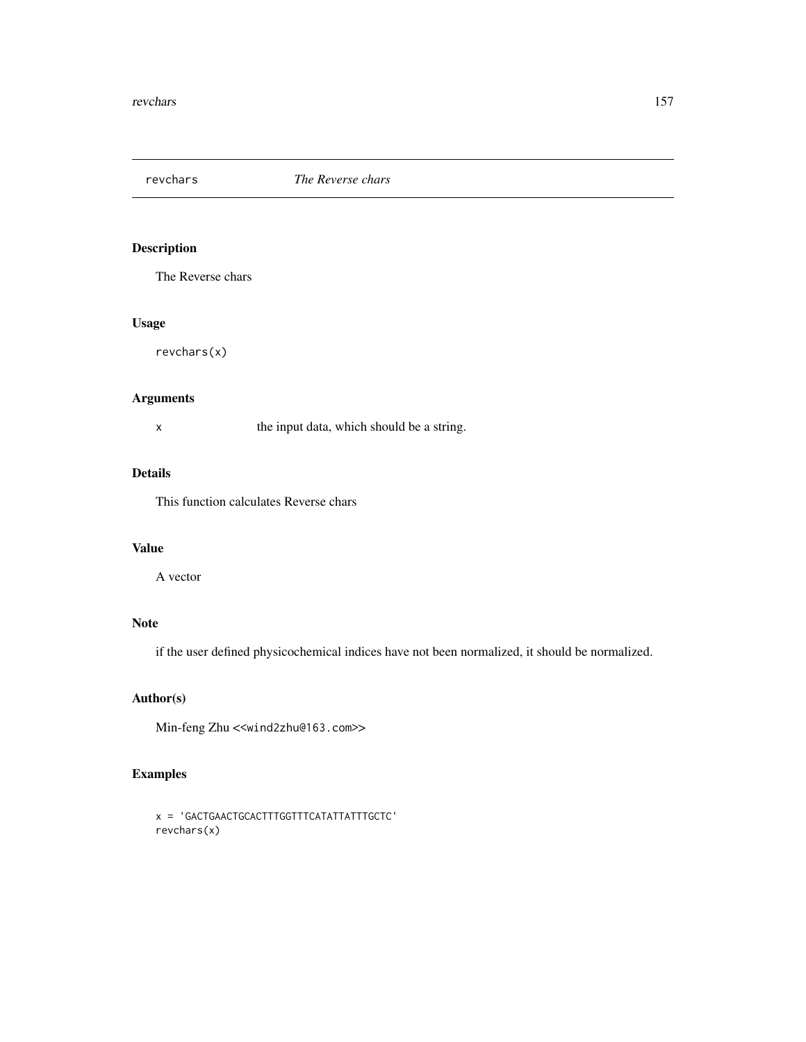## revchars *The Reverse chars*

### Description

The Reverse chars

### Usage

```
revchars(x)
```

### Arguments

| | |
|---|---|
| x | the input data, which should be a string. |

### Details

This function calculates Reverse chars

### Value

A vector

### Note

if the user defined physicochemical indices have not been normalized, it should be normalized.

### Author(s)

Min-feng Zhu <<wind2zhu@163.com>>

### Examples

```
x = 'GACTGAACTGCACTTTGGTTTCATATTATTTGCTC'
revchars(x)
```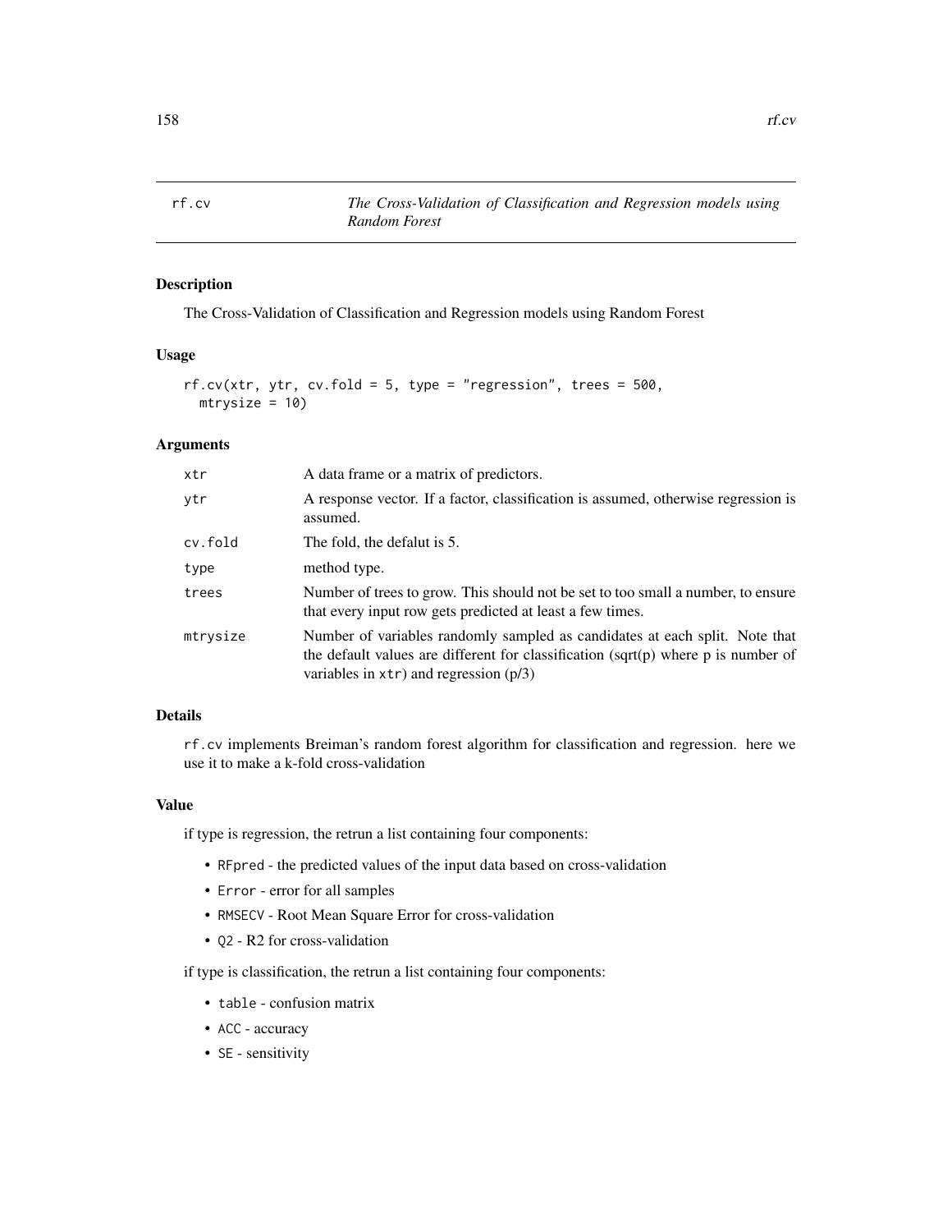## rf.cv — *The Cross-Validation of Classification and Regression models using Random Forest*

### Description

The Cross-Validation of Classification and Regression models using Random Forest

### Usage

```
rf.cv(xtr, ytr, cv.fold = 5, type = "regression", trees = 500,
  mtrysize = 10)
```

### Arguments

| | |
|---|---|
| xtr | A data frame or a matrix of predictors. |
| ytr | A response vector. If a factor, classification is assumed, otherwise regression is assumed. |
| cv.fold | The fold, the defalut is 5. |
| type | method type. |
| trees | Number of trees to grow. This should not be set to too small a number, to ensure that every input row gets predicted at least a few times. |
| mtrysize | Number of variables randomly sampled as candidates at each split. Note that the default values are different for classification (sqrt(p) where p is number of variables in `xtr`) and regression (p/3) |

### Details

`rf.cv` implements Breiman's random forest algorithm for classification and regression. here we use it to make a k-fold cross-validation

### Value

if type is regression, the retrun a list containing four components:

- `RFpred` - the predicted values of the input data based on cross-validation
- `Error` - error for all samples
- `RMSECV` - Root Mean Square Error for cross-validation
- `Q2` - R2 for cross-validation

if type is classification, the retrun a list containing four components:

- `table` - confusion matrix
- `ACC` - accuracy
- `SE` - sensitivity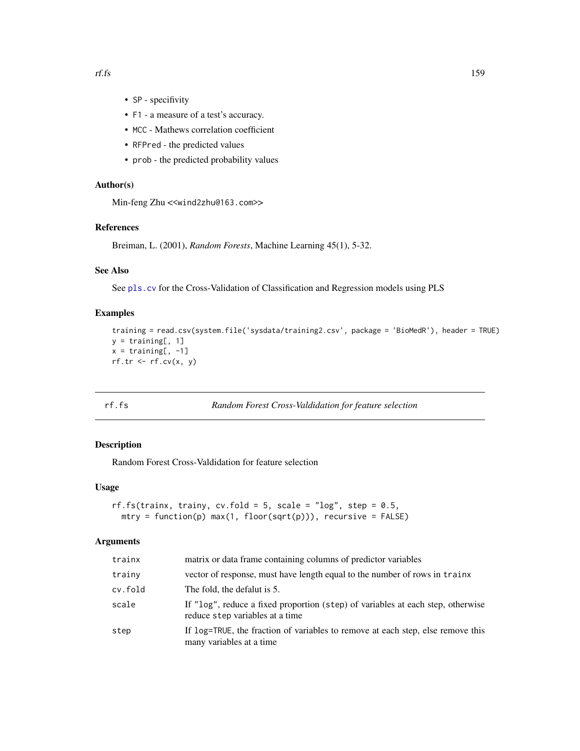- SP - specifivity
- F1 - a measure of a test's accuracy.
- MCC - Mathews correlation coefficient
- RFPred - the predicted values
- prob - the predicted probability values

### Author(s)

Min-feng Zhu <<wind2zhu@163.com>>

### References

Breiman, L. (2001), *Random Forests*, Machine Learning 45(1), 5-32.

### See Also

See pls.cv for the Cross-Validation of Classification and Regression models using PLS

### Examples

```
training = read.csv(system.file('sysdata/training2.csv', package = 'BioMedR'), header = TRUE)
y = training[, 1]
x = training[, -1]
rf.tr <- rf.cv(x, y)
```

---

## rf.fs — *Random Forest Cross-Valdidation for feature selection*

### Description

Random Forest Cross-Valdidation for feature selection

### Usage

```
rf.fs(trainx, trainy, cv.fold = 5, scale = "log", step = 0.5,
  mtry = function(p) max(1, floor(sqrt(p))), recursive = FALSE)
```

### Arguments

| | |
|---|---|
| trainx | matrix or data frame containing columns of predictor variables |
| trainy | vector of response, must have length equal to the number of rows in trainx |
| cv.fold | The fold, the defalut is 5. |
| scale | If "log", reduce a fixed proportion (step) of variables at each step, otherwise reduce step variables at a time |
| step | If log=TRUE, the fraction of variables to remove at each step, else remove this many variables at a time |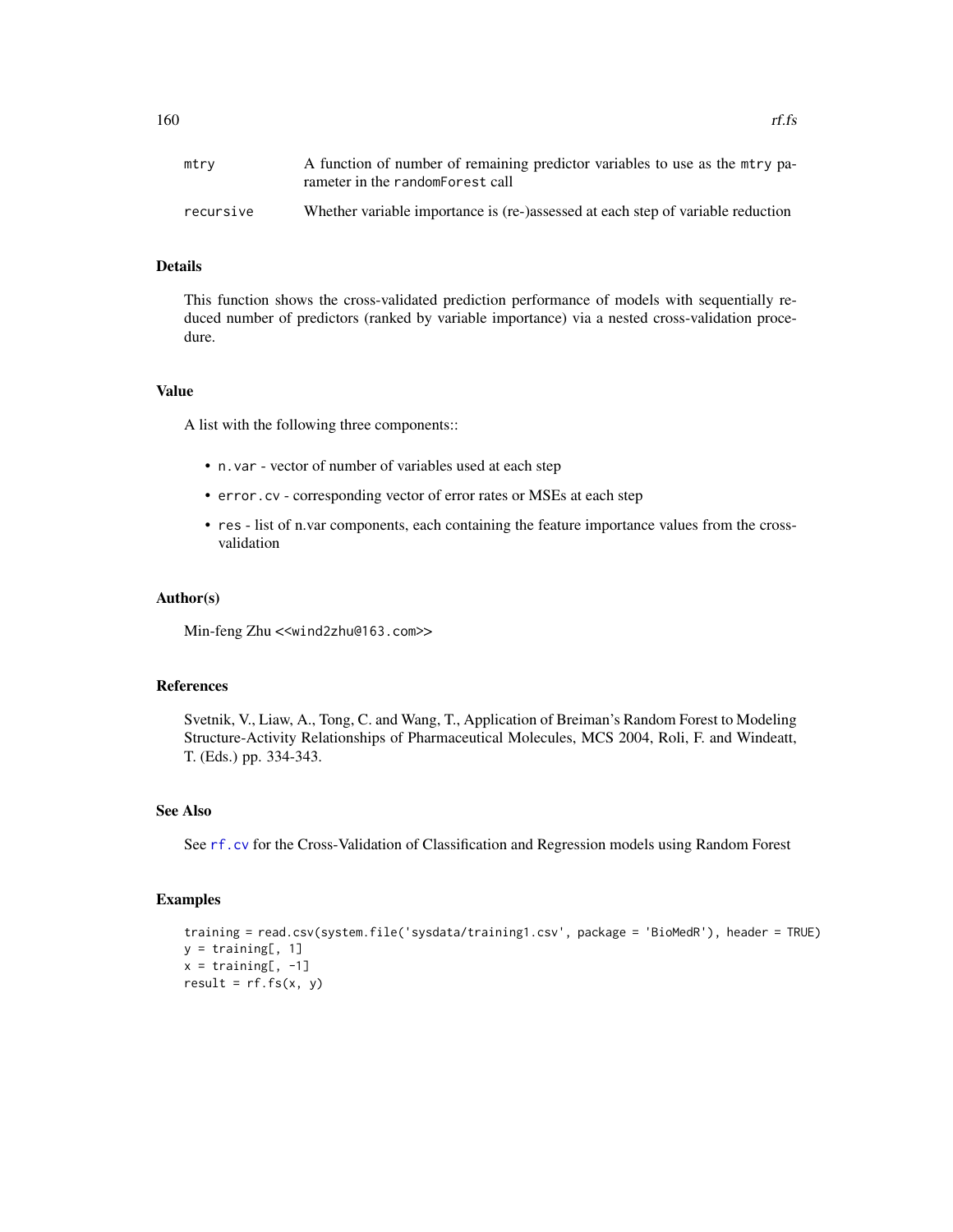| | |
|---|---|
| `mtry` | A function of number of remaining predictor variables to use as the `mtry` parameter in the `randomForest` call |
| `recursive` | Whether variable importance is (re-)assessed at each step of variable reduction |

## Details

This function shows the cross-validated prediction performance of models with sequentially reduced number of predictors (ranked by variable importance) via a nested cross-validation procedure.

## Value

A list with the following three components::

- `n.var` - vector of number of variables used at each step
- `error.cv` - corresponding vector of error rates or MSEs at each step
- `res` - list of n.var components, each containing the feature importance values from the cross-validation

## Author(s)

Min-feng Zhu <<wind2zhu@163.com>>

## References

Svetnik, V., Liaw, A., Tong, C. and Wang, T., Application of Breiman's Random Forest to Modeling Structure-Activity Relationships of Pharmaceutical Molecules, MCS 2004, Roli, F. and Windeatt, T. (Eds.) pp. 334-343.

## See Also

See `rf.cv` for the Cross-Validation of Classification and Regression models using Random Forest

## Examples

```
training = read.csv(system.file('sysdata/training1.csv', package = 'BioMedR'), header = TRUE)
y = training[, 1]
x = training[, -1]
result = rf.fs(x, y)
```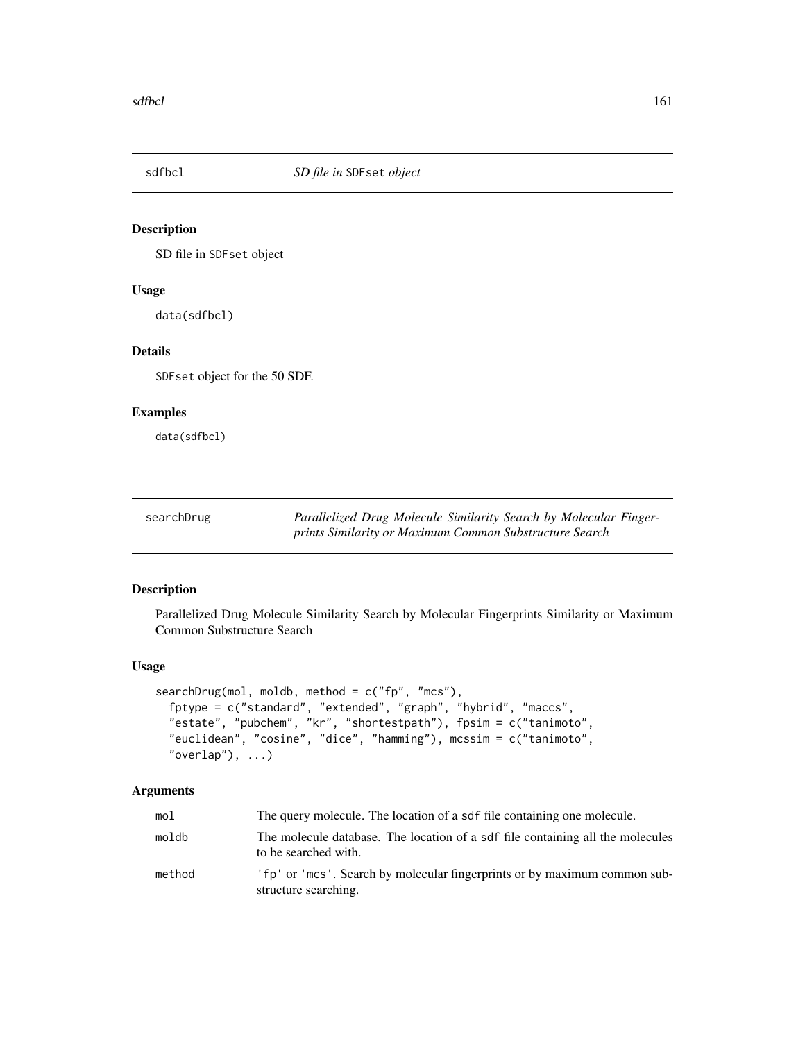## sdfbcl — *SD file in* `SDFset` *object*

### Description

SD file in `SDFset` object

### Usage

```
data(sdfbcl)
```

### Details

`SDFset` object for the 50 SDF.

### Examples

```
data(sdfbcl)
```

## searchDrug — *Parallelized Drug Molecule Similarity Search by Molecular Fingerprints Similarity or Maximum Common Substructure Search*

### Description

Parallelized Drug Molecule Similarity Search by Molecular Fingerprints Similarity or Maximum Common Substructure Search

### Usage

```
searchDrug(mol, moldb, method = c("fp", "mcs"),
  fptype = c("standard", "extended", "graph", "hybrid", "maccs",
  "estate", "pubchem", "kr", "shortestpath"), fpsim = c("tanimoto",
  "euclidean", "cosine", "dice", "hamming"), mcssim = c("tanimoto",
  "overlap"), ...)
```

### Arguments

| | |
|---|---|
| `mol` | The query molecule. The location of a `sdf` file containing one molecule. |
| `moldb` | The molecule database. The location of a `sdf` file containing all the molecules to be searched with. |
| `method` | `'fp'` or `'mcs'`. Search by molecular fingerprints or by maximum common substructure searching. |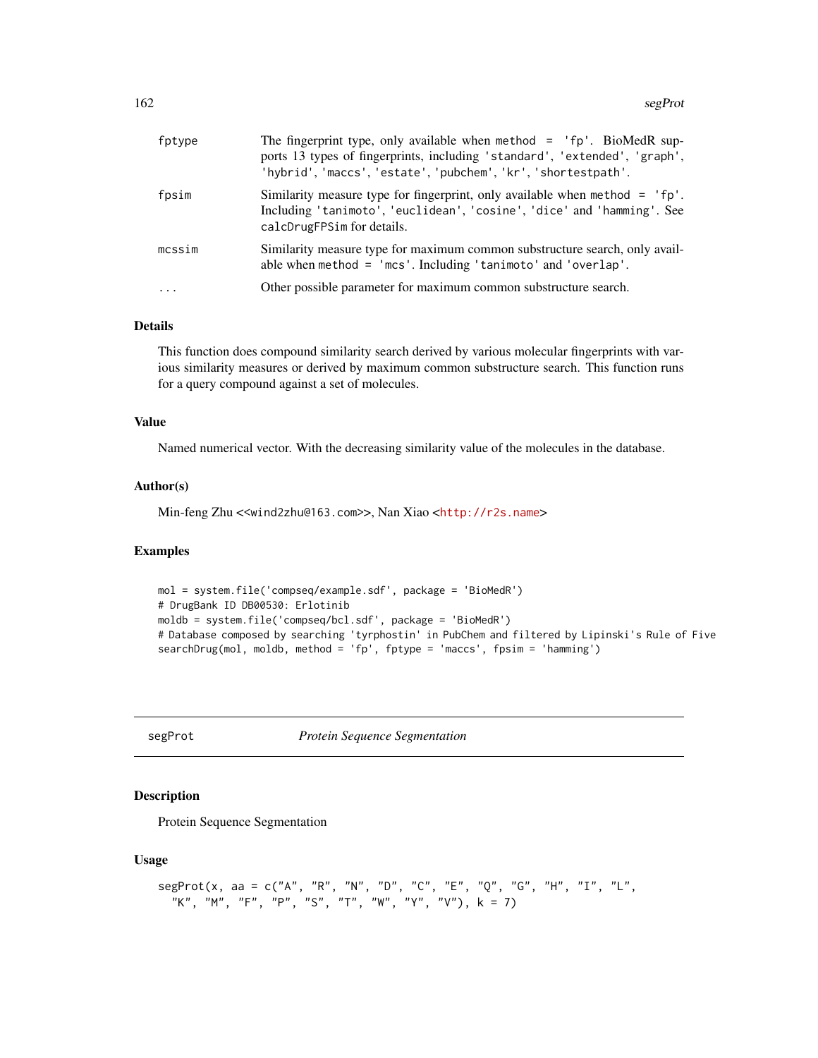| | |
|---|---|
| fptype | The fingerprint type, only available when method = 'fp'. BioMedR supports 13 types of fingerprints, including 'standard', 'extended', 'graph', 'hybrid', 'maccs', 'estate', 'pubchem', 'kr', 'shortestpath'. |
| fpsim | Similarity measure type for fingerprint, only available when method = 'fp'. Including 'tanimoto', 'euclidean', 'cosine', 'dice' and 'hamming'. See calcDrugFPSim for details. |
| mcssim | Similarity measure type for maximum common substructure search, only available when method = 'mcs'. Including 'tanimoto' and 'overlap'. |
| ... | Other possible parameter for maximum common substructure search. |

## Details

This function does compound similarity search derived by various molecular fingerprints with various similarity measures or derived by maximum common substructure search. This function runs for a query compound against a set of molecules.

## Value

Named numerical vector. With the decreasing similarity value of the molecules in the database.

## Author(s)

Min-feng Zhu <<wind2zhu@163.com>>, Nan Xiao <http://r2s.name>

## Examples

```
mol = system.file('compseq/example.sdf', package = 'BioMedR')
# DrugBank ID DB00530: Erlotinib
moldb = system.file('compseq/bcl.sdf', package = 'BioMedR')
# Database composed by searching 'tyrphostin' in PubChem and filtered by Lipinski's Rule of Five
searchDrug(mol, moldb, method = 'fp', fptype = 'maccs', fpsim = 'hamming')
```

---

# segProt *Protein Sequence Segmentation*

## Description

Protein Sequence Segmentation

## Usage

```
segProt(x, aa = c("A", "R", "N", "D", "C", "E", "Q", "G", "H", "I", "L",
  "K", "M", "F", "P", "S", "T", "W", "Y", "V"), k = 7)
```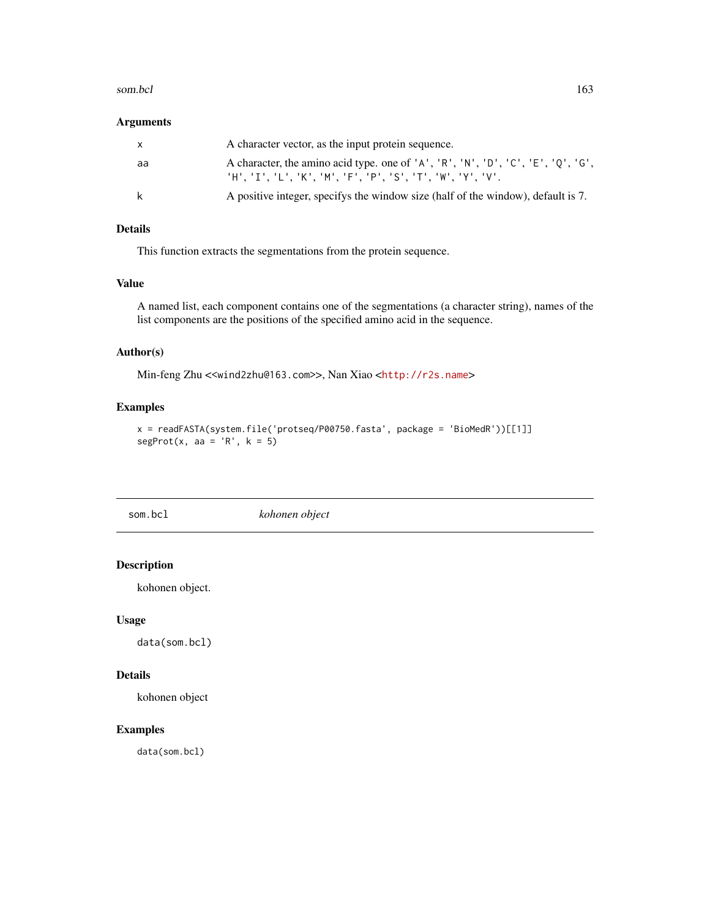## Arguments

| | |
|---|---|
| x | A character vector, as the input protein sequence. |
| aa | A character, the amino acid type. one of 'A', 'R', 'N', 'D', 'C', 'E', 'Q', 'G', 'H', 'I', 'L', 'K', 'M', 'F', 'P', 'S', 'T', 'W', 'Y', 'V'. |
| k | A positive integer, specifys the window size (half of the window), default is 7. |

## Details

This function extracts the segmentations from the protein sequence.

## Value

A named list, each component contains one of the segmentations (a character string), names of the list components are the positions of the specified amino acid in the sequence.

## Author(s)

Min-feng Zhu <<wind2zhu@163.com>>, Nan Xiao <http://r2s.name>

## Examples

```
x = readFASTA(system.file('protseq/P00750.fasta', package = 'BioMedR'))[[1]]
segProt(x, aa = 'R', k = 5)
```

---

# som.bcl    *kohonen object*

## Description

kohonen object.

## Usage

```
data(som.bcl)
```

## Details

kohonen object

## Examples

```
data(som.bcl)
```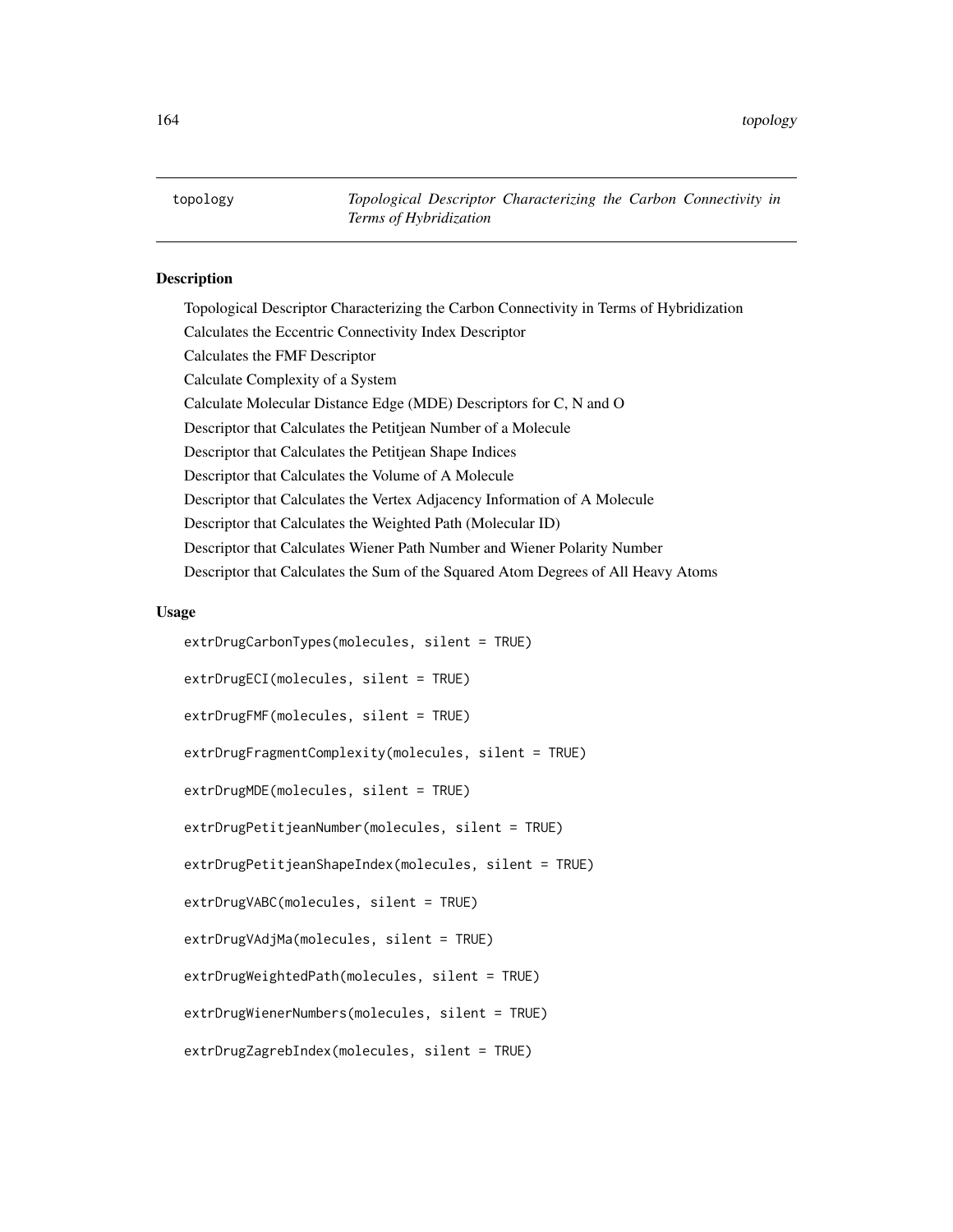topology *Topological Descriptor Characterizing the Carbon Connectivity in Terms of Hybridization*

## Description

Topological Descriptor Characterizing the Carbon Connectivity in Terms of Hybridization
Calculates the Eccentric Connectivity Index Descriptor
Calculates the FMF Descriptor
Calculate Complexity of a System
Calculate Molecular Distance Edge (MDE) Descriptors for C, N and O
Descriptor that Calculates the Petitjean Number of a Molecule
Descriptor that Calculates the Petitjean Shape Indices
Descriptor that Calculates the Volume of A Molecule
Descriptor that Calculates the Vertex Adjacency Information of A Molecule
Descriptor that Calculates the Weighted Path (Molecular ID)
Descriptor that Calculates Wiener Path Number and Wiener Polarity Number
Descriptor that Calculates the Sum of the Squared Atom Degrees of All Heavy Atoms

## Usage

```
extrDrugCarbonTypes(molecules, silent = TRUE)

extrDrugECI(molecules, silent = TRUE)

extrDrugFMF(molecules, silent = TRUE)

extrDrugFragmentComplexity(molecules, silent = TRUE)

extrDrugMDE(molecules, silent = TRUE)

extrDrugPetitjeanNumber(molecules, silent = TRUE)

extrDrugPetitjeanShapeIndex(molecules, silent = TRUE)

extrDrugVABC(molecules, silent = TRUE)

extrDrugVAdjMa(molecules, silent = TRUE)

extrDrugWeightedPath(molecules, silent = TRUE)

extrDrugWienerNumbers(molecules, silent = TRUE)

extrDrugZagrebIndex(molecules, silent = TRUE)
```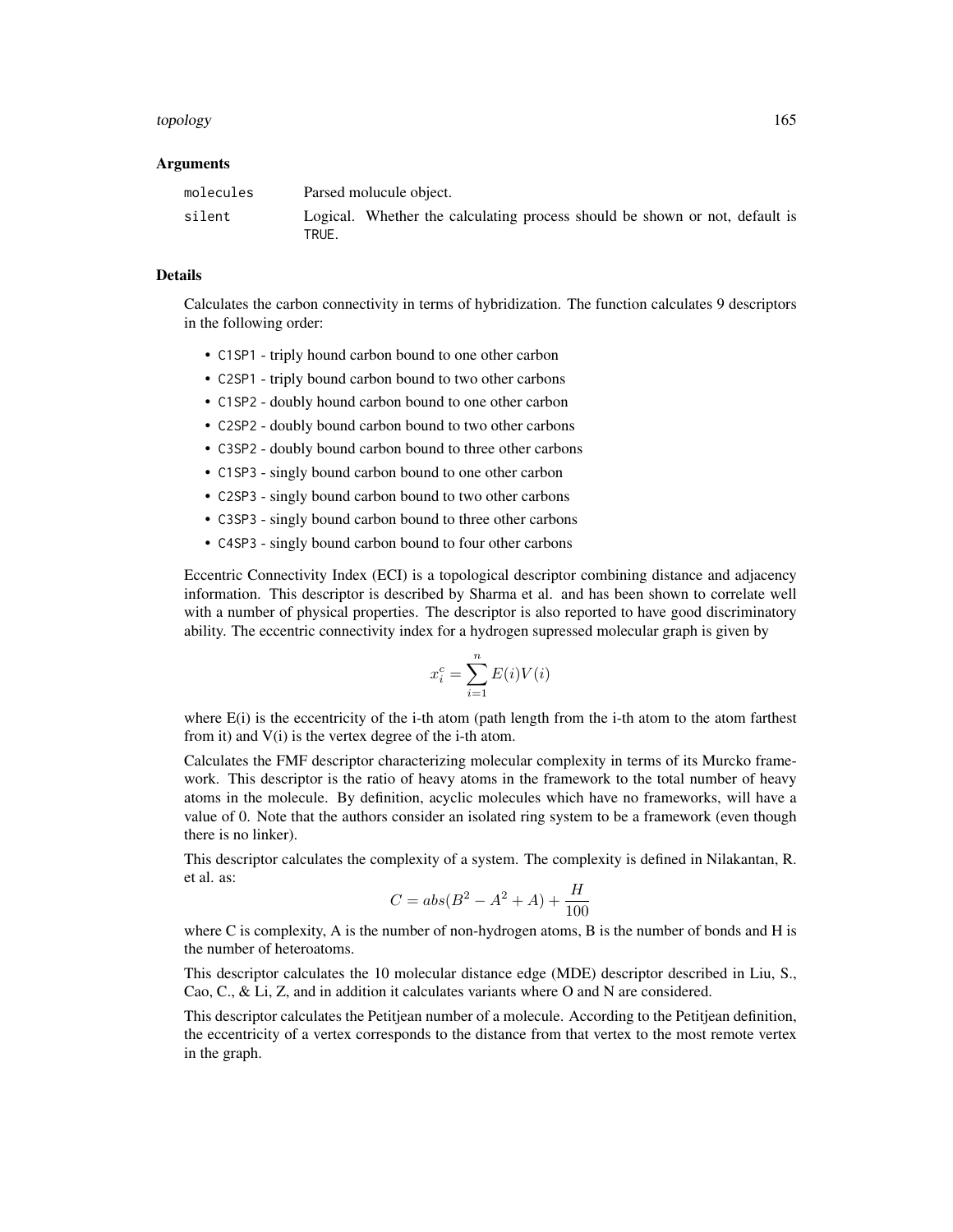### Arguments

| | |
|---|---|
| molecules | Parsed molucule object. |
| silent | Logical. Whether the calculating process should be shown or not, default is TRUE. |

### Details

Calculates the carbon connectivity in terms of hybridization. The function calculates 9 descriptors in the following order:

- C1SP1 - triply hound carbon bound to one other carbon
- C2SP1 - triply bound carbon bound to two other carbons
- C1SP2 - doubly hound carbon bound to one other carbon
- C2SP2 - doubly bound carbon bound to two other carbons
- C3SP2 - doubly bound carbon bound to three other carbons
- C1SP3 - singly bound carbon bound to one other carbon
- C2SP3 - singly bound carbon bound to two other carbons
- C3SP3 - singly bound carbon bound to three other carbons
- C4SP3 - singly bound carbon bound to four other carbons

Eccentric Connectivity Index (ECI) is a topological descriptor combining distance and adjacency information. This descriptor is described by Sharma et al. and has been shown to correlate well with a number of physical properties. The descriptor is also reported to have good discriminatory ability. The eccentric connectivity index for a hydrogen supressed molecular graph is given by

$$x_i^c = \sum_{i=1}^{n} E(i)V(i)$$

where E(i) is the eccentricity of the i-th atom (path length from the i-th atom to the atom farthest from it) and V(i) is the vertex degree of the i-th atom.

Calculates the FMF descriptor characterizing molecular complexity in terms of its Murcko framework. This descriptor is the ratio of heavy atoms in the framework to the total number of heavy atoms in the molecule. By definition, acyclic molecules which have no frameworks, will have a value of 0. Note that the authors consider an isolated ring system to be a framework (even though there is no linker).

This descriptor calculates the complexity of a system. The complexity is defined in Nilakantan, R. et al. as:

$$C = abs(B^2 - A^2 + A) + \frac{H}{100}$$

where C is complexity, A is the number of non-hydrogen atoms, B is the number of bonds and H is the number of heteroatoms.

This descriptor calculates the 10 molecular distance edge (MDE) descriptor described in Liu, S., Cao, C., & Li, Z, and in addition it calculates variants where O and N are considered.

This descriptor calculates the Petitjean number of a molecule. According to the Petitjean definition, the eccentricity of a vertex corresponds to the distance from that vertex to the most remote vertex in the graph.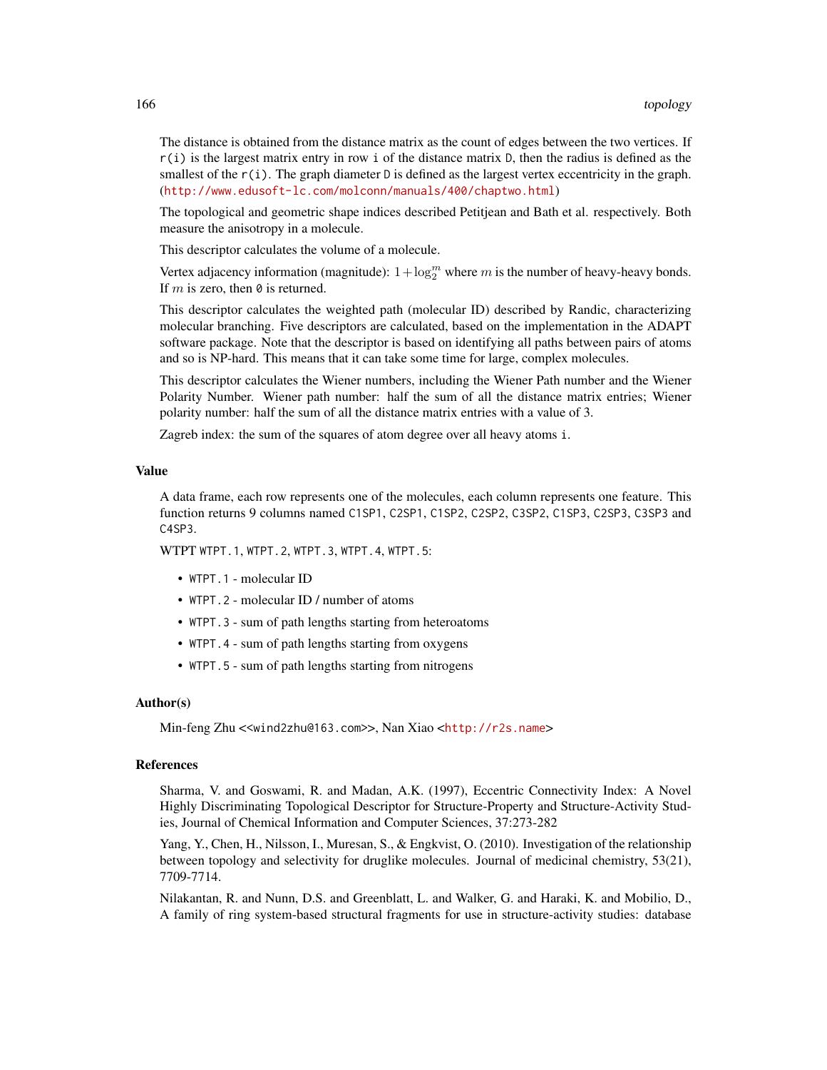The distance is obtained from the distance matrix as the count of edges between the two vertices. If `r(i)` is the largest matrix entry in row `i` of the distance matrix `D`, then the radius is defined as the smallest of the `r(i)`. The graph diameter `D` is defined as the largest vertex eccentricity in the graph. (http://www.edusoft-lc.com/molconn/manuals/400/chaptwo.html)

The topological and geometric shape indices described Petitjean and Bath et al. respectively. Both measure the anisotropy in a molecule.

This descriptor calculates the volume of a molecule.

Vertex adjacency information (magnitude): $1 + \log_2^m$ where $m$ is the number of heavy-heavy bonds. If $m$ is zero, then `0` is returned.

This descriptor calculates the weighted path (molecular ID) described by Randic, characterizing molecular branching. Five descriptors are calculated, based on the implementation in the ADAPT software package. Note that the descriptor is based on identifying all paths between pairs of atoms and so is NP-hard. This means that it can take some time for large, complex molecules.

This descriptor calculates the Wiener numbers, including the Wiener Path number and the Wiener Polarity Number. Wiener path number: half the sum of all the distance matrix entries; Wiener polarity number: half the sum of all the distance matrix entries with a value of 3.

Zagreb index: the sum of the squares of atom degree over all heavy atoms `i`.

## Value

A data frame, each row represents one of the molecules, each column represents one feature. This function returns 9 columns named `C1SP1`, `C2SP1`, `C1SP2`, `C2SP2`, `C3SP2`, `C1SP3`, `C2SP3`, `C3SP3` and `C4SP3`.

WTPT `WTPT.1`, `WTPT.2`, `WTPT.3`, `WTPT.4`, `WTPT.5`:

- `WTPT.1` - molecular ID
- `WTPT.2` - molecular ID / number of atoms
- `WTPT.3` - sum of path lengths starting from heteroatoms
- `WTPT.4` - sum of path lengths starting from oxygens
- `WTPT.5` - sum of path lengths starting from nitrogens

## Author(s)

Min-feng Zhu <<wind2zhu@163.com>>, Nan Xiao <http://r2s.name>

## References

Sharma, V. and Goswami, R. and Madan, A.K. (1997), Eccentric Connectivity Index: A Novel Highly Discriminating Topological Descriptor for Structure-Property and Structure-Activity Studies, Journal of Chemical Information and Computer Sciences, 37:273-282

Yang, Y., Chen, H., Nilsson, I., Muresan, S., & Engkvist, O. (2010). Investigation of the relationship between topology and selectivity for druglike molecules. Journal of medicinal chemistry, 53(21), 7709-7714.

Nilakantan, R. and Nunn, D.S. and Greenblatt, L. and Walker, G. and Haraki, K. and Mobilio, D., A family of ring system-based structural fragments for use in structure-activity studies: database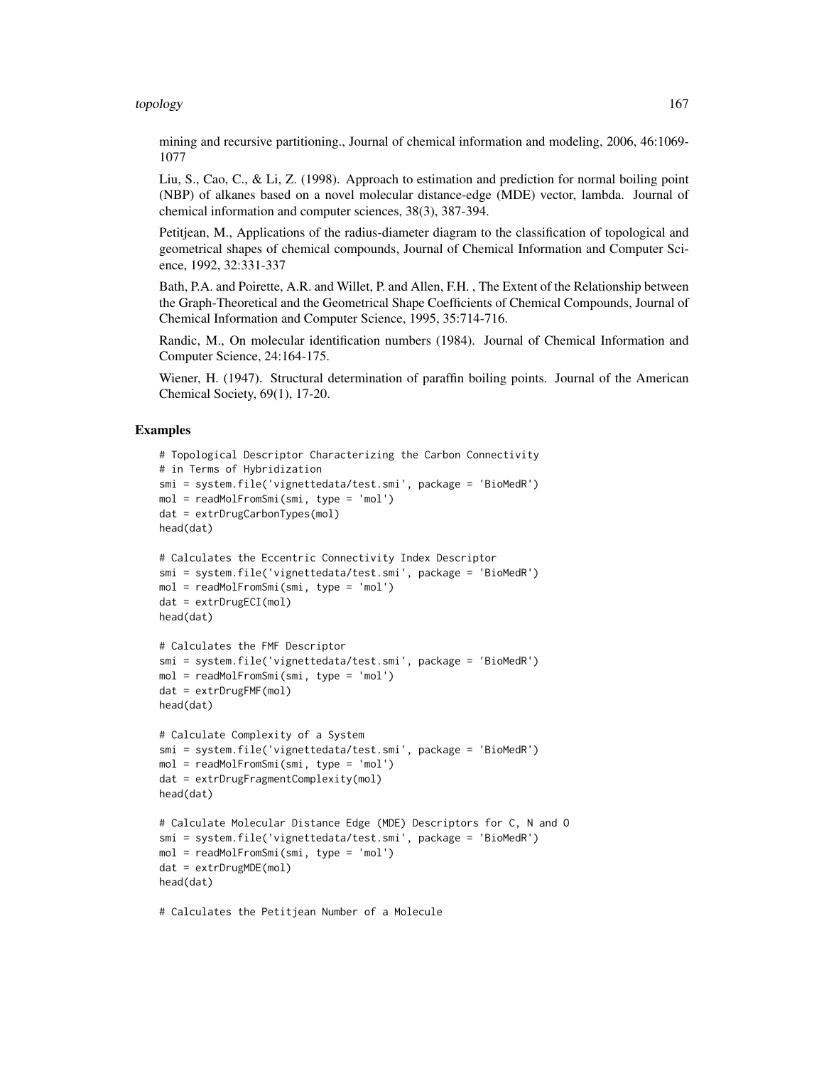mining and recursive partitioning., Journal of chemical information and modeling, 2006, 46:1069-1077

Liu, S., Cao, C., & Li, Z. (1998). Approach to estimation and prediction for normal boiling point (NBP) of alkanes based on a novel molecular distance-edge (MDE) vector, lambda. Journal of chemical information and computer sciences, 38(3), 387-394.

Petitjean, M., Applications of the radius-diameter diagram to the classification of topological and geometrical shapes of chemical compounds, Journal of Chemical Information and Computer Science, 1992, 32:331-337

Bath, P.A. and Poirette, A.R. and Willet, P. and Allen, F.H. , The Extent of the Relationship between the Graph-Theoretical and the Geometrical Shape Coefficients of Chemical Compounds, Journal of Chemical Information and Computer Science, 1995, 35:714-716.

Randic, M., On molecular identification numbers (1984). Journal of Chemical Information and Computer Science, 24:164-175.

Wiener, H. (1947). Structural determination of paraffin boiling points. Journal of the American Chemical Society, 69(1), 17-20.

### Examples

```
# Topological Descriptor Characterizing the Carbon Connectivity
# in Terms of Hybridization
smi = system.file('vignettedata/test.smi', package = 'BioMedR')
mol = readMolFromSmi(smi, type = 'mol')
dat = extrDrugCarbonTypes(mol)
head(dat)

# Calculates the Eccentric Connectivity Index Descriptor
smi = system.file('vignettedata/test.smi', package = 'BioMedR')
mol = readMolFromSmi(smi, type = 'mol')
dat = extrDrugECI(mol)
head(dat)

# Calculates the FMF Descriptor
smi = system.file('vignettedata/test.smi', package = 'BioMedR')
mol = readMolFromSmi(smi, type = 'mol')
dat = extrDrugFMF(mol)
head(dat)

# Calculate Complexity of a System
smi = system.file('vignettedata/test.smi', package = 'BioMedR')
mol = readMolFromSmi(smi, type = 'mol')
dat = extrDrugFragmentComplexity(mol)
head(dat)

# Calculate Molecular Distance Edge (MDE) Descriptors for C, N and O
smi = system.file('vignettedata/test.smi', package = 'BioMedR')
mol = readMolFromSmi(smi, type = 'mol')
dat = extrDrugMDE(mol)
head(dat)

# Calculates the Petitjean Number of a Molecule
```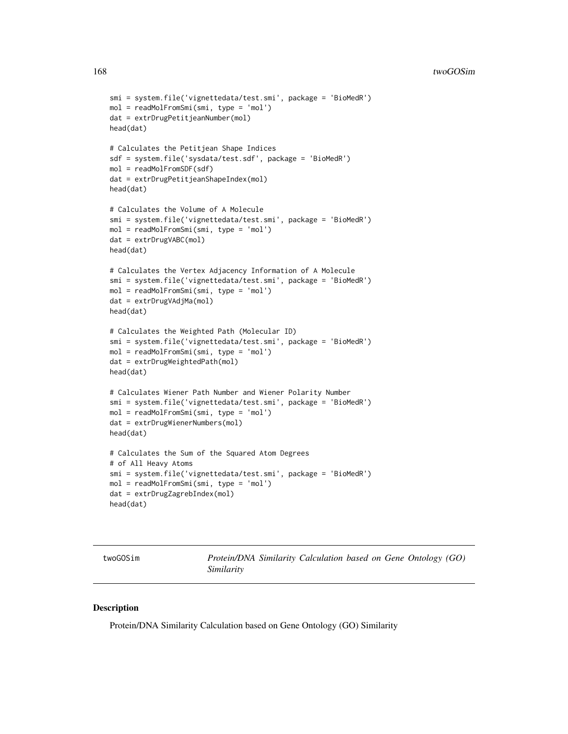```
smi = system.file('vignettedata/test.smi', package = 'BioMedR')
mol = readMolFromSmi(smi, type = 'mol')
dat = extrDrugPetitjeanNumber(mol)
head(dat)

# Calculates the Petitjean Shape Indices
sdf = system.file('sysdata/test.sdf', package = 'BioMedR')
mol = readMolFromSDF(sdf)
dat = extrDrugPetitjeanShapeIndex(mol)
head(dat)

# Calculates the Volume of A Molecule
smi = system.file('vignettedata/test.smi', package = 'BioMedR')
mol = readMolFromSmi(smi, type = 'mol')
dat = extrDrugVABC(mol)
head(dat)

# Calculates the Vertex Adjacency Information of A Molecule
smi = system.file('vignettedata/test.smi', package = 'BioMedR')
mol = readMolFromSmi(smi, type = 'mol')
dat = extrDrugVAdjMa(mol)
head(dat)

# Calculates the Weighted Path (Molecular ID)
smi = system.file('vignettedata/test.smi', package = 'BioMedR')
mol = readMolFromSmi(smi, type = 'mol')
dat = extrDrugWeightedPath(mol)
head(dat)

# Calculates Wiener Path Number and Wiener Polarity Number
smi = system.file('vignettedata/test.smi', package = 'BioMedR')
mol = readMolFromSmi(smi, type = 'mol')
dat = extrDrugWienerNumbers(mol)
head(dat)

# Calculates the Sum of the Squared Atom Degrees
# of All Heavy Atoms
smi = system.file('vignettedata/test.smi', package = 'BioMedR')
mol = readMolFromSmi(smi, type = 'mol')
dat = extrDrugZagrebIndex(mol)
head(dat)
```

## twoGOSim — *Protein/DNA Similarity Calculation based on Gene Ontology (GO) Similarity*

### Description

Protein/DNA Similarity Calculation based on Gene Ontology (GO) Similarity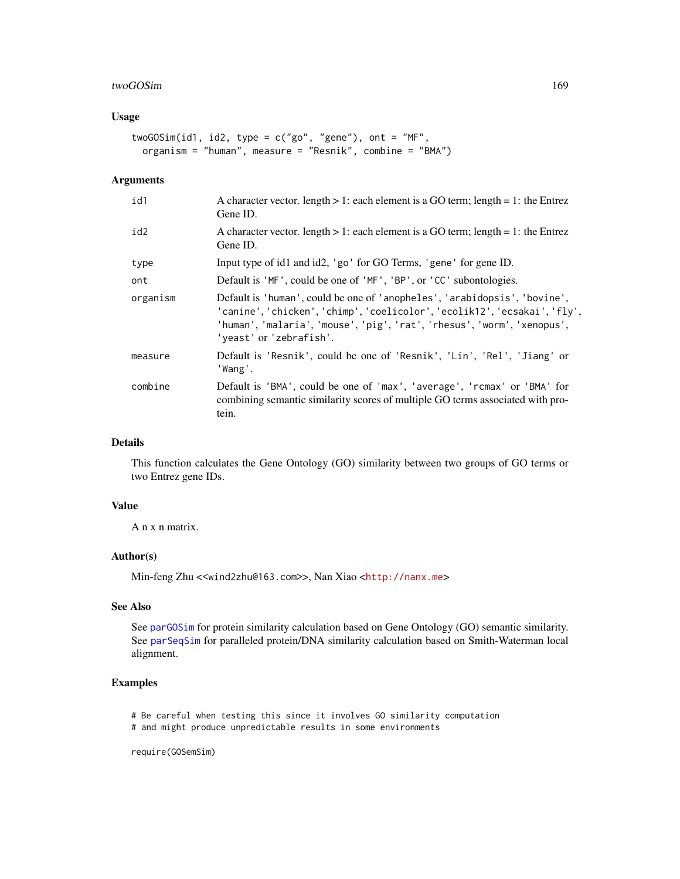## Usage

```
twoGOSim(id1, id2, type = c("go", "gene"), ont = "MF",
  organism = "human", measure = "Resnik", combine = "BMA")
```

## Arguments

| | |
|---|---|
| id1 | A character vector. length > 1: each element is a GO term; length = 1: the Entrez Gene ID. |
| id2 | A character vector. length > 1: each element is a GO term; length = 1: the Entrez Gene ID. |
| type | Input type of id1 and id2, 'go' for GO Terms, 'gene' for gene ID. |
| ont | Default is 'MF', could be one of 'MF', 'BP', or 'CC' subontologies. |
| organism | Default is 'human', could be one of 'anopheles', 'arabidopsis', 'bovine', 'canine', 'chicken', 'chimp', 'coelicolor', 'ecolik12', 'ecsakai', 'fly', 'human', 'malaria', 'mouse', 'pig', 'rat', 'rhesus', 'worm', 'xenopus', 'yeast' or 'zebrafish'. |
| measure | Default is 'Resnik', could be one of 'Resnik', 'Lin', 'Rel', 'Jiang' or 'Wang'. |
| combine | Default is 'BMA', could be one of 'max', 'average', 'rcmax' or 'BMA' for combining semantic similarity scores of multiple GO terms associated with protein. |

## Details

This function calculates the Gene Ontology (GO) similarity between two groups of GO terms or two Entrez gene IDs.

## Value

A n x n matrix.

## Author(s)

Min-feng Zhu <<wind2zhu@163.com>>, Nan Xiao <http://nanx.me>

## See Also

See parGOSim for protein similarity calculation based on Gene Ontology (GO) semantic similarity. See parSeqSim for paralleled protein/DNA similarity calculation based on Smith-Waterman local alignment.

## Examples

```
# Be careful when testing this since it involves GO similarity computation
# and might produce unpredictable results in some environments

require(GOSemSim)
```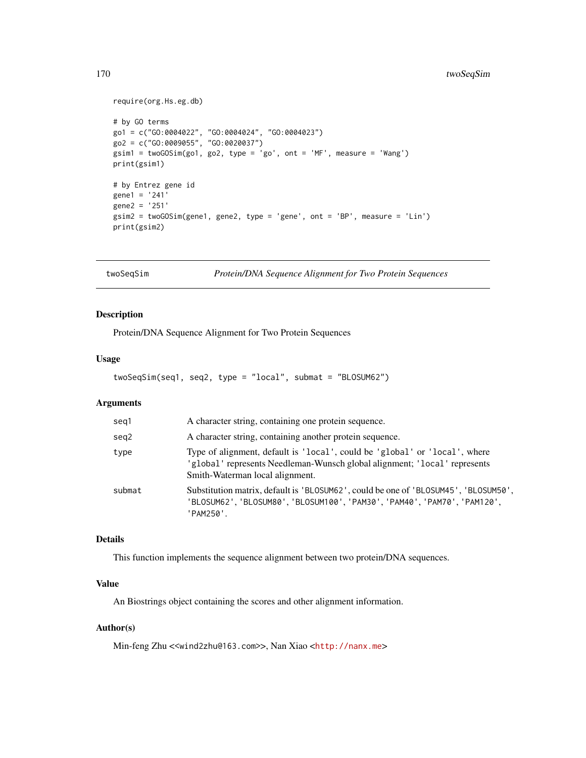```
require(org.Hs.eg.db)

# by GO terms
go1 = c("GO:0004022", "GO:0004024", "GO:0004023")
go2 = c("GO:0009055", "GO:0020037")
gsim1 = twoGOSim(go1, go2, type = 'go', ont = 'MF', measure = 'Wang')
print(gsim1)

# by Entrez gene id
gene1 = '241'
gene2 = '251'
gsim2 = twoGOSim(gene1, gene2, type = 'gene', ont = 'BP', measure = 'Lin')
print(gsim2)
```

## twoSeqSim — *Protein/DNA Sequence Alignment for Two Protein Sequences*

### Description

Protein/DNA Sequence Alignment for Two Protein Sequences

### Usage

```
twoSeqSim(seq1, seq2, type = "local", submat = "BLOSUM62")
```

### Arguments

| | |
|---|---|
| seq1 | A character string, containing one protein sequence. |
| seq2 | A character string, containing another protein sequence. |
| type | Type of alignment, default is 'local', could be 'global' or 'local', where 'global' represents Needleman-Wunsch global alignment; 'local' represents Smith-Waterman local alignment. |
| submat | Substitution matrix, default is 'BLOSUM62', could be one of 'BLOSUM45', 'BLOSUM50', 'BLOSUM62', 'BLOSUM80', 'BLOSUM100', 'PAM30', 'PAM40', 'PAM70', 'PAM120', 'PAM250'. |

### Details

This function implements the sequence alignment between two protein/DNA sequences.

### Value

An Biostrings object containing the scores and other alignment information.

### Author(s)

Min-feng Zhu <<wind2zhu@163.com>>, Nan Xiao <http://nanx.me>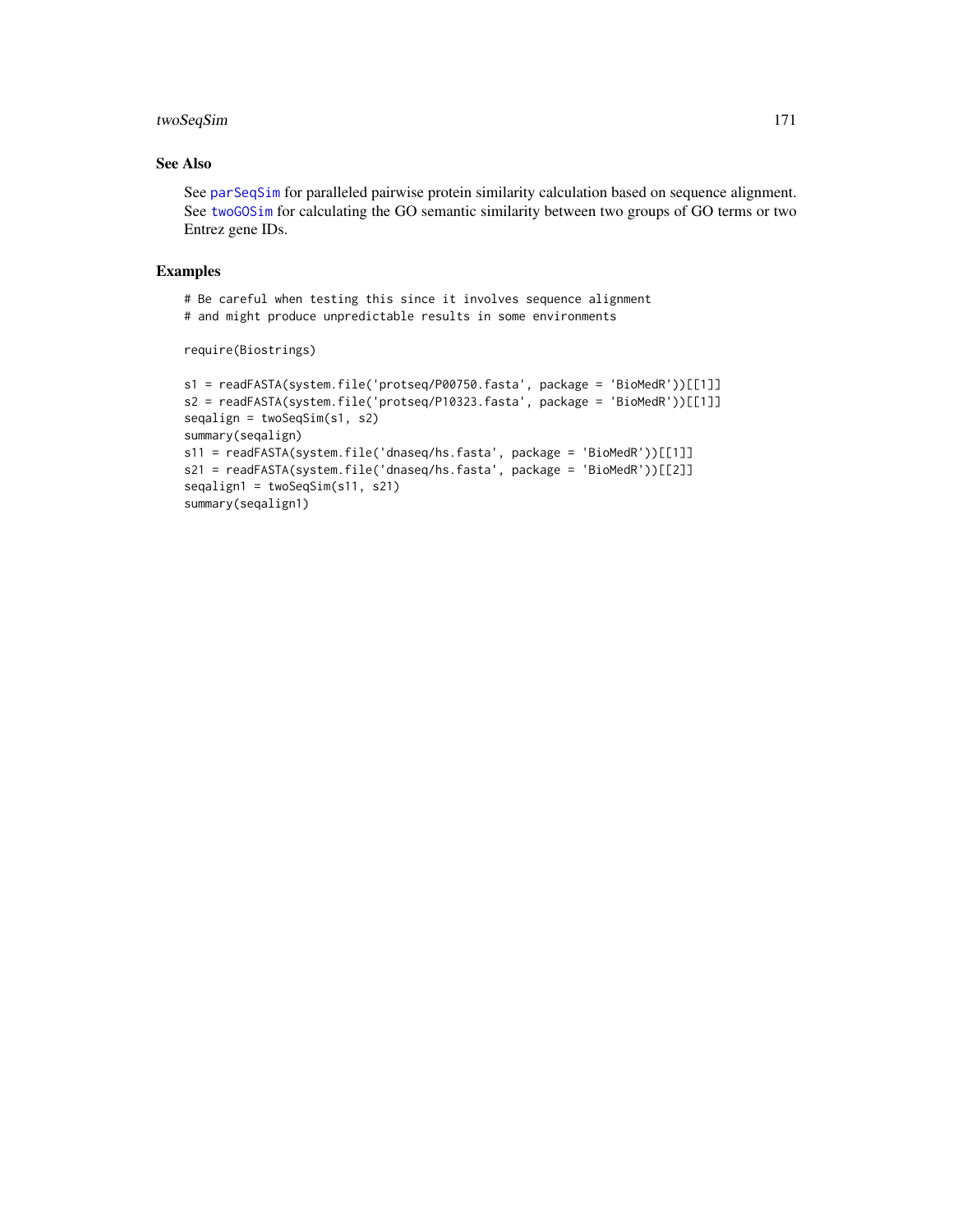## See Also

See `parSeqSim` for paralleled pairwise protein similarity calculation based on sequence alignment. See `twoGOSim` for calculating the GO semantic similarity between two groups of GO terms or two Entrez gene IDs.

## Examples

```
# Be careful when testing this since it involves sequence alignment
# and might produce unpredictable results in some environments

require(Biostrings)

s1 = readFASTA(system.file('protseq/P00750.fasta', package = 'BioMedR'))[[1]]
s2 = readFASTA(system.file('protseq/P10323.fasta', package = 'BioMedR'))[[1]]
seqalign = twoSeqSim(s1, s2)
summary(seqalign)
s11 = readFASTA(system.file('dnaseq/hs.fasta', package = 'BioMedR'))[[1]]
s21 = readFASTA(system.file('dnaseq/hs.fasta', package = 'BioMedR'))[[2]]
seqalign1 = twoSeqSim(s11, s21)
summary(seqalign1)
```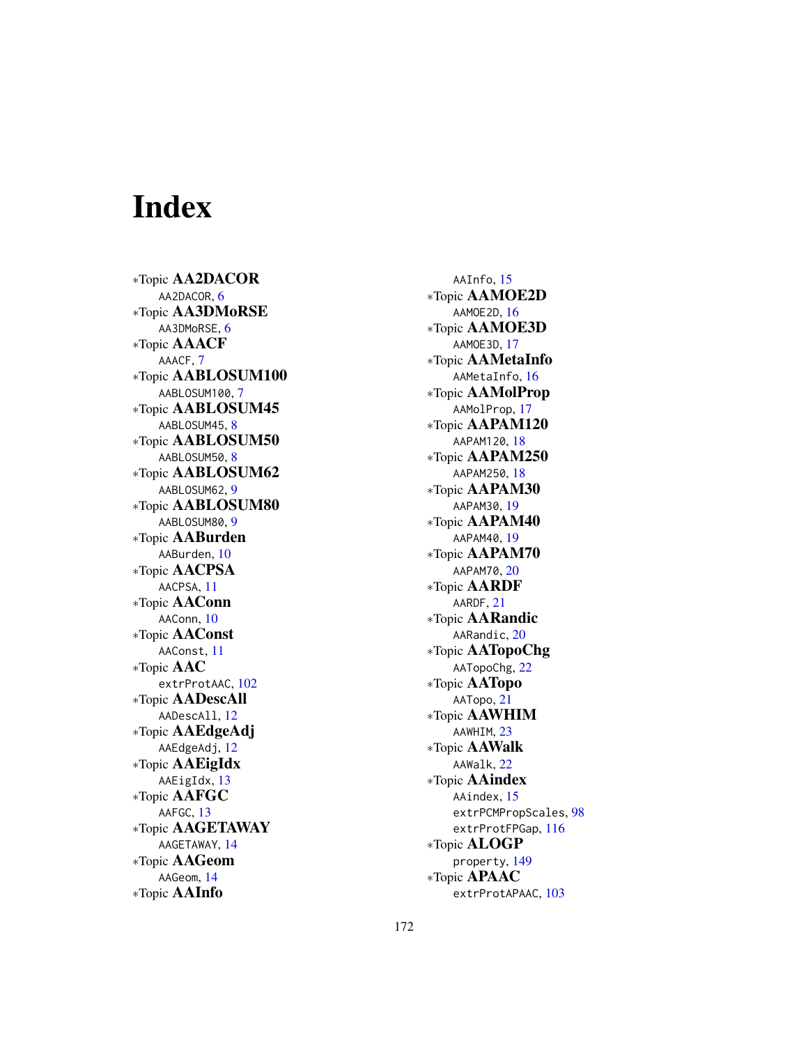# Index

∗Topic **AA2DACOR**
  AA2DACOR, 6
∗Topic **AA3DMoRSE**
  AA3DMoRSE, 6
∗Topic **AAACF**
  AAACF, 7
∗Topic **AABLOSUM100**
  AABLOSUM100, 7
∗Topic **AABLOSUM45**
  AABLOSUM45, 8
∗Topic **AABLOSUM50**
  AABLOSUM50, 8
∗Topic **AABLOSUM62**
  AABLOSUM62, 9
∗Topic **AABLOSUM80**
  AABLOSUM80, 9
∗Topic **AABurden**
  AABurden, 10
∗Topic **AACPSA**
  AACPSA, 11
∗Topic **AAConn**
  AAConn, 10
∗Topic **AAConst**
  AAConst, 11
∗Topic **AAC**
  extrProtAAC, 102
∗Topic **AADescAll**
  AADescAll, 12
∗Topic **AAEdgeAdj**
  AAEdgeAdj, 12
∗Topic **AAEigIdx**
  AAEigIdx, 13
∗Topic **AAFGC**
  AAFGC, 13
∗Topic **AAGETAWAY**
  AAGETAWAY, 14
∗Topic **AAGeom**
  AAGeom, 14
∗Topic **AAInfo**
  AAInfo, 15
∗Topic **AAMOE2D**
  AAMOE2D, 16
∗Topic **AAMOE3D**
  AAMOE3D, 17
∗Topic **AAMetaInfo**
  AAMetaInfo, 16
∗Topic **AAMolProp**
  AAMolProp, 17
∗Topic **AAPAM120**
  AAPAM120, 18
∗Topic **AAPAM250**
  AAPAM250, 18
∗Topic **AAPAM30**
  AAPAM30, 19
∗Topic **AAPAM40**
  AAPAM40, 19
∗Topic **AAPAM70**
  AAPAM70, 20
∗Topic **AARDF**
  AARDF, 21
∗Topic **AARandic**
  AARandic, 20
∗Topic **AATopoChg**
  AATopoChg, 22
∗Topic **AATopo**
  AATopo, 21
∗Topic **AAWHIM**
  AAWHIM, 23
∗Topic **AAWalk**
  AAWalk, 22
∗Topic **AAindex**
  AAindex, 15
  extrPCMPropScales, 98
  extrProtFPGap, 116
∗Topic **ALOGP**
  property, 149
∗Topic **APAAC**
  extrProtAPAAC, 103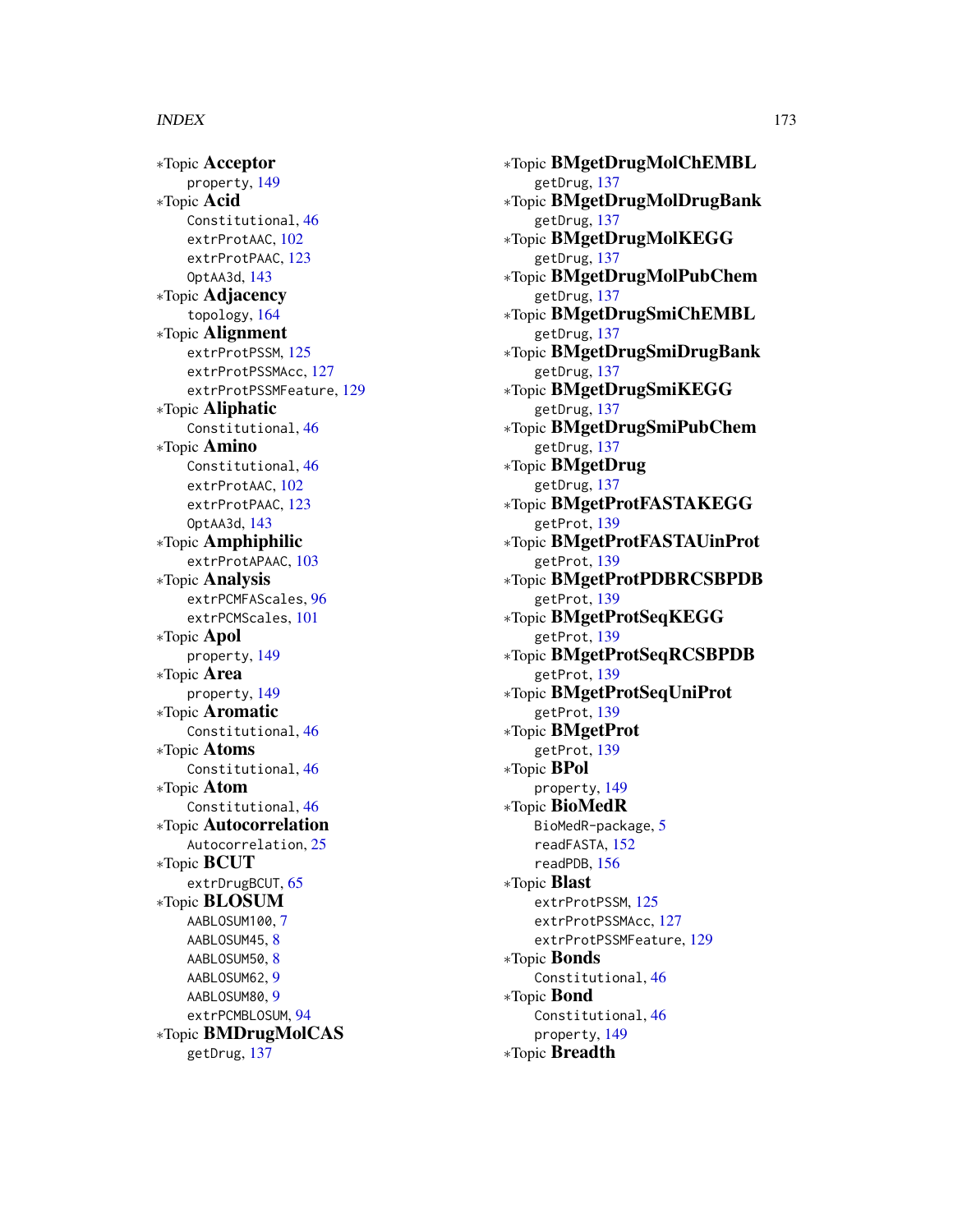∗Topic **Acceptor**
  property, 149
∗Topic **Acid**
  Constitutional, 46
  extrProtAAC, 102
  extrProtPAAC, 123
  OptAA3d, 143
∗Topic **Adjacency**
  topology, 164
∗Topic **Alignment**
  extrProtPSSM, 125
  extrProtPSSMAcc, 127
  extrProtPSSMFeature, 129
∗Topic **Aliphatic**
  Constitutional, 46
∗Topic **Amino**
  Constitutional, 46
  extrProtAAC, 102
  extrProtPAAC, 123
  OptAA3d, 143
∗Topic **Amphiphilic**
  extrProtAPAAC, 103
∗Topic **Analysis**
  extrPCMFAScales, 96
  extrPCMScales, 101
∗Topic **Apol**
  property, 149
∗Topic **Area**
  property, 149
∗Topic **Aromatic**
  Constitutional, 46
∗Topic **Atoms**
  Constitutional, 46
∗Topic **Atom**
  Constitutional, 46
∗Topic **Autocorrelation**
  Autocorrelation, 25
∗Topic **BCUT**
  extrDrugBCUT, 65
∗Topic **BLOSUM**
  AABLOSUM100, 7
  AABLOSUM45, 8
  AABLOSUM50, 8
  AABLOSUM62, 9
  AABLOSUM80, 9
  extrPCMBLOSUM, 94
∗Topic **BMDrugMolCAS**
  getDrug, 137
∗Topic **BMgetDrugMolChEMBL**
  getDrug, 137
∗Topic **BMgetDrugMolDrugBank**
  getDrug, 137
∗Topic **BMgetDrugMolKEGG**
  getDrug, 137
∗Topic **BMgetDrugMolPubChem**
  getDrug, 137
∗Topic **BMgetDrugSmiChEMBL**
  getDrug, 137
∗Topic **BMgetDrugSmiDrugBank**
  getDrug, 137
∗Topic **BMgetDrugSmiKEGG**
  getDrug, 137
∗Topic **BMgetDrugSmiPubChem**
  getDrug, 137
∗Topic **BMgetDrug**
  getDrug, 137
∗Topic **BMgetProtFASTAKEGG**
  getProt, 139
∗Topic **BMgetProtFASTAUinProt**
  getProt, 139
∗Topic **BMgetProtPDBRCSBPDB**
  getProt, 139
∗Topic **BMgetProtSeqKEGG**
  getProt, 139
∗Topic **BMgetProtSeqRCSBPDB**
  getProt, 139
∗Topic **BMgetProtSeqUniProt**
  getProt, 139
∗Topic **BMgetProt**
  getProt, 139
∗Topic **BPol**
  property, 149
∗Topic **BioMedR**
  BioMedR-package, 5
  readFASTA, 152
  readPDB, 156
∗Topic **Blast**
  extrProtPSSM, 125
  extrProtPSSMAcc, 127
  extrProtPSSMFeature, 129
∗Topic **Bonds**
  Constitutional, 46
∗Topic **Bond**
  Constitutional, 46
  property, 149
∗Topic **Breadth**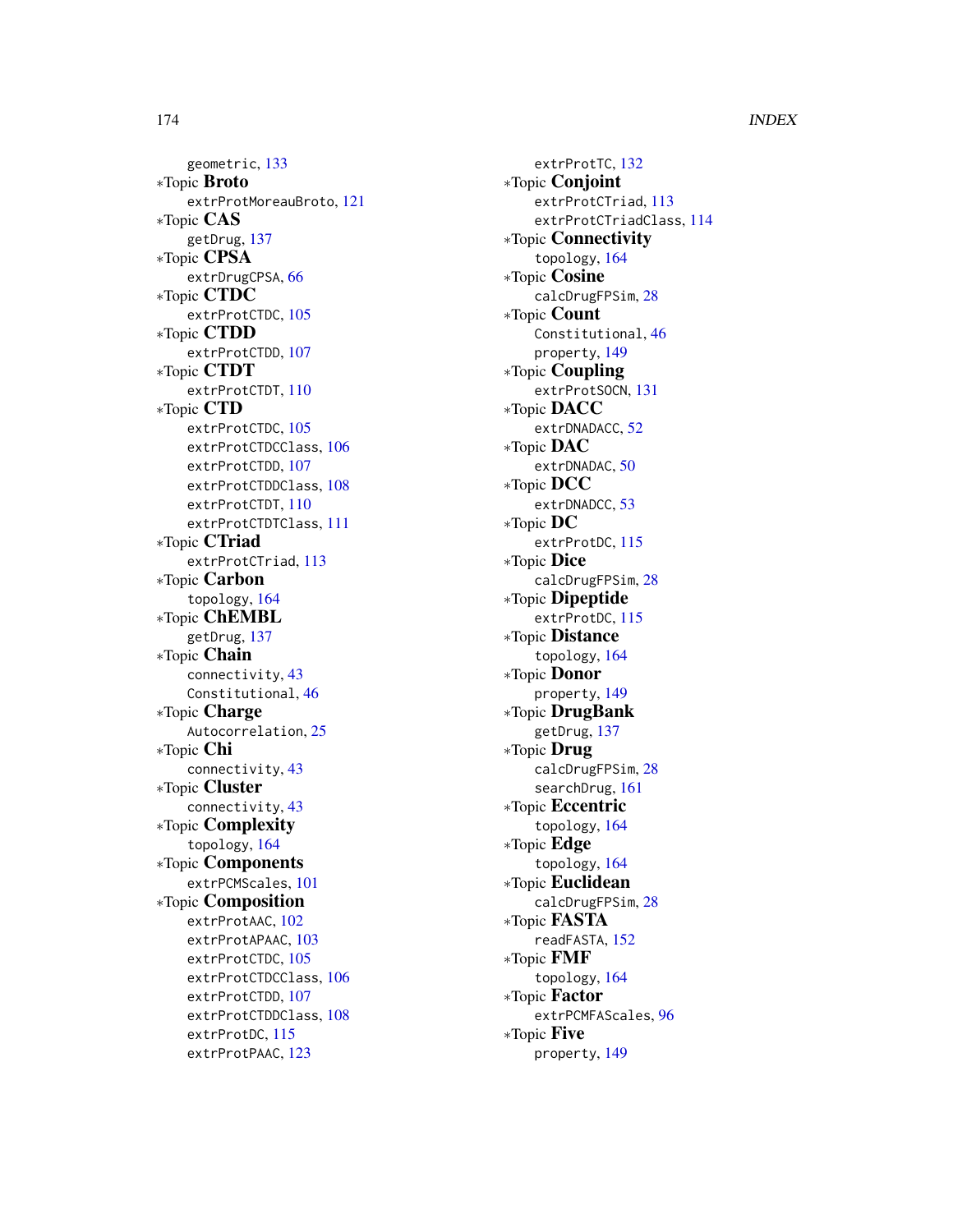geometric, 133

∗Topic **Broto**
extrProtMoreauBroto, 121

∗Topic **CAS**
getDrug, 137

∗Topic **CPSA**
extrDrugCPSA, 66

∗Topic **CTDC**
extrProtCTDC, 105

∗Topic **CTDD**
extrProtCTDD, 107

∗Topic **CTDT**
extrProtCTDT, 110

∗Topic **CTD**
extrProtCTDC, 105
extrProtCTDCClass, 106
extrProtCTDD, 107
extrProtCTDDClass, 108
extrProtCTDT, 110
extrProtCTDTClass, 111

∗Topic **CTriad**
extrProtCTriad, 113

∗Topic **Carbon**
topology, 164

∗Topic **ChEMBL**
getDrug, 137

∗Topic **Chain**
connectivity, 43
Constitutional, 46

∗Topic **Charge**
Autocorrelation, 25

∗Topic **Chi**
connectivity, 43

∗Topic **Cluster**
connectivity, 43

∗Topic **Complexity**
topology, 164

∗Topic **Components**
extrPCMScales, 101

∗Topic **Composition**
extrProtAAC, 102
extrProtAPAAC, 103
extrProtCTDC, 105
extrProtCTDCClass, 106
extrProtCTDD, 107
extrProtCTDDClass, 108
extrProtDC, 115
extrProtPAAC, 123
extrProtTC, 132

∗Topic **Conjoint**
extrProtCTriad, 113
extrProtCTriadClass, 114

∗Topic **Connectivity**
topology, 164

∗Topic **Cosine**
calcDrugFPSim, 28

∗Topic **Count**
Constitutional, 46
property, 149

∗Topic **Coupling**
extrProtSOCN, 131

∗Topic **DACC**
extrDNADACC, 52

∗Topic **DAC**
extrDNADAC, 50

∗Topic **DCC**
extrDNADCC, 53

∗Topic **DC**
extrProtDC, 115

∗Topic **Dice**
calcDrugFPSim, 28

∗Topic **Dipeptide**
extrProtDC, 115

∗Topic **Distance**
topology, 164

∗Topic **Donor**
property, 149

∗Topic **DrugBank**
getDrug, 137

∗Topic **Drug**
calcDrugFPSim, 28
searchDrug, 161

∗Topic **Eccentric**
topology, 164

∗Topic **Edge**
topology, 164

∗Topic **Euclidean**
calcDrugFPSim, 28

∗Topic **FASTA**
readFASTA, 152

∗Topic **FMF**
topology, 164

∗Topic **Factor**
extrPCMFAScales, 96

∗Topic **Five**
property, 149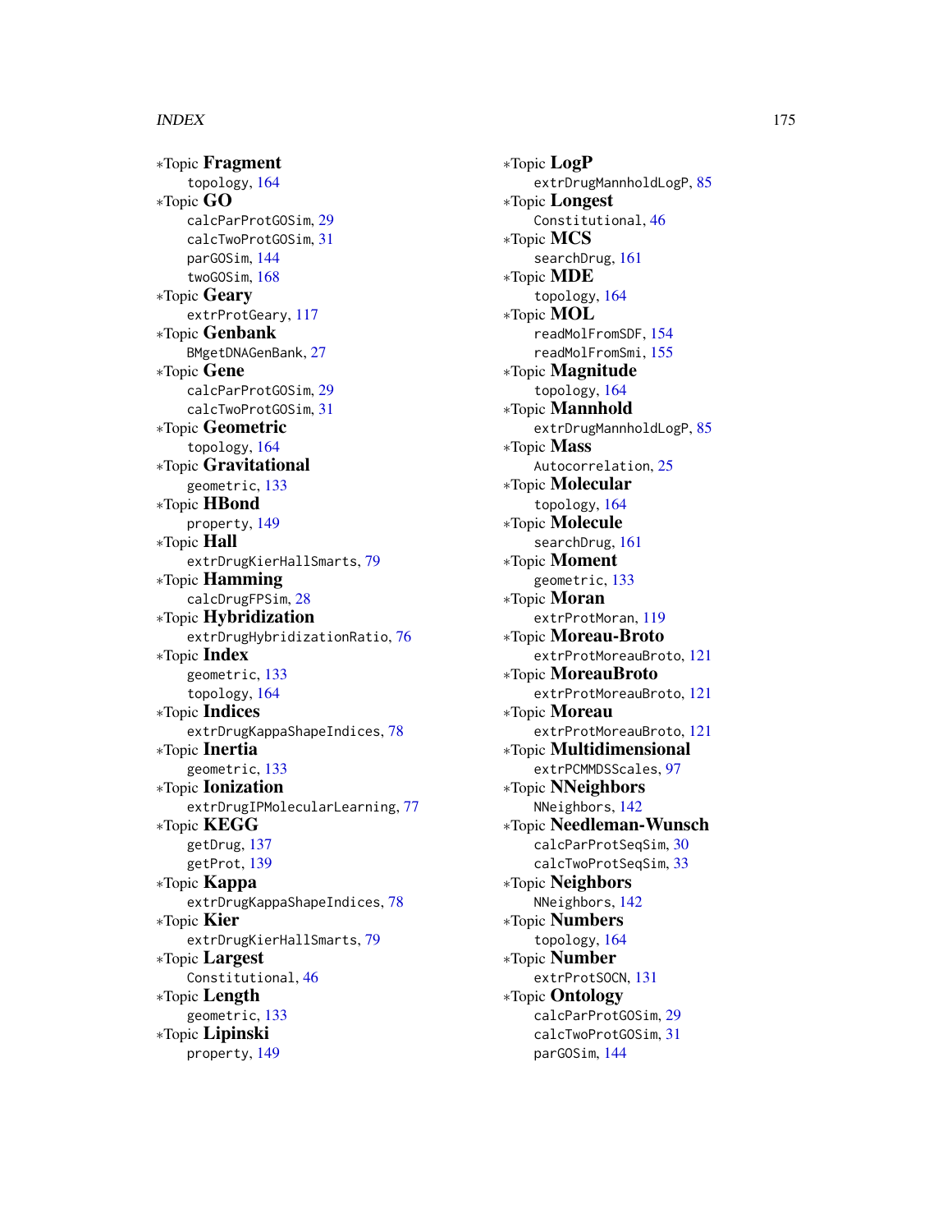*Topic **Fragment**
  topology, 164
*Topic **GO**
  calcParProtGOSim, 29
  calcTwoProtGOSim, 31
  parGOSim, 144
  twoGOSim, 168
*Topic **Geary**
  extrProtGeary, 117
*Topic **Genbank**
  BMgetDNAGenBank, 27
*Topic **Gene**
  calcParProtGOSim, 29
  calcTwoProtGOSim, 31
*Topic **Geometric**
  topology, 164
*Topic **Gravitational**
  geometric, 133
*Topic **HBond**
  property, 149
*Topic **Hall**
  extrDrugKierHallSmarts, 79
*Topic **Hamming**
  calcDrugFPSim, 28
*Topic **Hybridization**
  extrDrugHybridizationRatio, 76
*Topic **Index**
  geometric, 133
  topology, 164
*Topic **Indices**
  extrDrugKappaShapeIndices, 78
*Topic **Inertia**
  geometric, 133
*Topic **Ionization**
  extrDrugIPMolecularLearning, 77
*Topic **KEGG**
  getDrug, 137
  getProt, 139
*Topic **Kappa**
  extrDrugKappaShapeIndices, 78
*Topic **Kier**
  extrDrugKierHallSmarts, 79
*Topic **Largest**
  Constitutional, 46
*Topic **Length**
  geometric, 133
*Topic **Lipinski**
  property, 149
*Topic **LogP**
  extrDrugMannholdLogP, 85
*Topic **Longest**
  Constitutional, 46
*Topic **MCS**
  searchDrug, 161
*Topic **MDE**
  topology, 164
*Topic **MOL**
  readMolFromSDF, 154
  readMolFromSmi, 155
*Topic **Magnitude**
  topology, 164
*Topic **Mannhold**
  extrDrugMannholdLogP, 85
*Topic **Mass**
  Autocorrelation, 25
*Topic **Molecular**
  topology, 164
*Topic **Molecule**
  searchDrug, 161
*Topic **Moment**
  geometric, 133
*Topic **Moran**
  extrProtMoran, 119
*Topic **Moreau-Broto**
  extrProtMoreauBroto, 121
*Topic **MoreauBroto**
  extrProtMoreauBroto, 121
*Topic **Moreau**
  extrProtMoreauBroto, 121
*Topic **Multidimensional**
  extrPCMMDSScales, 97
*Topic **NNeighbors**
  NNeighbors, 142
*Topic **Needleman-Wunsch**
  calcParProtSeqSim, 30
  calcTwoProtSeqSim, 33
*Topic **Neighbors**
  NNeighbors, 142
*Topic **Numbers**
  topology, 164
*Topic **Number**
  extrProtSOCN, 131
*Topic **Ontology**
  calcParProtGOSim, 29
  calcTwoProtGOSim, 31
  parGOSim, 144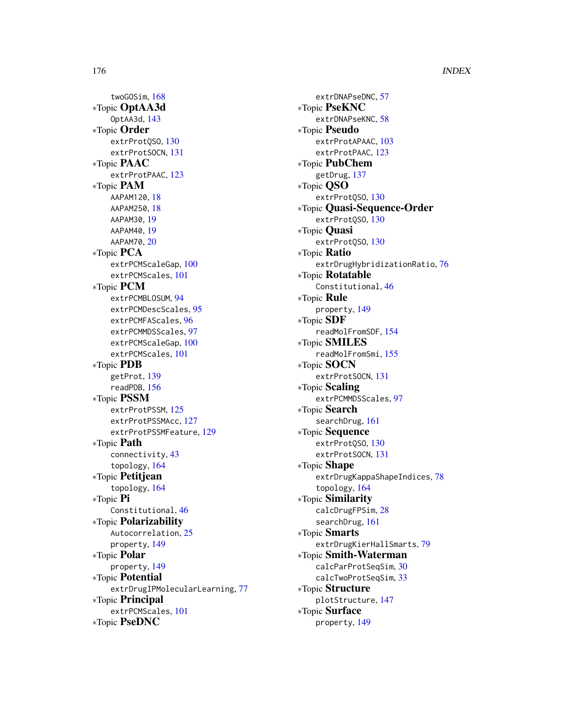twoGOSim, 168

*Topic **OptAA3d**

OptAA3d, 143

*Topic **Order**

extrProtQSO, 130
extrProtSOCN, 131

*Topic **PAAC**

extrProtPAAC, 123

*Topic **PAM**

AAPAM120, 18
AAPAM250, 18
AAPAM30, 19
AAPAM40, 19
AAPAM70, 20

*Topic **PCA**

extrPCMScaleGap, 100
extrPCMScales, 101

*Topic **PCM**

extrPCMBLOSUM, 94
extrPCMDescScales, 95
extrPCMFAScales, 96
extrPCMMDSScales, 97
extrPCMScaleGap, 100
extrPCMScales, 101

*Topic **PDB**

getProt, 139
readPDB, 156

*Topic **PSSM**

extrProtPSSM, 125
extrProtPSSMAcc, 127
extrProtPSSMFeature, 129

*Topic **Path**

connectivity, 43
topology, 164

*Topic **Petitjean**

topology, 164

*Topic **Pi**

Constitutional, 46

*Topic **Polarizability**

Autocorrelation, 25
property, 149

*Topic **Polar**

property, 149

*Topic **Potential**

extrDrugIPMolecularLearning, 77

*Topic **Principal**

extrPCMScales, 101

*Topic **PseDNC**

extrDNAPseDNC, 57

*Topic **PseKNC**

extrDNAPseKNC, 58

*Topic **Pseudo**

extrProtAPAAC, 103
extrProtPAAC, 123

*Topic **PubChem**

getDrug, 137

*Topic **QSO**

extrProtQSO, 130

*Topic **Quasi-Sequence-Order**

extrProtQSO, 130

*Topic **Quasi**

extrProtQSO, 130

*Topic **Ratio**

extrDrugHybridizationRatio, 76

*Topic **Rotatable**

Constitutional, 46

*Topic **Rule**

property, 149

*Topic **SDF**

readMolFromSDF, 154

*Topic **SMILES**

readMolFromSmi, 155

*Topic **SOCN**

extrProtSOCN, 131

*Topic **Scaling**

extrPCMMDSScales, 97

*Topic **Search**

searchDrug, 161

*Topic **Sequence**

extrProtQSO, 130
extrProtSOCN, 131

*Topic **Shape**

extrDrugKappaShapeIndices, 78
topology, 164

*Topic **Similarity**

calcDrugFPSim, 28
searchDrug, 161

*Topic **Smarts**

extrDrugKierHallSmarts, 79

*Topic **Smith-Waterman**

calcParProtSeqSim, 30
calcTwoProtSeqSim, 33

*Topic **Structure**

plotStructure, 147

*Topic **Surface**

property, 149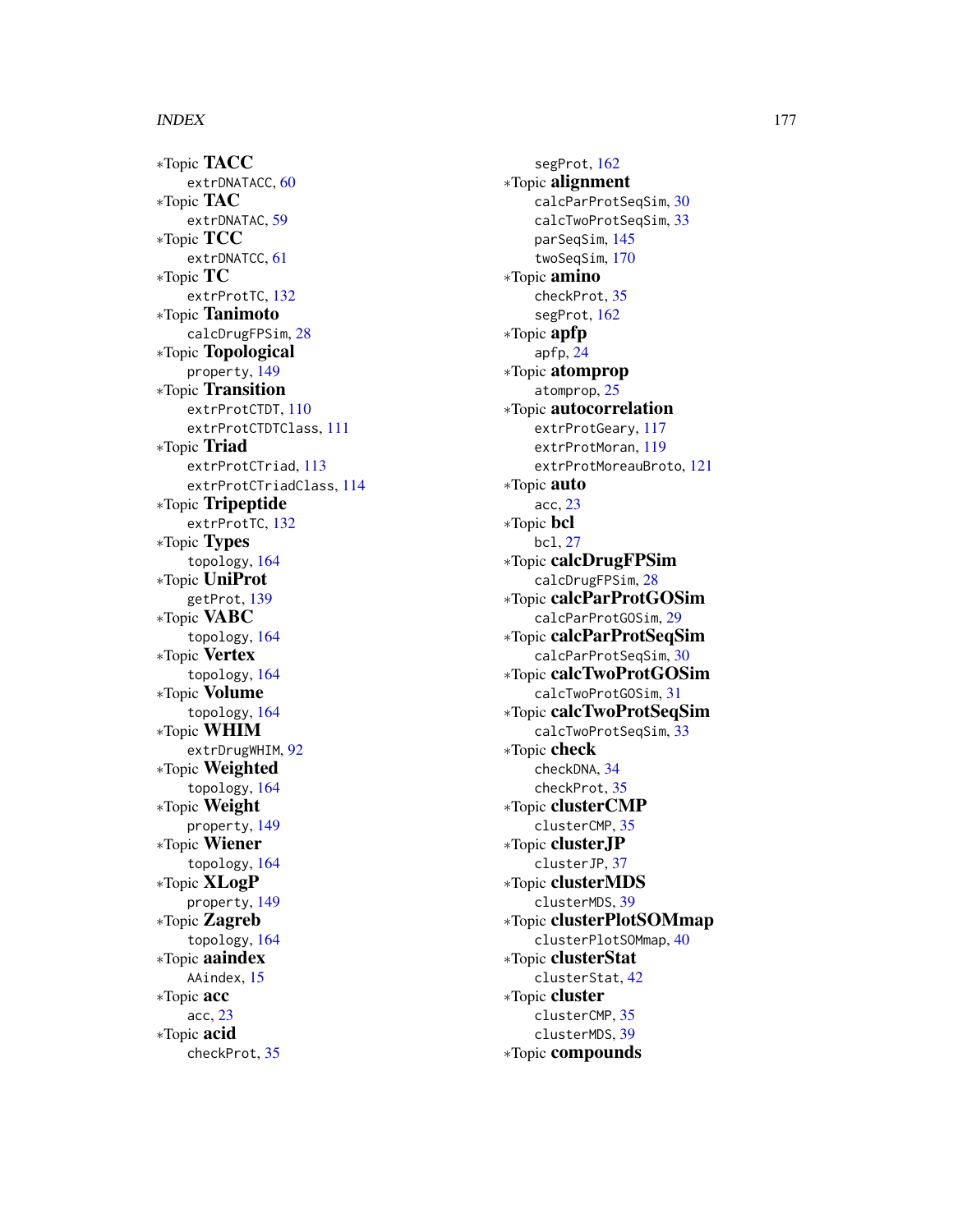*Topic **TACC**
  extrDNATACC, 60
*Topic **TAC**
  extrDNATAC, 59
*Topic **TCC**
  extrDNATCC, 61
*Topic **TC**
  extrProtTC, 132
*Topic **Tanimoto**
  calcDrugFPSim, 28
*Topic **Topological**
  property, 149
*Topic **Transition**
  extrProtCTDT, 110
  extrProtCTDTClass, 111
*Topic **Triad**
  extrProtCTriad, 113
  extrProtCTriadClass, 114
*Topic **Tripeptide**
  extrProtTC, 132
*Topic **Types**
  topology, 164
*Topic **UniProt**
  getProt, 139
*Topic **VABC**
  topology, 164
*Topic **Vertex**
  topology, 164
*Topic **Volume**
  topology, 164
*Topic **WHIM**
  extrDrugWHIM, 92
*Topic **Weighted**
  topology, 164
*Topic **Weight**
  property, 149
*Topic **Wiener**
  topology, 164
*Topic **XLogP**
  property, 149
*Topic **Zagreb**
  topology, 164
*Topic **aaindex**
  AAindex, 15
*Topic **acc**
  acc, 23
*Topic **acid**
  checkProt, 35
  segProt, 162
*Topic **alignment**
  calcParProtSeqSim, 30
  calcTwoProtSeqSim, 33
  parSeqSim, 145
  twoSeqSim, 170
*Topic **amino**
  checkProt, 35
  segProt, 162
*Topic **apfp**
  apfp, 24
*Topic **atomprop**
  atomprop, 25
*Topic **autocorrelation**
  extrProtGeary, 117
  extrProtMoran, 119
  extrProtMoreauBroto, 121
*Topic **auto**
  acc, 23
*Topic **bcl**
  bcl, 27
*Topic **calcDrugFPSim**
  calcDrugFPSim, 28
*Topic **calcParProtGOSim**
  calcParProtGOSim, 29
*Topic **calcParProtSeqSim**
  calcParProtSeqSim, 30
*Topic **calcTwoProtGOSim**
  calcTwoProtGOSim, 31
*Topic **calcTwoProtSeqSim**
  calcTwoProtSeqSim, 33
*Topic **check**
  checkDNA, 34
  checkProt, 35
*Topic **clusterCMP**
  clusterCMP, 35
*Topic **clusterJP**
  clusterJP, 37
*Topic **clusterMDS**
  clusterMDS, 39
*Topic **clusterPlotSOMmap**
  clusterPlotSOMmap, 40
*Topic **clusterStat**
  clusterStat, 42
*Topic **cluster**
  clusterCMP, 35
  clusterMDS, 39
*Topic **compounds**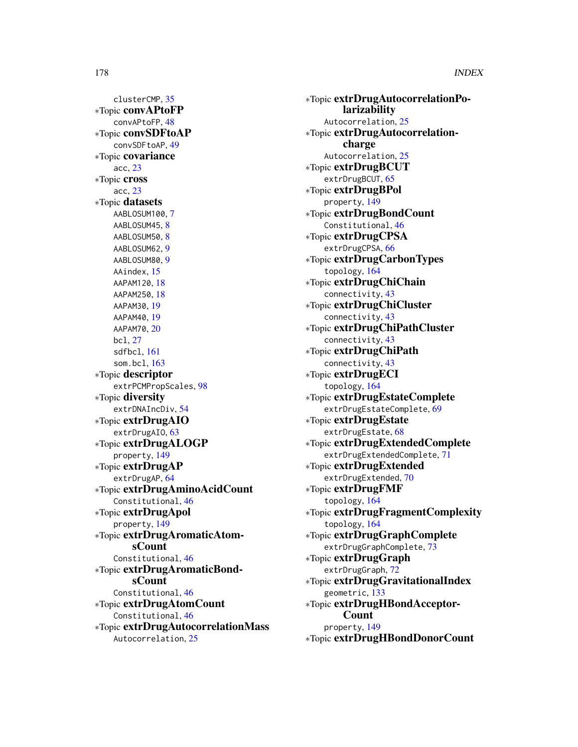clusterCMP, 35

∗Topic **convAPtoFP**
convAPtoFP, 48

∗Topic **convSDFtoAP**
convSDFtoAP, 49

∗Topic **covariance**
acc, 23

∗Topic **cross**
acc, 23

∗Topic **datasets**
AABLOSUM100, 7
AABLOSUM45, 8
AABLOSUM50, 8
AABLOSUM62, 9
AABLOSUM80, 9
AAindex, 15
AAPAM120, 18
AAPAM250, 18
AAPAM30, 19
AAPAM40, 19
AAPAM70, 20
bcl, 27
sdfbcl, 161
som.bcl, 163

∗Topic **descriptor**
extrPCMPropScales, 98

∗Topic **diversity**
extrDNAIncDiv, 54

∗Topic **extrDrugAIO**
extrDrugAIO, 63

∗Topic **extrDrugALOGP**
property, 149

∗Topic **extrDrugAP**
extrDrugAP, 64

∗Topic **extrDrugAminoAcidCount**
Constitutional, 46

∗Topic **extrDrugApol**
property, 149

∗Topic **extrDrugAromaticAtomsCount**
Constitutional, 46

∗Topic **extrDrugAromaticBondsCount**
Constitutional, 46

∗Topic **extrDrugAtomCount**
Constitutional, 46

∗Topic **extrDrugAutocorrelationMass**
Autocorrelation, 25

∗Topic **extrDrugAutocorrelationPolarizability**
Autocorrelation, 25

∗Topic **extrDrugAutocorrelationcharge**
Autocorrelation, 25

∗Topic **extrDrugBCUT**
extrDrugBCUT, 65

∗Topic **extrDrugBPol**
property, 149

∗Topic **extrDrugBondCount**
Constitutional, 46

∗Topic **extrDrugCPSA**
extrDrugCPSA, 66

∗Topic **extrDrugCarbonTypes**
topology, 164

∗Topic **extrDrugChiChain**
connectivity, 43

∗Topic **extrDrugChiCluster**
connectivity, 43

∗Topic **extrDrugChiPathCluster**
connectivity, 43

∗Topic **extrDrugChiPath**
connectivity, 43

∗Topic **extrDrugECI**
topology, 164

∗Topic **extrDrugEstateComplete**
extrDrugEstateComplete, 69

∗Topic **extrDrugEstate**
extrDrugEstate, 68

∗Topic **extrDrugExtendedComplete**
extrDrugExtendedComplete, 71

∗Topic **extrDrugExtended**
extrDrugExtended, 70

∗Topic **extrDrugFMF**
topology, 164

∗Topic **extrDrugFragmentComplexity**
topology, 164

∗Topic **extrDrugGraphComplete**
extrDrugGraphComplete, 73

∗Topic **extrDrugGraph**
extrDrugGraph, 72

∗Topic **extrDrugGravitationalIndex**
geometric, 133

∗Topic **extrDrugHBondAcceptorCount**
property, 149

∗Topic **extrDrugHBondDonorCount**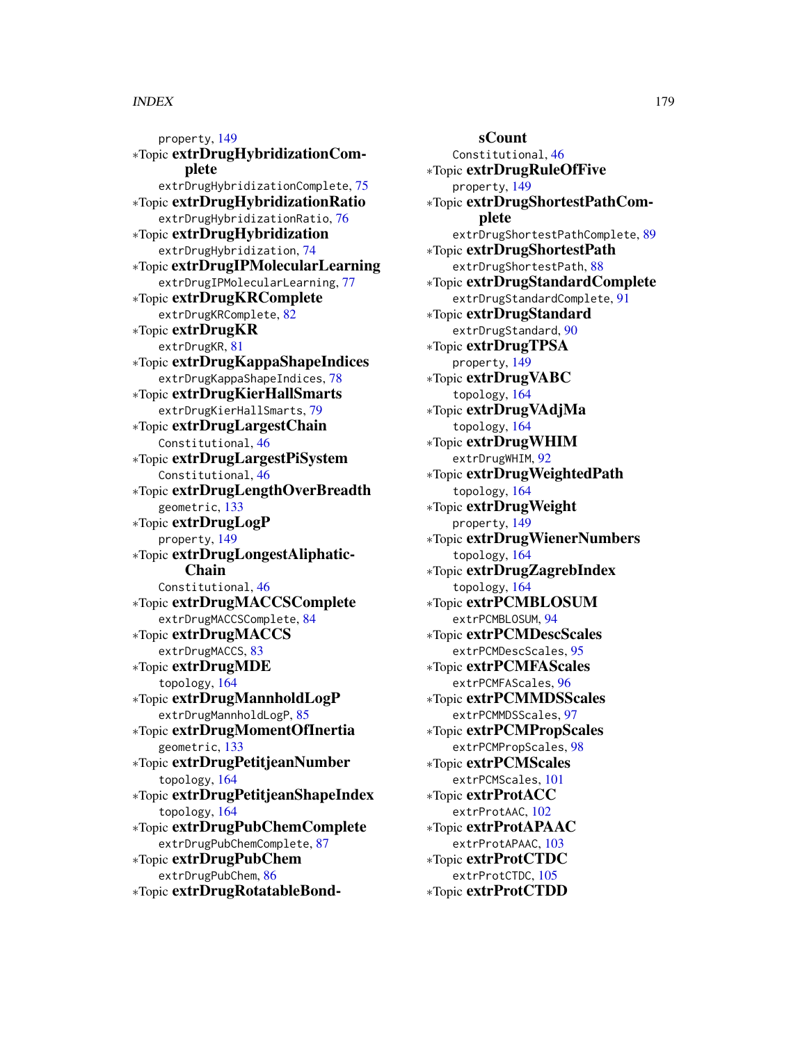property, 149

∗Topic **extrDrugHybridizationComplete**
extrDrugHybridizationComplete, 75

∗Topic **extrDrugHybridizationRatio**
extrDrugHybridizationRatio, 76

∗Topic **extrDrugHybridization**
extrDrugHybridization, 74

∗Topic **extrDrugIPMolecularLearning**
extrDrugIPMolecularLearning, 77

∗Topic **extrDrugKRComplete**
extrDrugKRComplete, 82

∗Topic **extrDrugKR**
extrDrugKR, 81

∗Topic **extrDrugKappaShapeIndices**
extrDrugKappaShapeIndices, 78

∗Topic **extrDrugKierHallSmarts**
extrDrugKierHallSmarts, 79

∗Topic **extrDrugLargestChain**
Constitutional, 46

∗Topic **extrDrugLargestPiSystem**
Constitutional, 46

∗Topic **extrDrugLengthOverBreadth**
geometric, 133

∗Topic **extrDrugLogP**
property, 149

∗Topic **extrDrugLongestAliphaticChain**
Constitutional, 46

∗Topic **extrDrugMACCSComplete**
extrDrugMACCSComplete, 84

∗Topic **extrDrugMACCS**
extrDrugMACCS, 83

∗Topic **extrDrugMDE**
topology, 164

∗Topic **extrDrugMannholdLogP**
extrDrugMannholdLogP, 85

∗Topic **extrDrugMomentOfInertia**
geometric, 133

∗Topic **extrDrugPetitjeanNumber**
topology, 164

∗Topic **extrDrugPetitjeanShapeIndex**
topology, 164

∗Topic **extrDrugPubChemComplete**
extrDrugPubChemComplete, 87

∗Topic **extrDrugPubChem**
extrDrugPubChem, 86

∗Topic **extrDrugRotatableBondsCount**
Constitutional, 46

∗Topic **extrDrugRuleOfFive**
property, 149

∗Topic **extrDrugShortestPathComplete**
extrDrugShortestPathComplete, 89

∗Topic **extrDrugShortestPath**
extrDrugShortestPath, 88

∗Topic **extrDrugStandardComplete**
extrDrugStandardComplete, 91

∗Topic **extrDrugStandard**
extrDrugStandard, 90

∗Topic **extrDrugTPSA**
property, 149

∗Topic **extrDrugVABC**
topology, 164

∗Topic **extrDrugVAdjMa**
topology, 164

∗Topic **extrDrugWHIM**
extrDrugWHIM, 92

∗Topic **extrDrugWeightedPath**
topology, 164

∗Topic **extrDrugWeight**
property, 149

∗Topic **extrDrugWienerNumbers**
topology, 164

∗Topic **extrDrugZagrebIndex**
topology, 164

∗Topic **extrPCMBLOSUM**
extrPCMBLOSUM, 94

∗Topic **extrPCMDescScales**
extrPCMDescScales, 95

∗Topic **extrPCMFAScales**
extrPCMFAScales, 96

∗Topic **extrPCMMDSScales**
extrPCMMDSScales, 97

∗Topic **extrPCMPropScales**
extrPCMPropScales, 98

∗Topic **extrPCMScales**
extrPCMScales, 101

∗Topic **extrProtACC**
extrProtAAC, 102

∗Topic **extrProtAPAAC**
extrProtAPAAC, 103

∗Topic **extrProtCTDC**
extrProtCTDC, 105

∗Topic **extrProtCTDD**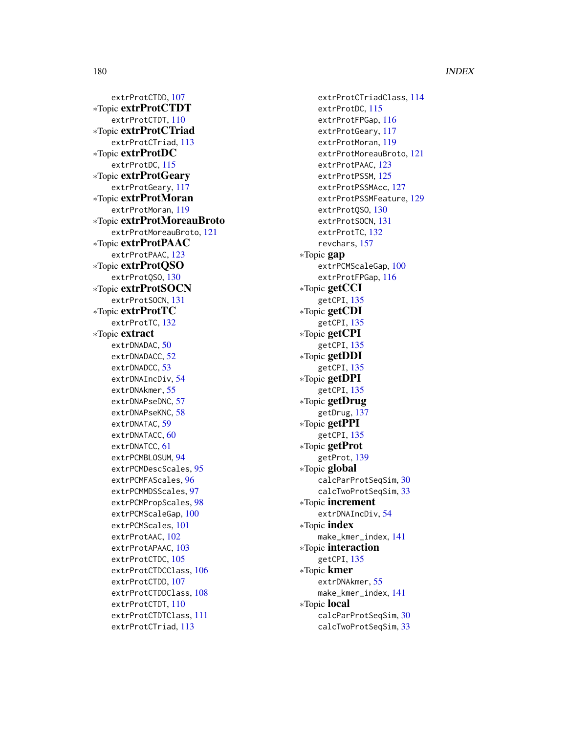extrProtCTDD, 107
*Topic **extrProtCTDT**
extrProtCTDT, 110
*Topic **extrProtCTriad**
extrProtCTriad, 113
*Topic **extrProtDC**
extrProtDC, 115
*Topic **extrProtGeary**
extrProtGeary, 117
*Topic **extrProtMoran**
extrProtMoran, 119
*Topic **extrProtMoreauBroto**
extrProtMoreauBroto, 121
*Topic **extrProtPAAC**
extrProtPAAC, 123
*Topic **extrProtQSO**
extrProtQSO, 130
*Topic **extrProtSOCN**
extrProtSOCN, 131
*Topic **extrProtTC**
extrProtTC, 132
*Topic **extract**
extrDNADAC, 50
extrDNADACC, 52
extrDNADCC, 53
extrDNAIncDiv, 54
extrDNAkmer, 55
extrDNAPseDNC, 57
extrDNAPseKNC, 58
extrDNATAC, 59
extrDNATACC, 60
extrDNATCC, 61
extrPCMBLOSUM, 94
extrPCMDescScales, 95
extrPCMFAScales, 96
extrPCMMDSScales, 97
extrPCMPropScales, 98
extrPCMScaleGap, 100
extrPCMScales, 101
extrProtAAC, 102
extrProtAPAAC, 103
extrProtCTDC, 105
extrProtCTDCClass, 106
extrProtCTDD, 107
extrProtCTDDClass, 108
extrProtCTDT, 110
extrProtCTDTClass, 111
extrProtCTriad, 113
extrProtCTriadClass, 114
extrProtDC, 115
extrProtFPGap, 116
extrProtGeary, 117
extrProtMoran, 119
extrProtMoreauBroto, 121
extrProtPAAC, 123
extrProtPSSM, 125
extrProtPSSMAcc, 127
extrProtPSSMFeature, 129
extrProtQSO, 130
extrProtSOCN, 131
extrProtTC, 132
revchars, 157
*Topic **gap**
extrPCMScaleGap, 100
extrProtFPGap, 116
*Topic **getCCI**
getCPI, 135
*Topic **getCDI**
getCPI, 135
*Topic **getCPI**
getCPI, 135
*Topic **getDDI**
getCPI, 135
*Topic **getDPI**
getCPI, 135
*Topic **getDrug**
getDrug, 137
*Topic **getPPI**
getCPI, 135
*Topic **getProt**
getProt, 139
*Topic **global**
calcParProtSeqSim, 30
calcTwoProtSeqSim, 33
*Topic **increment**
extrDNAIncDiv, 54
*Topic **index**
make_kmer_index, 141
*Topic **interaction**
getCPI, 135
*Topic **kmer**
extrDNAkmer, 55
make_kmer_index, 141
*Topic **local**
calcParProtSeqSim, 30
calcTwoProtSeqSim, 33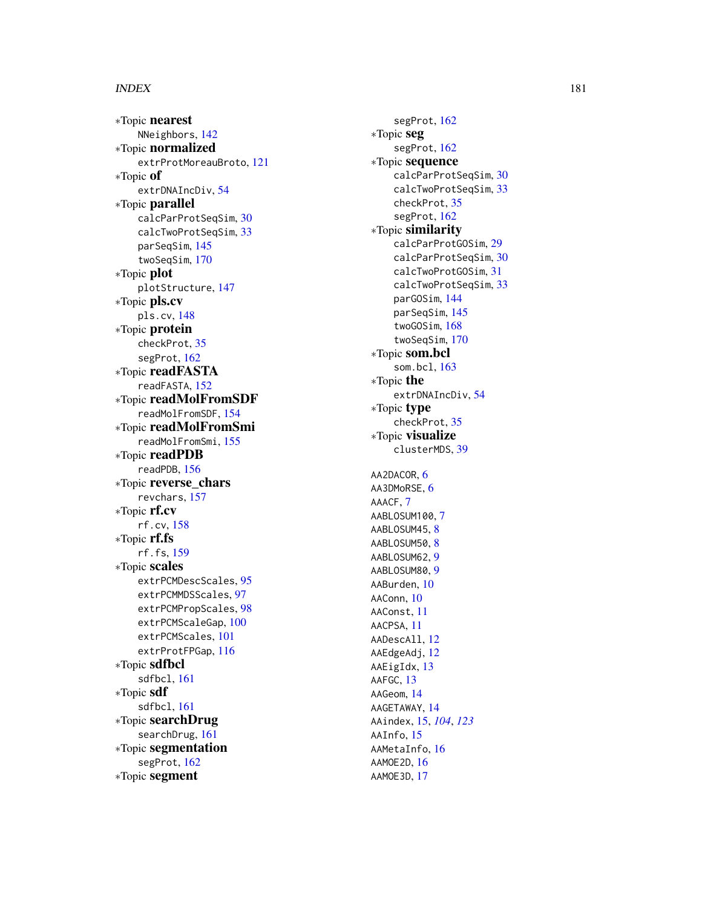∗Topic **nearest**
  NNeighbors, 142
∗Topic **normalized**
  extrProtMoreauBroto, 121
∗Topic **of**
  extrDNAIncDiv, 54
∗Topic **parallel**
  calcParProtSeqSim, 30
  calcTwoProtSeqSim, 33
  parSeqSim, 145
  twoSeqSim, 170
∗Topic **plot**
  plotStructure, 147
∗Topic **pls.cv**
  pls.cv, 148
∗Topic **protein**
  checkProt, 35
  segProt, 162
∗Topic **readFASTA**
  readFASTA, 152
∗Topic **readMolFromSDF**
  readMolFromSDF, 154
∗Topic **readMolFromSmi**
  readMolFromSmi, 155
∗Topic **readPDB**
  readPDB, 156
∗Topic **reverse_chars**
  revchars, 157
∗Topic **rf.cv**
  rf.cv, 158
∗Topic **rf.fs**
  rf.fs, 159
∗Topic **scales**
  extrPCMDescScales, 95
  extrPCMMDSScales, 97
  extrPCMPropScales, 98
  extrPCMScaleGap, 100
  extrPCMScales, 101
  extrProtFPGap, 116
∗Topic **sdfbcl**
  sdfbcl, 161
∗Topic **sdf**
  sdfbcl, 161
∗Topic **searchDrug**
  searchDrug, 161
∗Topic **segmentation**
  segProt, 162
∗Topic **segment**
  segProt, 162
∗Topic **seg**
  segProt, 162
∗Topic **sequence**
  calcParProtSeqSim, 30
  calcTwoProtSeqSim, 33
  checkProt, 35
  segProt, 162
∗Topic **similarity**
  calcParProtGOSim, 29
  calcParProtSeqSim, 30
  calcTwoProtGOSim, 31
  calcTwoProtSeqSim, 33
  parGOSim, 144
  parSeqSim, 145
  twoGOSim, 168
  twoSeqSim, 170
∗Topic **som.bcl**
  som.bcl, 163
∗Topic **the**
  extrDNAIncDiv, 54
∗Topic **type**
  checkProt, 35
∗Topic **visualize**
  clusterMDS, 39

AA2DACOR, 6
AA3DMoRSE, 6
AAACF, 7
AABLOSUM100, 7
AABLOSUM45, 8
AABLOSUM50, 8
AABLOSUM62, 9
AABLOSUM80, 9
AABurden, 10
AAConn, 10
AAConst, 11
AACPSA, 11
AADescAll, 12
AAEdgeAdj, 12
AAEigIdx, 13
AAFGC, 13
AAGeom, 14
AAGETAWAY, 14
AAindex, 15, *104*, *123*
AAInfo, 15
AAMetaInfo, 16
AAMOE2D, 16
AAMOE3D, 17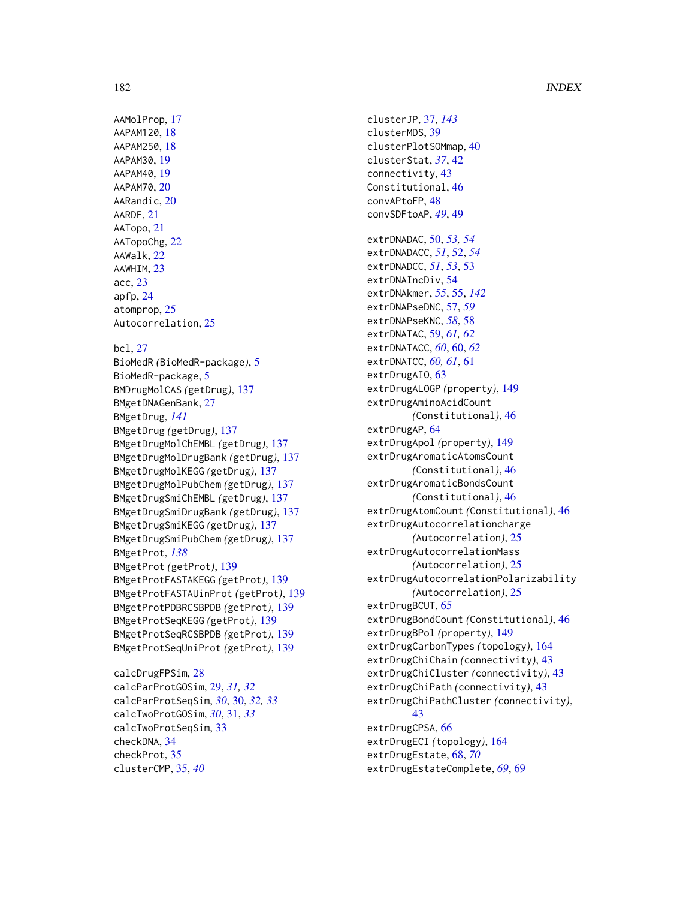AAMolProp, 17
AAPAM120, 18
AAPAM250, 18
AAPAM30, 19
AAPAM40, 19
AAPAM70, 20
AARandic, 20
AARDF, 21
AATopo, 21
AATopoChg, 22
AAWalk, 22
AAWHIM, 23
acc, 23
apfp, 24
atomprop, 25
Autocorrelation, 25

bcl, 27
BioMedR *(BioMedR-package)*, 5
BioMedR-package, 5
BMDrugMolCAS *(getDrug)*, 137
BMgetDNAGenBank, 27
BMgetDrug, *141*
BMgetDrug *(getDrug)*, 137
BMgetDrugMolChEMBL *(getDrug)*, 137
BMgetDrugMolDrugBank *(getDrug)*, 137
BMgetDrugMolKEGG *(getDrug)*, 137
BMgetDrugMolPubChem *(getDrug)*, 137
BMgetDrugSmiChEMBL *(getDrug)*, 137
BMgetDrugSmiDrugBank *(getDrug)*, 137
BMgetDrugSmiKEGG *(getDrug)*, 137
BMgetDrugSmiPubChem *(getDrug)*, 137
BMgetProt, *138*
BMgetProt *(getProt)*, 139
BMgetProtFASTAKEGG *(getProt)*, 139
BMgetProtFASTAUinProt *(getProt)*, 139
BMgetProtPDBRCSBPDB *(getProt)*, 139
BMgetProtSeqKEGG *(getProt)*, 139
BMgetProtSeqRCSBPDB *(getProt)*, 139
BMgetProtSeqUniProt *(getProt)*, 139

calcDrugFPSim, 28
calcParProtGOSim, 29, *31, 32*
calcParProtSeqSim, *30*, 30, *32, 33*
calcTwoProtGOSim, *30*, 31, *33*
calcTwoProtSeqSim, 33
checkDNA, 34
checkProt, 35
clusterCMP, 35, *40*
clusterJP, 37, *143*
clusterMDS, 39
clusterPlotSOMmap, 40
clusterStat, *37*, 42
connectivity, 43
Constitutional, 46
convAPtoFP, 48
convSDFtoAP, *49*, 49

extrDNADAC, 50, *53, 54*
extrDNADACC, *51*, 52, *54*
extrDNADCC, *51, 53*, 53
extrDNAIncDiv, 54
extrDNAkmer, *55*, 55, *142*
extrDNAPseDNC, 57, *59*
extrDNAPseKNC, *58*, 58
extrDNATAC, 59, *61, 62*
extrDNATACC, *60*, 60, *62*
extrDNATCC, *60, 61*, 61
extrDrugAIO, 63
extrDrugALOGP *(property)*, 149
extrDrugAminoAcidCount *(Constitutional)*, 46
extrDrugAP, 64
extrDrugApol *(property)*, 149
extrDrugAromaticAtomsCount *(Constitutional)*, 46
extrDrugAromaticBondsCount *(Constitutional)*, 46
extrDrugAtomCount *(Constitutional)*, 46
extrDrugAutocorrelationcharge *(Autocorrelation)*, 25
extrDrugAutocorrelationMass *(Autocorrelation)*, 25
extrDrugAutocorrelationPolarizability *(Autocorrelation)*, 25
extrDrugBCUT, 65
extrDrugBondCount *(Constitutional)*, 46
extrDrugBPol *(property)*, 149
extrDrugCarbonTypes *(topology)*, 164
extrDrugChiChain *(connectivity)*, 43
extrDrugChiCluster *(connectivity)*, 43
extrDrugChiPath *(connectivity)*, 43
extrDrugChiPathCluster *(connectivity)*, 43
extrDrugCPSA, 66
extrDrugECI *(topology)*, 164
extrDrugEstate, 68, *70*
extrDrugEstateComplete, *69*, 69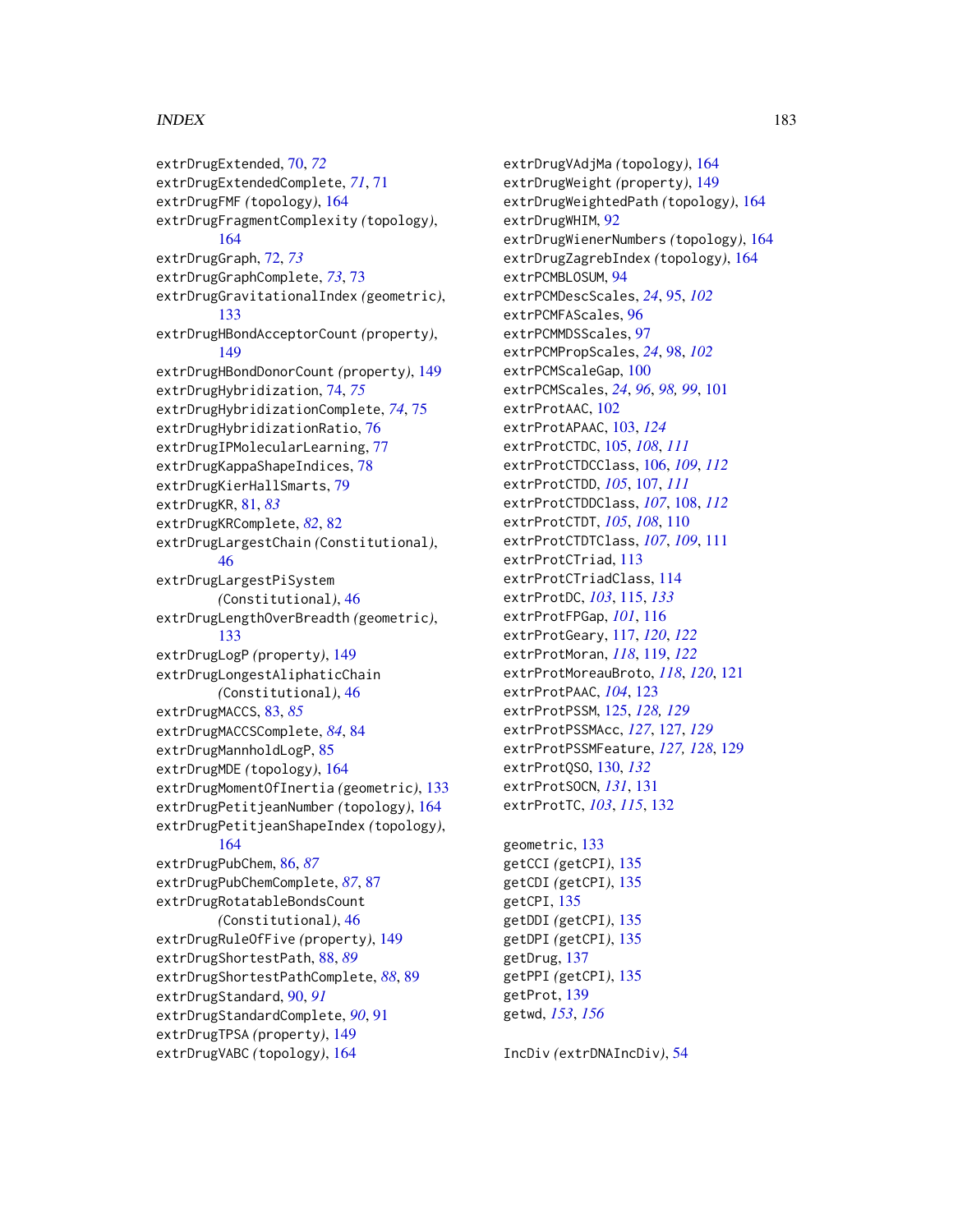extrDrugExtended, 70, *72*
extrDrugExtendedComplete, *71*, 71
extrDrugFMF *(topology)*, 164
extrDrugFragmentComplexity *(topology)*, 164
extrDrugGraph, 72, *73*
extrDrugGraphComplete, *73*, 73
extrDrugGravitationalIndex *(geometric)*, 133
extrDrugHBondAcceptorCount *(property)*, 149
extrDrugHBondDonorCount *(property)*, 149
extrDrugHybridization, 74, *75*
extrDrugHybridizationComplete, *74*, 75
extrDrugHybridizationRatio, 76
extrDrugIPMolecularLearning, 77
extrDrugKappaShapeIndices, 78
extrDrugKierHallSmarts, 79
extrDrugKR, 81, *83*
extrDrugKRComplete, *82*, 82
extrDrugLargestChain *(Constitutional)*, 46
extrDrugLargestPiSystem *(Constitutional)*, 46
extrDrugLengthOverBreadth *(geometric)*, 133
extrDrugLogP *(property)*, 149
extrDrugLongestAliphaticChain *(Constitutional)*, 46
extrDrugMACCS, 83, *85*
extrDrugMACCSComplete, *84*, 84
extrDrugMannholdLogP, 85
extrDrugMDE *(topology)*, 164
extrDrugMomentOfInertia *(geometric)*, 133
extrDrugPetitjeanNumber *(topology)*, 164
extrDrugPetitjeanShapeIndex *(topology)*, 164
extrDrugPubChem, 86, *87*
extrDrugPubChemComplete, *87*, 87
extrDrugRotatableBondsCount *(Constitutional)*, 46
extrDrugRuleOfFive *(property)*, 149
extrDrugShortestPath, 88, *89*
extrDrugShortestPathComplete, *88*, 89
extrDrugStandard, 90, *91*
extrDrugStandardComplete, *90*, 91
extrDrugTPSA *(property)*, 149
extrDrugVABC *(topology)*, 164
extrDrugVAdjMa *(topology)*, 164
extrDrugWeight *(property)*, 149
extrDrugWeightedPath *(topology)*, 164
extrDrugWHIM, 92
extrDrugWienerNumbers *(topology)*, 164
extrDrugZagrebIndex *(topology)*, 164
extrPCMBLOSUM, 94
extrPCMDescScales, *24*, 95, *102*
extrPCMFAScales, 96
extrPCMMDSScales, 97
extrPCMPropScales, *24*, 98, *102*
extrPCMScaleGap, 100
extrPCMScales, *24*, *96*, *98, 99*, 101
extrProtAAC, 102
extrProtAPAAC, 103, *124*
extrProtCTDC, 105, *108*, *111*
extrProtCTDCClass, 106, *109*, *112*
extrProtCTDD, *105*, 107, *111*
extrProtCTDDClass, *107*, 108, *112*
extrProtCTDT, *105*, *108*, 110
extrProtCTDTClass, *107*, *109*, 111
extrProtCTriad, 113
extrProtCTriadClass, 114
extrProtDC, *103*, 115, *133*
extrProtFPGap, *101*, 116
extrProtGeary, 117, *120*, *122*
extrProtMoran, *118*, 119, *122*
extrProtMoreauBroto, *118*, *120*, 121
extrProtPAAC, *104*, 123
extrProtPSSM, 125, *128, 129*
extrProtPSSMAcc, *127*, 127, *129*
extrProtPSSMFeature, *127, 128*, 129
extrProtQSO, 130, *132*
extrProtSOCN, *131*, 131
extrProtTC, *103*, *115*, 132

geometric, 133
getCCI *(getCPI)*, 135
getCDI *(getCPI)*, 135
getCPI, 135
getDDI *(getCPI)*, 135
getDPI *(getCPI)*, 135
getDrug, 137
getPPI *(getCPI)*, 135
getProt, 139
getwd, *153*, *156*

IncDiv *(extrDNAIncDiv)*, 54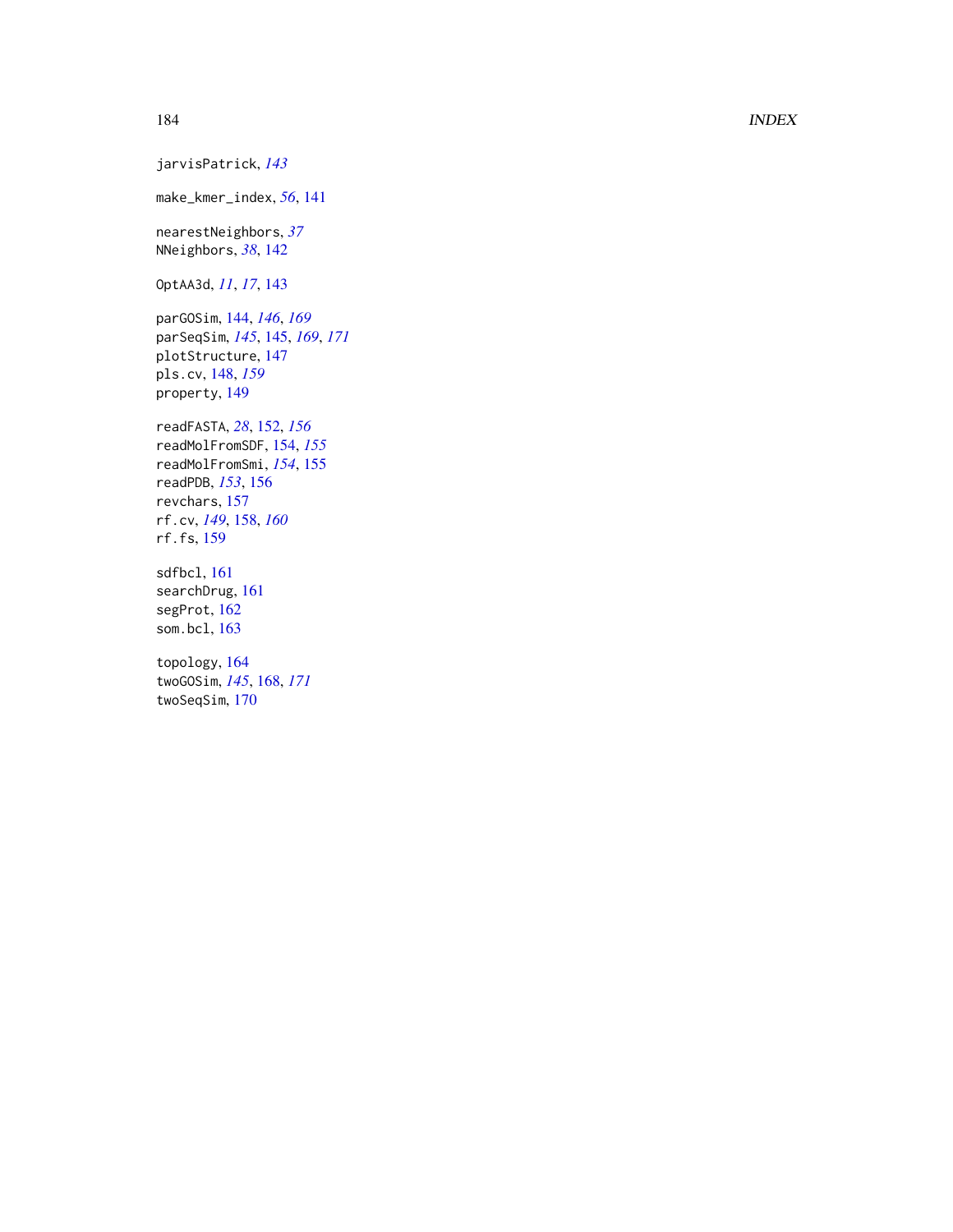jarvisPatrick, *143*

make_kmer_index, *56*, 141

nearestNeighbors, *37*
NNeighbors, *38*, 142

OptAA3d, *11*, *17*, 143

parGOSim, 144, *146*, *169*
parSeqSim, *145*, 145, *169*, *171*
plotStructure, 147
pls.cv, 148, *159*
property, 149

readFASTA, *28*, 152, *156*
readMolFromSDF, 154, *155*
readMolFromSmi, *154*, 155
readPDB, *153*, 156
revchars, 157
rf.cv, *149*, 158, *160*
rf.fs, 159

sdfbcl, 161
searchDrug, 161
segProt, 162
som.bcl, 163

topology, 164
twoGOSim, *145*, 168, *171*
twoSeqSim, 170